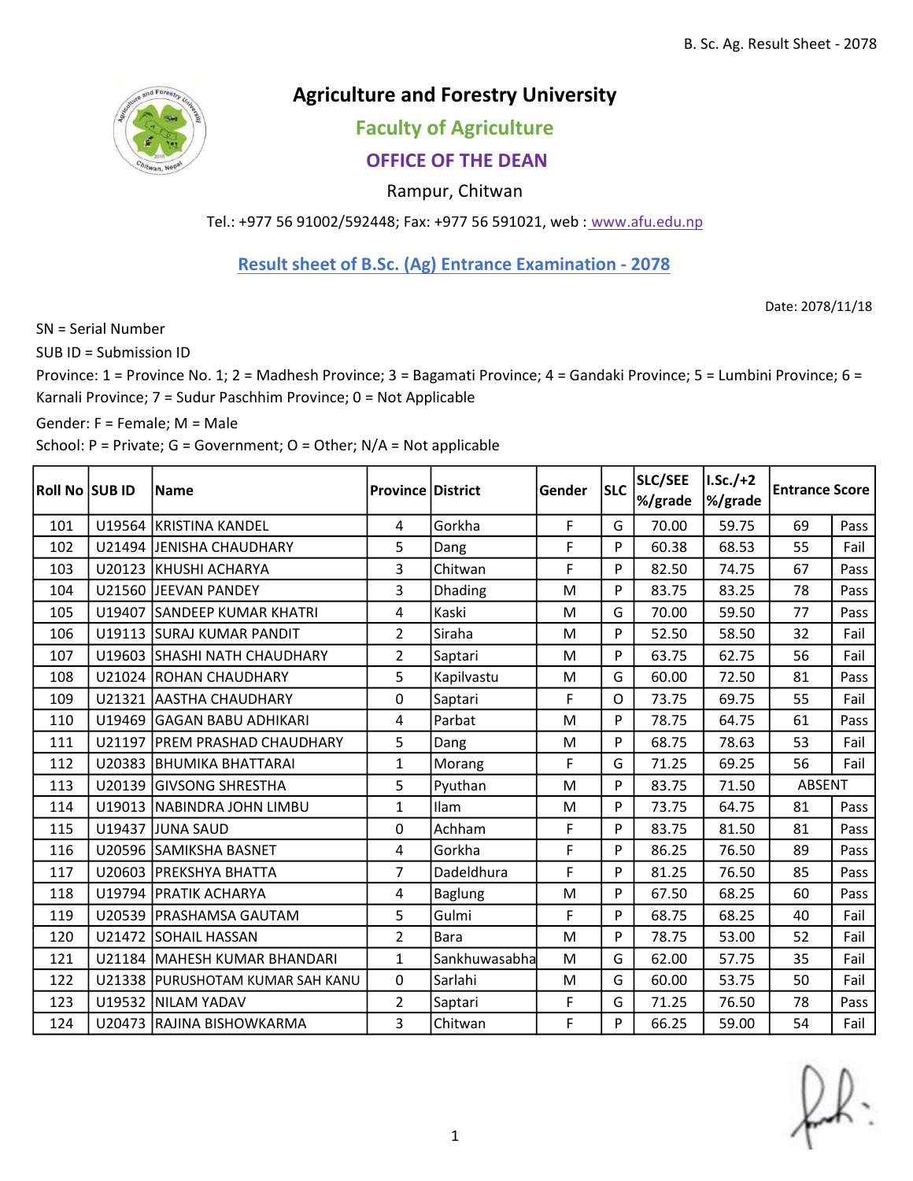# Agriculture and Forestry University

## Faculty of Agriculture

### OFFICE OF THE DEAN

Rampur, Chitwan

Tel.: +977 56 91002/592448; Fax: +977 56 591021, web : www.afu.edu.np

## Result sheet of B.Sc. (Ag) Entrance Examination - 2078

Date: 2078/11/18

SN = Serial Number

SUB ID = Submission ID

Province: 1 = Province No. 1; 2 = Madhesh Province; 3 = Bagamati Province; 4 = Gandaki Province; 5 = Lumbini Province; 6 = Karnali Province; 7 = Sudur Paschhim Province; 0 = Not Applicable

Gender: F = Female; M = Male

School: P = Private; G = Government; O = Other; N/A = Not applicable

| Roll No | SUB ID | Name | Province | District | Gender | SLC | SLC/SEE %/grade | I.Sc./+2 %/grade | Entrance Score | |
|---|---|---|---|---|---|---|---|---|---|---|
| 101 | U19564 | KRISTINA KANDEL | 4 | Gorkha | F | G | 70.00 | 59.75 | 69 | Pass |
| 102 | U21494 | JENISHA CHAUDHARY | 5 | Dang | F | P | 60.38 | 68.53 | 55 | Fail |
| 103 | U20123 | KHUSHI ACHARYA | 3 | Chitwan | F | P | 82.50 | 74.75 | 67 | Pass |
| 104 | U21560 | JEEVAN PANDEY | 3 | Dhading | M | P | 83.75 | 83.25 | 78 | Pass |
| 105 | U19407 | SANDEEP KUMAR KHATRI | 4 | Kaski | M | G | 70.00 | 59.50 | 77 | Pass |
| 106 | U19113 | SURAJ KUMAR PANDIT | 2 | Siraha | M | P | 52.50 | 58.50 | 32 | Fail |
| 107 | U19603 | SHASHI NATH CHAUDHARY | 2 | Saptari | M | P | 63.75 | 62.75 | 56 | Fail |
| 108 | U21024 | ROHAN CHAUDHARY | 5 | Kapilvastu | M | G | 60.00 | 72.50 | 81 | Pass |
| 109 | U21321 | AASTHA CHAUDHARY | 0 | Saptari | F | O | 73.75 | 69.75 | 55 | Fail |
| 110 | U19469 | GAGAN BABU ADHIKARI | 4 | Parbat | M | P | 78.75 | 64.75 | 61 | Pass |
| 111 | U21197 | PREM PRASHAD CHAUDHARY | 5 | Dang | M | P | 68.75 | 78.63 | 53 | Fail |
| 112 | U20383 | BHUMIKA BHATTARAI | 1 | Morang | F | G | 71.25 | 69.25 | 56 | Fail |
| 113 | U20139 | GIVSONG SHRESTHA | 5 | Pyuthan | M | P | 83.75 | 71.50 | ABSENT | |
| 114 | U19013 | NABINDRA JOHN LIMBU | 1 | Ilam | M | P | 73.75 | 64.75 | 81 | Pass |
| 115 | U19437 | JUNA SAUD | 0 | Achham | F | P | 83.75 | 81.50 | 81 | Pass |
| 116 | U20596 | SAMIKSHA BASNET | 4 | Gorkha | F | P | 86.25 | 76.50 | 89 | Pass |
| 117 | U20603 | PREKSHYA BHATTA | 7 | Dadeldhura | F | P | 81.25 | 76.50 | 85 | Pass |
| 118 | U19794 | PRATIK ACHARYA | 4 | Baglung | M | P | 67.50 | 68.25 | 60 | Pass |
| 119 | U20539 | PRASHAMSA GAUTAM | 5 | Gulmi | F | P | 68.75 | 68.25 | 40 | Fail |
| 120 | U21472 | SOHAIL HASSAN | 2 | Bara | M | P | 78.75 | 53.00 | 52 | Fail |
| 121 | U21184 | MAHESH KUMAR BHANDARI | 1 | Sankhuwasabha | M | G | 62.00 | 57.75 | 35 | Fail |
| 122 | U21338 | PURUSHOTAM KUMAR SAH KANU | 0 | Sarlahi | M | G | 60.00 | 53.75 | 50 | Fail |
| 123 | U19532 | NILAM YADAV | 2 | Saptari | F | G | 71.25 | 76.50 | 78 | Pass |
| 124 | U20473 | RAJINA BISHOWKARMA | 3 | Chitwan | F | P | 66.25 | 59.00 | 54 | Fail |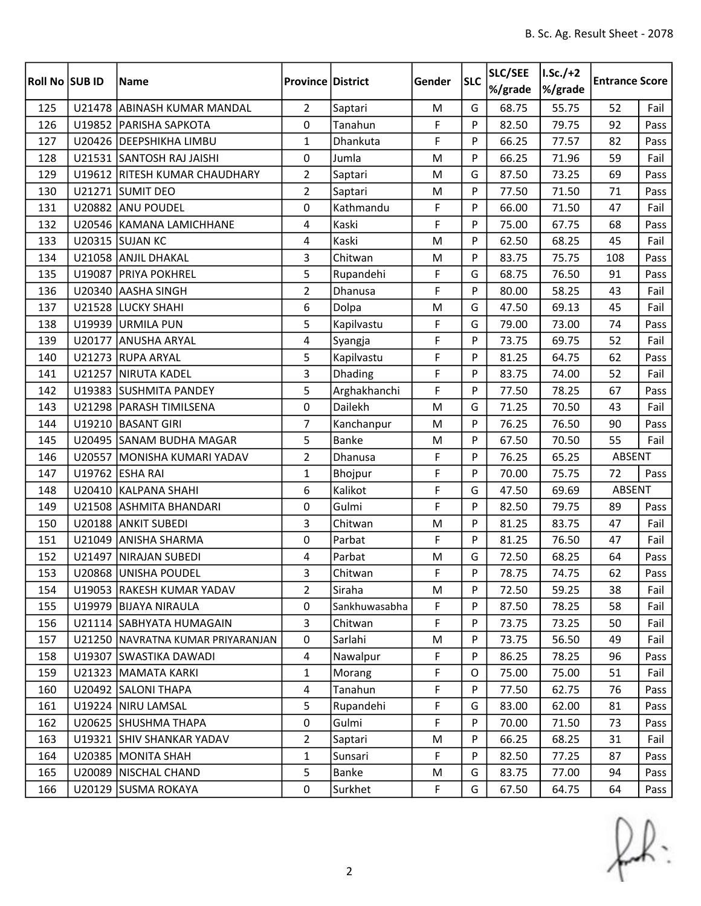| Roll No | SUB ID | Name | Province | District | Gender | SLC | SLC/SEE %/grade | I.Sc./+2 %/grade | Entrance Score | |
|---|---|---|---|---|---|---|---|---|---|---|
| 125 | U21478 | ABINASH KUMAR MANDAL | 2 | Saptari | M | G | 68.75 | 55.75 | 52 | Fail |
| 126 | U19852 | PARISHA SAPKOTA | 0 | Tanahun | F | P | 82.50 | 79.75 | 92 | Pass |
| 127 | U20426 | DEEPSHIKHA LIMBU | 1 | Dhankuta | F | P | 66.25 | 77.57 | 82 | Pass |
| 128 | U21531 | SANTOSH RAJ JAISHI | 0 | Jumla | M | P | 66.25 | 71.96 | 59 | Fail |
| 129 | U19612 | RITESH KUMAR CHAUDHARY | 2 | Saptari | M | G | 87.50 | 73.25 | 69 | Pass |
| 130 | U21271 | SUMIT DEO | 2 | Saptari | M | P | 77.50 | 71.50 | 71 | Pass |
| 131 | U20882 | ANU POUDEL | 0 | Kathmandu | F | P | 66.00 | 71.50 | 47 | Fail |
| 132 | U20546 | KAMANA LAMICHHANE | 4 | Kaski | F | P | 75.00 | 67.75 | 68 | Pass |
| 133 | U20315 | SUJAN KC | 4 | Kaski | M | P | 62.50 | 68.25 | 45 | Fail |
| 134 | U21058 | ANJIL DHAKAL | 3 | Chitwan | M | P | 83.75 | 75.75 | 108 | Pass |
| 135 | U19087 | PRIYA POKHREL | 5 | Rupandehi | F | G | 68.75 | 76.50 | 91 | Pass |
| 136 | U20340 | AASHA SINGH | 2 | Dhanusa | F | P | 80.00 | 58.25 | 43 | Fail |
| 137 | U21528 | LUCKY SHAHI | 6 | Dolpa | M | G | 47.50 | 69.13 | 45 | Fail |
| 138 | U19939 | URMILA PUN | 5 | Kapilvastu | F | G | 79.00 | 73.00 | 74 | Pass |
| 139 | U20177 | ANUSHA ARYAL | 4 | Syangja | F | P | 73.75 | 69.75 | 52 | Fail |
| 140 | U21273 | RUPA ARYAL | 5 | Kapilvastu | F | P | 81.25 | 64.75 | 62 | Pass |
| 141 | U21257 | NIRUTA KADEL | 3 | Dhading | F | P | 83.75 | 74.00 | 52 | Fail |
| 142 | U19383 | SUSHMITA PANDEY | 5 | Arghakhanchi | F | P | 77.50 | 78.25 | 67 | Pass |
| 143 | U21298 | PARASH TIMILSENA | 0 | Dailekh | M | G | 71.25 | 70.50 | 43 | Fail |
| 144 | U19210 | BASANT GIRI | 7 | Kanchanpur | M | P | 76.25 | 76.50 | 90 | Pass |
| 145 | U20495 | SANAM BUDHA MAGAR | 5 | Banke | M | P | 67.50 | 70.50 | 55 | Fail |
| 146 | U20557 | MONISHA KUMARI YADAV | 2 | Dhanusa | F | P | 76.25 | 65.25 | ABSENT | |
| 147 | U19762 | ESHA RAI | 1 | Bhojpur | F | P | 70.00 | 75.75 | 72 | Pass |
| 148 | U20410 | KALPANA SHAHI | 6 | Kalikot | F | G | 47.50 | 69.69 | ABSENT | |
| 149 | U21508 | ASHMITA BHANDARI | 0 | Gulmi | F | P | 82.50 | 79.75 | 89 | Pass |
| 150 | U20188 | ANKIT SUBEDI | 3 | Chitwan | M | P | 81.25 | 83.75 | 47 | Fail |
| 151 | U21049 | ANISHA SHARMA | 0 | Parbat | F | P | 81.25 | 76.50 | 47 | Fail |
| 152 | U21497 | NIRAJAN SUBEDI | 4 | Parbat | M | G | 72.50 | 68.25 | 64 | Pass |
| 153 | U20868 | UNISHA POUDEL | 3 | Chitwan | F | P | 78.75 | 74.75 | 62 | Pass |
| 154 | U19053 | RAKESH KUMAR YADAV | 2 | Siraha | M | P | 72.50 | 59.25 | 38 | Fail |
| 155 | U19979 | BIJAYA NIRAULA | 0 | Sankhuwasabha | F | P | 87.50 | 78.25 | 58 | Fail |
| 156 | U21114 | SABHYATA HUMAGAIN | 3 | Chitwan | F | P | 73.75 | 73.25 | 50 | Fail |
| 157 | U21250 | NAVRATNA KUMAR PRIYARANJAN | 0 | Sarlahi | M | P | 73.75 | 56.50 | 49 | Fail |
| 158 | U19307 | SWASTIKA DAWADI | 4 | Nawalpur | F | P | 86.25 | 78.25 | 96 | Pass |
| 159 | U21323 | MAMATA KARKI | 1 | Morang | F | O | 75.00 | 75.00 | 51 | Fail |
| 160 | U20492 | SALONI THAPA | 4 | Tanahun | F | P | 77.50 | 62.75 | 76 | Pass |
| 161 | U19224 | NIRU LAMSAL | 5 | Rupandehi | F | G | 83.00 | 62.00 | 81 | Pass |
| 162 | U20625 | SHUSHMA THAPA | 0 | Gulmi | F | P | 70.00 | 71.50 | 73 | Pass |
| 163 | U19321 | SHIV SHANKAR YADAV | 2 | Saptari | M | P | 66.25 | 68.25 | 31 | Fail |
| 164 | U20385 | MONITA SHAH | 1 | Sunsari | F | P | 82.50 | 77.25 | 87 | Pass |
| 165 | U20089 | NISCHAL CHAND | 5 | Banke | M | G | 83.75 | 77.00 | 94 | Pass |
| 166 | U20129 | SUSMA ROKAYA | 0 | Surkhet | F | G | 67.50 | 64.75 | 64 | Pass |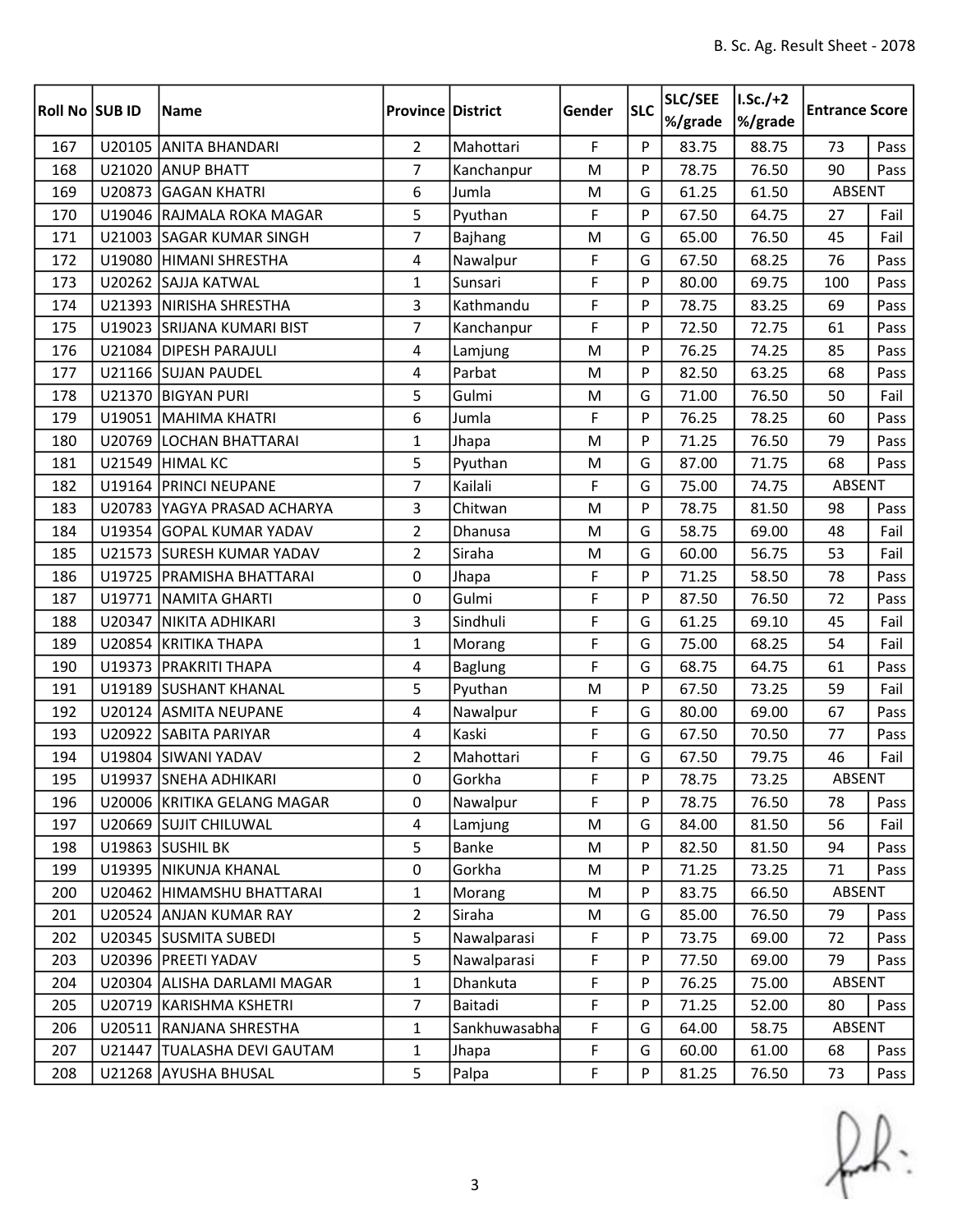| Roll No | SUB ID | Name | Province | District | Gender | SLC | SLC/SEE %/grade | I.Sc./+2 %/grade | Entrance Score | |
|---|---|---|---|---|---|---|---|---|---|---|
| 167 | U20105 | ANITA BHANDARI | 2 | Mahottari | F | P | 83.75 | 88.75 | 73 | Pass |
| 168 | U21020 | ANUP BHATT | 7 | Kanchanpur | M | P | 78.75 | 76.50 | 90 | Pass |
| 169 | U20873 | GAGAN KHATRI | 6 | Jumla | M | G | 61.25 | 61.50 | ABSENT | |
| 170 | U19046 | RAJMALA ROKA MAGAR | 5 | Pyuthan | F | P | 67.50 | 64.75 | 27 | Fail |
| 171 | U21003 | SAGAR KUMAR SINGH | 7 | Bajhang | M | G | 65.00 | 76.50 | 45 | Fail |
| 172 | U19080 | HIMANI SHRESTHA | 4 | Nawalpur | F | G | 67.50 | 68.25 | 76 | Pass |
| 173 | U20262 | SAJJA KATWAL | 1 | Sunsari | F | P | 80.00 | 69.75 | 100 | Pass |
| 174 | U21393 | NIRISHA SHRESTHA | 3 | Kathmandu | F | P | 78.75 | 83.25 | 69 | Pass |
| 175 | U19023 | SRIJANA KUMARI BIST | 7 | Kanchanpur | F | P | 72.50 | 72.75 | 61 | Pass |
| 176 | U21084 | DIPESH PARAJULI | 4 | Lamjung | M | P | 76.25 | 74.25 | 85 | Pass |
| 177 | U21166 | SUJAN PAUDEL | 4 | Parbat | M | P | 82.50 | 63.25 | 68 | Pass |
| 178 | U21370 | BIGYAN PURI | 5 | Gulmi | M | G | 71.00 | 76.50 | 50 | Fail |
| 179 | U19051 | MAHIMA KHATRI | 6 | Jumla | F | P | 76.25 | 78.25 | 60 | Pass |
| 180 | U20769 | LOCHAN BHATTARAI | 1 | Jhapa | M | P | 71.25 | 76.50 | 79 | Pass |
| 181 | U21549 | HIMAL KC | 5 | Pyuthan | M | G | 87.00 | 71.75 | 68 | Pass |
| 182 | U19164 | PRINCI NEUPANE | 7 | Kailali | F | G | 75.00 | 74.75 | ABSENT | |
| 183 | U20783 | YAGYA PRASAD ACHARYA | 3 | Chitwan | M | P | 78.75 | 81.50 | 98 | Pass |
| 184 | U19354 | GOPAL KUMAR YADAV | 2 | Dhanusa | M | G | 58.75 | 69.00 | 48 | Fail |
| 185 | U21573 | SURESH KUMAR YADAV | 2 | Siraha | M | G | 60.00 | 56.75 | 53 | Fail |
| 186 | U19725 | PRAMISHA BHATTARAI | 0 | Jhapa | F | P | 71.25 | 58.50 | 78 | Pass |
| 187 | U19771 | NAMITA GHARTI | 0 | Gulmi | F | P | 87.50 | 76.50 | 72 | Pass |
| 188 | U20347 | NIKITA ADHIKARI | 3 | Sindhuli | F | G | 61.25 | 69.10 | 45 | Fail |
| 189 | U20854 | KRITIKA THAPA | 1 | Morang | F | G | 75.00 | 68.25 | 54 | Fail |
| 190 | U19373 | PRAKRITI THAPA | 4 | Baglung | F | G | 68.75 | 64.75 | 61 | Pass |
| 191 | U19189 | SUSHANT KHANAL | 5 | Pyuthan | M | P | 67.50 | 73.25 | 59 | Fail |
| 192 | U20124 | ASMITA NEUPANE | 4 | Nawalpur | F | G | 80.00 | 69.00 | 67 | Pass |
| 193 | U20922 | SABITA PARIYAR | 4 | Kaski | F | G | 67.50 | 70.50 | 77 | Pass |
| 194 | U19804 | SIWANI YADAV | 2 | Mahottari | F | G | 67.50 | 79.75 | 46 | Fail |
| 195 | U19937 | SNEHA ADHIKARI | 0 | Gorkha | F | P | 78.75 | 73.25 | ABSENT | |
| 196 | U20006 | KRITIKA GELANG MAGAR | 0 | Nawalpur | F | P | 78.75 | 76.50 | 78 | Pass |
| 197 | U20669 | SUJIT CHILUWAL | 4 | Lamjung | M | G | 84.00 | 81.50 | 56 | Fail |
| 198 | U19863 | SUSHIL BK | 5 | Banke | M | P | 82.50 | 81.50 | 94 | Pass |
| 199 | U19395 | NIKUNJA KHANAL | 0 | Gorkha | M | P | 71.25 | 73.25 | 71 | Pass |
| 200 | U20462 | HIMAMSHU BHATTARAI | 1 | Morang | M | P | 83.75 | 66.50 | ABSENT | |
| 201 | U20524 | ANJAN KUMAR RAY | 2 | Siraha | M | G | 85.00 | 76.50 | 79 | Pass |
| 202 | U20345 | SUSMITA SUBEDI | 5 | Nawalparasi | F | P | 73.75 | 69.00 | 72 | Pass |
| 203 | U20396 | PREETI YADAV | 5 | Nawalparasi | F | P | 77.50 | 69.00 | 79 | Pass |
| 204 | U20304 | ALISHA DARLAMI MAGAR | 1 | Dhankuta | F | P | 76.25 | 75.00 | ABSENT | |
| 205 | U20719 | KARISHMA KSHETRI | 7 | Baitadi | F | P | 71.25 | 52.00 | 80 | Pass |
| 206 | U20511 | RANJANA SHRESTHA | 1 | Sankhuwasabha | F | G | 64.00 | 58.75 | ABSENT | |
| 207 | U21447 | TUALASHA DEVI GAUTAM | 1 | Jhapa | F | G | 60.00 | 61.00 | 68 | Pass |
| 208 | U21268 | AYUSHA BHUSAL | 5 | Palpa | F | P | 81.25 | 76.50 | 73 | Pass |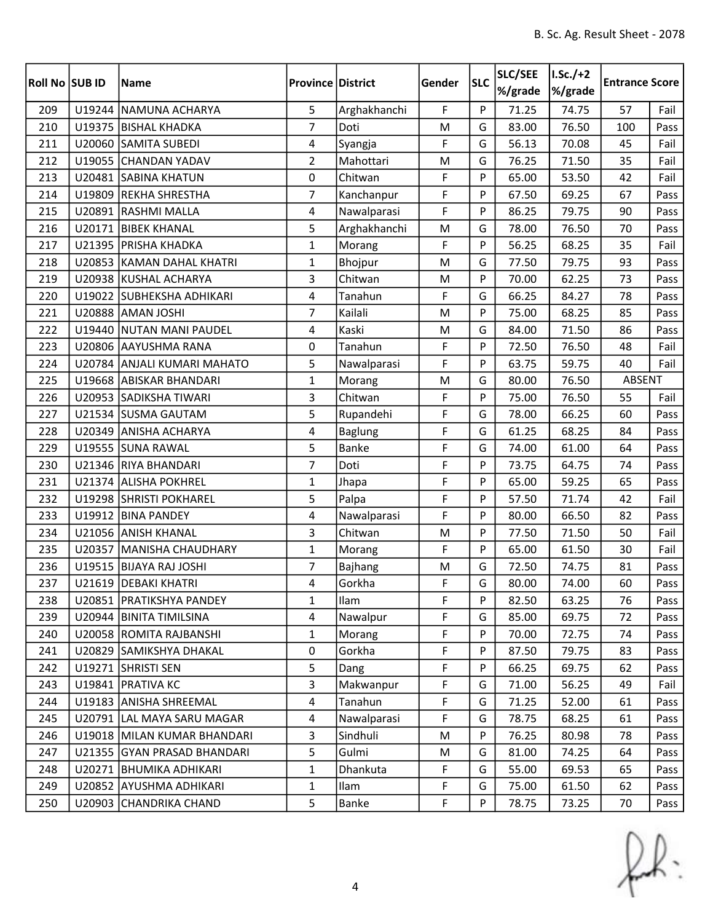| Roll No | SUB ID | Name | Province | District | Gender | SLC | SLC/SEE %/grade | I.Sc./+2 %/grade | Entrance Score | |
|---|---|---|---|---|---|---|---|---|---|---|
| 209 | U19244 | NAMUNA ACHARYA | 5 | Arghakhanchi | F | P | 71.25 | 74.75 | 57 | Fail |
| 210 | U19375 | BISHAL KHADKA | 7 | Doti | M | G | 83.00 | 76.50 | 100 | Pass |
| 211 | U20060 | SAMITA SUBEDI | 4 | Syangja | F | G | 56.13 | 70.08 | 45 | Fail |
| 212 | U19055 | CHANDAN YADAV | 2 | Mahottari | M | G | 76.25 | 71.50 | 35 | Fail |
| 213 | U20481 | SABINA KHATUN | 0 | Chitwan | F | P | 65.00 | 53.50 | 42 | Fail |
| 214 | U19809 | REKHA SHRESTHA | 7 | Kanchanpur | F | P | 67.50 | 69.25 | 67 | Pass |
| 215 | U20891 | RASHMI MALLA | 4 | Nawalparasi | F | P | 86.25 | 79.75 | 90 | Pass |
| 216 | U20171 | BIBEK KHANAL | 5 | Arghakhanchi | M | G | 78.00 | 76.50 | 70 | Pass |
| 217 | U21395 | PRISHA KHADKA | 1 | Morang | F | P | 56.25 | 68.25 | 35 | Fail |
| 218 | U20853 | KAMAN DAHAL KHATRI | 1 | Bhojpur | M | G | 77.50 | 79.75 | 93 | Pass |
| 219 | U20938 | KUSHAL ACHARYA | 3 | Chitwan | M | P | 70.00 | 62.25 | 73 | Pass |
| 220 | U19022 | SUBHEKSHA ADHIKARI | 4 | Tanahun | F | G | 66.25 | 84.27 | 78 | Pass |
| 221 | U20888 | AMAN JOSHI | 7 | Kailali | M | P | 75.00 | 68.25 | 85 | Pass |
| 222 | U19440 | NUTAN MANI PAUDEL | 4 | Kaski | M | G | 84.00 | 71.50 | 86 | Pass |
| 223 | U20806 | AAYUSHMA RANA | 0 | Tanahun | F | P | 72.50 | 76.50 | 48 | Fail |
| 224 | U20784 | ANJALI KUMARI MAHATO | 5 | Nawalparasi | F | P | 63.75 | 59.75 | 40 | Fail |
| 225 | U19668 | ABISKAR BHANDARI | 1 | Morang | M | G | 80.00 | 76.50 | ABSENT | |
| 226 | U20953 | SADIKSHA TIWARI | 3 | Chitwan | F | P | 75.00 | 76.50 | 55 | Fail |
| 227 | U21534 | SUSMA GAUTAM | 5 | Rupandehi | F | G | 78.00 | 66.25 | 60 | Pass |
| 228 | U20349 | ANISHA ACHARYA | 4 | Baglung | F | G | 61.25 | 68.25 | 84 | Pass |
| 229 | U19555 | SUNA RAWAL | 5 | Banke | F | G | 74.00 | 61.00 | 64 | Pass |
| 230 | U21346 | RIYA BHANDARI | 7 | Doti | F | P | 73.75 | 64.75 | 74 | Pass |
| 231 | U21374 | ALISHA POKHREL | 1 | Jhapa | F | P | 65.00 | 59.25 | 65 | Pass |
| 232 | U19298 | SHRISTI POKHAREL | 5 | Palpa | F | P | 57.50 | 71.74 | 42 | Fail |
| 233 | U19912 | BINA PANDEY | 4 | Nawalparasi | F | P | 80.00 | 66.50 | 82 | Pass |
| 234 | U21056 | ANISH KHANAL | 3 | Chitwan | M | P | 77.50 | 71.50 | 50 | Fail |
| 235 | U20357 | MANISHA CHAUDHARY | 1 | Morang | F | P | 65.00 | 61.50 | 30 | Fail |
| 236 | U19515 | BIJAYA RAJ JOSHI | 7 | Bajhang | M | G | 72.50 | 74.75 | 81 | Pass |
| 237 | U21619 | DEBAKI KHATRI | 4 | Gorkha | F | G | 80.00 | 74.00 | 60 | Pass |
| 238 | U20851 | PRATIKSHYA PANDEY | 1 | Ilam | F | P | 82.50 | 63.25 | 76 | Pass |
| 239 | U20944 | BINITA TIMILSINA | 4 | Nawalpur | F | G | 85.00 | 69.75 | 72 | Pass |
| 240 | U20058 | ROMITA RAJBANSHI | 1 | Morang | F | P | 70.00 | 72.75 | 74 | Pass |
| 241 | U20829 | SAMIKSHYA DHAKAL | 0 | Gorkha | F | P | 87.50 | 79.75 | 83 | Pass |
| 242 | U19271 | SHRISTI SEN | 5 | Dang | F | P | 66.25 | 69.75 | 62 | Pass |
| 243 | U19841 | PRATIVA KC | 3 | Makwanpur | F | G | 71.00 | 56.25 | 49 | Fail |
| 244 | U19183 | ANISHA SHREEMAL | 4 | Tanahun | F | G | 71.25 | 52.00 | 61 | Pass |
| 245 | U20791 | LAL MAYA SARU MAGAR | 4 | Nawalparasi | F | G | 78.75 | 68.25 | 61 | Pass |
| 246 | U19018 | MILAN KUMAR BHANDARI | 3 | Sindhuli | M | P | 76.25 | 80.98 | 78 | Pass |
| 247 | U21355 | GYAN PRASAD BHANDARI | 5 | Gulmi | M | G | 81.00 | 74.25 | 64 | Pass |
| 248 | U20271 | BHUMIKA ADHIKARI | 1 | Dhankuta | F | G | 55.00 | 69.53 | 65 | Pass |
| 249 | U20852 | AYUSHMA ADHIKARI | 1 | Ilam | F | G | 75.00 | 61.50 | 62 | Pass |
| 250 | U20903 | CHANDRIKA CHAND | 5 | Banke | F | P | 78.75 | 73.25 | 70 | Pass |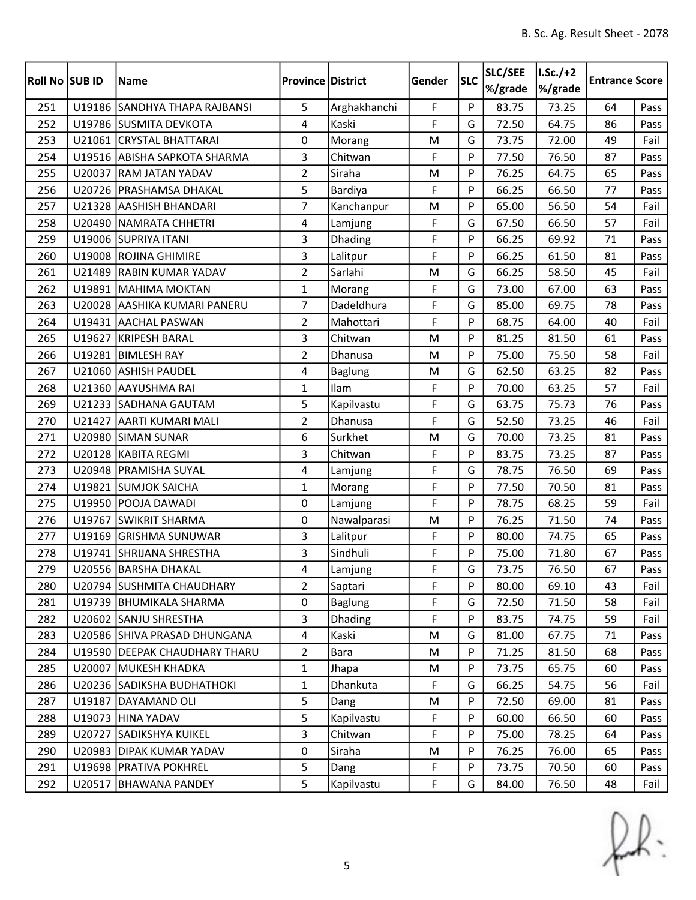| Roll No | SUB ID | Name | Province | District | Gender | SLC | SLC/SEE %/grade | I.Sc./+2 %/grade | Entrance Score | |
|---|---|---|---|---|---|---|---|---|---|---|
| 251 | U19186 | SANDHYA THAPA RAJBANSI | 5 | Arghakhanchi | F | P | 83.75 | 73.25 | 64 | Pass |
| 252 | U19786 | SUSMITA DEVKOTA | 4 | Kaski | F | G | 72.50 | 64.75 | 86 | Pass |
| 253 | U21061 | CRYSTAL BHATTARAI | 0 | Morang | M | G | 73.75 | 72.00 | 49 | Fail |
| 254 | U19516 | ABISHA SAPKOTA SHARMA | 3 | Chitwan | F | P | 77.50 | 76.50 | 87 | Pass |
| 255 | U20037 | RAM JATAN YADAV | 2 | Siraha | M | P | 76.25 | 64.75 | 65 | Pass |
| 256 | U20726 | PRASHAMSA DHAKAL | 5 | Bardiya | F | P | 66.25 | 66.50 | 77 | Pass |
| 257 | U21328 | AASHISH BHANDARI | 7 | Kanchanpur | M | P | 65.00 | 56.50 | 54 | Fail |
| 258 | U20490 | NAMRATA CHHETRI | 4 | Lamjung | F | G | 67.50 | 66.50 | 57 | Fail |
| 259 | U19006 | SUPRIYA ITANI | 3 | Dhading | F | P | 66.25 | 69.92 | 71 | Pass |
| 260 | U19008 | ROJINA GHIMIRE | 3 | Lalitpur | F | P | 66.25 | 61.50 | 81 | Pass |
| 261 | U21489 | RABIN KUMAR YADAV | 2 | Sarlahi | M | G | 66.25 | 58.50 | 45 | Fail |
| 262 | U19891 | MAHIMA MOKTAN | 1 | Morang | F | G | 73.00 | 67.00 | 63 | Pass |
| 263 | U20028 | AASHIKA KUMARI PANERU | 7 | Dadeldhura | F | G | 85.00 | 69.75 | 78 | Pass |
| 264 | U19431 | AACHAL PASWAN | 2 | Mahottari | F | P | 68.75 | 64.00 | 40 | Fail |
| 265 | U19627 | KRIPESH BARAL | 3 | Chitwan | M | P | 81.25 | 81.50 | 61 | Pass |
| 266 | U19281 | BIMLESH RAY | 2 | Dhanusa | M | P | 75.00 | 75.50 | 58 | Fail |
| 267 | U21060 | ASHISH PAUDEL | 4 | Baglung | M | G | 62.50 | 63.25 | 82 | Pass |
| 268 | U21360 | AAYUSHMA RAI | 1 | Ilam | F | P | 70.00 | 63.25 | 57 | Fail |
| 269 | U21233 | SADHANA GAUTAM | 5 | Kapilvastu | F | G | 63.75 | 75.73 | 76 | Pass |
| 270 | U21427 | AARTI KUMARI MALI | 2 | Dhanusa | F | G | 52.50 | 73.25 | 46 | Fail |
| 271 | U20980 | SIMAN SUNAR | 6 | Surkhet | M | G | 70.00 | 73.25 | 81 | Pass |
| 272 | U20128 | KABITA REGMI | 3 | Chitwan | F | P | 83.75 | 73.25 | 87 | Pass |
| 273 | U20948 | PRAMISHA SUYAL | 4 | Lamjung | F | G | 78.75 | 76.50 | 69 | Pass |
| 274 | U19821 | SUMJOK SAICHA | 1 | Morang | F | P | 77.50 | 70.50 | 81 | Pass |
| 275 | U19950 | POOJA DAWADI | 0 | Lamjung | F | P | 78.75 | 68.25 | 59 | Fail |
| 276 | U19767 | SWIKRIT SHARMA | 0 | Nawalparasi | M | P | 76.25 | 71.50 | 74 | Pass |
| 277 | U19169 | GRISHMA SUNUWAR | 3 | Lalitpur | F | P | 80.00 | 74.75 | 65 | Pass |
| 278 | U19741 | SHRIJANA SHRESTHA | 3 | Sindhuli | F | P | 75.00 | 71.80 | 67 | Pass |
| 279 | U20556 | BARSHA DHAKAL | 4 | Lamjung | F | G | 73.75 | 76.50 | 67 | Pass |
| 280 | U20794 | SUSHMITA CHAUDHARY | 2 | Saptari | F | P | 80.00 | 69.10 | 43 | Fail |
| 281 | U19739 | BHUMIKALA SHARMA | 0 | Baglung | F | G | 72.50 | 71.50 | 58 | Fail |
| 282 | U20602 | SANJU SHRESTHA | 3 | Dhading | F | P | 83.75 | 74.75 | 59 | Fail |
| 283 | U20586 | SHIVA PRASAD DHUNGANA | 4 | Kaski | M | G | 81.00 | 67.75 | 71 | Pass |
| 284 | U19590 | DEEPAK CHAUDHARY THARU | 2 | Bara | M | P | 71.25 | 81.50 | 68 | Pass |
| 285 | U20007 | MUKESH KHADKA | 1 | Jhapa | M | P | 73.75 | 65.75 | 60 | Pass |
| 286 | U20236 | SADIKSHA BUDHATHOKI | 1 | Dhankuta | F | G | 66.25 | 54.75 | 56 | Fail |
| 287 | U19187 | DAYAMAND OLI | 5 | Dang | M | P | 72.50 | 69.00 | 81 | Pass |
| 288 | U19073 | HINA YADAV | 5 | Kapilvastu | F | P | 60.00 | 66.50 | 60 | Pass |
| 289 | U20727 | SADIKSHYA KUIKEL | 3 | Chitwan | F | P | 75.00 | 78.25 | 64 | Pass |
| 290 | U20983 | DIPAK KUMAR YADAV | 0 | Siraha | M | P | 76.25 | 76.00 | 65 | Pass |
| 291 | U19698 | PRATIVA POKHREL | 5 | Dang | F | P | 73.75 | 70.50 | 60 | Pass |
| 292 | U20517 | BHAWANA PANDEY | 5 | Kapilvastu | F | G | 84.00 | 76.50 | 48 | Fail |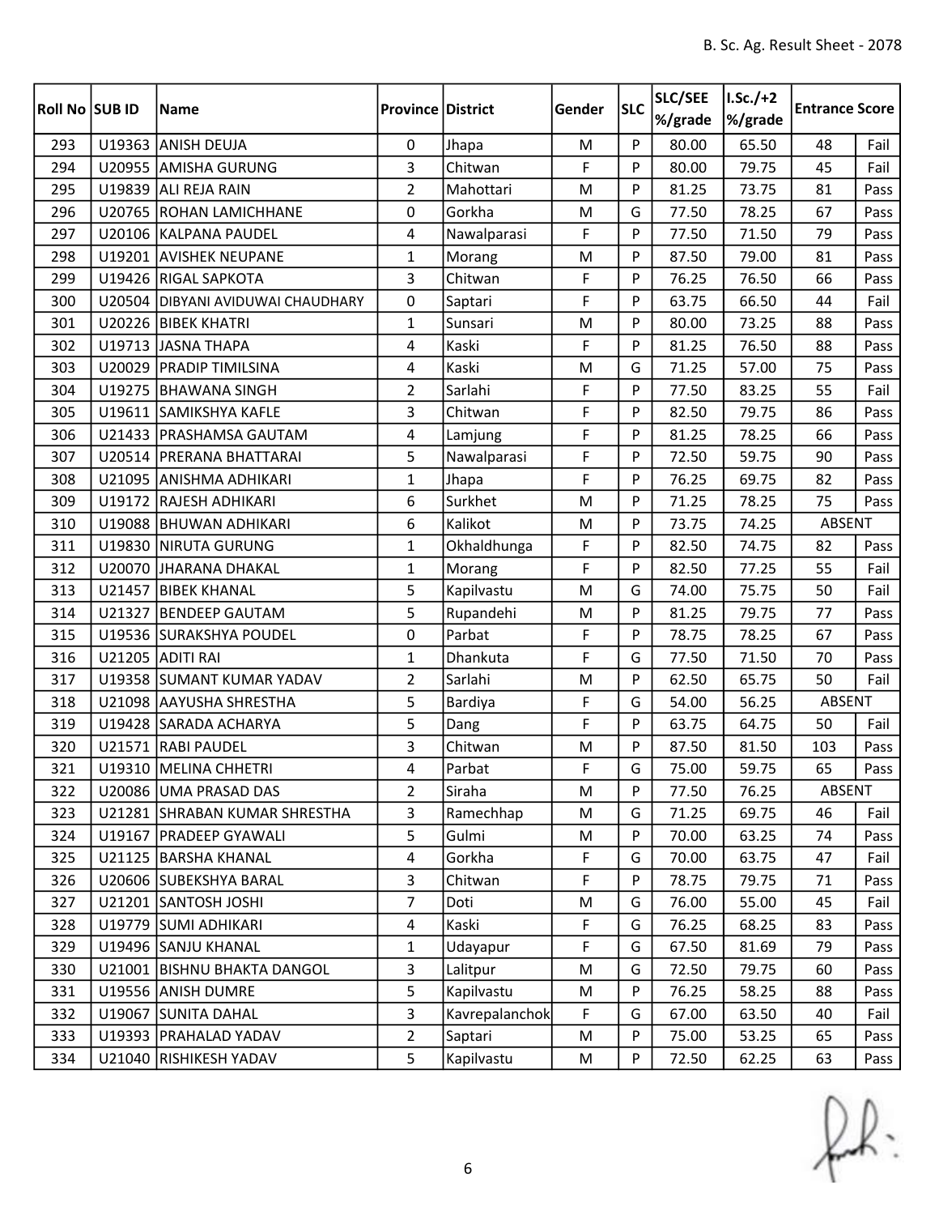| Roll No | SUB ID | Name | Province | District | Gender | SLC | SLC/SEE %/grade | I.Sc./+2 %/grade | Entrance Score | |
|---|---|---|---|---|---|---|---|---|---|---|
| 293 | U19363 | ANISH DEUJA | 0 | Jhapa | M | P | 80.00 | 65.50 | 48 | Fail |
| 294 | U20955 | AMISHA GURUNG | 3 | Chitwan | F | P | 80.00 | 79.75 | 45 | Fail |
| 295 | U19839 | ALI REJA RAIN | 2 | Mahottari | M | P | 81.25 | 73.75 | 81 | Pass |
| 296 | U20765 | ROHAN LAMICHHANE | 0 | Gorkha | M | G | 77.50 | 78.25 | 67 | Pass |
| 297 | U20106 | KALPANA PAUDEL | 4 | Nawalparasi | F | P | 77.50 | 71.50 | 79 | Pass |
| 298 | U19201 | AVISHEK NEUPANE | 1 | Morang | M | P | 87.50 | 79.00 | 81 | Pass |
| 299 | U19426 | RIGAL SAPKOTA | 3 | Chitwan | F | P | 76.25 | 76.50 | 66 | Pass |
| 300 | U20504 | DIBYANI AVIDUWAI CHAUDHARY | 0 | Saptari | F | P | 63.75 | 66.50 | 44 | Fail |
| 301 | U20226 | BIBEK KHATRI | 1 | Sunsari | M | P | 80.00 | 73.25 | 88 | Pass |
| 302 | U19713 | JASNA THAPA | 4 | Kaski | F | P | 81.25 | 76.50 | 88 | Pass |
| 303 | U20029 | PRADIP TIMILSINA | 4 | Kaski | M | G | 71.25 | 57.00 | 75 | Pass |
| 304 | U19275 | BHAWANA SINGH | 2 | Sarlahi | F | P | 77.50 | 83.25 | 55 | Fail |
| 305 | U19611 | SAMIKSHYA KAFLE | 3 | Chitwan | F | P | 82.50 | 79.75 | 86 | Pass |
| 306 | U21433 | PRASHAMSA GAUTAM | 4 | Lamjung | F | P | 81.25 | 78.25 | 66 | Pass |
| 307 | U20514 | PRERANA BHATTARAI | 5 | Nawalparasi | F | P | 72.50 | 59.75 | 90 | Pass |
| 308 | U21095 | ANISHMA ADHIKARI | 1 | Jhapa | F | P | 76.25 | 69.75 | 82 | Pass |
| 309 | U19172 | RAJESH ADHIKARI | 6 | Surkhet | M | P | 71.25 | 78.25 | 75 | Pass |
| 310 | U19088 | BHUWAN ADHIKARI | 6 | Kalikot | M | P | 73.75 | 74.25 | ABSENT | |
| 311 | U19830 | NIRUTA GURUNG | 1 | Okhaldhunga | F | P | 82.50 | 74.75 | 82 | Pass |
| 312 | U20070 | JHARANA DHAKAL | 1 | Morang | F | P | 82.50 | 77.25 | 55 | Fail |
| 313 | U21457 | BIBEK KHANAL | 5 | Kapilvastu | M | G | 74.00 | 75.75 | 50 | Fail |
| 314 | U21327 | BENDEEP GAUTAM | 5 | Rupandehi | M | P | 81.25 | 79.75 | 77 | Pass |
| 315 | U19536 | SURAKSHYA POUDEL | 0 | Parbat | F | P | 78.75 | 78.25 | 67 | Pass |
| 316 | U21205 | ADITI RAI | 1 | Dhankuta | F | G | 77.50 | 71.50 | 70 | Pass |
| 317 | U19358 | SUMANT KUMAR YADAV | 2 | Sarlahi | M | P | 62.50 | 65.75 | 50 | Fail |
| 318 | U21098 | AAYUSHA SHRESTHA | 5 | Bardiya | F | G | 54.00 | 56.25 | ABSENT | |
| 319 | U19428 | SARADA ACHARYA | 5 | Dang | F | P | 63.75 | 64.75 | 50 | Fail |
| 320 | U21571 | RABI PAUDEL | 3 | Chitwan | M | P | 87.50 | 81.50 | 103 | Pass |
| 321 | U19310 | MELINA CHHETRI | 4 | Parbat | F | G | 75.00 | 59.75 | 65 | Pass |
| 322 | U20086 | UMA PRASAD DAS | 2 | Siraha | M | P | 77.50 | 76.25 | ABSENT | |
| 323 | U21281 | SHRABAN KUMAR SHRESTHA | 3 | Ramechhap | M | G | 71.25 | 69.75 | 46 | Fail |
| 324 | U19167 | PRADEEP GYAWALI | 5 | Gulmi | M | P | 70.00 | 63.25 | 74 | Pass |
| 325 | U21125 | BARSHA KHANAL | 4 | Gorkha | F | G | 70.00 | 63.75 | 47 | Fail |
| 326 | U20606 | SUBEKSHYA BARAL | 3 | Chitwan | F | P | 78.75 | 79.75 | 71 | Pass |
| 327 | U21201 | SANTOSH JOSHI | 7 | Doti | M | G | 76.00 | 55.00 | 45 | Fail |
| 328 | U19779 | SUMI ADHIKARI | 4 | Kaski | F | G | 76.25 | 68.25 | 83 | Pass |
| 329 | U19496 | SANJU KHANAL | 1 | Udayapur | F | G | 67.50 | 81.69 | 79 | Pass |
| 330 | U21001 | BISHNU BHAKTA DANGOL | 3 | Lalitpur | M | G | 72.50 | 79.75 | 60 | Pass |
| 331 | U19556 | ANISH DUMRE | 5 | Kapilvastu | M | P | 76.25 | 58.25 | 88 | Pass |
| 332 | U19067 | SUNITA DAHAL | 3 | Kavrepalanchok | F | G | 67.00 | 63.50 | 40 | Fail |
| 333 | U19393 | PRAHALAD YADAV | 2 | Saptari | M | P | 75.00 | 53.25 | 65 | Pass |
| 334 | U21040 | RISHIKESH YADAV | 5 | Kapilvastu | M | P | 72.50 | 62.25 | 63 | Pass |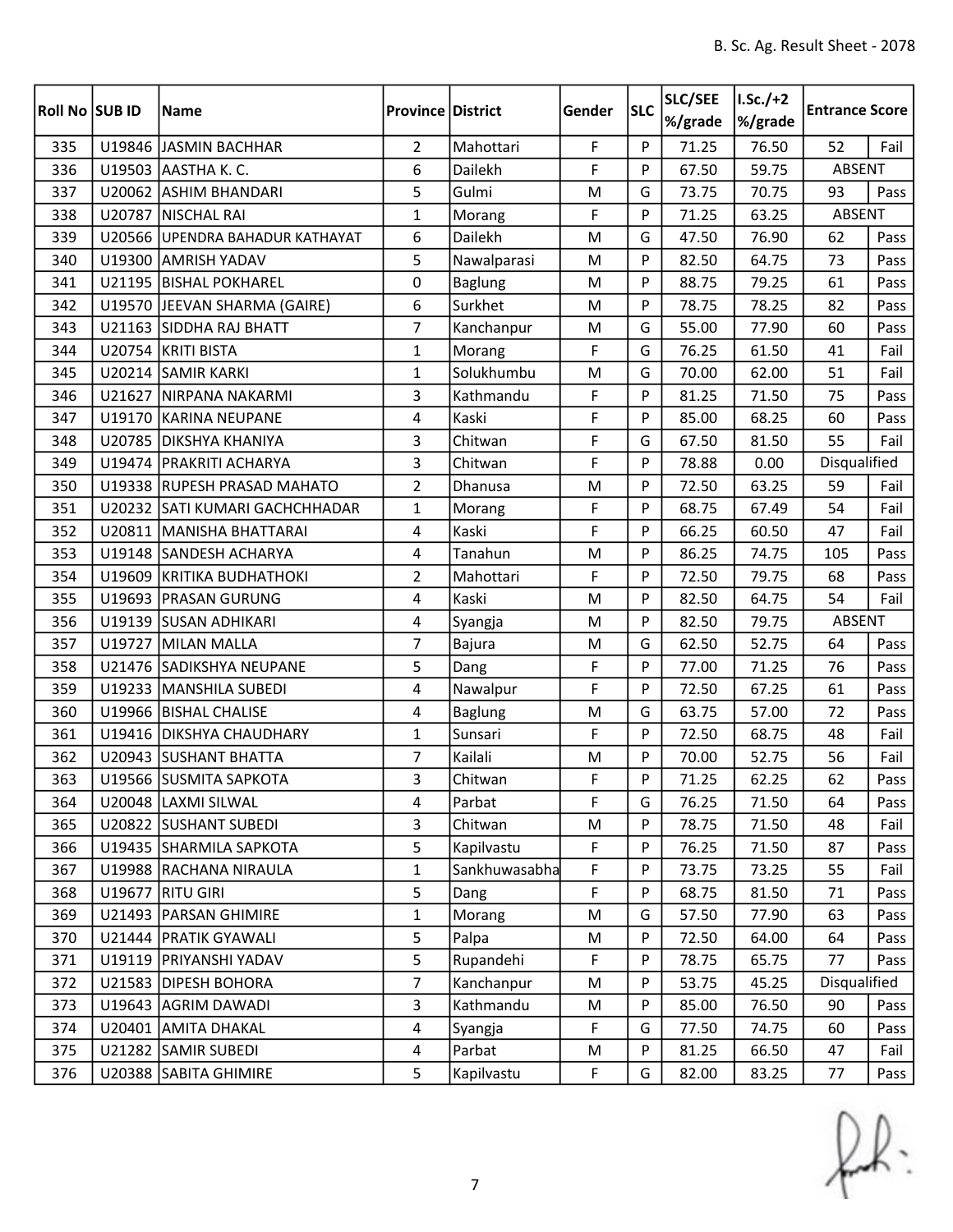| Roll No | SUB ID | Name | Province | District | Gender | SLC | SLC/SEE %/grade | I.Sc./+2 %/grade | Entrance Score | |
|---|---|---|---|---|---|---|---|---|---|---|
| 335 | U19846 | JASMIN BACHHAR | 2 | Mahottari | F | P | 71.25 | 76.50 | 52 | Fail |
| 336 | U19503 | AASTHA K. C. | 6 | Dailekh | F | P | 67.50 | 59.75 | ABSENT | |
| 337 | U20062 | ASHIM BHANDARI | 5 | Gulmi | M | G | 73.75 | 70.75 | 93 | Pass |
| 338 | U20787 | NISCHAL RAI | 1 | Morang | F | P | 71.25 | 63.25 | ABSENT | |
| 339 | U20566 | UPENDRA BAHADUR KATHAYAT | 6 | Dailekh | M | G | 47.50 | 76.90 | 62 | Pass |
| 340 | U19300 | AMRISH YADAV | 5 | Nawalparasi | M | P | 82.50 | 64.75 | 73 | Pass |
| 341 | U21195 | BISHAL POKHAREL | 0 | Baglung | M | P | 88.75 | 79.25 | 61 | Pass |
| 342 | U19570 | JEEVAN SHARMA (GAIRE) | 6 | Surkhet | M | P | 78.75 | 78.25 | 82 | Pass |
| 343 | U21163 | SIDDHA RAJ BHATT | 7 | Kanchanpur | M | G | 55.00 | 77.90 | 60 | Pass |
| 344 | U20754 | KRITI BISTA | 1 | Morang | F | G | 76.25 | 61.50 | 41 | Fail |
| 345 | U20214 | SAMIR KARKI | 1 | Solukhumbu | M | G | 70.00 | 62.00 | 51 | Fail |
| 346 | U21627 | NIRPANA NAKARMI | 3 | Kathmandu | F | P | 81.25 | 71.50 | 75 | Pass |
| 347 | U19170 | KARINA NEUPANE | 4 | Kaski | F | P | 85.00 | 68.25 | 60 | Pass |
| 348 | U20785 | DIKSHYA KHANIYA | 3 | Chitwan | F | G | 67.50 | 81.50 | 55 | Fail |
| 349 | U19474 | PRAKRITI ACHARYA | 3 | Chitwan | F | P | 78.88 | 0.00 | Disqualified | |
| 350 | U19338 | RUPESH PRASAD MAHATO | 2 | Dhanusa | M | P | 72.50 | 63.25 | 59 | Fail |
| 351 | U20232 | SATI KUMARI GACHCHHADAR | 1 | Morang | F | P | 68.75 | 67.49 | 54 | Fail |
| 352 | U20811 | MANISHA BHATTARAI | 4 | Kaski | F | P | 66.25 | 60.50 | 47 | Fail |
| 353 | U19148 | SANDESH ACHARYA | 4 | Tanahun | M | P | 86.25 | 74.75 | 105 | Pass |
| 354 | U19609 | KRITIKA BUDHATHOKI | 2 | Mahottari | F | P | 72.50 | 79.75 | 68 | Pass |
| 355 | U19693 | PRASAN GURUNG | 4 | Kaski | M | P | 82.50 | 64.75 | 54 | Fail |
| 356 | U19139 | SUSAN ADHIKARI | 4 | Syangja | M | P | 82.50 | 79.75 | ABSENT | |
| 357 | U19727 | MILAN MALLA | 7 | Bajura | M | G | 62.50 | 52.75 | 64 | Pass |
| 358 | U21476 | SADIKSHYA NEUPANE | 5 | Dang | F | P | 77.00 | 71.25 | 76 | Pass |
| 359 | U19233 | MANSHILA SUBEDI | 4 | Nawalpur | F | P | 72.50 | 67.25 | 61 | Pass |
| 360 | U19966 | BISHAL CHALISE | 4 | Baglung | M | G | 63.75 | 57.00 | 72 | Pass |
| 361 | U19416 | DIKSHYA CHAUDHARY | 1 | Sunsari | F | P | 72.50 | 68.75 | 48 | Fail |
| 362 | U20943 | SUSHANT BHATTA | 7 | Kailali | M | P | 70.00 | 52.75 | 56 | Fail |
| 363 | U19566 | SUSMITA SAPKOTA | 3 | Chitwan | F | P | 71.25 | 62.25 | 62 | Pass |
| 364 | U20048 | LAXMI SILWAL | 4 | Parbat | F | G | 76.25 | 71.50 | 64 | Pass |
| 365 | U20822 | SUSHANT SUBEDI | 3 | Chitwan | M | P | 78.75 | 71.50 | 48 | Fail |
| 366 | U19435 | SHARMILA SAPKOTA | 5 | Kapilvastu | F | P | 76.25 | 71.50 | 87 | Pass |
| 367 | U19988 | RACHANA NIRAULA | 1 | Sankhuwasabha | F | P | 73.75 | 73.25 | 55 | Fail |
| 368 | U19677 | RITU GIRI | 5 | Dang | F | P | 68.75 | 81.50 | 71 | Pass |
| 369 | U21493 | PARSAN GHIMIRE | 1 | Morang | M | G | 57.50 | 77.90 | 63 | Pass |
| 370 | U21444 | PRATIK GYAWALI | 5 | Palpa | M | P | 72.50 | 64.00 | 64 | Pass |
| 371 | U19119 | PRIYANSHI YADAV | 5 | Rupandehi | F | P | 78.75 | 65.75 | 77 | Pass |
| 372 | U21583 | DIPESH BOHORA | 7 | Kanchanpur | M | P | 53.75 | 45.25 | Disqualified | |
| 373 | U19643 | AGRIM DAWADI | 3 | Kathmandu | M | P | 85.00 | 76.50 | 90 | Pass |
| 374 | U20401 | AMITA DHAKAL | 4 | Syangja | F | G | 77.50 | 74.75 | 60 | Pass |
| 375 | U21282 | SAMIR SUBEDI | 4 | Parbat | M | P | 81.25 | 66.50 | 47 | Fail |
| 376 | U20388 | SABITA GHIMIRE | 5 | Kapilvastu | F | G | 82.00 | 83.25 | 77 | Pass |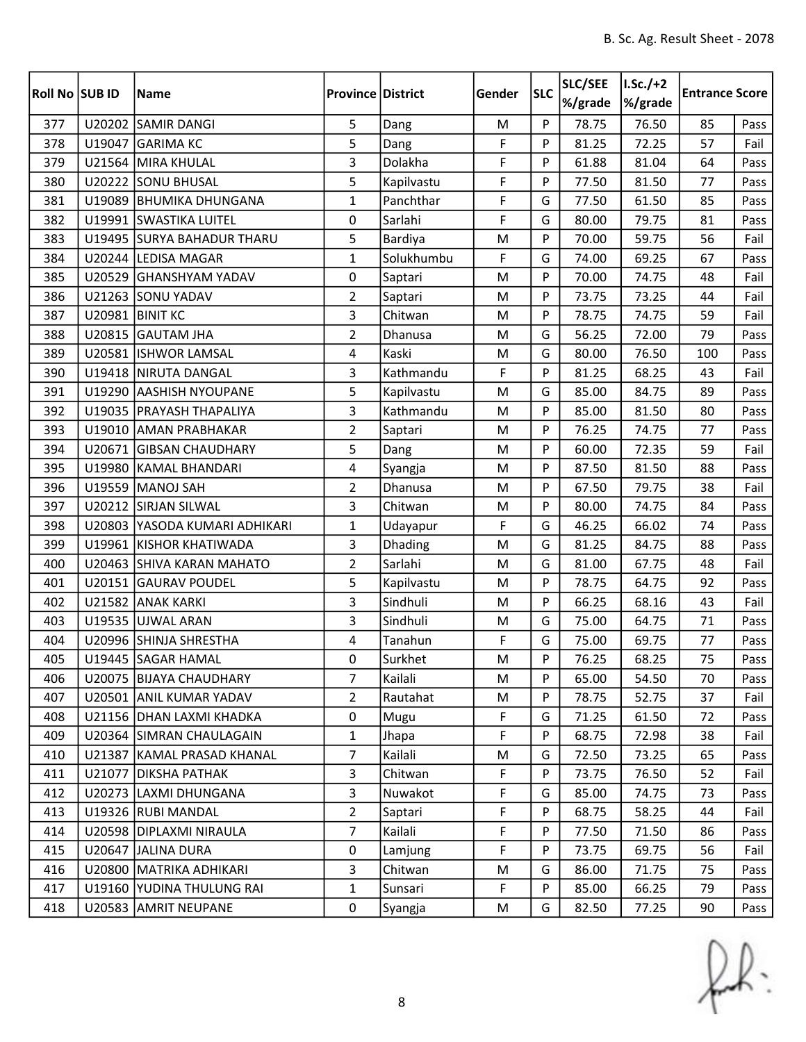| Roll No | SUB ID | Name | Province | District | Gender | SLC | SLC/SEE %/grade | I.Sc./+2 %/grade | Entrance Score | |
|---|---|---|---|---|---|---|---|---|---|---|
| 377 | U20202 | SAMIR DANGI | 5 | Dang | M | P | 78.75 | 76.50 | 85 | Pass |
| 378 | U19047 | GARIMA KC | 5 | Dang | F | P | 81.25 | 72.25 | 57 | Fail |
| 379 | U21564 | MIRA KHULAL | 3 | Dolakha | F | P | 61.88 | 81.04 | 64 | Pass |
| 380 | U20222 | SONU BHUSAL | 5 | Kapilvastu | F | P | 77.50 | 81.50 | 77 | Pass |
| 381 | U19089 | BHUMIKA DHUNGANA | 1 | Panchthar | F | G | 77.50 | 61.50 | 85 | Pass |
| 382 | U19991 | SWASTIKA LUITEL | 0 | Sarlahi | F | G | 80.00 | 79.75 | 81 | Pass |
| 383 | U19495 | SURYA BAHADUR THARU | 5 | Bardiya | M | P | 70.00 | 59.75 | 56 | Fail |
| 384 | U20244 | LEDISA MAGAR | 1 | Solukhumbu | F | G | 74.00 | 69.25 | 67 | Pass |
| 385 | U20529 | GHANSHYAM YADAV | 0 | Saptari | M | P | 70.00 | 74.75 | 48 | Fail |
| 386 | U21263 | SONU YADAV | 2 | Saptari | M | P | 73.75 | 73.25 | 44 | Fail |
| 387 | U20981 | BINIT KC | 3 | Chitwan | M | P | 78.75 | 74.75 | 59 | Fail |
| 388 | U20815 | GAUTAM JHA | 2 | Dhanusa | M | G | 56.25 | 72.00 | 79 | Pass |
| 389 | U20581 | ISHWOR LAMSAL | 4 | Kaski | M | G | 80.00 | 76.50 | 100 | Pass |
| 390 | U19418 | NIRUTA DANGAL | 3 | Kathmandu | F | P | 81.25 | 68.25 | 43 | Fail |
| 391 | U19290 | AASHISH NYOUPANE | 5 | Kapilvastu | M | G | 85.00 | 84.75 | 89 | Pass |
| 392 | U19035 | PRAYASH THAPALIYA | 3 | Kathmandu | M | P | 85.00 | 81.50 | 80 | Pass |
| 393 | U19010 | AMAN PRABHAKAR | 2 | Saptari | M | P | 76.25 | 74.75 | 77 | Pass |
| 394 | U20671 | GIBSAN CHAUDHARY | 5 | Dang | M | P | 60.00 | 72.35 | 59 | Fail |
| 395 | U19980 | KAMAL BHANDARI | 4 | Syangja | M | P | 87.50 | 81.50 | 88 | Pass |
| 396 | U19559 | MANOJ SAH | 2 | Dhanusa | M | P | 67.50 | 79.75 | 38 | Fail |
| 397 | U20212 | SIRJAN SILWAL | 3 | Chitwan | M | P | 80.00 | 74.75 | 84 | Pass |
| 398 | U20803 | YASODA KUMARI ADHIKARI | 1 | Udayapur | F | G | 46.25 | 66.02 | 74 | Pass |
| 399 | U19961 | KISHOR KHATIWADA | 3 | Dhading | M | G | 81.25 | 84.75 | 88 | Pass |
| 400 | U20463 | SHIVA KARAN MAHATO | 2 | Sarlahi | M | G | 81.00 | 67.75 | 48 | Fail |
| 401 | U20151 | GAURAV POUDEL | 5 | Kapilvastu | M | P | 78.75 | 64.75 | 92 | Pass |
| 402 | U21582 | ANAK KARKI | 3 | Sindhuli | M | P | 66.25 | 68.16 | 43 | Fail |
| 403 | U19535 | UJWAL ARAN | 3 | Sindhuli | M | G | 75.00 | 64.75 | 71 | Pass |
| 404 | U20996 | SHINJA SHRESTHA | 4 | Tanahun | F | G | 75.00 | 69.75 | 77 | Pass |
| 405 | U19445 | SAGAR HAMAL | 0 | Surkhet | M | P | 76.25 | 68.25 | 75 | Pass |
| 406 | U20075 | BIJAYA CHAUDHARY | 7 | Kailali | M | P | 65.00 | 54.50 | 70 | Pass |
| 407 | U20501 | ANIL KUMAR YADAV | 2 | Rautahat | M | P | 78.75 | 52.75 | 37 | Fail |
| 408 | U21156 | DHAN LAXMI KHADKA | 0 | Mugu | F | G | 71.25 | 61.50 | 72 | Pass |
| 409 | U20364 | SIMRAN CHAULAGAIN | 1 | Jhapa | F | P | 68.75 | 72.98 | 38 | Fail |
| 410 | U21387 | KAMAL PRASAD KHANAL | 7 | Kailali | M | G | 72.50 | 73.25 | 65 | Pass |
| 411 | U21077 | DIKSHA PATHAK | 3 | Chitwan | F | P | 73.75 | 76.50 | 52 | Fail |
| 412 | U20273 | LAXMI DHUNGANA | 3 | Nuwakot | F | G | 85.00 | 74.75 | 73 | Pass |
| 413 | U19326 | RUBI MANDAL | 2 | Saptari | F | P | 68.75 | 58.25 | 44 | Fail |
| 414 | U20598 | DIPLAXMI NIRAULA | 7 | Kailali | F | P | 77.50 | 71.50 | 86 | Pass |
| 415 | U20647 | JALINA DURA | 0 | Lamjung | F | P | 73.75 | 69.75 | 56 | Fail |
| 416 | U20800 | MATRIKA ADHIKARI | 3 | Chitwan | M | G | 86.00 | 71.75 | 75 | Pass |
| 417 | U19160 | YUDINA THULUNG RAI | 1 | Sunsari | F | P | 85.00 | 66.25 | 79 | Pass |
| 418 | U20583 | AMRIT NEUPANE | 0 | Syangja | M | G | 82.50 | 77.25 | 90 | Pass |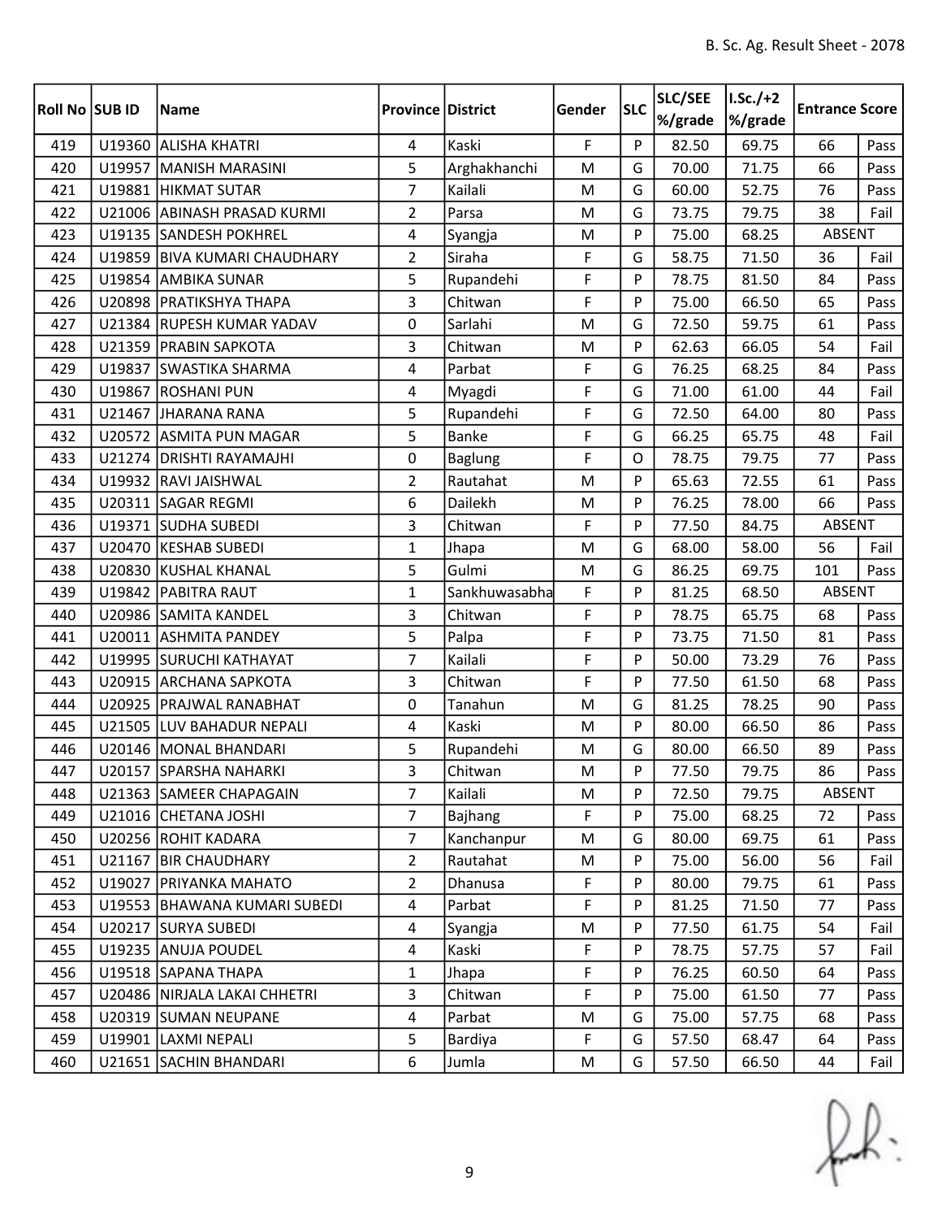| Roll No | SUB ID | Name | Province | District | Gender | SLC | SLC/SEE %/grade | I.Sc./+2 %/grade | Entrance Score | |
|---|---|---|---|---|---|---|---|---|---|---|
| 419 | U19360 | ALISHA KHATRI | 4 | Kaski | F | P | 82.50 | 69.75 | 66 | Pass |
| 420 | U19957 | MANISH MARASINI | 5 | Arghakhanchi | M | G | 70.00 | 71.75 | 66 | Pass |
| 421 | U19881 | HIKMAT SUTAR | 7 | Kailali | M | G | 60.00 | 52.75 | 76 | Pass |
| 422 | U21006 | ABINASH PRASAD KURMI | 2 | Parsa | M | G | 73.75 | 79.75 | 38 | Fail |
| 423 | U19135 | SANDESH POKHREL | 4 | Syangja | M | P | 75.00 | 68.25 | ABSENT | |
| 424 | U19859 | BIVA KUMARI CHAUDHARY | 2 | Siraha | F | G | 58.75 | 71.50 | 36 | Fail |
| 425 | U19854 | AMBIKA SUNAR | 5 | Rupandehi | F | P | 78.75 | 81.50 | 84 | Pass |
| 426 | U20898 | PRATIKSHYA THAPA | 3 | Chitwan | F | P | 75.00 | 66.50 | 65 | Pass |
| 427 | U21384 | RUPESH KUMAR YADAV | 0 | Sarlahi | M | G | 72.50 | 59.75 | 61 | Pass |
| 428 | U21359 | PRABIN SAPKOTA | 3 | Chitwan | M | P | 62.63 | 66.05 | 54 | Fail |
| 429 | U19837 | SWASTIKA SHARMA | 4 | Parbat | F | G | 76.25 | 68.25 | 84 | Pass |
| 430 | U19867 | ROSHANI PUN | 4 | Myagdi | F | G | 71.00 | 61.00 | 44 | Fail |
| 431 | U21467 | JHARANA RANA | 5 | Rupandehi | F | G | 72.50 | 64.00 | 80 | Pass |
| 432 | U20572 | ASMITA PUN MAGAR | 5 | Banke | F | G | 66.25 | 65.75 | 48 | Fail |
| 433 | U21274 | DRISHTI RAYAMAJHI | 0 | Baglung | F | O | 78.75 | 79.75 | 77 | Pass |
| 434 | U19932 | RAVI JAISHWAL | 2 | Rautahat | M | P | 65.63 | 72.55 | 61 | Pass |
| 435 | U20311 | SAGAR REGMI | 6 | Dailekh | M | P | 76.25 | 78.00 | 66 | Pass |
| 436 | U19371 | SUDHA SUBEDI | 3 | Chitwan | F | P | 77.50 | 84.75 | ABSENT | |
| 437 | U20470 | KESHAB SUBEDI | 1 | Jhapa | M | G | 68.00 | 58.00 | 56 | Fail |
| 438 | U20830 | KUSHAL KHANAL | 5 | Gulmi | M | G | 86.25 | 69.75 | 101 | Pass |
| 439 | U19842 | PABITRA RAUT | 1 | Sankhuwasabha | F | P | 81.25 | 68.50 | ABSENT | |
| 440 | U20986 | SAMITA KANDEL | 3 | Chitwan | F | P | 78.75 | 65.75 | 68 | Pass |
| 441 | U20011 | ASHMITA PANDEY | 5 | Palpa | F | P | 73.75 | 71.50 | 81 | Pass |
| 442 | U19995 | SURUCHI KATHAYAT | 7 | Kailali | F | P | 50.00 | 73.29 | 76 | Pass |
| 443 | U20915 | ARCHANA SAPKOTA | 3 | Chitwan | F | P | 77.50 | 61.50 | 68 | Pass |
| 444 | U20925 | PRAJWAL RANABHAT | 0 | Tanahun | M | G | 81.25 | 78.25 | 90 | Pass |
| 445 | U21505 | LUV BAHADUR NEPALI | 4 | Kaski | M | P | 80.00 | 66.50 | 86 | Pass |
| 446 | U20146 | MONAL BHANDARI | 5 | Rupandehi | M | G | 80.00 | 66.50 | 89 | Pass |
| 447 | U20157 | SPARSHA NAHARKI | 3 | Chitwan | M | P | 77.50 | 79.75 | 86 | Pass |
| 448 | U21363 | SAMEER CHAPAGAIN | 7 | Kailali | M | P | 72.50 | 79.75 | ABSENT | |
| 449 | U21016 | CHETANA JOSHI | 7 | Bajhang | F | P | 75.00 | 68.25 | 72 | Pass |
| 450 | U20256 | ROHIT KADARA | 7 | Kanchanpur | M | G | 80.00 | 69.75 | 61 | Pass |
| 451 | U21167 | BIR CHAUDHARY | 2 | Rautahat | M | P | 75.00 | 56.00 | 56 | Fail |
| 452 | U19027 | PRIYANKA MAHATO | 2 | Dhanusa | F | P | 80.00 | 79.75 | 61 | Pass |
| 453 | U19553 | BHAWANA KUMARI SUBEDI | 4 | Parbat | F | P | 81.25 | 71.50 | 77 | Pass |
| 454 | U20217 | SURYA SUBEDI | 4 | Syangja | M | P | 77.50 | 61.75 | 54 | Fail |
| 455 | U19235 | ANUJA POUDEL | 4 | Kaski | F | P | 78.75 | 57.75 | 57 | Fail |
| 456 | U19518 | SAPANA THAPA | 1 | Jhapa | F | P | 76.25 | 60.50 | 64 | Pass |
| 457 | U20486 | NIRJALA LAKAI CHHETRI | 3 | Chitwan | F | P | 75.00 | 61.50 | 77 | Pass |
| 458 | U20319 | SUMAN NEUPANE | 4 | Parbat | M | G | 75.00 | 57.75 | 68 | Pass |
| 459 | U19901 | LAXMI NEPALI | 5 | Bardiya | F | G | 57.50 | 68.47 | 64 | Pass |
| 460 | U21651 | SACHIN BHANDARI | 6 | Jumla | M | G | 57.50 | 66.50 | 44 | Fail |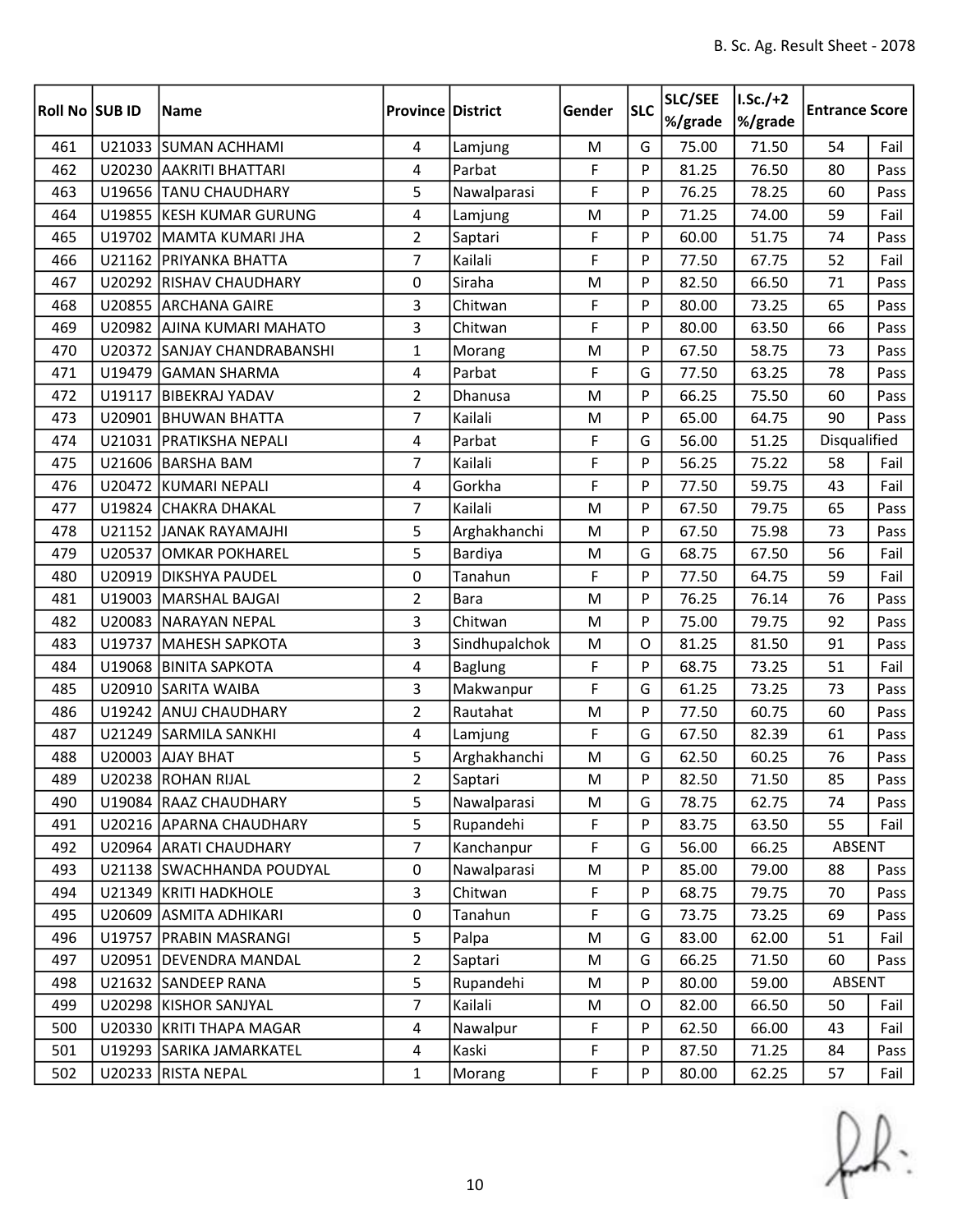| Roll No | SUB ID | Name | Province | District | Gender | SLC | SLC/SEE %/grade | I.Sc./+2 %/grade | Entrance Score | |
|---|---|---|---|---|---|---|---|---|---|---|
| 461 | U21033 | SUMAN ACHHAMI | 4 | Lamjung | M | G | 75.00 | 71.50 | 54 | Fail |
| 462 | U20230 | AAKRITI BHATTARI | 4 | Parbat | F | P | 81.25 | 76.50 | 80 | Pass |
| 463 | U19656 | TANU CHAUDHARY | 5 | Nawalparasi | F | P | 76.25 | 78.25 | 60 | Pass |
| 464 | U19855 | KESH KUMAR GURUNG | 4 | Lamjung | M | P | 71.25 | 74.00 | 59 | Fail |
| 465 | U19702 | MAMTA KUMARI JHA | 2 | Saptari | F | P | 60.00 | 51.75 | 74 | Pass |
| 466 | U21162 | PRIYANKA BHATTA | 7 | Kailali | F | P | 77.50 | 67.75 | 52 | Fail |
| 467 | U20292 | RISHAV CHAUDHARY | 0 | Siraha | M | P | 82.50 | 66.50 | 71 | Pass |
| 468 | U20855 | ARCHANA GAIRE | 3 | Chitwan | F | P | 80.00 | 73.25 | 65 | Pass |
| 469 | U20982 | AJINA KUMARI MAHATO | 3 | Chitwan | F | P | 80.00 | 63.50 | 66 | Pass |
| 470 | U20372 | SANJAY CHANDRABANSHI | 1 | Morang | M | P | 67.50 | 58.75 | 73 | Pass |
| 471 | U19479 | GAMAN SHARMA | 4 | Parbat | F | G | 77.50 | 63.25 | 78 | Pass |
| 472 | U19117 | BIBEKRAJ YADAV | 2 | Dhanusa | M | P | 66.25 | 75.50 | 60 | Pass |
| 473 | U20901 | BHUWAN BHATTA | 7 | Kailali | M | P | 65.00 | 64.75 | 90 | Pass |
| 474 | U21031 | PRATIKSHA NEPALI | 4 | Parbat | F | G | 56.00 | 51.25 | Disqualified | |
| 475 | U21606 | BARSHA BAM | 7 | Kailali | F | P | 56.25 | 75.22 | 58 | Fail |
| 476 | U20472 | KUMARI NEPALI | 4 | Gorkha | F | P | 77.50 | 59.75 | 43 | Fail |
| 477 | U19824 | CHAKRA DHAKAL | 7 | Kailali | M | P | 67.50 | 79.75 | 65 | Pass |
| 478 | U21152 | JANAK RAYAMAJHI | 5 | Arghakhanchi | M | P | 67.50 | 75.98 | 73 | Pass |
| 479 | U20537 | OMKAR POKHAREL | 5 | Bardiya | M | G | 68.75 | 67.50 | 56 | Fail |
| 480 | U20919 | DIKSHYA PAUDEL | 0 | Tanahun | F | P | 77.50 | 64.75 | 59 | Fail |
| 481 | U19003 | MARSHAL BAJGAI | 2 | Bara | M | P | 76.25 | 76.14 | 76 | Pass |
| 482 | U20083 | NARAYAN NEPAL | 3 | Chitwan | M | P | 75.00 | 79.75 | 92 | Pass |
| 483 | U19737 | MAHESH SAPKOTA | 3 | Sindhupalchok | M | O | 81.25 | 81.50 | 91 | Pass |
| 484 | U19068 | BINITA SAPKOTA | 4 | Baglung | F | P | 68.75 | 73.25 | 51 | Fail |
| 485 | U20910 | SARITA WAIBA | 3 | Makwanpur | F | G | 61.25 | 73.25 | 73 | Pass |
| 486 | U19242 | ANUJ CHAUDHARY | 2 | Rautahat | M | P | 77.50 | 60.75 | 60 | Pass |
| 487 | U21249 | SARMILA SANKHI | 4 | Lamjung | F | G | 67.50 | 82.39 | 61 | Pass |
| 488 | U20003 | AJAY BHAT | 5 | Arghakhanchi | M | G | 62.50 | 60.25 | 76 | Pass |
| 489 | U20238 | ROHAN RIJAL | 2 | Saptari | M | P | 82.50 | 71.50 | 85 | Pass |
| 490 | U19084 | RAAZ CHAUDHARY | 5 | Nawalparasi | M | G | 78.75 | 62.75 | 74 | Pass |
| 491 | U20216 | APARNA CHAUDHARY | 5 | Rupandehi | F | P | 83.75 | 63.50 | 55 | Fail |
| 492 | U20964 | ARATI CHAUDHARY | 7 | Kanchanpur | F | G | 56.00 | 66.25 | ABSENT | |
| 493 | U21138 | SWACHHANDA POUDYAL | 0 | Nawalparasi | M | P | 85.00 | 79.00 | 88 | Pass |
| 494 | U21349 | KRITI HADKHOLE | 3 | Chitwan | F | P | 68.75 | 79.75 | 70 | Pass |
| 495 | U20609 | ASMITA ADHIKARI | 0 | Tanahun | F | G | 73.75 | 73.25 | 69 | Pass |
| 496 | U19757 | PRABIN MASRANGI | 5 | Palpa | M | G | 83.00 | 62.00 | 51 | Fail |
| 497 | U20951 | DEVENDRA MANDAL | 2 | Saptari | M | G | 66.25 | 71.50 | 60 | Pass |
| 498 | U21632 | SANDEEP RANA | 5 | Rupandehi | M | P | 80.00 | 59.00 | ABSENT | |
| 499 | U20298 | KISHOR SANJYAL | 7 | Kailali | M | O | 82.00 | 66.50 | 50 | Fail |
| 500 | U20330 | KRITI THAPA MAGAR | 4 | Nawalpur | F | P | 62.50 | 66.00 | 43 | Fail |
| 501 | U19293 | SARIKA JAMARKATEL | 4 | Kaski | F | P | 87.50 | 71.25 | 84 | Pass |
| 502 | U20233 | RISTA NEPAL | 1 | Morang | F | P | 80.00 | 62.25 | 57 | Fail |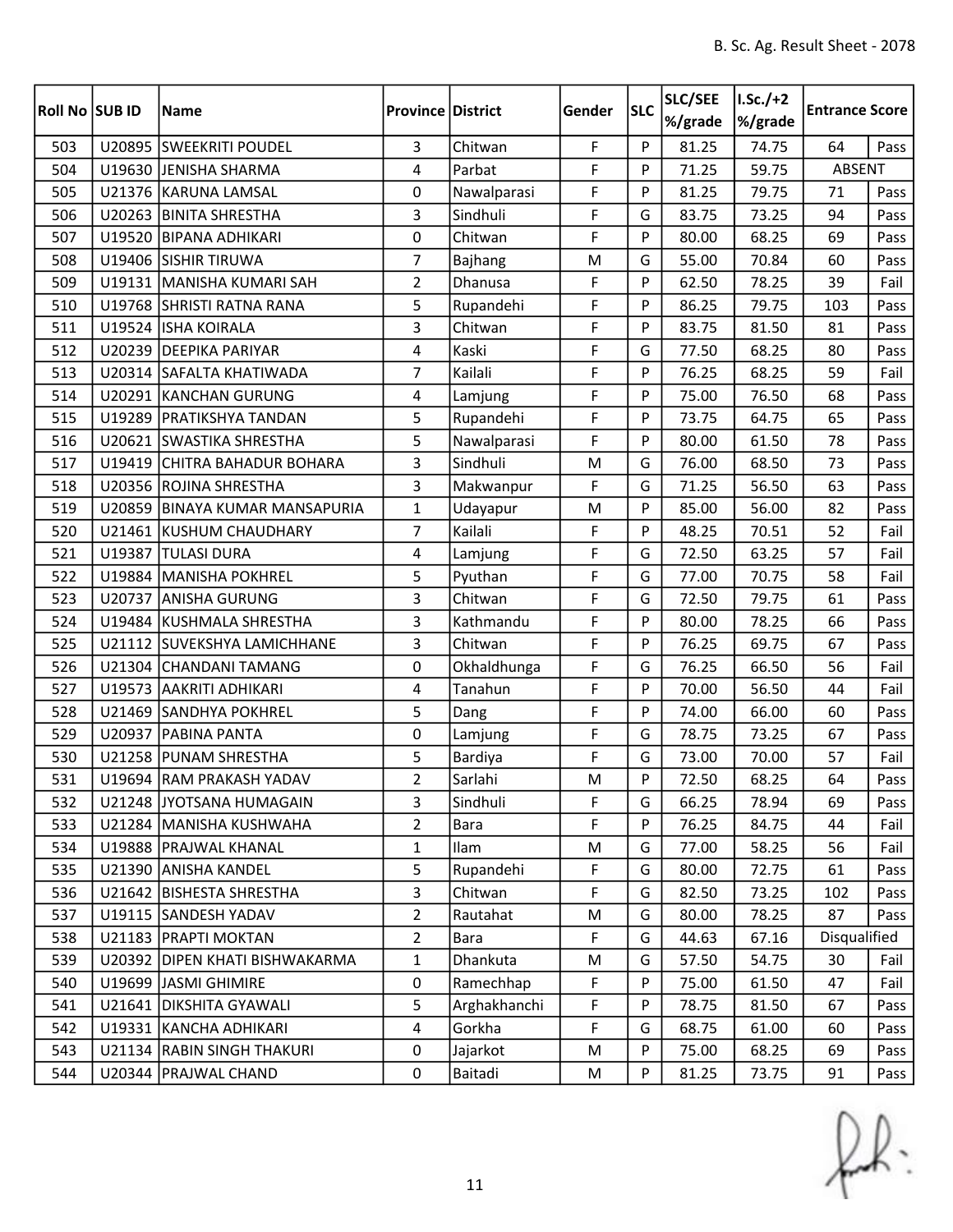| Roll No | SUB ID | Name | Province | District | Gender | SLC | SLC/SEE %/grade | I.Sc./+2 %/grade | Entrance Score | |
|---|---|---|---|---|---|---|---|---|---|---|
| 503 | U20895 | SWEEKRITI POUDEL | 3 | Chitwan | F | P | 81.25 | 74.75 | 64 | Pass |
| 504 | U19630 | JENISHA SHARMA | 4 | Parbat | F | P | 71.25 | 59.75 | ABSENT | |
| 505 | U21376 | KARUNA LAMSAL | 0 | Nawalparasi | F | P | 81.25 | 79.75 | 71 | Pass |
| 506 | U20263 | BINITA SHRESTHA | 3 | Sindhuli | F | G | 83.75 | 73.25 | 94 | Pass |
| 507 | U19520 | BIPANA ADHIKARI | 0 | Chitwan | F | P | 80.00 | 68.25 | 69 | Pass |
| 508 | U19406 | SISHIR TIRUWA | 7 | Bajhang | M | G | 55.00 | 70.84 | 60 | Pass |
| 509 | U19131 | MANISHA KUMARI SAH | 2 | Dhanusa | F | P | 62.50 | 78.25 | 39 | Fail |
| 510 | U19768 | SHRISTI RATNA RANA | 5 | Rupandehi | F | P | 86.25 | 79.75 | 103 | Pass |
| 511 | U19524 | ISHA KOIRALA | 3 | Chitwan | F | P | 83.75 | 81.50 | 81 | Pass |
| 512 | U20239 | DEEPIKA PARIYAR | 4 | Kaski | F | G | 77.50 | 68.25 | 80 | Pass |
| 513 | U20314 | SAFALTA KHATIWADA | 7 | Kailali | F | P | 76.25 | 68.25 | 59 | Fail |
| 514 | U20291 | KANCHAN GURUNG | 4 | Lamjung | F | P | 75.00 | 76.50 | 68 | Pass |
| 515 | U19289 | PRATIKSHYA TANDAN | 5 | Rupandehi | F | P | 73.75 | 64.75 | 65 | Pass |
| 516 | U20621 | SWASTIKA SHRESTHA | 5 | Nawalparasi | F | P | 80.00 | 61.50 | 78 | Pass |
| 517 | U19419 | CHITRA BAHADUR BOHARA | 3 | Sindhuli | M | G | 76.00 | 68.50 | 73 | Pass |
| 518 | U20356 | ROJINA SHRESTHA | 3 | Makwanpur | F | G | 71.25 | 56.50 | 63 | Pass |
| 519 | U20859 | BINAYA KUMAR MANSAPURIA | 1 | Udayapur | M | P | 85.00 | 56.00 | 82 | Pass |
| 520 | U21461 | KUSHUM CHAUDHARY | 7 | Kailali | F | P | 48.25 | 70.51 | 52 | Fail |
| 521 | U19387 | TULASI DURA | 4 | Lamjung | F | G | 72.50 | 63.25 | 57 | Fail |
| 522 | U19884 | MANISHA POKHREL | 5 | Pyuthan | F | G | 77.00 | 70.75 | 58 | Fail |
| 523 | U20737 | ANISHA GURUNG | 3 | Chitwan | F | G | 72.50 | 79.75 | 61 | Pass |
| 524 | U19484 | KUSHMALA SHRESTHA | 3 | Kathmandu | F | P | 80.00 | 78.25 | 66 | Pass |
| 525 | U21112 | SUVEKSHYA LAMICHHANE | 3 | Chitwan | F | P | 76.25 | 69.75 | 67 | Pass |
| 526 | U21304 | CHANDANI TAMANG | 0 | Okhaldhunga | F | G | 76.25 | 66.50 | 56 | Fail |
| 527 | U19573 | AAKRITI ADHIKARI | 4 | Tanahun | F | P | 70.00 | 56.50 | 44 | Fail |
| 528 | U21469 | SANDHYA POKHREL | 5 | Dang | F | P | 74.00 | 66.00 | 60 | Pass |
| 529 | U20937 | PABINA PANTA | 0 | Lamjung | F | G | 78.75 | 73.25 | 67 | Pass |
| 530 | U21258 | PUNAM SHRESTHA | 5 | Bardiya | F | G | 73.00 | 70.00 | 57 | Fail |
| 531 | U19694 | RAM PRAKASH YADAV | 2 | Sarlahi | M | P | 72.50 | 68.25 | 64 | Pass |
| 532 | U21248 | JYOTSANA HUMAGAIN | 3 | Sindhuli | F | G | 66.25 | 78.94 | 69 | Pass |
| 533 | U21284 | MANISHA KUSHWAHA | 2 | Bara | F | P | 76.25 | 84.75 | 44 | Fail |
| 534 | U19888 | PRAJWAL KHANAL | 1 | Ilam | M | G | 77.00 | 58.25 | 56 | Fail |
| 535 | U21390 | ANISHA KANDEL | 5 | Rupandehi | F | G | 80.00 | 72.75 | 61 | Pass |
| 536 | U21642 | BISHESTA SHRESTHA | 3 | Chitwan | F | G | 82.50 | 73.25 | 102 | Pass |
| 537 | U19115 | SANDESH YADAV | 2 | Rautahat | M | G | 80.00 | 78.25 | 87 | Pass |
| 538 | U21183 | PRAPTI MOKTAN | 2 | Bara | F | G | 44.63 | 67.16 | Disqualified | |
| 539 | U20392 | DIPEN KHATI BISHWAKARMA | 1 | Dhankuta | M | G | 57.50 | 54.75 | 30 | Fail |
| 540 | U19699 | JASMI GHIMIRE | 0 | Ramechhap | F | P | 75.00 | 61.50 | 47 | Fail |
| 541 | U21641 | DIKSHITA GYAWALI | 5 | Arghakhanchi | F | P | 78.75 | 81.50 | 67 | Pass |
| 542 | U19331 | KANCHA ADHIKARI | 4 | Gorkha | F | G | 68.75 | 61.00 | 60 | Pass |
| 543 | U21134 | RABIN SINGH THAKURI | 0 | Jajarkot | M | P | 75.00 | 68.25 | 69 | Pass |
| 544 | U20344 | PRAJWAL CHAND | 0 | Baitadi | M | P | 81.25 | 73.75 | 91 | Pass |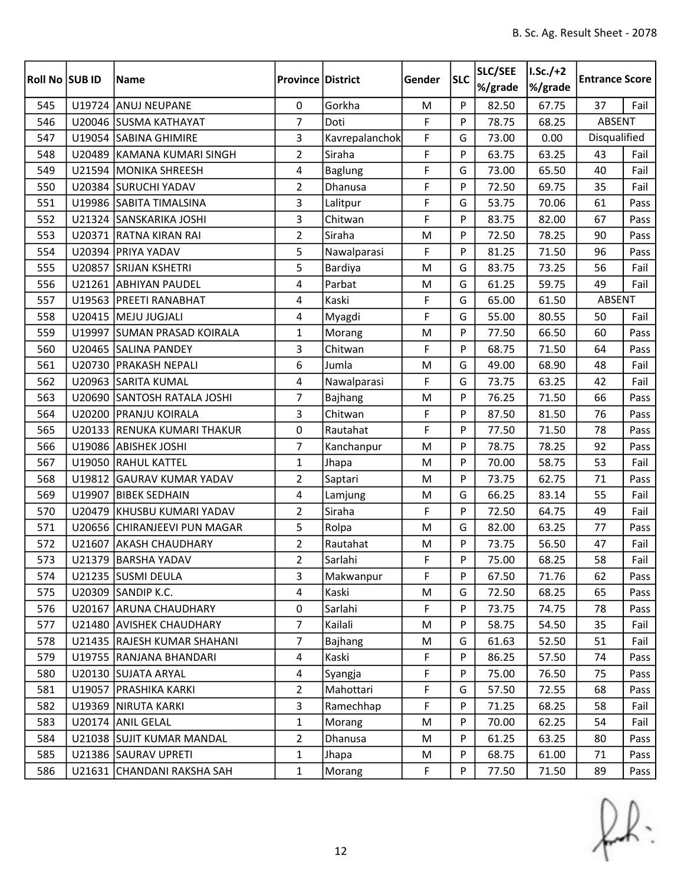| Roll No | SUB ID | Name | Province | District | Gender | SLC | SLC/SEE %/grade | I.Sc./+2 %/grade | Entrance Score | |
|---|---|---|---|---|---|---|---|---|---|---|
| 545 | U19724 | ANUJ NEUPANE | 0 | Gorkha | M | P | 82.50 | 67.75 | 37 | Fail |
| 546 | U20046 | SUSMA KATHAYAT | 7 | Doti | F | P | 78.75 | 68.25 | ABSENT | |
| 547 | U19054 | SABINA GHIMIRE | 3 | Kavrepalanchok | F | G | 73.00 | 0.00 | Disqualified | |
| 548 | U20489 | KAMANA KUMARI SINGH | 2 | Siraha | F | P | 63.75 | 63.25 | 43 | Fail |
| 549 | U21594 | MONIKA SHREESH | 4 | Baglung | F | G | 73.00 | 65.50 | 40 | Fail |
| 550 | U20384 | SURUCHI YADAV | 2 | Dhanusa | F | P | 72.50 | 69.75 | 35 | Fail |
| 551 | U19986 | SABITA TIMALSINA | 3 | Lalitpur | F | G | 53.75 | 70.06 | 61 | Pass |
| 552 | U21324 | SANSKARIKA JOSHI | 3 | Chitwan | F | P | 83.75 | 82.00 | 67 | Pass |
| 553 | U20371 | RATNA KIRAN RAI | 2 | Siraha | M | P | 72.50 | 78.25 | 90 | Pass |
| 554 | U20394 | PRIYA YADAV | 5 | Nawalparasi | F | P | 81.25 | 71.50 | 96 | Pass |
| 555 | U20857 | SRIJAN KSHETRI | 5 | Bardiya | M | G | 83.75 | 73.25 | 56 | Fail |
| 556 | U21261 | ABHIYAN PAUDEL | 4 | Parbat | M | G | 61.25 | 59.75 | 49 | Fail |
| 557 | U19563 | PREETI RANABHAT | 4 | Kaski | F | G | 65.00 | 61.50 | ABSENT | |
| 558 | U20415 | MEJU JUGJALI | 4 | Myagdi | F | G | 55.00 | 80.55 | 50 | Fail |
| 559 | U19997 | SUMAN PRASAD KOIRALA | 1 | Morang | M | P | 77.50 | 66.50 | 60 | Pass |
| 560 | U20465 | SALINA PANDEY | 3 | Chitwan | F | P | 68.75 | 71.50 | 64 | Pass |
| 561 | U20730 | PRAKASH NEPALI | 6 | Jumla | M | G | 49.00 | 68.90 | 48 | Fail |
| 562 | U20963 | SARITA KUMAL | 4 | Nawalparasi | F | G | 73.75 | 63.25 | 42 | Fail |
| 563 | U20690 | SANTOSH RATALA JOSHI | 7 | Bajhang | M | P | 76.25 | 71.50 | 66 | Pass |
| 564 | U20200 | PRANJU KOIRALA | 3 | Chitwan | F | P | 87.50 | 81.50 | 76 | Pass |
| 565 | U20133 | RENUKA KUMARI THAKUR | 0 | Rautahat | F | P | 77.50 | 71.50 | 78 | Pass |
| 566 | U19086 | ABISHEK JOSHI | 7 | Kanchanpur | M | P | 78.75 | 78.25 | 92 | Pass |
| 567 | U19050 | RAHUL KATTEL | 1 | Jhapa | M | P | 70.00 | 58.75 | 53 | Fail |
| 568 | U19812 | GAURAV KUMAR YADAV | 2 | Saptari | M | P | 73.75 | 62.75 | 71 | Pass |
| 569 | U19907 | BIBEK SEDHAIN | 4 | Lamjung | M | G | 66.25 | 83.14 | 55 | Fail |
| 570 | U20479 | KHUSBU KUMARI YADAV | 2 | Siraha | F | P | 72.50 | 64.75 | 49 | Fail |
| 571 | U20656 | CHIRANJEEVI PUN MAGAR | 5 | Rolpa | M | G | 82.00 | 63.25 | 77 | Pass |
| 572 | U21607 | AKASH CHAUDHARY | 2 | Rautahat | M | P | 73.75 | 56.50 | 47 | Fail |
| 573 | U21379 | BARSHA YADAV | 2 | Sarlahi | F | P | 75.00 | 68.25 | 58 | Fail |
| 574 | U21235 | SUSMI DEULA | 3 | Makwanpur | F | P | 67.50 | 71.76 | 62 | Pass |
| 575 | U20309 | SANDIP K.C. | 4 | Kaski | M | G | 72.50 | 68.25 | 65 | Pass |
| 576 | U20167 | ARUNA CHAUDHARY | 0 | Sarlahi | F | P | 73.75 | 74.75 | 78 | Pass |
| 577 | U21480 | AVISHEK CHAUDHARY | 7 | Kailali | M | P | 58.75 | 54.50 | 35 | Fail |
| 578 | U21435 | RAJESH KUMAR SHAHANI | 7 | Bajhang | M | G | 61.63 | 52.50 | 51 | Fail |
| 579 | U19755 | RANJANA BHANDARI | 4 | Kaski | F | P | 86.25 | 57.50 | 74 | Pass |
| 580 | U20130 | SUJATA ARYAL | 4 | Syangja | F | P | 75.00 | 76.50 | 75 | Pass |
| 581 | U19057 | PRASHIKA KARKI | 2 | Mahottari | F | G | 57.50 | 72.55 | 68 | Pass |
| 582 | U19369 | NIRUTA KARKI | 3 | Ramechhap | F | P | 71.25 | 68.25 | 58 | Fail |
| 583 | U20174 | ANIL GELAL | 1 | Morang | M | P | 70.00 | 62.25 | 54 | Fail |
| 584 | U21038 | SUJIT KUMAR MANDAL | 2 | Dhanusa | M | P | 61.25 | 63.25 | 80 | Pass |
| 585 | U21386 | SAURAV UPRETI | 1 | Jhapa | M | P | 68.75 | 61.00 | 71 | Pass |
| 586 | U21631 | CHANDANI RAKSHA SAH | 1 | Morang | F | P | 77.50 | 71.50 | 89 | Pass |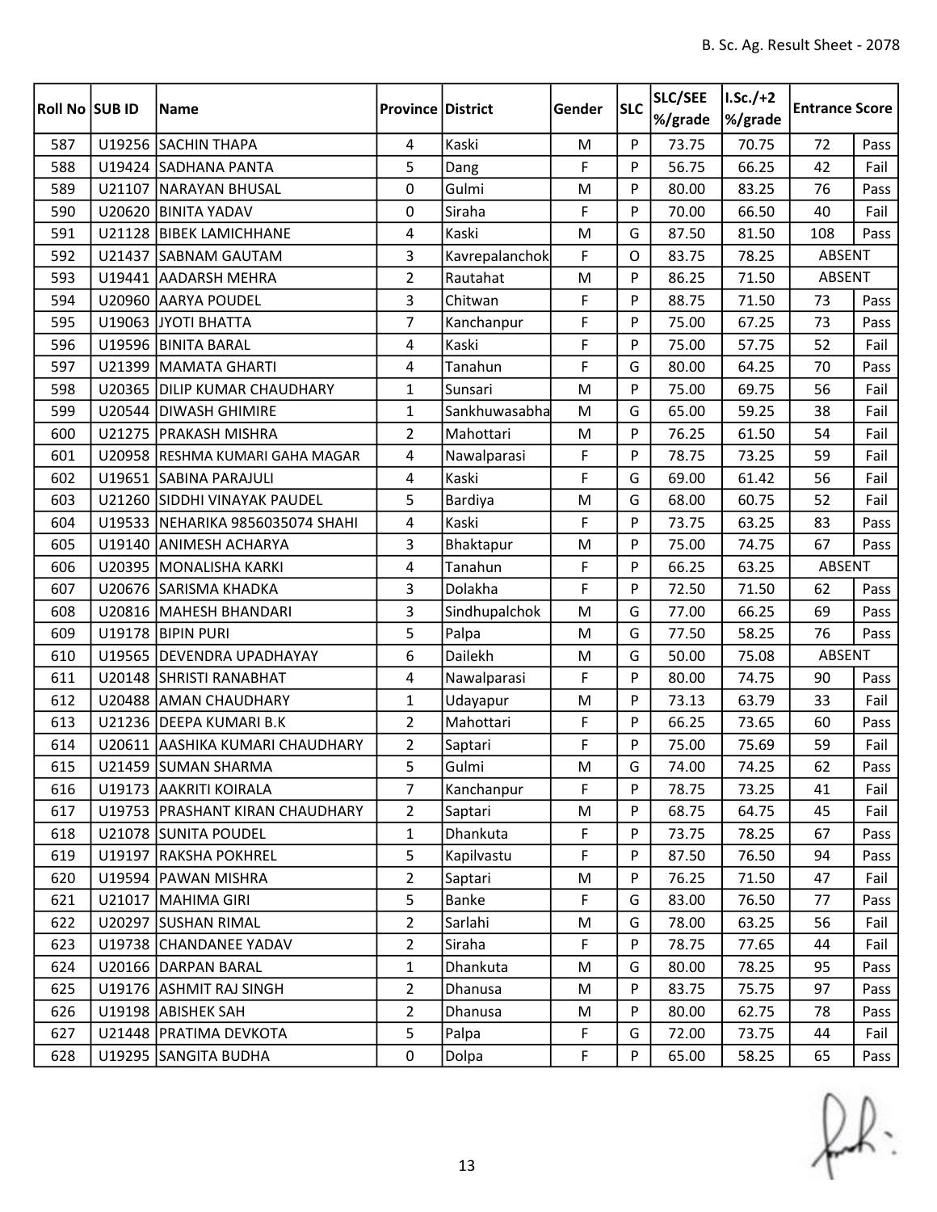| Roll No | SUB ID | Name | Province | District | Gender | SLC | SLC/SEE %/grade | I.Sc./+2 %/grade | Entrance Score | |
|---|---|---|---|---|---|---|---|---|---|---|
| 587 | U19256 | SACHIN THAPA | 4 | Kaski | M | P | 73.75 | 70.75 | 72 | Pass |
| 588 | U19424 | SADHANA PANTA | 5 | Dang | F | P | 56.75 | 66.25 | 42 | Fail |
| 589 | U21107 | NARAYAN BHUSAL | 0 | Gulmi | M | P | 80.00 | 83.25 | 76 | Pass |
| 590 | U20620 | BINITA YADAV | 0 | Siraha | F | P | 70.00 | 66.50 | 40 | Fail |
| 591 | U21128 | BIBEK LAMICHHANE | 4 | Kaski | M | G | 87.50 | 81.50 | 108 | Pass |
| 592 | U21437 | SABNAM GAUTAM | 3 | Kavrepalanchok | F | O | 83.75 | 78.25 | ABSENT | |
| 593 | U19441 | AADARSH MEHRA | 2 | Rautahat | M | P | 86.25 | 71.50 | ABSENT | |
| 594 | U20960 | AARYA POUDEL | 3 | Chitwan | F | P | 88.75 | 71.50 | 73 | Pass |
| 595 | U19063 | JYOTI BHATTA | 7 | Kanchanpur | F | P | 75.00 | 67.25 | 73 | Pass |
| 596 | U19596 | BINITA BARAL | 4 | Kaski | F | P | 75.00 | 57.75 | 52 | Fail |
| 597 | U21399 | MAMATA GHARTI | 4 | Tanahun | F | G | 80.00 | 64.25 | 70 | Pass |
| 598 | U20365 | DILIP KUMAR CHAUDHARY | 1 | Sunsari | M | P | 75.00 | 69.75 | 56 | Fail |
| 599 | U20544 | DIWASH GHIMIRE | 1 | Sankhuwasabha | M | G | 65.00 | 59.25 | 38 | Fail |
| 600 | U21275 | PRAKASH MISHRA | 2 | Mahottari | M | P | 76.25 | 61.50 | 54 | Fail |
| 601 | U20958 | RESHMA KUMARI GAHA MAGAR | 4 | Nawalparasi | F | P | 78.75 | 73.25 | 59 | Fail |
| 602 | U19651 | SABINA PARAJULI | 4 | Kaski | F | G | 69.00 | 61.42 | 56 | Fail |
| 603 | U21260 | SIDDHI VINAYAK PAUDEL | 5 | Bardiya | M | G | 68.00 | 60.75 | 52 | Fail |
| 604 | U19533 | NEHARIKA 9856035074 SHAHI | 4 | Kaski | F | P | 73.75 | 63.25 | 83 | Pass |
| 605 | U19140 | ANIMESH ACHARYA | 3 | Bhaktapur | M | P | 75.00 | 74.75 | 67 | Pass |
| 606 | U20395 | MONALISHA KARKI | 4 | Tanahun | F | P | 66.25 | 63.25 | ABSENT | |
| 607 | U20676 | SARISMA KHADKA | 3 | Dolakha | F | P | 72.50 | 71.50 | 62 | Pass |
| 608 | U20816 | MAHESH BHANDARI | 3 | Sindhupalchok | M | G | 77.00 | 66.25 | 69 | Pass |
| 609 | U19178 | BIPIN PURI | 5 | Palpa | M | G | 77.50 | 58.25 | 76 | Pass |
| 610 | U19565 | DEVENDRA UPADHAYAY | 6 | Dailekh | M | G | 50.00 | 75.08 | ABSENT | |
| 611 | U20148 | SHRISTI RANABHAT | 4 | Nawalparasi | F | P | 80.00 | 74.75 | 90 | Pass |
| 612 | U20488 | AMAN CHAUDHARY | 1 | Udayapur | M | P | 73.13 | 63.79 | 33 | Fail |
| 613 | U21236 | DEEPA KUMARI B.K | 2 | Mahottari | F | P | 66.25 | 73.65 | 60 | Pass |
| 614 | U20611 | AASHIKA KUMARI CHAUDHARY | 2 | Saptari | F | P | 75.00 | 75.69 | 59 | Fail |
| 615 | U21459 | SUMAN SHARMA | 5 | Gulmi | M | G | 74.00 | 74.25 | 62 | Pass |
| 616 | U19173 | AAKRITI KOIRALA | 7 | Kanchanpur | F | P | 78.75 | 73.25 | 41 | Fail |
| 617 | U19753 | PRASHANT KIRAN CHAUDHARY | 2 | Saptari | M | P | 68.75 | 64.75 | 45 | Fail |
| 618 | U21078 | SUNITA POUDEL | 1 | Dhankuta | F | P | 73.75 | 78.25 | 67 | Pass |
| 619 | U19197 | RAKSHA POKHREL | 5 | Kapilvastu | F | P | 87.50 | 76.50 | 94 | Pass |
| 620 | U19594 | PAWAN MISHRA | 2 | Saptari | M | P | 76.25 | 71.50 | 47 | Fail |
| 621 | U21017 | MAHIMA GIRI | 5 | Banke | F | G | 83.00 | 76.50 | 77 | Pass |
| 622 | U20297 | SUSHAN RIMAL | 2 | Sarlahi | M | G | 78.00 | 63.25 | 56 | Fail |
| 623 | U19738 | CHANDANEE YADAV | 2 | Siraha | F | P | 78.75 | 77.65 | 44 | Fail |
| 624 | U20166 | DARPAN BARAL | 1 | Dhankuta | M | G | 80.00 | 78.25 | 95 | Pass |
| 625 | U19176 | ASHMIT RAJ SINGH | 2 | Dhanusa | M | P | 83.75 | 75.75 | 97 | Pass |
| 626 | U19198 | ABISHEK SAH | 2 | Dhanusa | M | P | 80.00 | 62.75 | 78 | Pass |
| 627 | U21448 | PRATIMA DEVKOTA | 5 | Palpa | F | G | 72.00 | 73.75 | 44 | Fail |
| 628 | U19295 | SANGITA BUDHA | 0 | Dolpa | F | P | 65.00 | 58.25 | 65 | Pass |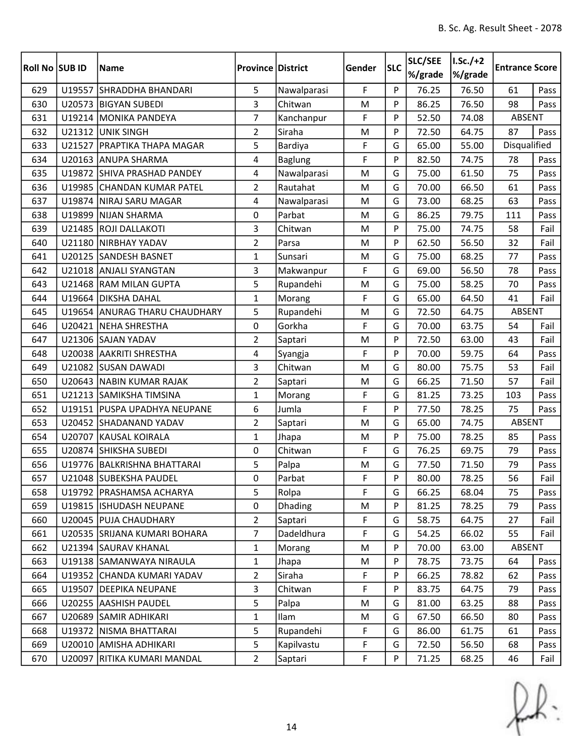| Roll No | SUB ID | Name | Province | District | Gender | SLC | SLC/SEE %/grade | I.Sc./+2 %/grade | Entrance Score | |
|---|---|---|---|---|---|---|---|---|---|---|
| 629 | U19557 | SHRADDHA BHANDARI | 5 | Nawalparasi | F | P | 76.25 | 76.50 | 61 | Pass |
| 630 | U20573 | BIGYAN SUBEDI | 3 | Chitwan | M | P | 86.25 | 76.50 | 98 | Pass |
| 631 | U19214 | MONIKA PANDEYA | 7 | Kanchanpur | F | P | 52.50 | 74.08 | ABSENT | |
| 632 | U21312 | UNIK SINGH | 2 | Siraha | M | P | 72.50 | 64.75 | 87 | Pass |
| 633 | U21527 | PRAPTIKA THAPA MAGAR | 5 | Bardiya | F | G | 65.00 | 55.00 | Disqualified | |
| 634 | U20163 | ANUPA SHARMA | 4 | Baglung | F | P | 82.50 | 74.75 | 78 | Pass |
| 635 | U19872 | SHIVA PRASHAD PANDEY | 4 | Nawalparasi | M | G | 75.00 | 61.50 | 75 | Pass |
| 636 | U19985 | CHANDAN KUMAR PATEL | 2 | Rautahat | M | G | 70.00 | 66.50 | 61 | Pass |
| 637 | U19874 | NIRAJ SARU MAGAR | 4 | Nawalparasi | M | G | 73.00 | 68.25 | 63 | Pass |
| 638 | U19899 | NIJAN SHARMA | 0 | Parbat | M | G | 86.25 | 79.75 | 111 | Pass |
| 639 | U21485 | ROJI DALLAKOTI | 3 | Chitwan | M | P | 75.00 | 74.75 | 58 | Fail |
| 640 | U21180 | NIRBHAY YADAV | 2 | Parsa | M | P | 62.50 | 56.50 | 32 | Fail |
| 641 | U20125 | SANDESH BASNET | 1 | Sunsari | M | G | 75.00 | 68.25 | 77 | Pass |
| 642 | U21018 | ANJALI SYANGTAN | 3 | Makwanpur | F | G | 69.00 | 56.50 | 78 | Pass |
| 643 | U21468 | RAM MILAN GUPTA | 5 | Rupandehi | M | G | 75.00 | 58.25 | 70 | Pass |
| 644 | U19664 | DIKSHA DAHAL | 1 | Morang | F | G | 65.00 | 64.50 | 41 | Fail |
| 645 | U19654 | ANURAG THARU CHAUDHARY | 5 | Rupandehi | M | G | 72.50 | 64.75 | ABSENT | |
| 646 | U20421 | NEHA SHRESTHA | 0 | Gorkha | F | G | 70.00 | 63.75 | 54 | Fail |
| 647 | U21306 | SAJAN YADAV | 2 | Saptari | M | P | 72.50 | 63.00 | 43 | Fail |
| 648 | U20038 | AAKRITI SHRESTHA | 4 | Syangja | F | P | 70.00 | 59.75 | 64 | Pass |
| 649 | U21082 | SUSAN DAWADI | 3 | Chitwan | M | G | 80.00 | 75.75 | 53 | Fail |
| 650 | U20643 | NABIN KUMAR RAJAK | 2 | Saptari | M | G | 66.25 | 71.50 | 57 | Fail |
| 651 | U21213 | SAMIKSHA TIMSINA | 1 | Morang | F | G | 81.25 | 73.25 | 103 | Pass |
| 652 | U19151 | PUSPA UPADHYA NEUPANE | 6 | Jumla | F | P | 77.50 | 78.25 | 75 | Pass |
| 653 | U20452 | SHADANAND YADAV | 2 | Saptari | M | G | 65.00 | 74.75 | ABSENT | |
| 654 | U20707 | KAUSAL KOIRALA | 1 | Jhapa | M | P | 75.00 | 78.25 | 85 | Pass |
| 655 | U20874 | SHIKSHA SUBEDI | 0 | Chitwan | F | G | 76.25 | 69.75 | 79 | Pass |
| 656 | U19776 | BALKRISHNA BHATTARAI | 5 | Palpa | M | G | 77.50 | 71.50 | 79 | Pass |
| 657 | U21048 | SUBEKSHA PAUDEL | 0 | Parbat | F | P | 80.00 | 78.25 | 56 | Fail |
| 658 | U19792 | PRASHAMSA ACHARYA | 5 | Rolpa | F | G | 66.25 | 68.04 | 75 | Pass |
| 659 | U19815 | ISHUDASH NEUPANE | 0 | Dhading | M | P | 81.25 | 78.25 | 79 | Pass |
| 660 | U20045 | PUJA CHAUDHARY | 2 | Saptari | F | G | 58.75 | 64.75 | 27 | Fail |
| 661 | U20535 | SRIJANA KUMARI BOHARA | 7 | Dadeldhura | F | G | 54.25 | 66.02 | 55 | Fail |
| 662 | U21394 | SAURAV KHANAL | 1 | Morang | M | P | 70.00 | 63.00 | ABSENT | |
| 663 | U19138 | SAMANWAYA NIRAULA | 1 | Jhapa | M | P | 78.75 | 73.75 | 64 | Pass |
| 664 | U19352 | CHANDA KUMARI YADAV | 2 | Siraha | F | P | 66.25 | 78.82 | 62 | Pass |
| 665 | U19507 | DEEPIKA NEUPANE | 3 | Chitwan | F | P | 83.75 | 64.75 | 79 | Pass |
| 666 | U20255 | AASHISH PAUDEL | 5 | Palpa | M | G | 81.00 | 63.25 | 88 | Pass |
| 667 | U20689 | SAMIR ADHIKARI | 1 | Ilam | M | G | 67.50 | 66.50 | 80 | Pass |
| 668 | U19372 | NISMA BHATTARAI | 5 | Rupandehi | F | G | 86.00 | 61.75 | 61 | Pass |
| 669 | U20010 | AMISHA ADHIKARI | 5 | Kapilvastu | F | G | 72.50 | 56.50 | 68 | Pass |
| 670 | U20097 | RITIKA KUMARI MANDAL | 2 | Saptari | F | P | 71.25 | 68.25 | 46 | Fail |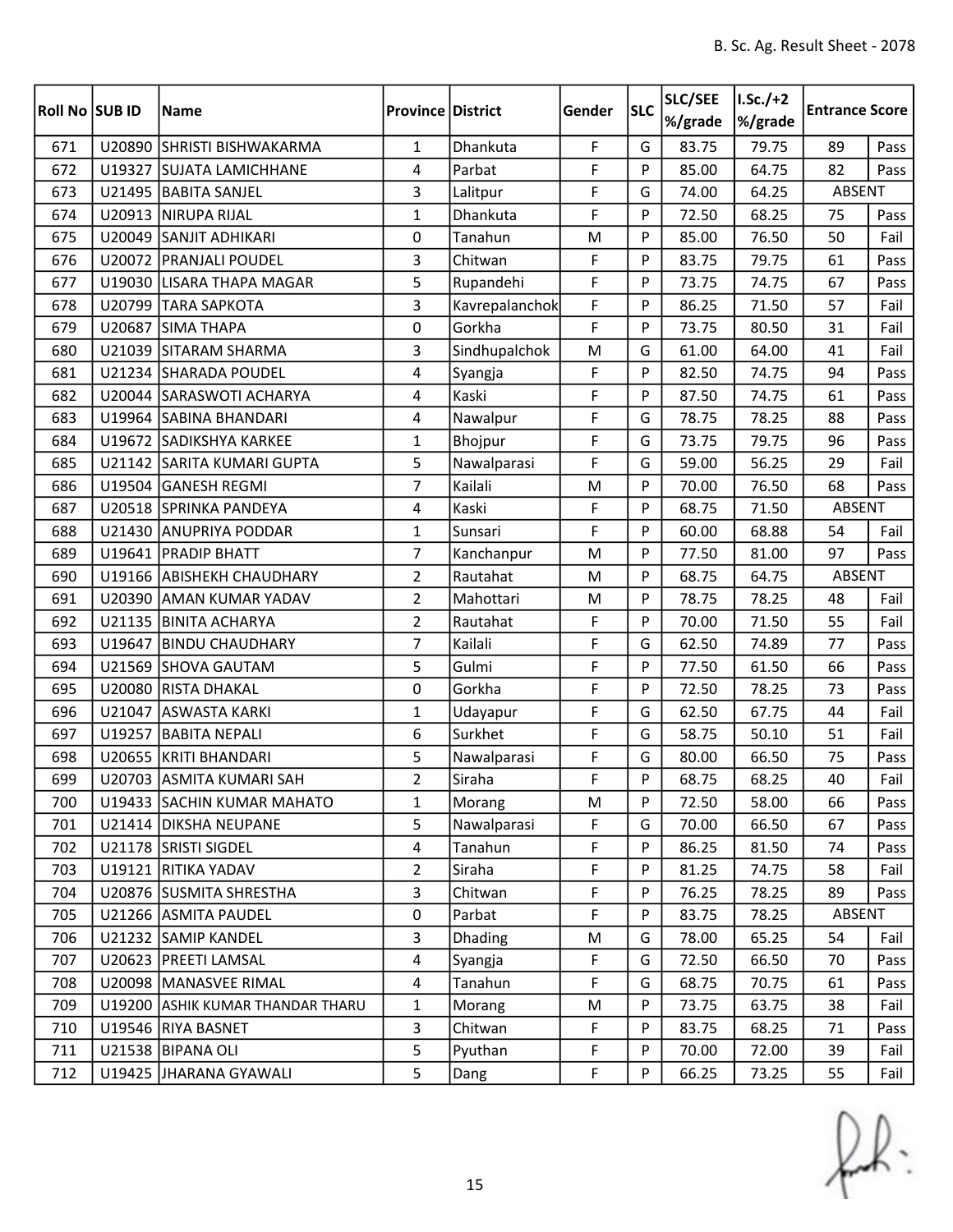| Roll No | SUB ID | Name | Province | District | Gender | SLC | SLC/SEE %/grade | I.Sc./+2 %/grade | Entrance Score | |
|---|---|---|---|---|---|---|---|---|---|---|
| 671 | U20890 | SHRISTI BISHWAKARMA | 1 | Dhankuta | F | G | 83.75 | 79.75 | 89 | Pass |
| 672 | U19327 | SUJATA LAMICHHANE | 4 | Parbat | F | P | 85.00 | 64.75 | 82 | Pass |
| 673 | U21495 | BABITA SANJEL | 3 | Lalitpur | F | G | 74.00 | 64.25 | ABSENT | |
| 674 | U20913 | NIRUPA RIJAL | 1 | Dhankuta | F | P | 72.50 | 68.25 | 75 | Pass |
| 675 | U20049 | SANJIT ADHIKARI | 0 | Tanahun | M | P | 85.00 | 76.50 | 50 | Fail |
| 676 | U20072 | PRANJALI POUDEL | 3 | Chitwan | F | P | 83.75 | 79.75 | 61 | Pass |
| 677 | U19030 | LISARA THAPA MAGAR | 5 | Rupandehi | F | P | 73.75 | 74.75 | 67 | Pass |
| 678 | U20799 | TARA SAPKOTA | 3 | Kavrepalanchok | F | P | 86.25 | 71.50 | 57 | Fail |
| 679 | U20687 | SIMA THAPA | 0 | Gorkha | F | P | 73.75 | 80.50 | 31 | Fail |
| 680 | U21039 | SITARAM SHARMA | 3 | Sindhupalchok | M | G | 61.00 | 64.00 | 41 | Fail |
| 681 | U21234 | SHARADA POUDEL | 4 | Syangja | F | P | 82.50 | 74.75 | 94 | Pass |
| 682 | U20044 | SARASWOTI ACHARYA | 4 | Kaski | F | P | 87.50 | 74.75 | 61 | Pass |
| 683 | U19964 | SABINA BHANDARI | 4 | Nawalpur | F | G | 78.75 | 78.25 | 88 | Pass |
| 684 | U19672 | SADIKSHYA KARKEE | 1 | Bhojpur | F | G | 73.75 | 79.75 | 96 | Pass |
| 685 | U21142 | SARITA KUMARI GUPTA | 5 | Nawalparasi | F | G | 59.00 | 56.25 | 29 | Fail |
| 686 | U19504 | GANESH REGMI | 7 | Kailali | M | P | 70.00 | 76.50 | 68 | Pass |
| 687 | U20518 | SPRINKA PANDEYA | 4 | Kaski | F | P | 68.75 | 71.50 | ABSENT | |
| 688 | U21430 | ANUPRIYA PODDAR | 1 | Sunsari | F | P | 60.00 | 68.88 | 54 | Fail |
| 689 | U19641 | PRADIP BHATT | 7 | Kanchanpur | M | P | 77.50 | 81.00 | 97 | Pass |
| 690 | U19166 | ABISHEKH CHAUDHARY | 2 | Rautahat | M | P | 68.75 | 64.75 | ABSENT | |
| 691 | U20390 | AMAN KUMAR YADAV | 2 | Mahottari | M | P | 78.75 | 78.25 | 48 | Fail |
| 692 | U21135 | BINITA ACHARYA | 2 | Rautahat | F | P | 70.00 | 71.50 | 55 | Fail |
| 693 | U19647 | BINDU CHAUDHARY | 7 | Kailali | F | G | 62.50 | 74.89 | 77 | Pass |
| 694 | U21569 | SHOVA GAUTAM | 5 | Gulmi | F | P | 77.50 | 61.50 | 66 | Pass |
| 695 | U20080 | RISTA DHAKAL | 0 | Gorkha | F | P | 72.50 | 78.25 | 73 | Pass |
| 696 | U21047 | ASWASTA KARKI | 1 | Udayapur | F | G | 62.50 | 67.75 | 44 | Fail |
| 697 | U19257 | BABITA NEPALI | 6 | Surkhet | F | G | 58.75 | 50.10 | 51 | Fail |
| 698 | U20655 | KRITI BHANDARI | 5 | Nawalparasi | F | G | 80.00 | 66.50 | 75 | Pass |
| 699 | U20703 | ASMITA KUMARI SAH | 2 | Siraha | F | P | 68.75 | 68.25 | 40 | Fail |
| 700 | U19433 | SACHIN KUMAR MAHATO | 1 | Morang | M | P | 72.50 | 58.00 | 66 | Pass |
| 701 | U21414 | DIKSHA NEUPANE | 5 | Nawalparasi | F | G | 70.00 | 66.50 | 67 | Pass |
| 702 | U21178 | SRISTI SIGDEL | 4 | Tanahun | F | P | 86.25 | 81.50 | 74 | Pass |
| 703 | U19121 | RITIKA YADAV | 2 | Siraha | F | P | 81.25 | 74.75 | 58 | Fail |
| 704 | U20876 | SUSMITA SHRESTHA | 3 | Chitwan | F | P | 76.25 | 78.25 | 89 | Pass |
| 705 | U21266 | ASMITA PAUDEL | 0 | Parbat | F | P | 83.75 | 78.25 | ABSENT | |
| 706 | U21232 | SAMIP KANDEL | 3 | Dhading | M | G | 78.00 | 65.25 | 54 | Fail |
| 707 | U20623 | PREETI LAMSAL | 4 | Syangja | F | G | 72.50 | 66.50 | 70 | Pass |
| 708 | U20098 | MANASVEE RIMAL | 4 | Tanahun | F | G | 68.75 | 70.75 | 61 | Pass |
| 709 | U19200 | ASHIK KUMAR THANDAR THARU | 1 | Morang | M | P | 73.75 | 63.75 | 38 | Fail |
| 710 | U19546 | RIYA BASNET | 3 | Chitwan | F | P | 83.75 | 68.25 | 71 | Pass |
| 711 | U21538 | BIPANA OLI | 5 | Pyuthan | F | P | 70.00 | 72.00 | 39 | Fail |
| 712 | U19425 | JHARANA GYAWALI | 5 | Dang | F | P | 66.25 | 73.25 | 55 | Fail |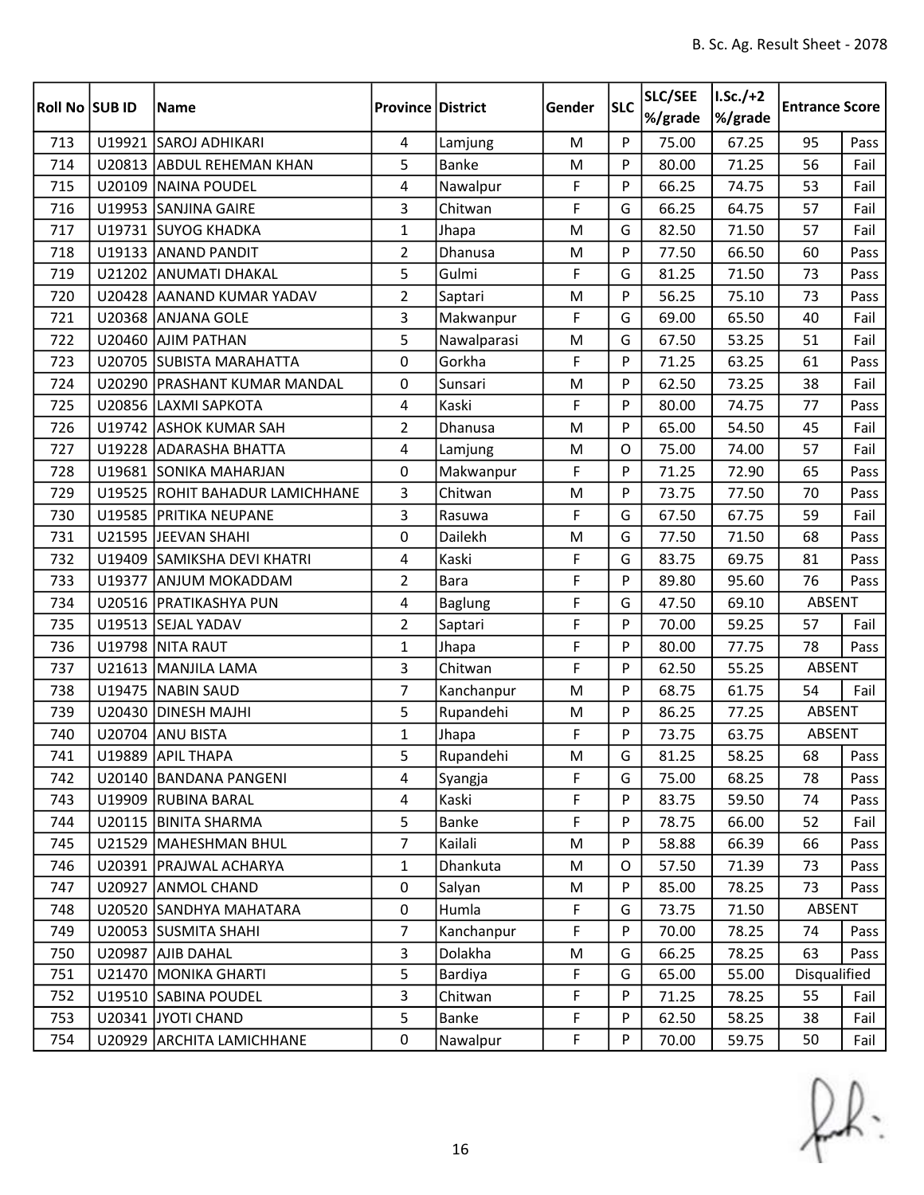| Roll No | SUB ID | Name | Province | District | Gender | SLC | SLC/SEE %/grade | I.Sc./+2 %/grade | Entrance Score | |
|---|---|---|---|---|---|---|---|---|---|---|
| 713 | U19921 | SAROJ ADHIKARI | 4 | Lamjung | M | P | 75.00 | 67.25 | 95 | Pass |
| 714 | U20813 | ABDUL REHEMAN KHAN | 5 | Banke | M | P | 80.00 | 71.25 | 56 | Fail |
| 715 | U20109 | NAINA POUDEL | 4 | Nawalpur | F | P | 66.25 | 74.75 | 53 | Fail |
| 716 | U19953 | SANJINA GAIRE | 3 | Chitwan | F | G | 66.25 | 64.75 | 57 | Fail |
| 717 | U19731 | SUYOG KHADKA | 1 | Jhapa | M | G | 82.50 | 71.50 | 57 | Fail |
| 718 | U19133 | ANAND PANDIT | 2 | Dhanusa | M | P | 77.50 | 66.50 | 60 | Pass |
| 719 | U21202 | ANUMATI DHAKAL | 5 | Gulmi | F | G | 81.25 | 71.50 | 73 | Pass |
| 720 | U20428 | AANAND KUMAR YADAV | 2 | Saptari | M | P | 56.25 | 75.10 | 73 | Pass |
| 721 | U20368 | ANJANA GOLE | 3 | Makwanpur | F | G | 69.00 | 65.50 | 40 | Fail |
| 722 | U20460 | AJIM PATHAN | 5 | Nawalparasi | M | G | 67.50 | 53.25 | 51 | Fail |
| 723 | U20705 | SUBISTA MARAHATTA | 0 | Gorkha | F | P | 71.25 | 63.25 | 61 | Pass |
| 724 | U20290 | PRASHANT KUMAR MANDAL | 0 | Sunsari | M | P | 62.50 | 73.25 | 38 | Fail |
| 725 | U20856 | LAXMI SAPKOTA | 4 | Kaski | F | P | 80.00 | 74.75 | 77 | Pass |
| 726 | U19742 | ASHOK KUMAR SAH | 2 | Dhanusa | M | P | 65.00 | 54.50 | 45 | Fail |
| 727 | U19228 | ADARASHA BHATTA | 4 | Lamjung | M | O | 75.00 | 74.00 | 57 | Fail |
| 728 | U19681 | SONIKA MAHARJAN | 0 | Makwanpur | F | P | 71.25 | 72.90 | 65 | Pass |
| 729 | U19525 | ROHIT BAHADUR LAMICHHANE | 3 | Chitwan | M | P | 73.75 | 77.50 | 70 | Pass |
| 730 | U19585 | PRITIKA NEUPANE | 3 | Rasuwa | F | G | 67.50 | 67.75 | 59 | Fail |
| 731 | U21595 | JEEVAN SHAHI | 0 | Dailekh | M | G | 77.50 | 71.50 | 68 | Pass |
| 732 | U19409 | SAMIKSHA DEVI KHATRI | 4 | Kaski | F | G | 83.75 | 69.75 | 81 | Pass |
| 733 | U19377 | ANJUM MOKADDAM | 2 | Bara | F | P | 89.80 | 95.60 | 76 | Pass |
| 734 | U20516 | PRATIKASHYA PUN | 4 | Baglung | F | G | 47.50 | 69.10 | ABSENT | |
| 735 | U19513 | SEJAL YADAV | 2 | Saptari | F | P | 70.00 | 59.25 | 57 | Fail |
| 736 | U19798 | NITA RAUT | 1 | Jhapa | F | P | 80.00 | 77.75 | 78 | Pass |
| 737 | U21613 | MANJILA LAMA | 3 | Chitwan | F | P | 62.50 | 55.25 | ABSENT | |
| 738 | U19475 | NABIN SAUD | 7 | Kanchanpur | M | P | 68.75 | 61.75 | 54 | Fail |
| 739 | U20430 | DINESH MAJHI | 5 | Rupandehi | M | P | 86.25 | 77.25 | ABSENT | |
| 740 | U20704 | ANU BISTA | 1 | Jhapa | F | P | 73.75 | 63.75 | ABSENT | |
| 741 | U19889 | APIL THAPA | 5 | Rupandehi | M | G | 81.25 | 58.25 | 68 | Pass |
| 742 | U20140 | BANDANA PANGENI | 4 | Syangja | F | G | 75.00 | 68.25 | 78 | Pass |
| 743 | U19909 | RUBINA BARAL | 4 | Kaski | F | P | 83.75 | 59.50 | 74 | Pass |
| 744 | U20115 | BINITA SHARMA | 5 | Banke | F | P | 78.75 | 66.00 | 52 | Fail |
| 745 | U21529 | MAHESHMAN BHUL | 7 | Kailali | M | P | 58.88 | 66.39 | 66 | Pass |
| 746 | U20391 | PRAJWAL ACHARYA | 1 | Dhankuta | M | O | 57.50 | 71.39 | 73 | Pass |
| 747 | U20927 | ANMOL CHAND | 0 | Salyan | M | P | 85.00 | 78.25 | 73 | Pass |
| 748 | U20520 | SANDHYA MAHATARA | 0 | Humla | F | G | 73.75 | 71.50 | ABSENT | |
| 749 | U20053 | SUSMITA SHAHI | 7 | Kanchanpur | F | P | 70.00 | 78.25 | 74 | Pass |
| 750 | U20987 | AJIB DAHAL | 3 | Dolakha | M | G | 66.25 | 78.25 | 63 | Pass |
| 751 | U21470 | MONIKA GHARTI | 5 | Bardiya | F | G | 65.00 | 55.00 | Disqualified | |
| 752 | U19510 | SABINA POUDEL | 3 | Chitwan | F | P | 71.25 | 78.25 | 55 | Fail |
| 753 | U20341 | JYOTI CHAND | 5 | Banke | F | P | 62.50 | 58.25 | 38 | Fail |
| 754 | U20929 | ARCHITA LAMICHHANE | 0 | Nawalpur | F | P | 70.00 | 59.75 | 50 | Fail |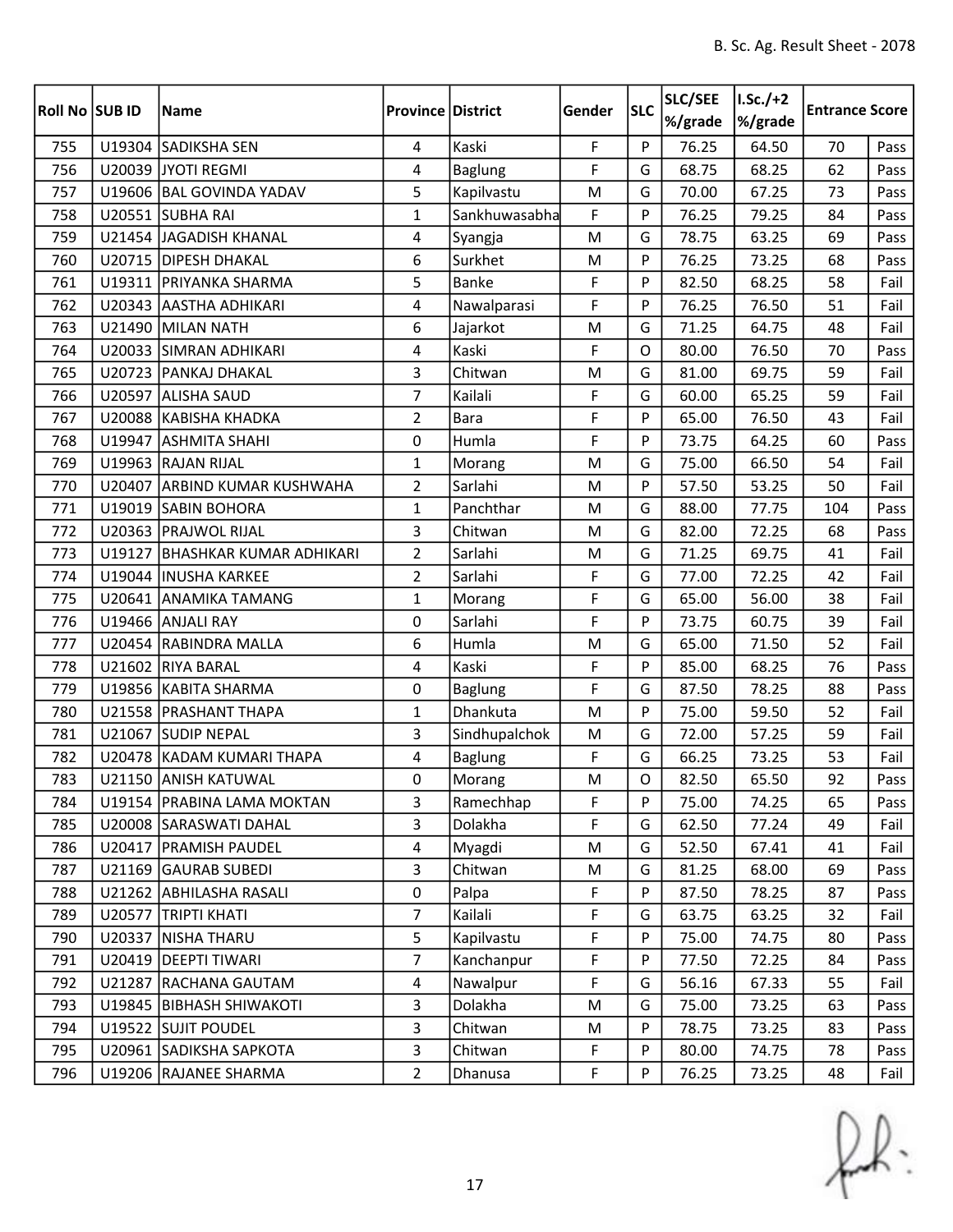| Roll No | SUB ID | Name | Province | District | Gender | SLC | SLC/SEE %/grade | I.Sc./+2 %/grade | Entrance Score | |
|---|---|---|---|---|---|---|---|---|---|---|
| 755 | U19304 | SADIKSHA SEN | 4 | Kaski | F | P | 76.25 | 64.50 | 70 | Pass |
| 756 | U20039 | JYOTI REGMI | 4 | Baglung | F | G | 68.75 | 68.25 | 62 | Pass |
| 757 | U19606 | BAL GOVINDA YADAV | 5 | Kapilvastu | M | G | 70.00 | 67.25 | 73 | Pass |
| 758 | U20551 | SUBHA RAI | 1 | Sankhuwasabha | F | P | 76.25 | 79.25 | 84 | Pass |
| 759 | U21454 | JAGADISH KHANAL | 4 | Syangja | M | G | 78.75 | 63.25 | 69 | Pass |
| 760 | U20715 | DIPESH DHAKAL | 6 | Surkhet | M | P | 76.25 | 73.25 | 68 | Pass |
| 761 | U19311 | PRIYANKA SHARMA | 5 | Banke | F | P | 82.50 | 68.25 | 58 | Fail |
| 762 | U20343 | AASTHA ADHIKARI | 4 | Nawalparasi | F | P | 76.25 | 76.50 | 51 | Fail |
| 763 | U21490 | MILAN NATH | 6 | Jajarkot | M | G | 71.25 | 64.75 | 48 | Fail |
| 764 | U20033 | SIMRAN ADHIKARI | 4 | Kaski | F | O | 80.00 | 76.50 | 70 | Pass |
| 765 | U20723 | PANKAJ DHAKAL | 3 | Chitwan | M | G | 81.00 | 69.75 | 59 | Fail |
| 766 | U20597 | ALISHA SAUD | 7 | Kailali | F | G | 60.00 | 65.25 | 59 | Fail |
| 767 | U20088 | KABISHA KHADKA | 2 | Bara | F | P | 65.00 | 76.50 | 43 | Fail |
| 768 | U19947 | ASHMITA SHAHI | 0 | Humla | F | P | 73.75 | 64.25 | 60 | Pass |
| 769 | U19963 | RAJAN RIJAL | 1 | Morang | M | G | 75.00 | 66.50 | 54 | Fail |
| 770 | U20407 | ARBIND KUMAR KUSHWAHA | 2 | Sarlahi | M | P | 57.50 | 53.25 | 50 | Fail |
| 771 | U19019 | SABIN BOHORA | 1 | Panchthar | M | G | 88.00 | 77.75 | 104 | Pass |
| 772 | U20363 | PRAJWOL RIJAL | 3 | Chitwan | M | G | 82.00 | 72.25 | 68 | Pass |
| 773 | U19127 | BHASHKAR KUMAR ADHIKARI | 2 | Sarlahi | M | G | 71.25 | 69.75 | 41 | Fail |
| 774 | U19044 | INUSHA KARKEE | 2 | Sarlahi | F | G | 77.00 | 72.25 | 42 | Fail |
| 775 | U20641 | ANAMIKA TAMANG | 1 | Morang | F | G | 65.00 | 56.00 | 38 | Fail |
| 776 | U19466 | ANJALI RAY | 0 | Sarlahi | F | P | 73.75 | 60.75 | 39 | Fail |
| 777 | U20454 | RABINDRA MALLA | 6 | Humla | M | G | 65.00 | 71.50 | 52 | Fail |
| 778 | U21602 | RIYA BARAL | 4 | Kaski | F | P | 85.00 | 68.25 | 76 | Pass |
| 779 | U19856 | KABITA SHARMA | 0 | Baglung | F | G | 87.50 | 78.25 | 88 | Pass |
| 780 | U21558 | PRASHANT THAPA | 1 | Dhankuta | M | P | 75.00 | 59.50 | 52 | Fail |
| 781 | U21067 | SUDIP NEPAL | 3 | Sindhupalchok | M | G | 72.00 | 57.25 | 59 | Fail |
| 782 | U20478 | KADAM KUMARI THAPA | 4 | Baglung | F | G | 66.25 | 73.25 | 53 | Fail |
| 783 | U21150 | ANISH KATUWAL | 0 | Morang | M | O | 82.50 | 65.50 | 92 | Pass |
| 784 | U19154 | PRABINA LAMA MOKTAN | 3 | Ramechhap | F | P | 75.00 | 74.25 | 65 | Pass |
| 785 | U20008 | SARASWATI DAHAL | 3 | Dolakha | F | G | 62.50 | 77.24 | 49 | Fail |
| 786 | U20417 | PRAMISH PAUDEL | 4 | Myagdi | M | G | 52.50 | 67.41 | 41 | Fail |
| 787 | U21169 | GAURAB SUBEDI | 3 | Chitwan | M | G | 81.25 | 68.00 | 69 | Pass |
| 788 | U21262 | ABHILASHA RASALI | 0 | Palpa | F | P | 87.50 | 78.25 | 87 | Pass |
| 789 | U20577 | TRIPTI KHATI | 7 | Kailali | F | G | 63.75 | 63.25 | 32 | Fail |
| 790 | U20337 | NISHA THARU | 5 | Kapilvastu | F | P | 75.00 | 74.75 | 80 | Pass |
| 791 | U20419 | DEEPTI TIWARI | 7 | Kanchanpur | F | P | 77.50 | 72.25 | 84 | Pass |
| 792 | U21287 | RACHANA GAUTAM | 4 | Nawalpur | F | G | 56.16 | 67.33 | 55 | Fail |
| 793 | U19845 | BIBHASH SHIWAKOTI | 3 | Dolakha | M | G | 75.00 | 73.25 | 63 | Pass |
| 794 | U19522 | SUJIT POUDEL | 3 | Chitwan | M | P | 78.75 | 73.25 | 83 | Pass |
| 795 | U20961 | SADIKSHA SAPKOTA | 3 | Chitwan | F | P | 80.00 | 74.75 | 78 | Pass |
| 796 | U19206 | RAJANEE SHARMA | 2 | Dhanusa | F | P | 76.25 | 73.25 | 48 | Fail |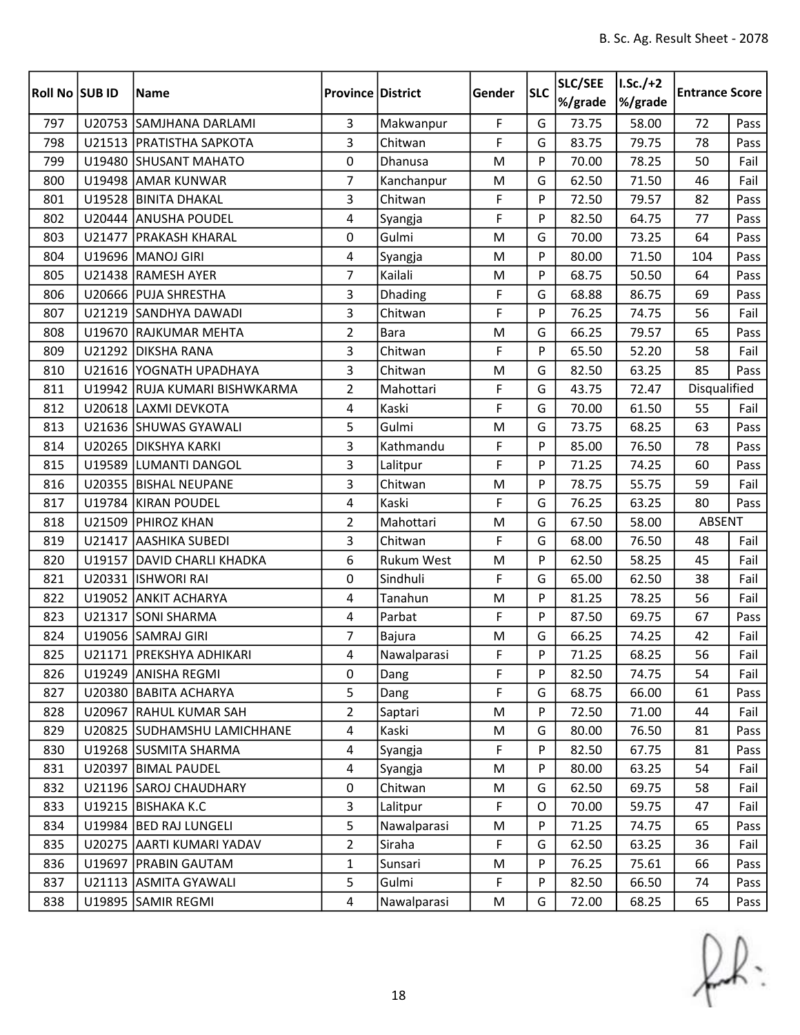| Roll No | SUB ID | Name | Province | District | Gender | SLC | SLC/SEE %/grade | I.Sc./+2 %/grade | Entrance Score | |
|---|---|---|---|---|---|---|---|---|---|---|
| 797 | U20753 | SAMJHANA DARLAMI | 3 | Makwanpur | F | G | 73.75 | 58.00 | 72 | Pass |
| 798 | U21513 | PRATISTHA SAPKOTA | 3 | Chitwan | F | G | 83.75 | 79.75 | 78 | Pass |
| 799 | U19480 | SHUSANT MAHATO | 0 | Dhanusa | M | P | 70.00 | 78.25 | 50 | Fail |
| 800 | U19498 | AMAR KUNWAR | 7 | Kanchanpur | M | G | 62.50 | 71.50 | 46 | Fail |
| 801 | U19528 | BINITA DHAKAL | 3 | Chitwan | F | P | 72.50 | 79.57 | 82 | Pass |
| 802 | U20444 | ANUSHA POUDEL | 4 | Syangja | F | P | 82.50 | 64.75 | 77 | Pass |
| 803 | U21477 | PRAKASH KHARAL | 0 | Gulmi | M | G | 70.00 | 73.25 | 64 | Pass |
| 804 | U19696 | MANOJ GIRI | 4 | Syangja | M | P | 80.00 | 71.50 | 104 | Pass |
| 805 | U21438 | RAMESH AYER | 7 | Kailali | M | P | 68.75 | 50.50 | 64 | Pass |
| 806 | U20666 | PUJA SHRESTHA | 3 | Dhading | F | G | 68.88 | 86.75 | 69 | Pass |
| 807 | U21219 | SANDHYA DAWADI | 3 | Chitwan | F | P | 76.25 | 74.75 | 56 | Fail |
| 808 | U19670 | RAJKUMAR MEHTA | 2 | Bara | M | G | 66.25 | 79.57 | 65 | Pass |
| 809 | U21292 | DIKSHA RANA | 3 | Chitwan | F | P | 65.50 | 52.20 | 58 | Fail |
| 810 | U21616 | YOGNATH UPADHAYA | 3 | Chitwan | M | G | 82.50 | 63.25 | 85 | Pass |
| 811 | U19942 | RUJA KUMARI BISHWKARMA | 2 | Mahottari | F | G | 43.75 | 72.47 | Disqualified | |
| 812 | U20618 | LAXMI DEVKOTA | 4 | Kaski | F | G | 70.00 | 61.50 | 55 | Fail |
| 813 | U21636 | SHUWAS GYAWALI | 5 | Gulmi | M | G | 73.75 | 68.25 | 63 | Pass |
| 814 | U20265 | DIKSHYA KARKI | 3 | Kathmandu | F | P | 85.00 | 76.50 | 78 | Pass |
| 815 | U19589 | LUMANTI DANGOL | 3 | Lalitpur | F | P | 71.25 | 74.25 | 60 | Pass |
| 816 | U20355 | BISHAL NEUPANE | 3 | Chitwan | M | P | 78.75 | 55.75 | 59 | Fail |
| 817 | U19784 | KIRAN POUDEL | 4 | Kaski | F | G | 76.25 | 63.25 | 80 | Pass |
| 818 | U21509 | PHIROZ KHAN | 2 | Mahottari | M | G | 67.50 | 58.00 | ABSENT | |
| 819 | U21417 | AASHIKA SUBEDI | 3 | Chitwan | F | G | 68.00 | 76.50 | 48 | Fail |
| 820 | U19157 | DAVID CHARLI KHADKA | 6 | Rukum West | M | P | 62.50 | 58.25 | 45 | Fail |
| 821 | U20331 | ISHWORI RAI | 0 | Sindhuli | F | G | 65.00 | 62.50 | 38 | Fail |
| 822 | U19052 | ANKIT ACHARYA | 4 | Tanahun | M | P | 81.25 | 78.25 | 56 | Fail |
| 823 | U21317 | SONI SHARMA | 4 | Parbat | F | P | 87.50 | 69.75 | 67 | Pass |
| 824 | U19056 | SAMRAJ GIRI | 7 | Bajura | M | G | 66.25 | 74.25 | 42 | Fail |
| 825 | U21171 | PREKSHYA ADHIKARI | 4 | Nawalparasi | F | P | 71.25 | 68.25 | 56 | Fail |
| 826 | U19249 | ANISHA REGMI | 0 | Dang | F | P | 82.50 | 74.75 | 54 | Fail |
| 827 | U20380 | BABITA ACHARYA | 5 | Dang | F | G | 68.75 | 66.00 | 61 | Pass |
| 828 | U20967 | RAHUL KUMAR SAH | 2 | Saptari | M | P | 72.50 | 71.00 | 44 | Fail |
| 829 | U20825 | SUDHAMSHU LAMICHHANE | 4 | Kaski | M | G | 80.00 | 76.50 | 81 | Pass |
| 830 | U19268 | SUSMITA SHARMA | 4 | Syangja | F | P | 82.50 | 67.75 | 81 | Pass |
| 831 | U20397 | BIMAL PAUDEL | 4 | Syangja | M | P | 80.00 | 63.25 | 54 | Fail |
| 832 | U21196 | SAROJ CHAUDHARY | 0 | Chitwan | M | G | 62.50 | 69.75 | 58 | Fail |
| 833 | U19215 | BISHAKA K.C | 3 | Lalitpur | F | O | 70.00 | 59.75 | 47 | Fail |
| 834 | U19984 | BED RAJ LUNGELI | 5 | Nawalparasi | M | P | 71.25 | 74.75 | 65 | Pass |
| 835 | U20275 | AARTI KUMARI YADAV | 2 | Siraha | F | G | 62.50 | 63.25 | 36 | Fail |
| 836 | U19697 | PRABIN GAUTAM | 1 | Sunsari | M | P | 76.25 | 75.61 | 66 | Pass |
| 837 | U21113 | ASMITA GYAWALI | 5 | Gulmi | F | P | 82.50 | 66.50 | 74 | Pass |
| 838 | U19895 | SAMIR REGMI | 4 | Nawalparasi | M | G | 72.00 | 68.25 | 65 | Pass |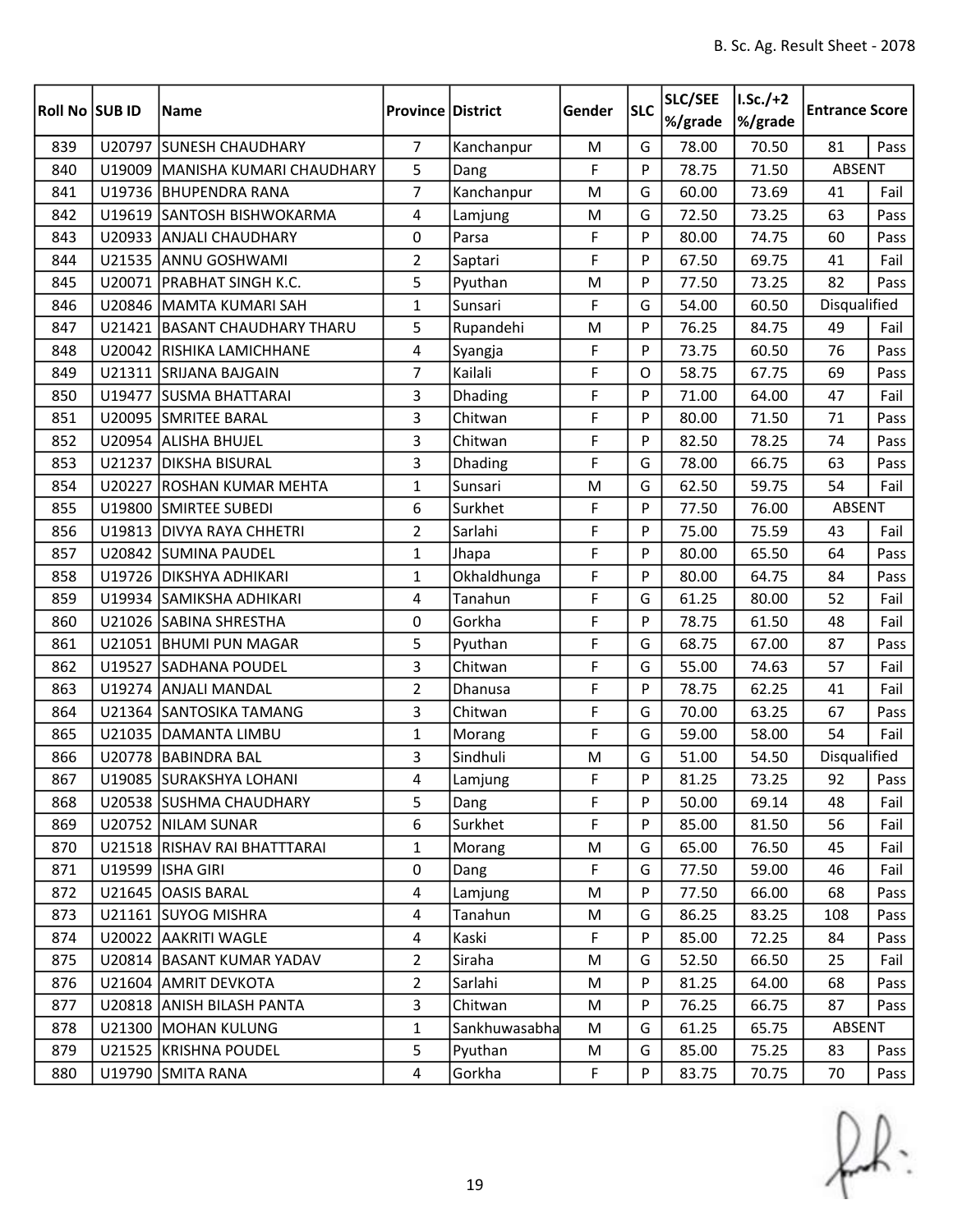| Roll No | SUB ID | Name | Province | District | Gender | SLC | SLC/SEE %/grade | I.Sc./+2 %/grade | Entrance Score | |
|---|---|---|---|---|---|---|---|---|---|---|
| 839 | U20797 | SUNESH CHAUDHARY | 7 | Kanchanpur | M | G | 78.00 | 70.50 | 81 | Pass |
| 840 | U19009 | MANISHA KUMARI CHAUDHARY | 5 | Dang | F | P | 78.75 | 71.50 | ABSENT | |
| 841 | U19736 | BHUPENDRA RANA | 7 | Kanchanpur | M | G | 60.00 | 73.69 | 41 | Fail |
| 842 | U19619 | SANTOSH BISHWOKARMA | 4 | Lamjung | M | G | 72.50 | 73.25 | 63 | Pass |
| 843 | U20933 | ANJALI CHAUDHARY | 0 | Parsa | F | P | 80.00 | 74.75 | 60 | Pass |
| 844 | U21535 | ANNU GOSHWAMI | 2 | Saptari | F | P | 67.50 | 69.75 | 41 | Fail |
| 845 | U20071 | PRABHAT SINGH K.C. | 5 | Pyuthan | M | P | 77.50 | 73.25 | 82 | Pass |
| 846 | U20846 | MAMTA KUMARI SAH | 1 | Sunsari | F | G | 54.00 | 60.50 | Disqualified | |
| 847 | U21421 | BASANT CHAUDHARY THARU | 5 | Rupandehi | M | P | 76.25 | 84.75 | 49 | Fail |
| 848 | U20042 | RISHIKA LAMICHHANE | 4 | Syangja | F | P | 73.75 | 60.50 | 76 | Pass |
| 849 | U21311 | SRIJANA BAJGAIN | 7 | Kailali | F | O | 58.75 | 67.75 | 69 | Pass |
| 850 | U19477 | SUSMA BHATTARAI | 3 | Dhading | F | P | 71.00 | 64.00 | 47 | Fail |
| 851 | U20095 | SMRITEE BARAL | 3 | Chitwan | F | P | 80.00 | 71.50 | 71 | Pass |
| 852 | U20954 | ALISHA BHUJEL | 3 | Chitwan | F | P | 82.50 | 78.25 | 74 | Pass |
| 853 | U21237 | DIKSHA BISURAL | 3 | Dhading | F | G | 78.00 | 66.75 | 63 | Pass |
| 854 | U20227 | ROSHAN KUMAR MEHTA | 1 | Sunsari | M | G | 62.50 | 59.75 | 54 | Fail |
| 855 | U19800 | SMIRTEE SUBEDI | 6 | Surkhet | F | P | 77.50 | 76.00 | ABSENT | |
| 856 | U19813 | DIVYA RAYA CHHETRI | 2 | Sarlahi | F | P | 75.00 | 75.59 | 43 | Fail |
| 857 | U20842 | SUMINA PAUDEL | 1 | Jhapa | F | P | 80.00 | 65.50 | 64 | Pass |
| 858 | U19726 | DIKSHYA ADHIKARI | 1 | Okhaldhunga | F | P | 80.00 | 64.75 | 84 | Pass |
| 859 | U19934 | SAMIKSHA ADHIKARI | 4 | Tanahun | F | G | 61.25 | 80.00 | 52 | Fail |
| 860 | U21026 | SABINA SHRESTHA | 0 | Gorkha | F | P | 78.75 | 61.50 | 48 | Fail |
| 861 | U21051 | BHUMI PUN MAGAR | 5 | Pyuthan | F | G | 68.75 | 67.00 | 87 | Pass |
| 862 | U19527 | SADHANA POUDEL | 3 | Chitwan | F | G | 55.00 | 74.63 | 57 | Fail |
| 863 | U19274 | ANJALI MANDAL | 2 | Dhanusa | F | P | 78.75 | 62.25 | 41 | Fail |
| 864 | U21364 | SANTOSIKA TAMANG | 3 | Chitwan | F | G | 70.00 | 63.25 | 67 | Pass |
| 865 | U21035 | DAMANTA LIMBU | 1 | Morang | F | G | 59.00 | 58.00 | 54 | Fail |
| 866 | U20778 | BABINDRA BAL | 3 | Sindhuli | M | G | 51.00 | 54.50 | Disqualified | |
| 867 | U19085 | SURAKSHYA LOHANI | 4 | Lamjung | F | P | 81.25 | 73.25 | 92 | Pass |
| 868 | U20538 | SUSHMA CHAUDHARY | 5 | Dang | F | P | 50.00 | 69.14 | 48 | Fail |
| 869 | U20752 | NILAM SUNAR | 6 | Surkhet | F | P | 85.00 | 81.50 | 56 | Fail |
| 870 | U21518 | RISHAV RAI BHATTTARAI | 1 | Morang | M | G | 65.00 | 76.50 | 45 | Fail |
| 871 | U19599 | ISHA GIRI | 0 | Dang | F | G | 77.50 | 59.00 | 46 | Fail |
| 872 | U21645 | OASIS BARAL | 4 | Lamjung | M | P | 77.50 | 66.00 | 68 | Pass |
| 873 | U21161 | SUYOG MISHRA | 4 | Tanahun | M | G | 86.25 | 83.25 | 108 | Pass |
| 874 | U20022 | AAKRITI WAGLE | 4 | Kaski | F | P | 85.00 | 72.25 | 84 | Pass |
| 875 | U20814 | BASANT KUMAR YADAV | 2 | Siraha | M | G | 52.50 | 66.50 | 25 | Fail |
| 876 | U21604 | AMRIT DEVKOTA | 2 | Sarlahi | M | P | 81.25 | 64.00 | 68 | Pass |
| 877 | U20818 | ANISH BILASH PANTA | 3 | Chitwan | M | P | 76.25 | 66.75 | 87 | Pass |
| 878 | U21300 | MOHAN KULUNG | 1 | Sankhuwasabha | M | G | 61.25 | 65.75 | ABSENT | |
| 879 | U21525 | KRISHNA POUDEL | 5 | Pyuthan | M | G | 85.00 | 75.25 | 83 | Pass |
| 880 | U19790 | SMITA RANA | 4 | Gorkha | F | P | 83.75 | 70.75 | 70 | Pass |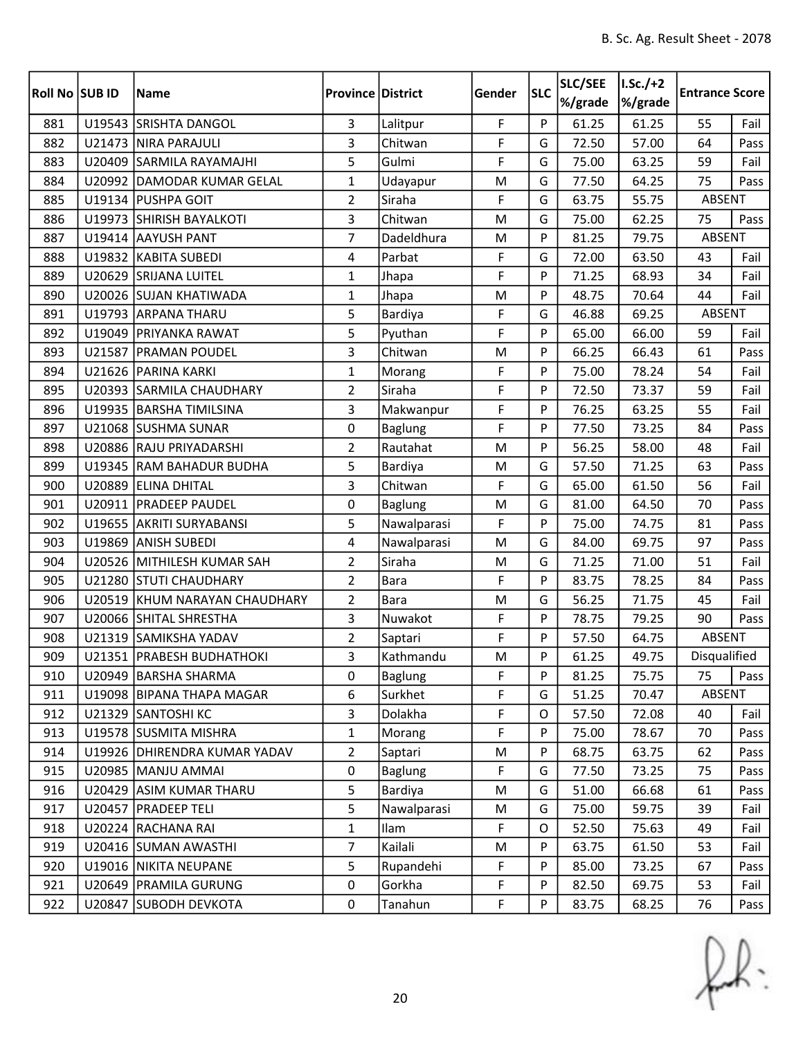| Roll No | SUB ID | Name | Province | District | Gender | SLC | SLC/SEE %/grade | I.Sc./+2 %/grade | Entrance Score | |
|---|---|---|---|---|---|---|---|---|---|---|
| 881 | U19543 | SRISHTA DANGOL | 3 | Lalitpur | F | P | 61.25 | 61.25 | 55 | Fail |
| 882 | U21473 | NIRA PARAJULI | 3 | Chitwan | F | G | 72.50 | 57.00 | 64 | Pass |
| 883 | U20409 | SARMILA RAYAMAJHI | 5 | Gulmi | F | G | 75.00 | 63.25 | 59 | Fail |
| 884 | U20992 | DAMODAR KUMAR GELAL | 1 | Udayapur | M | G | 77.50 | 64.25 | 75 | Pass |
| 885 | U19134 | PUSHPA GOIT | 2 | Siraha | F | G | 63.75 | 55.75 | ABSENT | |
| 886 | U19973 | SHIRISH BAYALKOTI | 3 | Chitwan | M | G | 75.00 | 62.25 | 75 | Pass |
| 887 | U19414 | AAYUSH PANT | 7 | Dadeldhura | M | P | 81.25 | 79.75 | ABSENT | |
| 888 | U19832 | KABITA SUBEDI | 4 | Parbat | F | G | 72.00 | 63.50 | 43 | Fail |
| 889 | U20629 | SRIJANA LUITEL | 1 | Jhapa | F | P | 71.25 | 68.93 | 34 | Fail |
| 890 | U20026 | SUJAN KHATIWADA | 1 | Jhapa | M | P | 48.75 | 70.64 | 44 | Fail |
| 891 | U19793 | ARPANA THARU | 5 | Bardiya | F | G | 46.88 | 69.25 | ABSENT | |
| 892 | U19049 | PRIYANKA RAWAT | 5 | Pyuthan | F | P | 65.00 | 66.00 | 59 | Fail |
| 893 | U21587 | PRAMAN POUDEL | 3 | Chitwan | M | P | 66.25 | 66.43 | 61 | Pass |
| 894 | U21626 | PARINA KARKI | 1 | Morang | F | P | 75.00 | 78.24 | 54 | Fail |
| 895 | U20393 | SARMILA CHAUDHARY | 2 | Siraha | F | P | 72.50 | 73.37 | 59 | Fail |
| 896 | U19935 | BARSHA TIMILSINA | 3 | Makwanpur | F | P | 76.25 | 63.25 | 55 | Fail |
| 897 | U21068 | SUSHMA SUNAR | 0 | Baglung | F | P | 77.50 | 73.25 | 84 | Pass |
| 898 | U20886 | RAJU PRIYADARSHI | 2 | Rautahat | M | P | 56.25 | 58.00 | 48 | Fail |
| 899 | U19345 | RAM BAHADUR BUDHA | 5 | Bardiya | M | G | 57.50 | 71.25 | 63 | Pass |
| 900 | U20889 | ELINA DHITAL | 3 | Chitwan | F | G | 65.00 | 61.50 | 56 | Fail |
| 901 | U20911 | PRADEEP PAUDEL | 0 | Baglung | M | G | 81.00 | 64.50 | 70 | Pass |
| 902 | U19655 | AKRITI SURYABANSI | 5 | Nawalparasi | F | P | 75.00 | 74.75 | 81 | Pass |
| 903 | U19869 | ANISH SUBEDI | 4 | Nawalparasi | M | G | 84.00 | 69.75 | 97 | Pass |
| 904 | U20526 | MITHILESH KUMAR SAH | 2 | Siraha | M | G | 71.25 | 71.00 | 51 | Fail |
| 905 | U21280 | STUTI CHAUDHARY | 2 | Bara | F | P | 83.75 | 78.25 | 84 | Pass |
| 906 | U20519 | KHUM NARAYAN CHAUDHARY | 2 | Bara | M | G | 56.25 | 71.75 | 45 | Fail |
| 907 | U20066 | SHITAL SHRESTHA | 3 | Nuwakot | F | P | 78.75 | 79.25 | 90 | Pass |
| 908 | U21319 | SAMIKSHA YADAV | 2 | Saptari | F | P | 57.50 | 64.75 | ABSENT | |
| 909 | U21351 | PRABESH BUDHATHOKI | 3 | Kathmandu | M | P | 61.25 | 49.75 | Disqualified | |
| 910 | U20949 | BARSHA SHARMA | 0 | Baglung | F | P | 81.25 | 75.75 | 75 | Pass |
| 911 | U19098 | BIPANA THAPA MAGAR | 6 | Surkhet | F | G | 51.25 | 70.47 | ABSENT | |
| 912 | U21329 | SANTOSHI KC | 3 | Dolakha | F | O | 57.50 | 72.08 | 40 | Fail |
| 913 | U19578 | SUSMITA MISHRA | 1 | Morang | F | P | 75.00 | 78.67 | 70 | Pass |
| 914 | U19926 | DHIRENDRA KUMAR YADAV | 2 | Saptari | M | P | 68.75 | 63.75 | 62 | Pass |
| 915 | U20985 | MANJU AMMAI | 0 | Baglung | F | G | 77.50 | 73.25 | 75 | Pass |
| 916 | U20429 | ASIM KUMAR THARU | 5 | Bardiya | M | G | 51.00 | 66.68 | 61 | Pass |
| 917 | U20457 | PRADEEP TELI | 5 | Nawalparasi | M | G | 75.00 | 59.75 | 39 | Fail |
| 918 | U20224 | RACHANA RAI | 1 | Ilam | F | O | 52.50 | 75.63 | 49 | Fail |
| 919 | U20416 | SUMAN AWASTHI | 7 | Kailali | M | P | 63.75 | 61.50 | 53 | Fail |
| 920 | U19016 | NIKITA NEUPANE | 5 | Rupandehi | F | P | 85.00 | 73.25 | 67 | Pass |
| 921 | U20649 | PRAMILA GURUNG | 0 | Gorkha | F | P | 82.50 | 69.75 | 53 | Fail |
| 922 | U20847 | SUBODH DEVKOTA | 0 | Tanahun | F | P | 83.75 | 68.25 | 76 | Pass |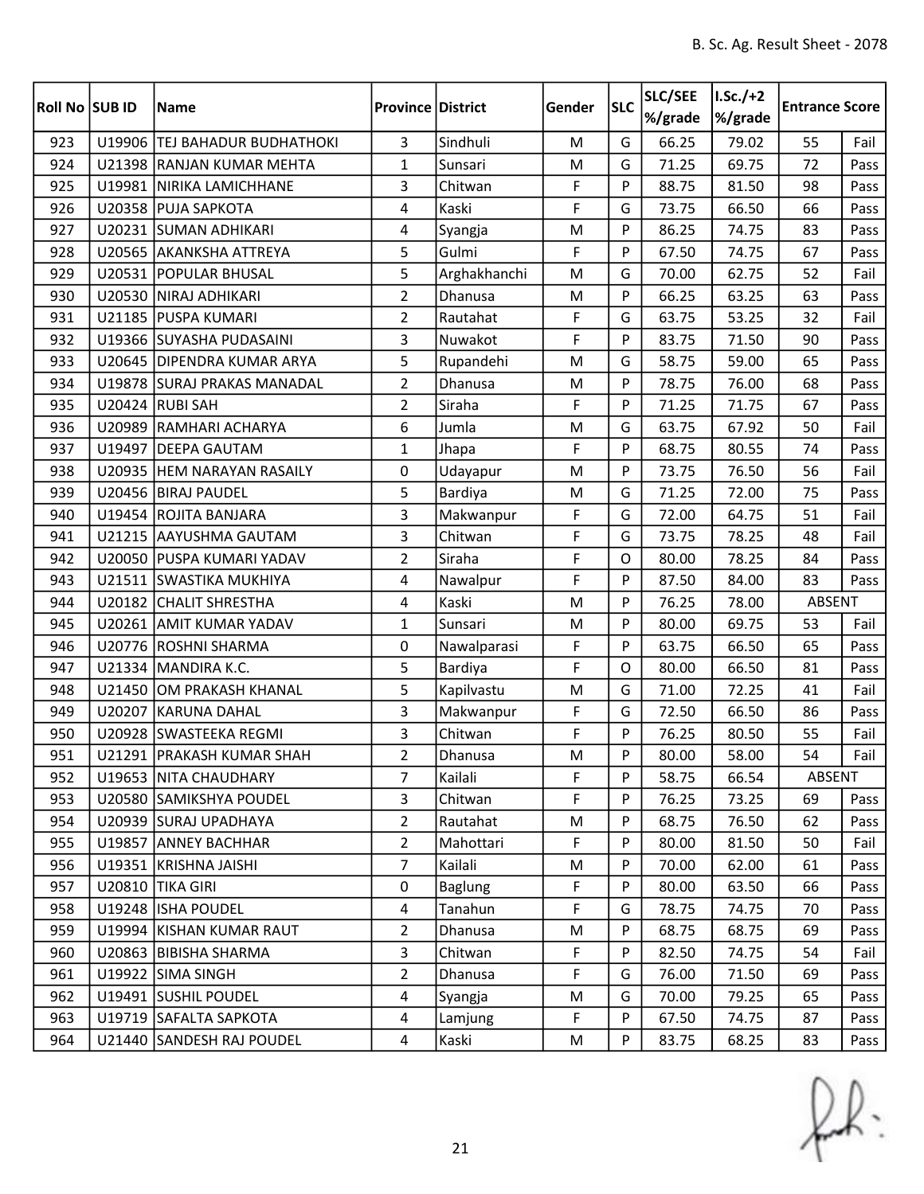| Roll No | SUB ID | Name | Province | District | Gender | SLC | SLC/SEE %/grade | I.Sc./+2 %/grade | Entrance Score | |
|---|---|---|---|---|---|---|---|---|---|---|
| 923 | U19906 | TEJ BAHADUR BUDHATHOKI | 3 | Sindhuli | M | G | 66.25 | 79.02 | 55 | Fail |
| 924 | U21398 | RANJAN KUMAR MEHTA | 1 | Sunsari | M | G | 71.25 | 69.75 | 72 | Pass |
| 925 | U19981 | NIRIKA LAMICHHANE | 3 | Chitwan | F | P | 88.75 | 81.50 | 98 | Pass |
| 926 | U20358 | PUJA SAPKOTA | 4 | Kaski | F | G | 73.75 | 66.50 | 66 | Pass |
| 927 | U20231 | SUMAN ADHIKARI | 4 | Syangja | M | P | 86.25 | 74.75 | 83 | Pass |
| 928 | U20565 | AKANKSHA ATTREYA | 5 | Gulmi | F | P | 67.50 | 74.75 | 67 | Pass |
| 929 | U20531 | POPULAR BHUSAL | 5 | Arghakhanchi | M | G | 70.00 | 62.75 | 52 | Fail |
| 930 | U20530 | NIRAJ ADHIKARI | 2 | Dhanusa | M | P | 66.25 | 63.25 | 63 | Pass |
| 931 | U21185 | PUSPA KUMARI | 2 | Rautahat | F | G | 63.75 | 53.25 | 32 | Fail |
| 932 | U19366 | SUYASHA PUDASAINI | 3 | Nuwakot | F | P | 83.75 | 71.50 | 90 | Pass |
| 933 | U20645 | DIPENDRA KUMAR ARYA | 5 | Rupandehi | M | G | 58.75 | 59.00 | 65 | Pass |
| 934 | U19878 | SURAJ PRAKAS MANADAL | 2 | Dhanusa | M | P | 78.75 | 76.00 | 68 | Pass |
| 935 | U20424 | RUBI SAH | 2 | Siraha | F | P | 71.25 | 71.75 | 67 | Pass |
| 936 | U20989 | RAMHARI ACHARYA | 6 | Jumla | M | G | 63.75 | 67.92 | 50 | Fail |
| 937 | U19497 | DEEPA GAUTAM | 1 | Jhapa | F | P | 68.75 | 80.55 | 74 | Pass |
| 938 | U20935 | HEM NARAYAN RASAILY | 0 | Udayapur | M | P | 73.75 | 76.50 | 56 | Fail |
| 939 | U20456 | BIRAJ PAUDEL | 5 | Bardiya | M | G | 71.25 | 72.00 | 75 | Pass |
| 940 | U19454 | ROJITA BANJARA | 3 | Makwanpur | F | G | 72.00 | 64.75 | 51 | Fail |
| 941 | U21215 | AAYUSHMA GAUTAM | 3 | Chitwan | F | G | 73.75 | 78.25 | 48 | Fail |
| 942 | U20050 | PUSPA KUMARI YADAV | 2 | Siraha | F | O | 80.00 | 78.25 | 84 | Pass |
| 943 | U21511 | SWASTIKA MUKHIYA | 4 | Nawalpur | F | P | 87.50 | 84.00 | 83 | Pass |
| 944 | U20182 | CHALIT SHRESTHA | 4 | Kaski | M | P | 76.25 | 78.00 | ABSENT | |
| 945 | U20261 | AMIT KUMAR YADAV | 1 | Sunsari | M | P | 80.00 | 69.75 | 53 | Fail |
| 946 | U20776 | ROSHNI SHARMA | 0 | Nawalparasi | F | P | 63.75 | 66.50 | 65 | Pass |
| 947 | U21334 | MANDIRA K.C. | 5 | Bardiya | F | O | 80.00 | 66.50 | 81 | Pass |
| 948 | U21450 | OM PRAKASH KHANAL | 5 | Kapilvastu | M | G | 71.00 | 72.25 | 41 | Fail |
| 949 | U20207 | KARUNA DAHAL | 3 | Makwanpur | F | G | 72.50 | 66.50 | 86 | Pass |
| 950 | U20928 | SWASTEEKA REGMI | 3 | Chitwan | F | P | 76.25 | 80.50 | 55 | Fail |
| 951 | U21291 | PRAKASH KUMAR SHAH | 2 | Dhanusa | M | P | 80.00 | 58.00 | 54 | Fail |
| 952 | U19653 | NITA CHAUDHARY | 7 | Kailali | F | P | 58.75 | 66.54 | ABSENT | |
| 953 | U20580 | SAMIKSHYA POUDEL | 3 | Chitwan | F | P | 76.25 | 73.25 | 69 | Pass |
| 954 | U20939 | SURAJ UPADHAYA | 2 | Rautahat | M | P | 68.75 | 76.50 | 62 | Pass |
| 955 | U19857 | ANNEY BACHHAR | 2 | Mahottari | F | P | 80.00 | 81.50 | 50 | Fail |
| 956 | U19351 | KRISHNA JAISHI | 7 | Kailali | M | P | 70.00 | 62.00 | 61 | Pass |
| 957 | U20810 | TIKA GIRI | 0 | Baglung | F | P | 80.00 | 63.50 | 66 | Pass |
| 958 | U19248 | ISHA POUDEL | 4 | Tanahun | F | G | 78.75 | 74.75 | 70 | Pass |
| 959 | U19994 | KISHAN KUMAR RAUT | 2 | Dhanusa | M | P | 68.75 | 68.75 | 69 | Pass |
| 960 | U20863 | BIBISHA SHARMA | 3 | Chitwan | F | P | 82.50 | 74.75 | 54 | Fail |
| 961 | U19922 | SIMA SINGH | 2 | Dhanusa | F | G | 76.00 | 71.50 | 69 | Pass |
| 962 | U19491 | SUSHIL POUDEL | 4 | Syangja | M | G | 70.00 | 79.25 | 65 | Pass |
| 963 | U19719 | SAFALTA SAPKOTA | 4 | Lamjung | F | P | 67.50 | 74.75 | 87 | Pass |
| 964 | U21440 | SANDESH RAJ POUDEL | 4 | Kaski | M | P | 83.75 | 68.25 | 83 | Pass |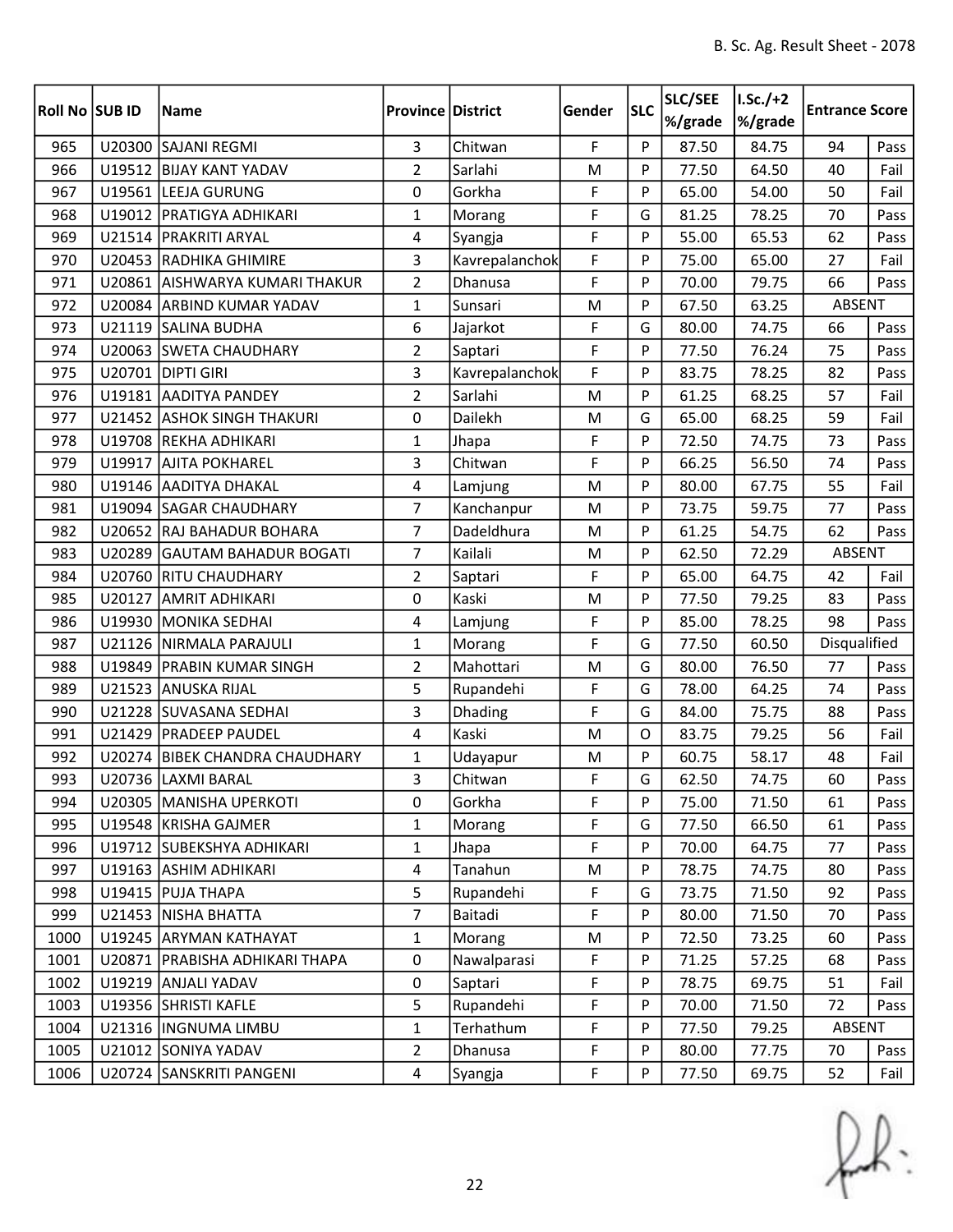| Roll No | SUB ID | Name | Province | District | Gender | SLC | SLC/SEE %/grade | I.Sc./+2 %/grade | Entrance Score | |
|---|---|---|---|---|---|---|---|---|---|---|
| 965 | U20300 | SAJANI REGMI | 3 | Chitwan | F | P | 87.50 | 84.75 | 94 | Pass |
| 966 | U19512 | BIJAY KANT YADAV | 2 | Sarlahi | M | P | 77.50 | 64.50 | 40 | Fail |
| 967 | U19561 | LEEJA GURUNG | 0 | Gorkha | F | P | 65.00 | 54.00 | 50 | Fail |
| 968 | U19012 | PRATIGYA ADHIKARI | 1 | Morang | F | G | 81.25 | 78.25 | 70 | Pass |
| 969 | U21514 | PRAKRITI ARYAL | 4 | Syangja | F | P | 55.00 | 65.53 | 62 | Pass |
| 970 | U20453 | RADHIKA GHIMIRE | 3 | Kavrepalanchok | F | P | 75.00 | 65.00 | 27 | Fail |
| 971 | U20861 | AISHWARYA KUMARI THAKUR | 2 | Dhanusa | F | P | 70.00 | 79.75 | 66 | Pass |
| 972 | U20084 | ARBIND KUMAR YADAV | 1 | Sunsari | M | P | 67.50 | 63.25 | ABSENT | |
| 973 | U21119 | SALINA BUDHA | 6 | Jajarkot | F | G | 80.00 | 74.75 | 66 | Pass |
| 974 | U20063 | SWETA CHAUDHARY | 2 | Saptari | F | P | 77.50 | 76.24 | 75 | Pass |
| 975 | U20701 | DIPTI GIRI | 3 | Kavrepalanchok | F | P | 83.75 | 78.25 | 82 | Pass |
| 976 | U19181 | AADITYA PANDEY | 2 | Sarlahi | M | P | 61.25 | 68.25 | 57 | Fail |
| 977 | U21452 | ASHOK SINGH THAKURI | 0 | Dailekh | M | G | 65.00 | 68.25 | 59 | Fail |
| 978 | U19708 | REKHA ADHIKARI | 1 | Jhapa | F | P | 72.50 | 74.75 | 73 | Pass |
| 979 | U19917 | AJITA POKHAREL | 3 | Chitwan | F | P | 66.25 | 56.50 | 74 | Pass |
| 980 | U19146 | AADITYA DHAKAL | 4 | Lamjung | M | P | 80.00 | 67.75 | 55 | Fail |
| 981 | U19094 | SAGAR CHAUDHARY | 7 | Kanchanpur | M | P | 73.75 | 59.75 | 77 | Pass |
| 982 | U20652 | RAJ BAHADUR BOHARA | 7 | Dadeldhura | M | P | 61.25 | 54.75 | 62 | Pass |
| 983 | U20289 | GAUTAM BAHADUR BOGATI | 7 | Kailali | M | P | 62.50 | 72.29 | ABSENT | |
| 984 | U20760 | RITU CHAUDHARY | 2 | Saptari | F | P | 65.00 | 64.75 | 42 | Fail |
| 985 | U20127 | AMRIT ADHIKARI | 0 | Kaski | M | P | 77.50 | 79.25 | 83 | Pass |
| 986 | U19930 | MONIKA SEDHAI | 4 | Lamjung | F | P | 85.00 | 78.25 | 98 | Pass |
| 987 | U21126 | NIRMALA PARAJULI | 1 | Morang | F | G | 77.50 | 60.50 | Disqualified | |
| 988 | U19849 | PRABIN KUMAR SINGH | 2 | Mahottari | M | G | 80.00 | 76.50 | 77 | Pass |
| 989 | U21523 | ANUSKA RIJAL | 5 | Rupandehi | F | G | 78.00 | 64.25 | 74 | Pass |
| 990 | U21228 | SUVASANA SEDHAI | 3 | Dhading | F | G | 84.00 | 75.75 | 88 | Pass |
| 991 | U21429 | PRADEEP PAUDEL | 4 | Kaski | M | O | 83.75 | 79.25 | 56 | Fail |
| 992 | U20274 | BIBEK CHANDRA CHAUDHARY | 1 | Udayapur | M | P | 60.75 | 58.17 | 48 | Fail |
| 993 | U20736 | LAXMI BARAL | 3 | Chitwan | F | G | 62.50 | 74.75 | 60 | Pass |
| 994 | U20305 | MANISHA UPERKOTI | 0 | Gorkha | F | P | 75.00 | 71.50 | 61 | Pass |
| 995 | U19548 | KRISHA GAJMER | 1 | Morang | F | G | 77.50 | 66.50 | 61 | Pass |
| 996 | U19712 | SUBEKSHYA ADHIKARI | 1 | Jhapa | F | P | 70.00 | 64.75 | 77 | Pass |
| 997 | U19163 | ASHIM ADHIKARI | 4 | Tanahun | M | P | 78.75 | 74.75 | 80 | Pass |
| 998 | U19415 | PUJA THAPA | 5 | Rupandehi | F | G | 73.75 | 71.50 | 92 | Pass |
| 999 | U21453 | NISHA BHATTA | 7 | Baitadi | F | P | 80.00 | 71.50 | 70 | Pass |
| 1000 | U19245 | ARYMAN KATHAYAT | 1 | Morang | M | P | 72.50 | 73.25 | 60 | Pass |
| 1001 | U20871 | PRABISHA ADHIKARI THAPA | 0 | Nawalparasi | F | P | 71.25 | 57.25 | 68 | Pass |
| 1002 | U19219 | ANJALI YADAV | 0 | Saptari | F | P | 78.75 | 69.75 | 51 | Fail |
| 1003 | U19356 | SHRISTI KAFLE | 5 | Rupandehi | F | P | 70.00 | 71.50 | 72 | Pass |
| 1004 | U21316 | INGNUMA LIMBU | 1 | Terhathum | F | P | 77.50 | 79.25 | ABSENT | |
| 1005 | U21012 | SONIYA YADAV | 2 | Dhanusa | F | P | 80.00 | 77.75 | 70 | Pass |
| 1006 | U20724 | SANSKRITI PANGENI | 4 | Syangja | F | P | 77.50 | 69.75 | 52 | Fail |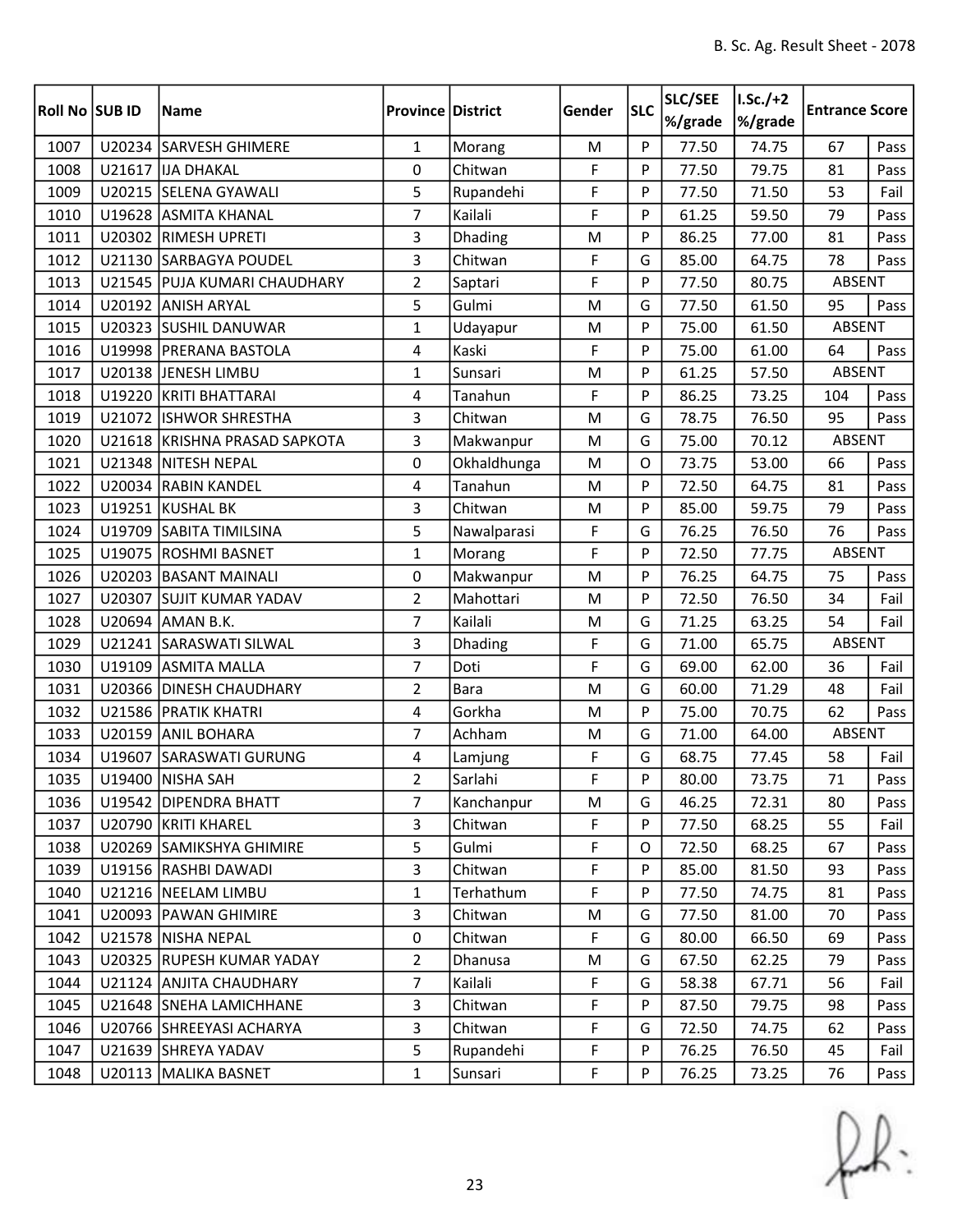| Roll No | SUB ID | Name | Province | District | Gender | SLC | SLC/SEE %/grade | I.Sc./+2 %/grade | Entrance Score | |
|---|---|---|---|---|---|---|---|---|---|---|
| 1007 | U20234 | SARVESH GHIMERE | 1 | Morang | M | P | 77.50 | 74.75 | 67 | Pass |
| 1008 | U21617 | IJA DHAKAL | 0 | Chitwan | F | P | 77.50 | 79.75 | 81 | Pass |
| 1009 | U20215 | SELENA GYAWALI | 5 | Rupandehi | F | P | 77.50 | 71.50 | 53 | Fail |
| 1010 | U19628 | ASMITA KHANAL | 7 | Kailali | F | P | 61.25 | 59.50 | 79 | Pass |
| 1011 | U20302 | RIMESH UPRETI | 3 | Dhading | M | P | 86.25 | 77.00 | 81 | Pass |
| 1012 | U21130 | SARBAGYA POUDEL | 3 | Chitwan | F | G | 85.00 | 64.75 | 78 | Pass |
| 1013 | U21545 | PUJA KUMARI CHAUDHARY | 2 | Saptari | F | P | 77.50 | 80.75 | ABSENT | |
| 1014 | U20192 | ANISH ARYAL | 5 | Gulmi | M | G | 77.50 | 61.50 | 95 | Pass |
| 1015 | U20323 | SUSHIL DANUWAR | 1 | Udayapur | M | P | 75.00 | 61.50 | ABSENT | |
| 1016 | U19998 | PRERANA BASTOLA | 4 | Kaski | F | P | 75.00 | 61.00 | 64 | Pass |
| 1017 | U20138 | JENESH LIMBU | 1 | Sunsari | M | P | 61.25 | 57.50 | ABSENT | |
| 1018 | U19220 | KRITI BHATTARAI | 4 | Tanahun | F | P | 86.25 | 73.25 | 104 | Pass |
| 1019 | U21072 | ISHWOR SHRESTHA | 3 | Chitwan | M | G | 78.75 | 76.50 | 95 | Pass |
| 1020 | U21618 | KRISHNA PRASAD SAPKOTA | 3 | Makwanpur | M | G | 75.00 | 70.12 | ABSENT | |
| 1021 | U21348 | NITESH NEPAL | 0 | Okhaldhunga | M | O | 73.75 | 53.00 | 66 | Pass |
| 1022 | U20034 | RABIN KANDEL | 4 | Tanahun | M | P | 72.50 | 64.75 | 81 | Pass |
| 1023 | U19251 | KUSHAL BK | 3 | Chitwan | M | P | 85.00 | 59.75 | 79 | Pass |
| 1024 | U19709 | SABITA TIMILSINA | 5 | Nawalparasi | F | G | 76.25 | 76.50 | 76 | Pass |
| 1025 | U19075 | ROSHMI BASNET | 1 | Morang | F | P | 72.50 | 77.75 | ABSENT | |
| 1026 | U20203 | BASANT MAINALI | 0 | Makwanpur | M | P | 76.25 | 64.75 | 75 | Pass |
| 1027 | U20307 | SUJIT KUMAR YADAV | 2 | Mahottari | M | P | 72.50 | 76.50 | 34 | Fail |
| 1028 | U20694 | AMAN B.K. | 7 | Kailali | M | G | 71.25 | 63.25 | 54 | Fail |
| 1029 | U21241 | SARASWATI SILWAL | 3 | Dhading | F | G | 71.00 | 65.75 | ABSENT | |
| 1030 | U19109 | ASMITA MALLA | 7 | Doti | F | G | 69.00 | 62.00 | 36 | Fail |
| 1031 | U20366 | DINESH CHAUDHARY | 2 | Bara | M | G | 60.00 | 71.29 | 48 | Fail |
| 1032 | U21586 | PRATIK KHATRI | 4 | Gorkha | M | P | 75.00 | 70.75 | 62 | Pass |
| 1033 | U20159 | ANIL BOHARA | 7 | Achham | M | G | 71.00 | 64.00 | ABSENT | |
| 1034 | U19607 | SARASWATI GURUNG | 4 | Lamjung | F | G | 68.75 | 77.45 | 58 | Fail |
| 1035 | U19400 | NISHA SAH | 2 | Sarlahi | F | P | 80.00 | 73.75 | 71 | Pass |
| 1036 | U19542 | DIPENDRA BHATT | 7 | Kanchanpur | M | G | 46.25 | 72.31 | 80 | Pass |
| 1037 | U20790 | KRITI KHAREL | 3 | Chitwan | F | P | 77.50 | 68.25 | 55 | Fail |
| 1038 | U20269 | SAMIKSHYA GHIMIRE | 5 | Gulmi | F | O | 72.50 | 68.25 | 67 | Pass |
| 1039 | U19156 | RASHBI DAWADI | 3 | Chitwan | F | P | 85.00 | 81.50 | 93 | Pass |
| 1040 | U21216 | NEELAM LIMBU | 1 | Terhathum | F | P | 77.50 | 74.75 | 81 | Pass |
| 1041 | U20093 | PAWAN GHIMIRE | 3 | Chitwan | M | G | 77.50 | 81.00 | 70 | Pass |
| 1042 | U21578 | NISHA NEPAL | 0 | Chitwan | F | G | 80.00 | 66.50 | 69 | Pass |
| 1043 | U20325 | RUPESH KUMAR YADAY | 2 | Dhanusa | M | G | 67.50 | 62.25 | 79 | Pass |
| 1044 | U21124 | ANJITA CHAUDHARY | 7 | Kailali | F | G | 58.38 | 67.71 | 56 | Fail |
| 1045 | U21648 | SNEHA LAMICHHANE | 3 | Chitwan | F | P | 87.50 | 79.75 | 98 | Pass |
| 1046 | U20766 | SHREEYASI ACHARYA | 3 | Chitwan | F | G | 72.50 | 74.75 | 62 | Pass |
| 1047 | U21639 | SHREYA YADAV | 5 | Rupandehi | F | P | 76.25 | 76.50 | 45 | Fail |
| 1048 | U20113 | MALIKA BASNET | 1 | Sunsari | F | P | 76.25 | 73.25 | 76 | Pass |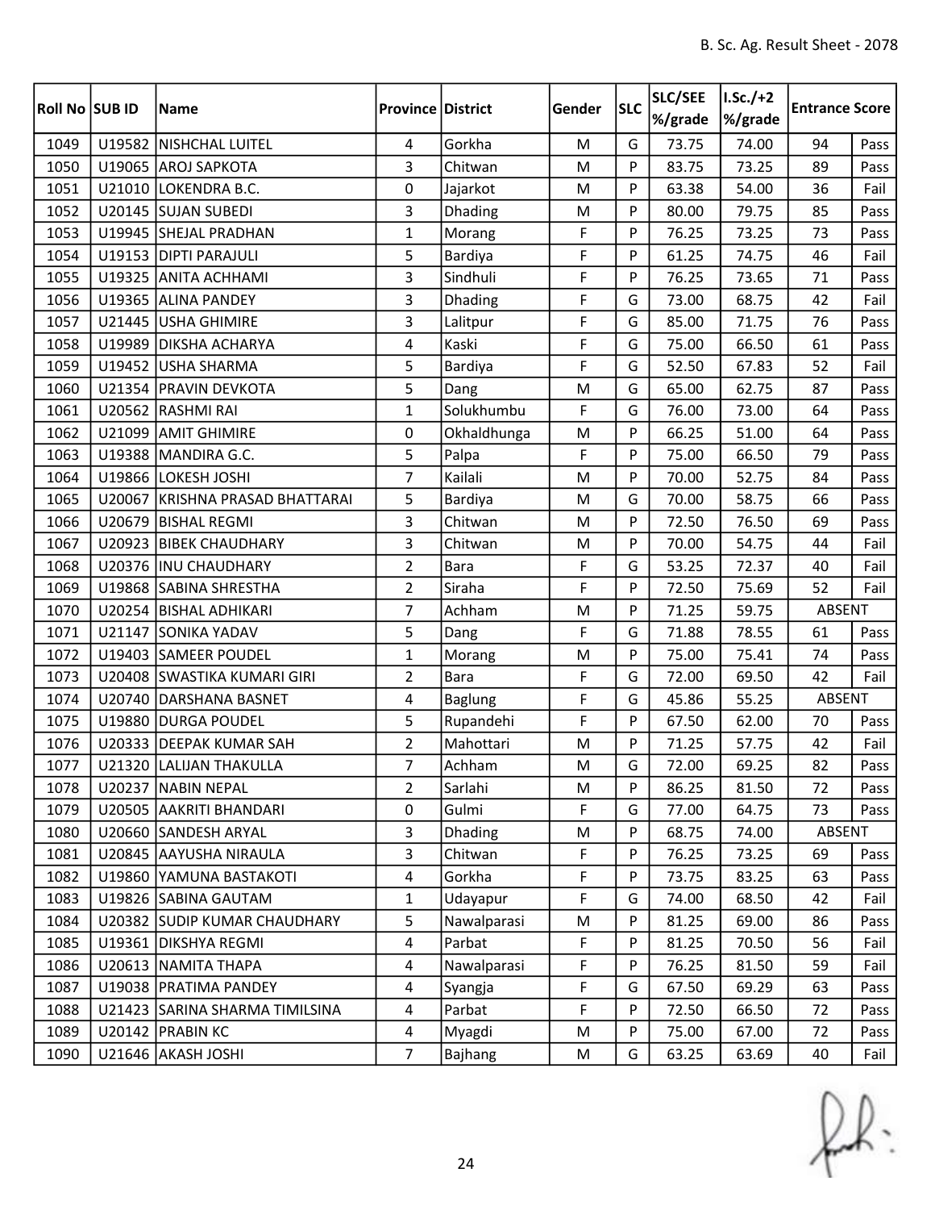| Roll No | SUB ID | Name | Province | District | Gender | SLC | SLC/SEE %/grade | I.Sc./+2 %/grade | Entrance Score | |
|---|---|---|---|---|---|---|---|---|---|---|
| 1049 | U19582 | NISHCHAL LUITEL | 4 | Gorkha | M | G | 73.75 | 74.00 | 94 | Pass |
| 1050 | U19065 | AROJ SAPKOTA | 3 | Chitwan | M | P | 83.75 | 73.25 | 89 | Pass |
| 1051 | U21010 | LOKENDRA B.C. | 0 | Jajarkot | M | P | 63.38 | 54.00 | 36 | Fail |
| 1052 | U20145 | SUJAN SUBEDI | 3 | Dhading | M | P | 80.00 | 79.75 | 85 | Pass |
| 1053 | U19945 | SHEJAL PRADHAN | 1 | Morang | F | P | 76.25 | 73.25 | 73 | Pass |
| 1054 | U19153 | DIPTI PARAJULI | 5 | Bardiya | F | P | 61.25 | 74.75 | 46 | Fail |
| 1055 | U19325 | ANITA ACHHAMI | 3 | Sindhuli | F | P | 76.25 | 73.65 | 71 | Pass |
| 1056 | U19365 | ALINA PANDEY | 3 | Dhading | F | G | 73.00 | 68.75 | 42 | Fail |
| 1057 | U21445 | USHA GHIMIRE | 3 | Lalitpur | F | G | 85.00 | 71.75 | 76 | Pass |
| 1058 | U19989 | DIKSHA ACHARYA | 4 | Kaski | F | G | 75.00 | 66.50 | 61 | Pass |
| 1059 | U19452 | USHA SHARMA | 5 | Bardiya | F | G | 52.50 | 67.83 | 52 | Fail |
| 1060 | U21354 | PRAVIN DEVKOTA | 5 | Dang | M | G | 65.00 | 62.75 | 87 | Pass |
| 1061 | U20562 | RASHMI RAI | 1 | Solukhumbu | F | G | 76.00 | 73.00 | 64 | Pass |
| 1062 | U21099 | AMIT GHIMIRE | 0 | Okhaldhunga | M | P | 66.25 | 51.00 | 64 | Pass |
| 1063 | U19388 | MANDIRA G.C. | 5 | Palpa | F | P | 75.00 | 66.50 | 79 | Pass |
| 1064 | U19866 | LOKESH JOSHI | 7 | Kailali | M | P | 70.00 | 52.75 | 84 | Pass |
| 1065 | U20067 | KRISHNA PRASAD BHATTARAI | 5 | Bardiya | M | G | 70.00 | 58.75 | 66 | Pass |
| 1066 | U20679 | BISHAL REGMI | 3 | Chitwan | M | P | 72.50 | 76.50 | 69 | Pass |
| 1067 | U20923 | BIBEK CHAUDHARY | 3 | Chitwan | M | P | 70.00 | 54.75 | 44 | Fail |
| 1068 | U20376 | INU CHAUDHARY | 2 | Bara | F | G | 53.25 | 72.37 | 40 | Fail |
| 1069 | U19868 | SABINA SHRESTHA | 2 | Siraha | F | P | 72.50 | 75.69 | 52 | Fail |
| 1070 | U20254 | BISHAL ADHIKARI | 7 | Achham | M | P | 71.25 | 59.75 | ABSENT | |
| 1071 | U21147 | SONIKA YADAV | 5 | Dang | F | G | 71.88 | 78.55 | 61 | Pass |
| 1072 | U19403 | SAMEER POUDEL | 1 | Morang | M | P | 75.00 | 75.41 | 74 | Pass |
| 1073 | U20408 | SWASTIKA KUMARI GIRI | 2 | Bara | F | G | 72.00 | 69.50 | 42 | Fail |
| 1074 | U20740 | DARSHANA BASNET | 4 | Baglung | F | G | 45.86 | 55.25 | ABSENT | |
| 1075 | U19880 | DURGA POUDEL | 5 | Rupandehi | F | P | 67.50 | 62.00 | 70 | Pass |
| 1076 | U20333 | DEEPAK KUMAR SAH | 2 | Mahottari | M | P | 71.25 | 57.75 | 42 | Fail |
| 1077 | U21320 | LALIJAN THAKULLA | 7 | Achham | M | G | 72.00 | 69.25 | 82 | Pass |
| 1078 | U20237 | NABIN NEPAL | 2 | Sarlahi | M | P | 86.25 | 81.50 | 72 | Pass |
| 1079 | U20505 | AAKRITI BHANDARI | 0 | Gulmi | F | G | 77.00 | 64.75 | 73 | Pass |
| 1080 | U20660 | SANDESH ARYAL | 3 | Dhading | M | P | 68.75 | 74.00 | ABSENT | |
| 1081 | U20845 | AAYUSHA NIRAULA | 3 | Chitwan | F | P | 76.25 | 73.25 | 69 | Pass |
| 1082 | U19860 | YAMUNA BASTAKOTI | 4 | Gorkha | F | P | 73.75 | 83.25 | 63 | Pass |
| 1083 | U19826 | SABINA GAUTAM | 1 | Udayapur | F | G | 74.00 | 68.50 | 42 | Fail |
| 1084 | U20382 | SUDIP KUMAR CHAUDHARY | 5 | Nawalparasi | M | P | 81.25 | 69.00 | 86 | Pass |
| 1085 | U19361 | DIKSHYA REGMI | 4 | Parbat | F | P | 81.25 | 70.50 | 56 | Fail |
| 1086 | U20613 | NAMITA THAPA | 4 | Nawalparasi | F | P | 76.25 | 81.50 | 59 | Fail |
| 1087 | U19038 | PRATIMA PANDEY | 4 | Syangja | F | G | 67.50 | 69.29 | 63 | Pass |
| 1088 | U21423 | SARINA SHARMA TIMILSINA | 4 | Parbat | F | P | 72.50 | 66.50 | 72 | Pass |
| 1089 | U20142 | PRABIN KC | 4 | Myagdi | M | P | 75.00 | 67.00 | 72 | Pass |
| 1090 | U21646 | AKASH JOSHI | 7 | Bajhang | M | G | 63.25 | 63.69 | 40 | Fail |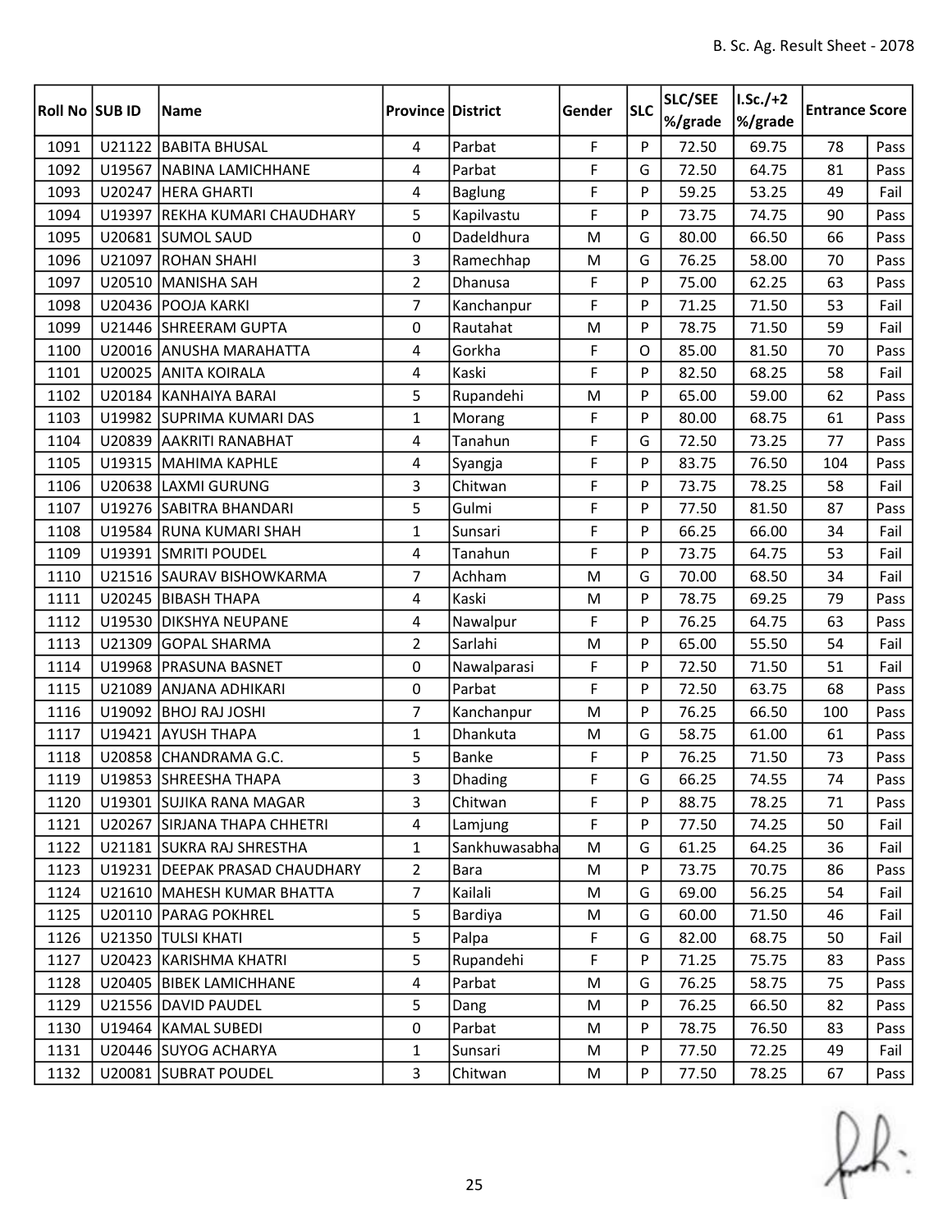| Roll No | SUB ID | Name | Province | District | Gender | SLC | SLC/SEE %/grade | I.Sc./+2 %/grade | Entrance Score | |
|---|---|---|---|---|---|---|---|---|---|---|
| 1091 | U21122 | BABITA BHUSAL | 4 | Parbat | F | P | 72.50 | 69.75 | 78 | Pass |
| 1092 | U19567 | NABINA LAMICHHANE | 4 | Parbat | F | G | 72.50 | 64.75 | 81 | Pass |
| 1093 | U20247 | HERA GHARTI | 4 | Baglung | F | P | 59.25 | 53.25 | 49 | Fail |
| 1094 | U19397 | REKHA KUMARI CHAUDHARY | 5 | Kapilvastu | F | P | 73.75 | 74.75 | 90 | Pass |
| 1095 | U20681 | SUMOL SAUD | 0 | Dadeldhura | M | G | 80.00 | 66.50 | 66 | Pass |
| 1096 | U21097 | ROHAN SHAHI | 3 | Ramechhap | M | G | 76.25 | 58.00 | 70 | Pass |
| 1097 | U20510 | MANISHA SAH | 2 | Dhanusa | F | P | 75.00 | 62.25 | 63 | Pass |
| 1098 | U20436 | POOJA KARKI | 7 | Kanchanpur | F | P | 71.25 | 71.50 | 53 | Fail |
| 1099 | U21446 | SHREERAM GUPTA | 0 | Rautahat | M | P | 78.75 | 71.50 | 59 | Fail |
| 1100 | U20016 | ANUSHA MARAHATTA | 4 | Gorkha | F | O | 85.00 | 81.50 | 70 | Pass |
| 1101 | U20025 | ANITA KOIRALA | 4 | Kaski | F | P | 82.50 | 68.25 | 58 | Fail |
| 1102 | U20184 | KANHAIYA BARAI | 5 | Rupandehi | M | P | 65.00 | 59.00 | 62 | Pass |
| 1103 | U19982 | SUPRIMA KUMARI DAS | 1 | Morang | F | P | 80.00 | 68.75 | 61 | Pass |
| 1104 | U20839 | AAKRITI RANABHAT | 4 | Tanahun | F | G | 72.50 | 73.25 | 77 | Pass |
| 1105 | U19315 | MAHIMA KAPHLE | 4 | Syangja | F | P | 83.75 | 76.50 | 104 | Pass |
| 1106 | U20638 | LAXMI GURUNG | 3 | Chitwan | F | P | 73.75 | 78.25 | 58 | Fail |
| 1107 | U19276 | SABITRA BHANDARI | 5 | Gulmi | F | P | 77.50 | 81.50 | 87 | Pass |
| 1108 | U19584 | RUNA KUMARI SHAH | 1 | Sunsari | F | P | 66.25 | 66.00 | 34 | Fail |
| 1109 | U19391 | SMRITI POUDEL | 4 | Tanahun | F | P | 73.75 | 64.75 | 53 | Fail |
| 1110 | U21516 | SAURAV BISHOWKARMA | 7 | Achham | M | G | 70.00 | 68.50 | 34 | Fail |
| 1111 | U20245 | BIBASH THAPA | 4 | Kaski | M | P | 78.75 | 69.25 | 79 | Pass |
| 1112 | U19530 | DIKSHYA NEUPANE | 4 | Nawalpur | F | P | 76.25 | 64.75 | 63 | Pass |
| 1113 | U21309 | GOPAL SHARMA | 2 | Sarlahi | M | P | 65.00 | 55.50 | 54 | Fail |
| 1114 | U19968 | PRASUNA BASNET | 0 | Nawalparasi | F | P | 72.50 | 71.50 | 51 | Fail |
| 1115 | U21089 | ANJANA ADHIKARI | 0 | Parbat | F | P | 72.50 | 63.75 | 68 | Pass |
| 1116 | U19092 | BHOJ RAJ JOSHI | 7 | Kanchanpur | M | P | 76.25 | 66.50 | 100 | Pass |
| 1117 | U19421 | AYUSH THAPA | 1 | Dhankuta | M | G | 58.75 | 61.00 | 61 | Pass |
| 1118 | U20858 | CHANDRAMA G.C. | 5 | Banke | F | P | 76.25 | 71.50 | 73 | Pass |
| 1119 | U19853 | SHREESHA THAPA | 3 | Dhading | F | G | 66.25 | 74.55 | 74 | Pass |
| 1120 | U19301 | SUJIKA RANA MAGAR | 3 | Chitwan | F | P | 88.75 | 78.25 | 71 | Pass |
| 1121 | U20267 | SIRJANA THAPA CHHETRI | 4 | Lamjung | F | P | 77.50 | 74.25 | 50 | Fail |
| 1122 | U21181 | SUKRA RAJ SHRESTHA | 1 | Sankhuwasabha | M | G | 61.25 | 64.25 | 36 | Fail |
| 1123 | U19231 | DEEPAK PRASAD CHAUDHARY | 2 | Bara | M | P | 73.75 | 70.75 | 86 | Pass |
| 1124 | U21610 | MAHESH KUMAR BHATTA | 7 | Kailali | M | G | 69.00 | 56.25 | 54 | Fail |
| 1125 | U20110 | PARAG POKHREL | 5 | Bardiya | M | G | 60.00 | 71.50 | 46 | Fail |
| 1126 | U21350 | TULSI KHATI | 5 | Palpa | F | G | 82.00 | 68.75 | 50 | Fail |
| 1127 | U20423 | KARISHMA KHATRI | 5 | Rupandehi | F | P | 71.25 | 75.75 | 83 | Pass |
| 1128 | U20405 | BIBEK LAMICHHANE | 4 | Parbat | M | G | 76.25 | 58.75 | 75 | Pass |
| 1129 | U21556 | DAVID PAUDEL | 5 | Dang | M | P | 76.25 | 66.50 | 82 | Pass |
| 1130 | U19464 | KAMAL SUBEDI | 0 | Parbat | M | P | 78.75 | 76.50 | 83 | Pass |
| 1131 | U20446 | SUYOG ACHARYA | 1 | Sunsari | M | P | 77.50 | 72.25 | 49 | Fail |
| 1132 | U20081 | SUBRAT POUDEL | 3 | Chitwan | M | P | 77.50 | 78.25 | 67 | Pass |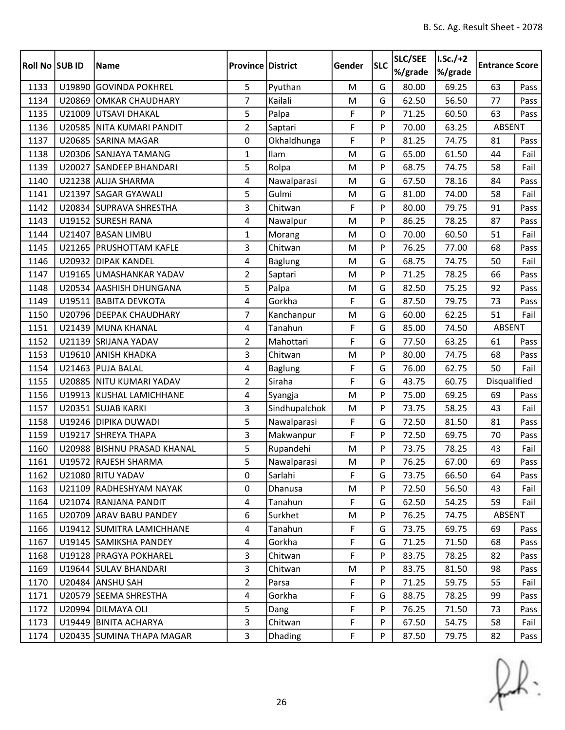| Roll No | SUB ID | Name | Province | District | Gender | SLC | SLC/SEE %/grade | I.Sc./+2 %/grade | Entrance Score | |
|---|---|---|---|---|---|---|---|---|---|---|
| 1133 | U19890 | GOVINDA POKHREL | 5 | Pyuthan | M | G | 80.00 | 69.25 | 63 | Pass |
| 1134 | U20869 | OMKAR CHAUDHARY | 7 | Kailali | M | G | 62.50 | 56.50 | 77 | Pass |
| 1135 | U21009 | UTSAVI DHAKAL | 5 | Palpa | F | P | 71.25 | 60.50 | 63 | Pass |
| 1136 | U20585 | NITA KUMARI PANDIT | 2 | Saptari | F | P | 70.00 | 63.25 | ABSENT | |
| 1137 | U20685 | SARINA MAGAR | 0 | Okhaldhunga | F | P | 81.25 | 74.75 | 81 | Pass |
| 1138 | U20306 | SANJAYA TAMANG | 1 | Ilam | M | G | 65.00 | 61.50 | 44 | Fail |
| 1139 | U20027 | SANDEEP BHANDARI | 5 | Rolpa | M | P | 68.75 | 74.75 | 58 | Fail |
| 1140 | U21238 | ALIJA SHARMA | 4 | Nawalparasi | M | G | 67.50 | 78.16 | 84 | Pass |
| 1141 | U21397 | SAGAR GYAWALI | 5 | Gulmi | M | G | 81.00 | 74.00 | 58 | Fail |
| 1142 | U20834 | SUPRAVA SHRESTHA | 3 | Chitwan | F | P | 80.00 | 79.75 | 91 | Pass |
| 1143 | U19152 | SURESH RANA | 4 | Nawalpur | M | P | 86.25 | 78.25 | 87 | Pass |
| 1144 | U21407 | BASAN LIMBU | 1 | Morang | M | O | 70.00 | 60.50 | 51 | Fail |
| 1145 | U21265 | PRUSHOTTAM KAFLE | 3 | Chitwan | M | P | 76.25 | 77.00 | 68 | Pass |
| 1146 | U20932 | DIPAK KANDEL | 4 | Baglung | M | G | 68.75 | 74.75 | 50 | Fail |
| 1147 | U19165 | UMASHANKAR YADAV | 2 | Saptari | M | P | 71.25 | 78.25 | 66 | Pass |
| 1148 | U20534 | AASHISH DHUNGANA | 5 | Palpa | M | G | 82.50 | 75.25 | 92 | Pass |
| 1149 | U19511 | BABITA DEVKOTA | 4 | Gorkha | F | G | 87.50 | 79.75 | 73 | Pass |
| 1150 | U20796 | DEEPAK CHAUDHARY | 7 | Kanchanpur | M | G | 60.00 | 62.25 | 51 | Fail |
| 1151 | U21439 | MUNA KHANAL | 4 | Tanahun | F | G | 85.00 | 74.50 | ABSENT | |
| 1152 | U21139 | SRIJANA YADAV | 2 | Mahottari | F | G | 77.50 | 63.25 | 61 | Pass |
| 1153 | U19610 | ANISH KHADKA | 3 | Chitwan | M | P | 80.00 | 74.75 | 68 | Pass |
| 1154 | U21463 | PUJA BALAL | 4 | Baglung | F | G | 76.00 | 62.75 | 50 | Fail |
| 1155 | U20885 | NITU KUMARI YADAV | 2 | Siraha | F | G | 43.75 | 60.75 | Disqualified | |
| 1156 | U19913 | KUSHAL LAMICHHANE | 4 | Syangja | M | P | 75.00 | 69.25 | 69 | Pass |
| 1157 | U20351 | SUJAB KARKI | 3 | Sindhupalchok | M | P | 73.75 | 58.25 | 43 | Fail |
| 1158 | U19246 | DIPIKA DUWADI | 5 | Nawalparasi | F | G | 72.50 | 81.50 | 81 | Pass |
| 1159 | U19217 | SHREYA THAPA | 3 | Makwanpur | F | P | 72.50 | 69.75 | 70 | Pass |
| 1160 | U20988 | BISHNU PRASAD KHANAL | 5 | Rupandehi | M | P | 73.75 | 78.25 | 43 | Fail |
| 1161 | U19572 | RAJESH SHARMA | 5 | Nawalparasi | M | P | 76.25 | 67.00 | 69 | Pass |
| 1162 | U21080 | RITU YADAV | 0 | Sarlahi | F | G | 73.75 | 66.50 | 64 | Pass |
| 1163 | U21109 | RADHESHYAM NAYAK | 0 | Dhanusa | M | P | 72.50 | 56.50 | 43 | Fail |
| 1164 | U21074 | RANJANA PANDIT | 4 | Tanahun | F | G | 62.50 | 54.25 | 59 | Fail |
| 1165 | U20709 | ARAV BABU PANDEY | 6 | Surkhet | M | P | 76.25 | 74.75 | ABSENT | |
| 1166 | U19412 | SUMITRA LAMICHHANE | 4 | Tanahun | F | G | 73.75 | 69.75 | 69 | Pass |
| 1167 | U19145 | SAMIKSHA PANDEY | 4 | Gorkha | F | G | 71.25 | 71.50 | 68 | Pass |
| 1168 | U19128 | PRAGYA POKHAREL | 3 | Chitwan | F | P | 83.75 | 78.25 | 82 | Pass |
| 1169 | U19644 | SULAV BHANDARI | 3 | Chitwan | M | P | 83.75 | 81.50 | 98 | Pass |
| 1170 | U20484 | ANSHU SAH | 2 | Parsa | F | P | 71.25 | 59.75 | 55 | Fail |
| 1171 | U20579 | SEEMA SHRESTHA | 4 | Gorkha | F | G | 88.75 | 78.25 | 99 | Pass |
| 1172 | U20994 | DILMAYA OLI | 5 | Dang | F | P | 76.25 | 71.50 | 73 | Pass |
| 1173 | U19449 | BINITA ACHARYA | 3 | Chitwan | F | P | 67.50 | 54.75 | 58 | Fail |
| 1174 | U20435 | SUMINA THAPA MAGAR | 3 | Dhading | F | P | 87.50 | 79.75 | 82 | Pass |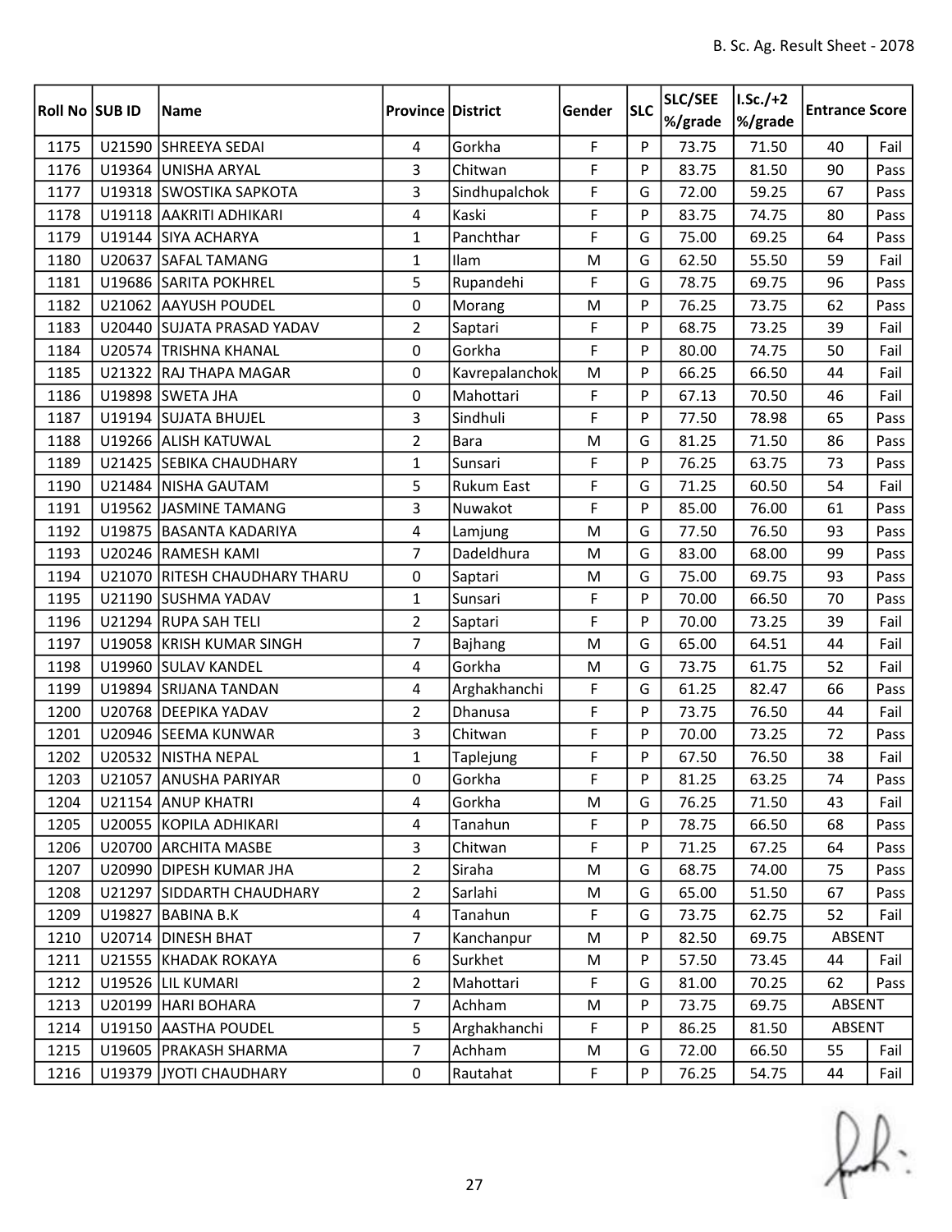| Roll No | SUB ID | Name | Province | District | Gender | SLC | SLC/SEE %/grade | I.Sc./+2 %/grade | Entrance Score | |
|---|---|---|---|---|---|---|---|---|---|---|
| 1175 | U21590 | SHREEYA SEDAI | 4 | Gorkha | F | P | 73.75 | 71.50 | 40 | Fail |
| 1176 | U19364 | UNISHA ARYAL | 3 | Chitwan | F | P | 83.75 | 81.50 | 90 | Pass |
| 1177 | U19318 | SWOSTIKA SAPKOTA | 3 | Sindhupalchok | F | G | 72.00 | 59.25 | 67 | Pass |
| 1178 | U19118 | AAKRITI ADHIKARI | 4 | Kaski | F | P | 83.75 | 74.75 | 80 | Pass |
| 1179 | U19144 | SIYA ACHARYA | 1 | Panchthar | F | G | 75.00 | 69.25 | 64 | Pass |
| 1180 | U20637 | SAFAL TAMANG | 1 | Ilam | M | G | 62.50 | 55.50 | 59 | Fail |
| 1181 | U19686 | SARITA POKHREL | 5 | Rupandehi | F | G | 78.75 | 69.75 | 96 | Pass |
| 1182 | U21062 | AAYUSH POUDEL | 0 | Morang | M | P | 76.25 | 73.75 | 62 | Pass |
| 1183 | U20440 | SUJATA PRASAD YADAV | 2 | Saptari | F | P | 68.75 | 73.25 | 39 | Fail |
| 1184 | U20574 | TRISHNA KHANAL | 0 | Gorkha | F | P | 80.00 | 74.75 | 50 | Fail |
| 1185 | U21322 | RAJ THAPA MAGAR | 0 | Kavrepalanchok | M | P | 66.25 | 66.50 | 44 | Fail |
| 1186 | U19898 | SWETA JHA | 0 | Mahottari | F | P | 67.13 | 70.50 | 46 | Fail |
| 1187 | U19194 | SUJATA BHUJEL | 3 | Sindhuli | F | P | 77.50 | 78.98 | 65 | Pass |
| 1188 | U19266 | ALISH KATUWAL | 2 | Bara | M | G | 81.25 | 71.50 | 86 | Pass |
| 1189 | U21425 | SEBIKA CHAUDHARY | 1 | Sunsari | F | P | 76.25 | 63.75 | 73 | Pass |
| 1190 | U21484 | NISHA GAUTAM | 5 | Rukum East | F | G | 71.25 | 60.50 | 54 | Fail |
| 1191 | U19562 | JASMINE TAMANG | 3 | Nuwakot | F | P | 85.00 | 76.00 | 61 | Pass |
| 1192 | U19875 | BASANTA KADARIYA | 4 | Lamjung | M | G | 77.50 | 76.50 | 93 | Pass |
| 1193 | U20246 | RAMESH KAMI | 7 | Dadeldhura | M | G | 83.00 | 68.00 | 99 | Pass |
| 1194 | U21070 | RITESH CHAUDHARY THARU | 0 | Saptari | M | G | 75.00 | 69.75 | 93 | Pass |
| 1195 | U21190 | SUSHMA YADAV | 1 | Sunsari | F | P | 70.00 | 66.50 | 70 | Pass |
| 1196 | U21294 | RUPA SAH TELI | 2 | Saptari | F | P | 70.00 | 73.25 | 39 | Fail |
| 1197 | U19058 | KRISH KUMAR SINGH | 7 | Bajhang | M | G | 65.00 | 64.51 | 44 | Fail |
| 1198 | U19960 | SULAV KANDEL | 4 | Gorkha | M | G | 73.75 | 61.75 | 52 | Fail |
| 1199 | U19894 | SRIJANA TANDAN | 4 | Arghakhanchi | F | G | 61.25 | 82.47 | 66 | Pass |
| 1200 | U20768 | DEEPIKA YADAV | 2 | Dhanusa | F | P | 73.75 | 76.50 | 44 | Fail |
| 1201 | U20946 | SEEMA KUNWAR | 3 | Chitwan | F | P | 70.00 | 73.25 | 72 | Pass |
| 1202 | U20532 | NISTHA NEPAL | 1 | Taplejung | F | P | 67.50 | 76.50 | 38 | Fail |
| 1203 | U21057 | ANUSHA PARIYAR | 0 | Gorkha | F | P | 81.25 | 63.25 | 74 | Pass |
| 1204 | U21154 | ANUP KHATRI | 4 | Gorkha | M | G | 76.25 | 71.50 | 43 | Fail |
| 1205 | U20055 | KOPILA ADHIKARI | 4 | Tanahun | F | P | 78.75 | 66.50 | 68 | Pass |
| 1206 | U20700 | ARCHITA MASBE | 3 | Chitwan | F | P | 71.25 | 67.25 | 64 | Pass |
| 1207 | U20990 | DIPESH KUMAR JHA | 2 | Siraha | M | G | 68.75 | 74.00 | 75 | Pass |
| 1208 | U21297 | SIDDARTH CHAUDHARY | 2 | Sarlahi | M | G | 65.00 | 51.50 | 67 | Pass |
| 1209 | U19827 | BABINA B.K | 4 | Tanahun | F | G | 73.75 | 62.75 | 52 | Fail |
| 1210 | U20714 | DINESH BHAT | 7 | Kanchanpur | M | P | 82.50 | 69.75 | ABSENT | |
| 1211 | U21555 | KHADAK ROKAYA | 6 | Surkhet | M | P | 57.50 | 73.45 | 44 | Fail |
| 1212 | U19526 | LIL KUMARI | 2 | Mahottari | F | G | 81.00 | 70.25 | 62 | Pass |
| 1213 | U20199 | HARI BOHARA | 7 | Achham | M | P | 73.75 | 69.75 | ABSENT | |
| 1214 | U19150 | AASTHA POUDEL | 5 | Arghakhanchi | F | P | 86.25 | 81.50 | ABSENT | |
| 1215 | U19605 | PRAKASH SHARMA | 7 | Achham | M | G | 72.00 | 66.50 | 55 | Fail |
| 1216 | U19379 | JYOTI CHAUDHARY | 0 | Rautahat | F | P | 76.25 | 54.75 | 44 | Fail |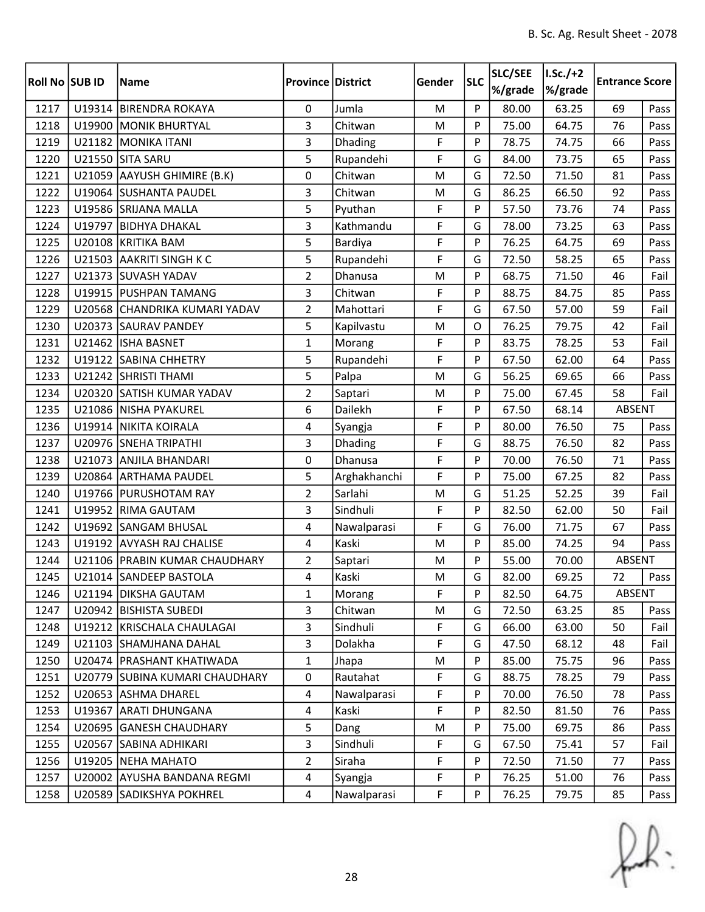| Roll No | SUB ID | Name | Province | District | Gender | SLC | SLC/SEE %/grade | I.Sc./+2 %/grade | Entrance Score | |
|---|---|---|---|---|---|---|---|---|---|---|
| 1217 | U19314 | BIRENDRA ROKAYA | 0 | Jumla | M | P | 80.00 | 63.25 | 69 | Pass |
| 1218 | U19900 | MONIK BHURTYAL | 3 | Chitwan | M | P | 75.00 | 64.75 | 76 | Pass |
| 1219 | U21182 | MONIKA ITANI | 3 | Dhading | F | P | 78.75 | 74.75 | 66 | Pass |
| 1220 | U21550 | SITA SARU | 5 | Rupandehi | F | G | 84.00 | 73.75 | 65 | Pass |
| 1221 | U21059 | AAYUSH GHIMIRE (B.K) | 0 | Chitwan | M | G | 72.50 | 71.50 | 81 | Pass |
| 1222 | U19064 | SUSHANTA PAUDEL | 3 | Chitwan | M | G | 86.25 | 66.50 | 92 | Pass |
| 1223 | U19586 | SRIJANA MALLA | 5 | Pyuthan | F | P | 57.50 | 73.76 | 74 | Pass |
| 1224 | U19797 | BIDHYA DHAKAL | 3 | Kathmandu | F | G | 78.00 | 73.25 | 63 | Pass |
| 1225 | U20108 | KRITIKA BAM | 5 | Bardiya | F | P | 76.25 | 64.75 | 69 | Pass |
| 1226 | U21503 | AAKRITI SINGH K C | 5 | Rupandehi | F | G | 72.50 | 58.25 | 65 | Pass |
| 1227 | U21373 | SUVASH YADAV | 2 | Dhanusa | M | P | 68.75 | 71.50 | 46 | Fail |
| 1228 | U19915 | PUSHPAN TAMANG | 3 | Chitwan | F | P | 88.75 | 84.75 | 85 | Pass |
| 1229 | U20568 | CHANDRIKA KUMARI YADAV | 2 | Mahottari | F | G | 67.50 | 57.00 | 59 | Fail |
| 1230 | U20373 | SAURAV PANDEY | 5 | Kapilvastu | M | O | 76.25 | 79.75 | 42 | Fail |
| 1231 | U21462 | ISHA BASNET | 1 | Morang | F | P | 83.75 | 78.25 | 53 | Fail |
| 1232 | U19122 | SABINA CHHETRY | 5 | Rupandehi | F | P | 67.50 | 62.00 | 64 | Pass |
| 1233 | U21242 | SHRISTI THAMI | 5 | Palpa | M | G | 56.25 | 69.65 | 66 | Pass |
| 1234 | U20320 | SATISH KUMAR YADAV | 2 | Saptari | M | P | 75.00 | 67.45 | 58 | Fail |
| 1235 | U21086 | NISHA PYAKUREL | 6 | Dailekh | F | P | 67.50 | 68.14 | ABSENT | |
| 1236 | U19914 | NIKITA KOIRALA | 4 | Syangja | F | P | 80.00 | 76.50 | 75 | Pass |
| 1237 | U20976 | SNEHA TRIPATHI | 3 | Dhading | F | G | 88.75 | 76.50 | 82 | Pass |
| 1238 | U21073 | ANJILA BHANDARI | 0 | Dhanusa | F | P | 70.00 | 76.50 | 71 | Pass |
| 1239 | U20864 | ARTHAMA PAUDEL | 5 | Arghakhanchi | F | P | 75.00 | 67.25 | 82 | Pass |
| 1240 | U19766 | PURUSHOTAM RAY | 2 | Sarlahi | M | G | 51.25 | 52.25 | 39 | Fail |
| 1241 | U19952 | RIMA GAUTAM | 3 | Sindhuli | F | P | 82.50 | 62.00 | 50 | Fail |
| 1242 | U19692 | SANGAM BHUSAL | 4 | Nawalparasi | F | G | 76.00 | 71.75 | 67 | Pass |
| 1243 | U19192 | AVYASH RAJ CHALISE | 4 | Kaski | M | P | 85.00 | 74.25 | 94 | Pass |
| 1244 | U21106 | PRABIN KUMAR CHAUDHARY | 2 | Saptari | M | P | 55.00 | 70.00 | ABSENT | |
| 1245 | U21014 | SANDEEP BASTOLA | 4 | Kaski | M | G | 82.00 | 69.25 | 72 | Pass |
| 1246 | U21194 | DIKSHA GAUTAM | 1 | Morang | F | P | 82.50 | 64.75 | ABSENT | |
| 1247 | U20942 | BISHISTA SUBEDI | 3 | Chitwan | M | G | 72.50 | 63.25 | 85 | Pass |
| 1248 | U19212 | KRISCHALA CHAULAGAI | 3 | Sindhuli | F | G | 66.00 | 63.00 | 50 | Fail |
| 1249 | U21103 | SHAMJHANA DAHAL | 3 | Dolakha | F | G | 47.50 | 68.12 | 48 | Fail |
| 1250 | U20474 | PRASHANT KHATIWADA | 1 | Jhapa | M | P | 85.00 | 75.75 | 96 | Pass |
| 1251 | U20779 | SUBINA KUMARI CHAUDHARY | 0 | Rautahat | F | G | 88.75 | 78.25 | 79 | Pass |
| 1252 | U20653 | ASHMA DHAREL | 4 | Nawalparasi | F | P | 70.00 | 76.50 | 78 | Pass |
| 1253 | U19367 | ARATI DHUNGANA | 4 | Kaski | F | P | 82.50 | 81.50 | 76 | Pass |
| 1254 | U20695 | GANESH CHAUDHARY | 5 | Dang | M | P | 75.00 | 69.75 | 86 | Pass |
| 1255 | U20567 | SABINA ADHIKARI | 3 | Sindhuli | F | G | 67.50 | 75.41 | 57 | Fail |
| 1256 | U19205 | NEHA MAHATO | 2 | Siraha | F | P | 72.50 | 71.50 | 77 | Pass |
| 1257 | U20002 | AYUSHA BANDANA REGMI | 4 | Syangja | F | P | 76.25 | 51.00 | 76 | Pass |
| 1258 | U20589 | SADIKSHYA POKHREL | 4 | Nawalparasi | F | P | 76.25 | 79.75 | 85 | Pass |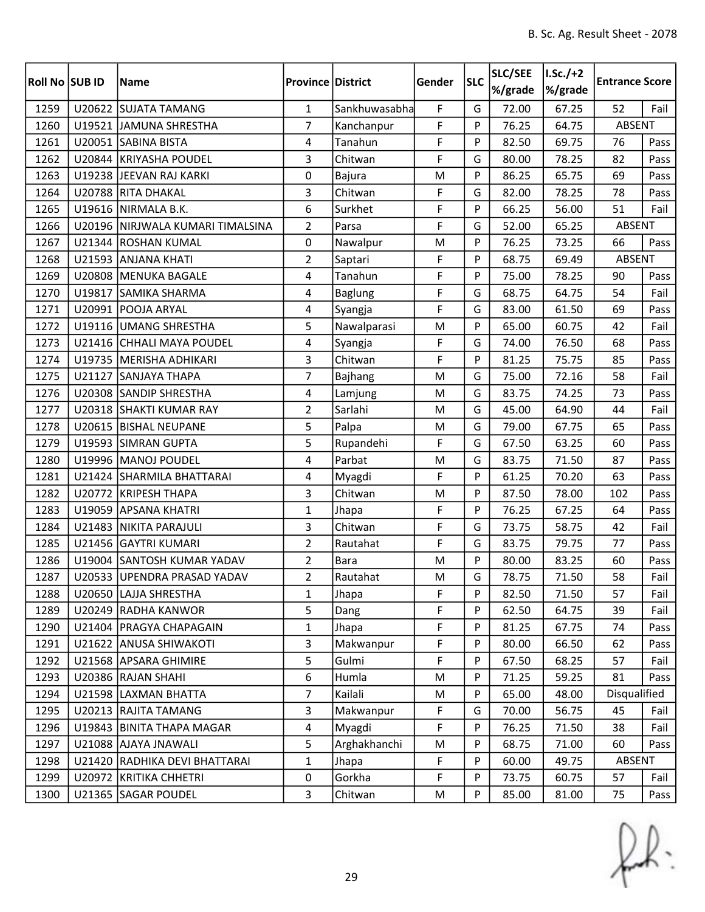| Roll No | SUB ID | Name | Province | District | Gender | SLC | SLC/SEE %/grade | I.Sc./+2 %/grade | Entrance Score | |
|---|---|---|---|---|---|---|---|---|---|---|
| 1259 | U20622 | SUJATA TAMANG | 1 | Sankhuwasabha | F | G | 72.00 | 67.25 | 52 | Fail |
| 1260 | U19521 | JAMUNA SHRESTHA | 7 | Kanchanpur | F | P | 76.25 | 64.75 | ABSENT | |
| 1261 | U20051 | SABINA BISTA | 4 | Tanahun | F | P | 82.50 | 69.75 | 76 | Pass |
| 1262 | U20844 | KRIYASHA POUDEL | 3 | Chitwan | F | G | 80.00 | 78.25 | 82 | Pass |
| 1263 | U19238 | JEEVAN RAJ KARKI | 0 | Bajura | M | P | 86.25 | 65.75 | 69 | Pass |
| 1264 | U20788 | RITA DHAKAL | 3 | Chitwan | F | G | 82.00 | 78.25 | 78 | Pass |
| 1265 | U19616 | NIRMALA B.K. | 6 | Surkhet | F | P | 66.25 | 56.00 | 51 | Fail |
| 1266 | U20196 | NIRJWALA KUMARI TIMALSINA | 2 | Parsa | F | G | 52.00 | 65.25 | ABSENT | |
| 1267 | U21344 | ROSHAN KUMAL | 0 | Nawalpur | M | P | 76.25 | 73.25 | 66 | Pass |
| 1268 | U21593 | ANJANA KHATI | 2 | Saptari | F | P | 68.75 | 69.49 | ABSENT | |
| 1269 | U20808 | MENUKA BAGALE | 4 | Tanahun | F | P | 75.00 | 78.25 | 90 | Pass |
| 1270 | U19817 | SAMIKA SHARMA | 4 | Baglung | F | G | 68.75 | 64.75 | 54 | Fail |
| 1271 | U20991 | POOJA ARYAL | 4 | Syangja | F | G | 83.00 | 61.50 | 69 | Pass |
| 1272 | U19116 | UMANG SHRESTHA | 5 | Nawalparasi | M | P | 65.00 | 60.75 | 42 | Fail |
| 1273 | U21416 | CHHALI MAYA POUDEL | 4 | Syangja | F | G | 74.00 | 76.50 | 68 | Pass |
| 1274 | U19735 | MERISHA ADHIKARI | 3 | Chitwan | F | P | 81.25 | 75.75 | 85 | Pass |
| 1275 | U21127 | SANJAYA THAPA | 7 | Bajhang | M | G | 75.00 | 72.16 | 58 | Fail |
| 1276 | U20308 | SANDIP SHRESTHA | 4 | Lamjung | M | G | 83.75 | 74.25 | 73 | Pass |
| 1277 | U20318 | SHAKTI KUMAR RAY | 2 | Sarlahi | M | G | 45.00 | 64.90 | 44 | Fail |
| 1278 | U20615 | BISHAL NEUPANE | 5 | Palpa | M | G | 79.00 | 67.75 | 65 | Pass |
| 1279 | U19593 | SIMRAN GUPTA | 5 | Rupandehi | F | G | 67.50 | 63.25 | 60 | Pass |
| 1280 | U19996 | MANOJ POUDEL | 4 | Parbat | M | G | 83.75 | 71.50 | 87 | Pass |
| 1281 | U21424 | SHARMILA BHATTARAI | 4 | Myagdi | F | P | 61.25 | 70.20 | 63 | Pass |
| 1282 | U20772 | KRIPESH THAPA | 3 | Chitwan | M | P | 87.50 | 78.00 | 102 | Pass |
| 1283 | U19059 | APSANA KHATRI | 1 | Jhapa | F | P | 76.25 | 67.25 | 64 | Pass |
| 1284 | U21483 | NIKITA PARAJULI | 3 | Chitwan | F | G | 73.75 | 58.75 | 42 | Fail |
| 1285 | U21456 | GAYTRI KUMARI | 2 | Rautahat | F | G | 83.75 | 79.75 | 77 | Pass |
| 1286 | U19004 | SANTOSH KUMAR YADAV | 2 | Bara | M | P | 80.00 | 83.25 | 60 | Pass |
| 1287 | U20533 | UPENDRA PRASAD YADAV | 2 | Rautahat | M | G | 78.75 | 71.50 | 58 | Fail |
| 1288 | U20650 | LAJJA SHRESTHA | 1 | Jhapa | F | P | 82.50 | 71.50 | 57 | Fail |
| 1289 | U20249 | RADHA KANWOR | 5 | Dang | F | P | 62.50 | 64.75 | 39 | Fail |
| 1290 | U21404 | PRAGYA CHAPAGAIN | 1 | Jhapa | F | P | 81.25 | 67.75 | 74 | Pass |
| 1291 | U21622 | ANUSA SHIWAKOTI | 3 | Makwanpur | F | P | 80.00 | 66.50 | 62 | Pass |
| 1292 | U21568 | APSARA GHIMIRE | 5 | Gulmi | F | P | 67.50 | 68.25 | 57 | Fail |
| 1293 | U20386 | RAJAN SHAHI | 6 | Humla | M | P | 71.25 | 59.25 | 81 | Pass |
| 1294 | U21598 | LAXMAN BHATTA | 7 | Kailali | M | P | 65.00 | 48.00 | Disqualified | |
| 1295 | U20213 | RAJITA TAMANG | 3 | Makwanpur | F | G | 70.00 | 56.75 | 45 | Fail |
| 1296 | U19843 | BINITA THAPA MAGAR | 4 | Myagdi | F | P | 76.25 | 71.50 | 38 | Fail |
| 1297 | U21088 | AJAYA JNAWALI | 5 | Arghakhanchi | M | P | 68.75 | 71.00 | 60 | Pass |
| 1298 | U21420 | RADHIKA DEVI BHATTARAI | 1 | Jhapa | F | P | 60.00 | 49.75 | ABSENT | |
| 1299 | U20972 | KRITIKA CHHETRI | 0 | Gorkha | F | P | 73.75 | 60.75 | 57 | Fail |
| 1300 | U21365 | SAGAR POUDEL | 3 | Chitwan | M | P | 85.00 | 81.00 | 75 | Pass |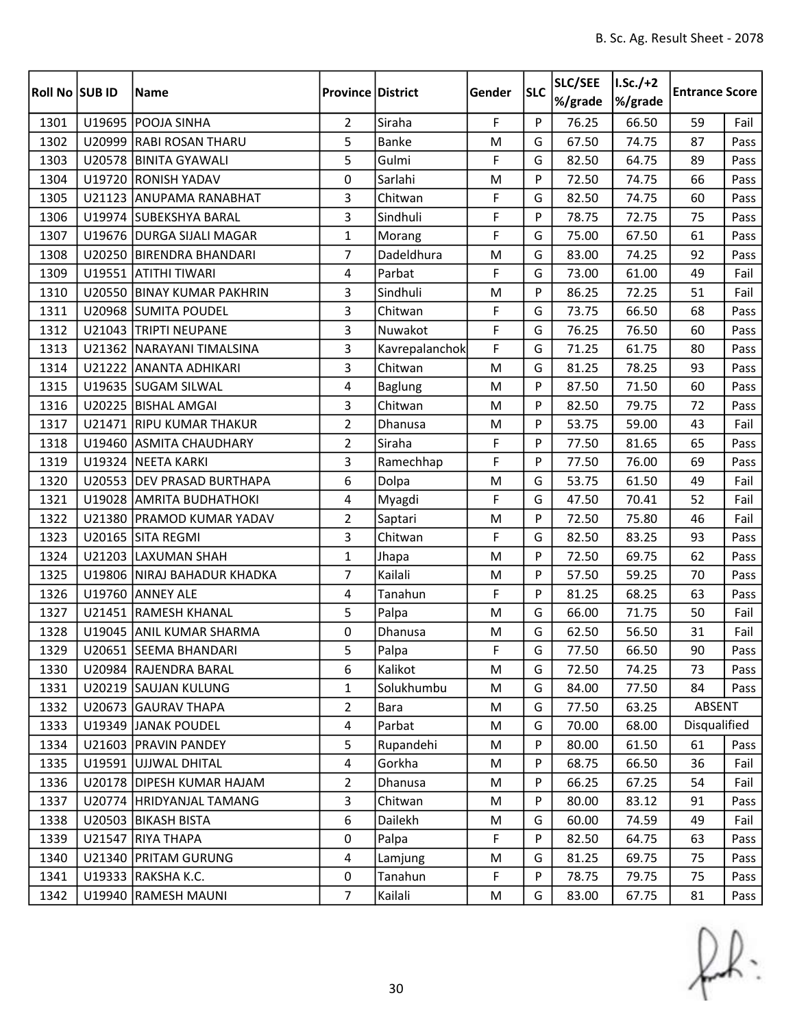| Roll No | SUB ID | Name | Province | District | Gender | SLC | SLC/SEE %/grade | I.Sc./+2 %/grade | Entrance Score | |
|---|---|---|---|---|---|---|---|---|---|---|
| 1301 | U19695 | POOJA SINHA | 2 | Siraha | F | P | 76.25 | 66.50 | 59 | Fail |
| 1302 | U20999 | RABI ROSAN THARU | 5 | Banke | M | G | 67.50 | 74.75 | 87 | Pass |
| 1303 | U20578 | BINITA GYAWALI | 5 | Gulmi | F | G | 82.50 | 64.75 | 89 | Pass |
| 1304 | U19720 | RONISH YADAV | 0 | Sarlahi | M | P | 72.50 | 74.75 | 66 | Pass |
| 1305 | U21123 | ANUPAMA RANABHAT | 3 | Chitwan | F | G | 82.50 | 74.75 | 60 | Pass |
| 1306 | U19974 | SUBEKSHYA BARAL | 3 | Sindhuli | F | P | 78.75 | 72.75 | 75 | Pass |
| 1307 | U19676 | DURGA SIJALI MAGAR | 1 | Morang | F | G | 75.00 | 67.50 | 61 | Pass |
| 1308 | U20250 | BIRENDRA BHANDARI | 7 | Dadeldhura | M | G | 83.00 | 74.25 | 92 | Pass |
| 1309 | U19551 | ATITHI TIWARI | 4 | Parbat | F | G | 73.00 | 61.00 | 49 | Fail |
| 1310 | U20550 | BINAY KUMAR PAKHRIN | 3 | Sindhuli | M | P | 86.25 | 72.25 | 51 | Fail |
| 1311 | U20968 | SUMITA POUDEL | 3 | Chitwan | F | G | 73.75 | 66.50 | 68 | Pass |
| 1312 | U21043 | TRIPTI NEUPANE | 3 | Nuwakot | F | G | 76.25 | 76.50 | 60 | Pass |
| 1313 | U21362 | NARAYANI TIMALSINA | 3 | Kavrepalanchok | F | G | 71.25 | 61.75 | 80 | Pass |
| 1314 | U21222 | ANANTA ADHIKARI | 3 | Chitwan | M | G | 81.25 | 78.25 | 93 | Pass |
| 1315 | U19635 | SUGAM SILWAL | 4 | Baglung | M | P | 87.50 | 71.50 | 60 | Pass |
| 1316 | U20225 | BISHAL AMGAI | 3 | Chitwan | M | P | 82.50 | 79.75 | 72 | Pass |
| 1317 | U21471 | RIPU KUMAR THAKUR | 2 | Dhanusa | M | P | 53.75 | 59.00 | 43 | Fail |
| 1318 | U19460 | ASMITA CHAUDHARY | 2 | Siraha | F | P | 77.50 | 81.65 | 65 | Pass |
| 1319 | U19324 | NEETA KARKI | 3 | Ramechhap | F | P | 77.50 | 76.00 | 69 | Pass |
| 1320 | U20553 | DEV PRASAD BURTHAPA | 6 | Dolpa | M | G | 53.75 | 61.50 | 49 | Fail |
| 1321 | U19028 | AMRITA BUDHATHOKI | 4 | Myagdi | F | G | 47.50 | 70.41 | 52 | Fail |
| 1322 | U21380 | PRAMOD KUMAR YADAV | 2 | Saptari | M | P | 72.50 | 75.80 | 46 | Fail |
| 1323 | U20165 | SITA REGMI | 3 | Chitwan | F | G | 82.50 | 83.25 | 93 | Pass |
| 1324 | U21203 | LAXUMAN SHAH | 1 | Jhapa | M | P | 72.50 | 69.75 | 62 | Pass |
| 1325 | U19806 | NIRAJ BAHADUR KHADKA | 7 | Kailali | M | P | 57.50 | 59.25 | 70 | Pass |
| 1326 | U19760 | ANNEY ALE | 4 | Tanahun | F | P | 81.25 | 68.25 | 63 | Pass |
| 1327 | U21451 | RAMESH KHANAL | 5 | Palpa | M | G | 66.00 | 71.75 | 50 | Fail |
| 1328 | U19045 | ANIL KUMAR SHARMA | 0 | Dhanusa | M | G | 62.50 | 56.50 | 31 | Fail |
| 1329 | U20651 | SEEMA BHANDARI | 5 | Palpa | F | G | 77.50 | 66.50 | 90 | Pass |
| 1330 | U20984 | RAJENDRA BARAL | 6 | Kalikot | M | G | 72.50 | 74.25 | 73 | Pass |
| 1331 | U20219 | SAUJAN KULUNG | 1 | Solukhumbu | M | G | 84.00 | 77.50 | 84 | Pass |
| 1332 | U20673 | GAURAV THAPA | 2 | Bara | M | G | 77.50 | 63.25 | ABSENT | |
| 1333 | U19349 | JANAK POUDEL | 4 | Parbat | M | G | 70.00 | 68.00 | Disqualified | |
| 1334 | U21603 | PRAVIN PANDEY | 5 | Rupandehi | M | P | 80.00 | 61.50 | 61 | Pass |
| 1335 | U19591 | UJJWAL DHITAL | 4 | Gorkha | M | P | 68.75 | 66.50 | 36 | Fail |
| 1336 | U20178 | DIPESH KUMAR HAJAM | 2 | Dhanusa | M | P | 66.25 | 67.25 | 54 | Fail |
| 1337 | U20774 | HRIDYANJAL TAMANG | 3 | Chitwan | M | P | 80.00 | 83.12 | 91 | Pass |
| 1338 | U20503 | BIKASH BISTA | 6 | Dailekh | M | G | 60.00 | 74.59 | 49 | Fail |
| 1339 | U21547 | RIYA THAPA | 0 | Palpa | F | P | 82.50 | 64.75 | 63 | Pass |
| 1340 | U21340 | PRITAM GURUNG | 4 | Lamjung | M | G | 81.25 | 69.75 | 75 | Pass |
| 1341 | U19333 | RAKSHA K.C. | 0 | Tanahun | F | P | 78.75 | 79.75 | 75 | Pass |
| 1342 | U19940 | RAMESH MAUNI | 7 | Kailali | M | G | 83.00 | 67.75 | 81 | Pass |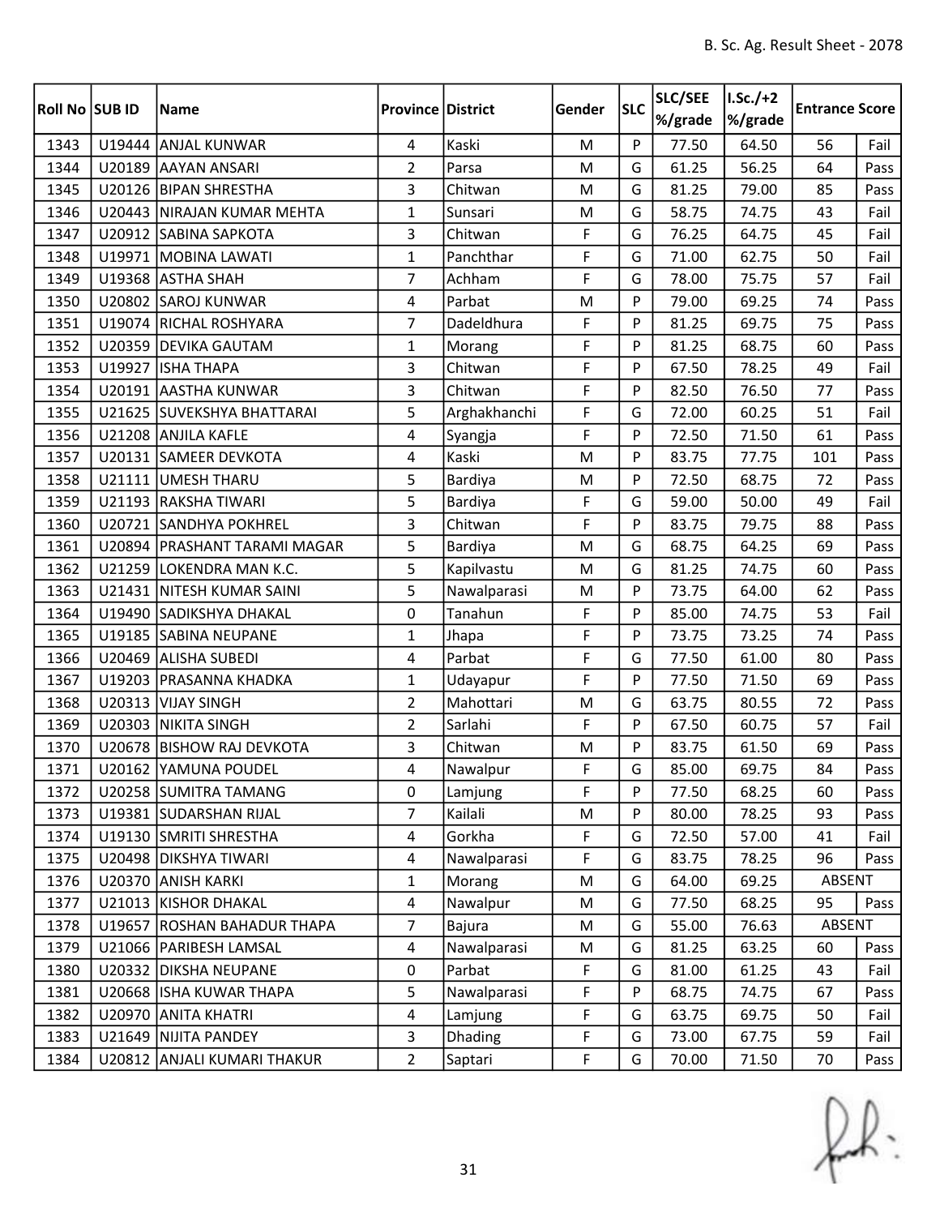| Roll No | SUB ID | Name | Province | District | Gender | SLC | SLC/SEE %/grade | I.Sc./+2 %/grade | Entrance Score | |
|---|---|---|---|---|---|---|---|---|---|---|
| 1343 | U19444 | ANJAL KUNWAR | 4 | Kaski | M | P | 77.50 | 64.50 | 56 | Fail |
| 1344 | U20189 | AAYAN ANSARI | 2 | Parsa | M | G | 61.25 | 56.25 | 64 | Pass |
| 1345 | U20126 | BIPAN SHRESTHA | 3 | Chitwan | M | G | 81.25 | 79.00 | 85 | Pass |
| 1346 | U20443 | NIRAJAN KUMAR MEHTA | 1 | Sunsari | M | G | 58.75 | 74.75 | 43 | Fail |
| 1347 | U20912 | SABINA SAPKOTA | 3 | Chitwan | F | G | 76.25 | 64.75 | 45 | Fail |
| 1348 | U19971 | MOBINA LAWATI | 1 | Panchthar | F | G | 71.00 | 62.75 | 50 | Fail |
| 1349 | U19368 | ASTHA SHAH | 7 | Achham | F | G | 78.00 | 75.75 | 57 | Fail |
| 1350 | U20802 | SAROJ KUNWAR | 4 | Parbat | M | P | 79.00 | 69.25 | 74 | Pass |
| 1351 | U19074 | RICHAL ROSHYARA | 7 | Dadeldhura | F | P | 81.25 | 69.75 | 75 | Pass |
| 1352 | U20359 | DEVIKA GAUTAM | 1 | Morang | F | P | 81.25 | 68.75 | 60 | Pass |
| 1353 | U19927 | ISHA THAPA | 3 | Chitwan | F | P | 67.50 | 78.25 | 49 | Fail |
| 1354 | U20191 | AASTHA KUNWAR | 3 | Chitwan | F | P | 82.50 | 76.50 | 77 | Pass |
| 1355 | U21625 | SUVEKSHYA BHATTARAI | 5 | Arghakhanchi | F | G | 72.00 | 60.25 | 51 | Fail |
| 1356 | U21208 | ANJILA KAFLE | 4 | Syangja | F | P | 72.50 | 71.50 | 61 | Pass |
| 1357 | U20131 | SAMEER DEVKOTA | 4 | Kaski | M | P | 83.75 | 77.75 | 101 | Pass |
| 1358 | U21111 | UMESH THARU | 5 | Bardiya | M | P | 72.50 | 68.75 | 72 | Pass |
| 1359 | U21193 | RAKSHA TIWARI | 5 | Bardiya | F | G | 59.00 | 50.00 | 49 | Fail |
| 1360 | U20721 | SANDHYA POKHREL | 3 | Chitwan | F | P | 83.75 | 79.75 | 88 | Pass |
| 1361 | U20894 | PRASHANT TARAMI MAGAR | 5 | Bardiya | M | G | 68.75 | 64.25 | 69 | Pass |
| 1362 | U21259 | LOKENDRA MAN K.C. | 5 | Kapilvastu | M | G | 81.25 | 74.75 | 60 | Pass |
| 1363 | U21431 | NITESH KUMAR SAINI | 5 | Nawalparasi | M | P | 73.75 | 64.00 | 62 | Pass |
| 1364 | U19490 | SADIKSHYA DHAKAL | 0 | Tanahun | F | P | 85.00 | 74.75 | 53 | Fail |
| 1365 | U19185 | SABINA NEUPANE | 1 | Jhapa | F | P | 73.75 | 73.25 | 74 | Pass |
| 1366 | U20469 | ALISHA SUBEDI | 4 | Parbat | F | G | 77.50 | 61.00 | 80 | Pass |
| 1367 | U19203 | PRASANNA KHADKA | 1 | Udayapur | F | P | 77.50 | 71.50 | 69 | Pass |
| 1368 | U20313 | VIJAY SINGH | 2 | Mahottari | M | G | 63.75 | 80.55 | 72 | Pass |
| 1369 | U20303 | NIKITA SINGH | 2 | Sarlahi | F | P | 67.50 | 60.75 | 57 | Fail |
| 1370 | U20678 | BISHOW RAJ DEVKOTA | 3 | Chitwan | M | P | 83.75 | 61.50 | 69 | Pass |
| 1371 | U20162 | YAMUNA POUDEL | 4 | Nawalpur | F | G | 85.00 | 69.75 | 84 | Pass |
| 1372 | U20258 | SUMITRA TAMANG | 0 | Lamjung | F | P | 77.50 | 68.25 | 60 | Pass |
| 1373 | U19381 | SUDARSHAN RIJAL | 7 | Kailali | M | P | 80.00 | 78.25 | 93 | Pass |
| 1374 | U19130 | SMRITI SHRESTHA | 4 | Gorkha | F | G | 72.50 | 57.00 | 41 | Fail |
| 1375 | U20498 | DIKSHYA TIWARI | 4 | Nawalparasi | F | G | 83.75 | 78.25 | 96 | Pass |
| 1376 | U20370 | ANISH KARKI | 1 | Morang | M | G | 64.00 | 69.25 | ABSENT | |
| 1377 | U21013 | KISHOR DHAKAL | 4 | Nawalpur | M | G | 77.50 | 68.25 | 95 | Pass |
| 1378 | U19657 | ROSHAN BAHADUR THAPA | 7 | Bajura | M | G | 55.00 | 76.63 | ABSENT | |
| 1379 | U21066 | PARIBESH LAMSAL | 4 | Nawalparasi | M | G | 81.25 | 63.25 | 60 | Pass |
| 1380 | U20332 | DIKSHA NEUPANE | 0 | Parbat | F | G | 81.00 | 61.25 | 43 | Fail |
| 1381 | U20668 | ISHA KUWAR THAPA | 5 | Nawalparasi | F | P | 68.75 | 74.75 | 67 | Pass |
| 1382 | U20970 | ANITA KHATRI | 4 | Lamjung | F | G | 63.75 | 69.75 | 50 | Fail |
| 1383 | U21649 | NIJITA PANDEY | 3 | Dhading | F | G | 73.00 | 67.75 | 59 | Fail |
| 1384 | U20812 | ANJALI KUMARI THAKUR | 2 | Saptari | F | G | 70.00 | 71.50 | 70 | Pass |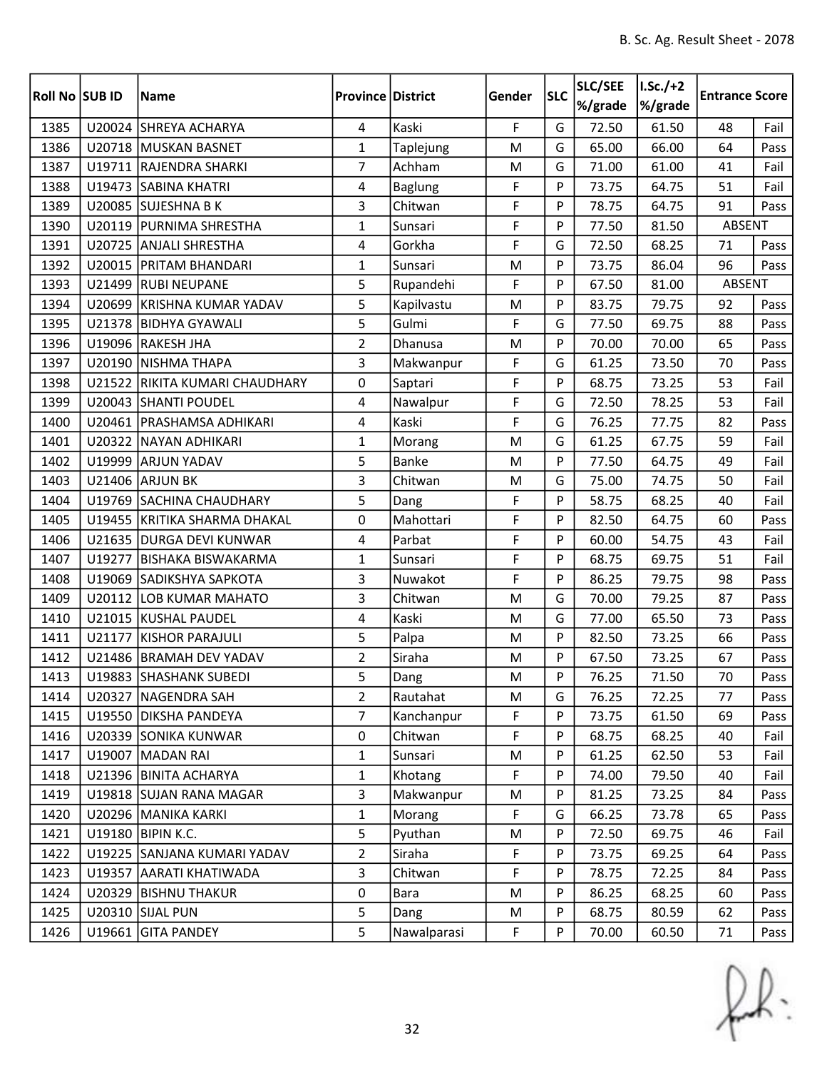| Roll No | SUB ID | Name | Province | District | Gender | SLC | SLC/SEE %/grade | I.Sc./+2 %/grade | Entrance Score | |
|---|---|---|---|---|---|---|---|---|---|---|
| 1385 | U20024 | SHREYA ACHARYA | 4 | Kaski | F | G | 72.50 | 61.50 | 48 | Fail |
| 1386 | U20718 | MUSKAN BASNET | 1 | Taplejung | M | G | 65.00 | 66.00 | 64 | Pass |
| 1387 | U19711 | RAJENDRA SHARKI | 7 | Achham | M | G | 71.00 | 61.00 | 41 | Fail |
| 1388 | U19473 | SABINA KHATRI | 4 | Baglung | F | P | 73.75 | 64.75 | 51 | Fail |
| 1389 | U20085 | SUJESHNA B K | 3 | Chitwan | F | P | 78.75 | 64.75 | 91 | Pass |
| 1390 | U20119 | PURNIMA SHRESTHA | 1 | Sunsari | F | P | 77.50 | 81.50 | ABSENT | |
| 1391 | U20725 | ANJALI SHRESTHA | 4 | Gorkha | F | G | 72.50 | 68.25 | 71 | Pass |
| 1392 | U20015 | PRITAM BHANDARI | 1 | Sunsari | M | P | 73.75 | 86.04 | 96 | Pass |
| 1393 | U21499 | RUBI NEUPANE | 5 | Rupandehi | F | P | 67.50 | 81.00 | ABSENT | |
| 1394 | U20699 | KRISHNA KUMAR YADAV | 5 | Kapilvastu | M | P | 83.75 | 79.75 | 92 | Pass |
| 1395 | U21378 | BIDHYA GYAWALI | 5 | Gulmi | F | G | 77.50 | 69.75 | 88 | Pass |
| 1396 | U19096 | RAKESH JHA | 2 | Dhanusa | M | P | 70.00 | 70.00 | 65 | Pass |
| 1397 | U20190 | NISHMA THAPA | 3 | Makwanpur | F | G | 61.25 | 73.50 | 70 | Pass |
| 1398 | U21522 | RIKITA KUMARI CHAUDHARY | 0 | Saptari | F | P | 68.75 | 73.25 | 53 | Fail |
| 1399 | U20043 | SHANTI POUDEL | 4 | Nawalpur | F | G | 72.50 | 78.25 | 53 | Fail |
| 1400 | U20461 | PRASHAMSA ADHIKARI | 4 | Kaski | F | G | 76.25 | 77.75 | 82 | Pass |
| 1401 | U20322 | NAYAN ADHIKARI | 1 | Morang | M | G | 61.25 | 67.75 | 59 | Fail |
| 1402 | U19999 | ARJUN YADAV | 5 | Banke | M | P | 77.50 | 64.75 | 49 | Fail |
| 1403 | U21406 | ARJUN BK | 3 | Chitwan | M | G | 75.00 | 74.75 | 50 | Fail |
| 1404 | U19769 | SACHINA CHAUDHARY | 5 | Dang | F | P | 58.75 | 68.25 | 40 | Fail |
| 1405 | U19455 | KRITIKA SHARMA DHAKAL | 0 | Mahottari | F | P | 82.50 | 64.75 | 60 | Pass |
| 1406 | U21635 | DURGA DEVI KUNWAR | 4 | Parbat | F | P | 60.00 | 54.75 | 43 | Fail |
| 1407 | U19277 | BISHAKA BISWAKARMA | 1 | Sunsari | F | P | 68.75 | 69.75 | 51 | Fail |
| 1408 | U19069 | SADIKSHYA SAPKOTA | 3 | Nuwakot | F | P | 86.25 | 79.75 | 98 | Pass |
| 1409 | U20112 | LOB KUMAR MAHATO | 3 | Chitwan | M | G | 70.00 | 79.25 | 87 | Pass |
| 1410 | U21015 | KUSHAL PAUDEL | 4 | Kaski | M | G | 77.00 | 65.50 | 73 | Pass |
| 1411 | U21177 | KISHOR PARAJULI | 5 | Palpa | M | P | 82.50 | 73.25 | 66 | Pass |
| 1412 | U21486 | BRAMAH DEV YADAV | 2 | Siraha | M | P | 67.50 | 73.25 | 67 | Pass |
| 1413 | U19883 | SHASHANK SUBEDI | 5 | Dang | M | P | 76.25 | 71.50 | 70 | Pass |
| 1414 | U20327 | NAGENDRA SAH | 2 | Rautahat | M | G | 76.25 | 72.25 | 77 | Pass |
| 1415 | U19550 | DIKSHA PANDEYA | 7 | Kanchanpur | F | P | 73.75 | 61.50 | 69 | Pass |
| 1416 | U20339 | SONIKA KUNWAR | 0 | Chitwan | F | P | 68.75 | 68.25 | 40 | Fail |
| 1417 | U19007 | MADAN RAI | 1 | Sunsari | M | P | 61.25 | 62.50 | 53 | Fail |
| 1418 | U21396 | BINITA ACHARYA | 1 | Khotang | F | P | 74.00 | 79.50 | 40 | Fail |
| 1419 | U19818 | SUJAN RANA MAGAR | 3 | Makwanpur | M | P | 81.25 | 73.25 | 84 | Pass |
| 1420 | U20296 | MANIKA KARKI | 1 | Morang | F | G | 66.25 | 73.78 | 65 | Pass |
| 1421 | U19180 | BIPIN K.C. | 5 | Pyuthan | M | P | 72.50 | 69.75 | 46 | Fail |
| 1422 | U19225 | SANJANA KUMARI YADAV | 2 | Siraha | F | P | 73.75 | 69.25 | 64 | Pass |
| 1423 | U19357 | AARATI KHATIWADA | 3 | Chitwan | F | P | 78.75 | 72.25 | 84 | Pass |
| 1424 | U20329 | BISHNU THAKUR | 0 | Bara | M | P | 86.25 | 68.25 | 60 | Pass |
| 1425 | U20310 | SIJAL PUN | 5 | Dang | M | P | 68.75 | 80.59 | 62 | Pass |
| 1426 | U19661 | GITA PANDEY | 5 | Nawalparasi | F | P | 70.00 | 60.50 | 71 | Pass |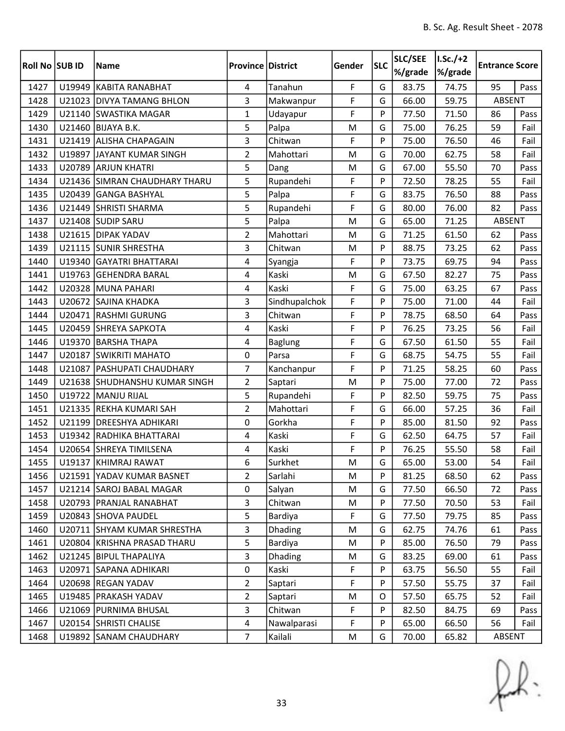| Roll No | SUB ID | Name | Province | District | Gender | SLC | SLC/SEE %/grade | I.Sc./+2 %/grade | Entrance Score | |
|---|---|---|---|---|---|---|---|---|---|---|
| 1427 | U19949 | KABITA RANABHAT | 4 | Tanahun | F | G | 83.75 | 74.75 | 95 | Pass |
| 1428 | U21023 | DIVYA TAMANG BHLON | 3 | Makwanpur | F | G | 66.00 | 59.75 | ABSENT | |
| 1429 | U21140 | SWASTIKA MAGAR | 1 | Udayapur | F | P | 77.50 | 71.50 | 86 | Pass |
| 1430 | U21460 | BIJAYA B.K. | 5 | Palpa | M | G | 75.00 | 76.25 | 59 | Fail |
| 1431 | U21419 | ALISHA CHAPAGAIN | 3 | Chitwan | F | P | 75.00 | 76.50 | 46 | Fail |
| 1432 | U19897 | JAYANT KUMAR SINGH | 2 | Mahottari | M | G | 70.00 | 62.75 | 58 | Fail |
| 1433 | U20789 | ARJUN KHATRI | 5 | Dang | M | G | 67.00 | 55.50 | 70 | Pass |
| 1434 | U21436 | SIMRAN CHAUDHARY THARU | 5 | Rupandehi | F | P | 72.50 | 78.25 | 55 | Fail |
| 1435 | U20439 | GANGA BASHYAL | 5 | Palpa | F | G | 83.75 | 76.50 | 88 | Pass |
| 1436 | U21449 | SHRISTI SHARMA | 5 | Rupandehi | F | G | 80.00 | 76.00 | 82 | Pass |
| 1437 | U21408 | SUDIP SARU | 5 | Palpa | M | G | 65.00 | 71.25 | ABSENT | |
| 1438 | U21615 | DIPAK YADAV | 2 | Mahottari | M | G | 71.25 | 61.50 | 62 | Pass |
| 1439 | U21115 | SUNIR SHRESTHA | 3 | Chitwan | M | P | 88.75 | 73.25 | 62 | Pass |
| 1440 | U19340 | GAYATRI BHATTARAI | 4 | Syangja | F | P | 73.75 | 69.75 | 94 | Pass |
| 1441 | U19763 | GEHENDRA BARAL | 4 | Kaski | M | G | 67.50 | 82.27 | 75 | Pass |
| 1442 | U20328 | MUNA PAHARI | 4 | Kaski | F | G | 75.00 | 63.25 | 67 | Pass |
| 1443 | U20672 | SAJINA KHADKA | 3 | Sindhupalchok | F | P | 75.00 | 71.00 | 44 | Fail |
| 1444 | U20471 | RASHMI GURUNG | 3 | Chitwan | F | P | 78.75 | 68.50 | 64 | Pass |
| 1445 | U20459 | SHREYA SAPKOTA | 4 | Kaski | F | P | 76.25 | 73.25 | 56 | Fail |
| 1446 | U19370 | BARSHA THAPA | 4 | Baglung | F | G | 67.50 | 61.50 | 55 | Fail |
| 1447 | U20187 | SWIKRITI MAHATO | 0 | Parsa | F | G | 68.75 | 54.75 | 55 | Fail |
| 1448 | U21087 | PASHUPATI CHAUDHARY | 7 | Kanchanpur | F | P | 71.25 | 58.25 | 60 | Pass |
| 1449 | U21638 | SHUDHANSHU KUMAR SINGH | 2 | Saptari | M | P | 75.00 | 77.00 | 72 | Pass |
| 1450 | U19722 | MANJU RIJAL | 5 | Rupandehi | F | P | 82.50 | 59.75 | 75 | Pass |
| 1451 | U21335 | REKHA KUMARI SAH | 2 | Mahottari | F | G | 66.00 | 57.25 | 36 | Fail |
| 1452 | U21199 | DREESHYA ADHIKARI | 0 | Gorkha | F | P | 85.00 | 81.50 | 92 | Pass |
| 1453 | U19342 | RADHIKA BHATTARAI | 4 | Kaski | F | G | 62.50 | 64.75 | 57 | Fail |
| 1454 | U20654 | SHREYA TIMILSENA | 4 | Kaski | F | P | 76.25 | 55.50 | 58 | Fail |
| 1455 | U19137 | KHIMRAJ RAWAT | 6 | Surkhet | M | G | 65.00 | 53.00 | 54 | Fail |
| 1456 | U21591 | YADAV KUMAR BASNET | 2 | Sarlahi | M | P | 81.25 | 68.50 | 62 | Pass |
| 1457 | U21214 | SAROJ BABAL MAGAR | 0 | Salyan | M | G | 77.50 | 66.50 | 72 | Pass |
| 1458 | U20793 | PRANJAL RANABHAT | 3 | Chitwan | M | P | 77.50 | 70.50 | 53 | Fail |
| 1459 | U20843 | SHOVA PAUDEL | 5 | Bardiya | F | G | 77.50 | 79.75 | 85 | Pass |
| 1460 | U20711 | SHYAM KUMAR SHRESTHA | 3 | Dhading | M | G | 62.75 | 74.76 | 61 | Pass |
| 1461 | U20804 | KRISHNA PRASAD THARU | 5 | Bardiya | M | P | 85.00 | 76.50 | 79 | Pass |
| 1462 | U21245 | BIPUL THAPALIYA | 3 | Dhading | M | G | 83.25 | 69.00 | 61 | Pass |
| 1463 | U20971 | SAPANA ADHIKARI | 0 | Kaski | F | P | 63.75 | 56.50 | 55 | Fail |
| 1464 | U20698 | REGAN YADAV | 2 | Saptari | F | P | 57.50 | 55.75 | 37 | Fail |
| 1465 | U19485 | PRAKASH YADAV | 2 | Saptari | M | O | 57.50 | 65.75 | 52 | Fail |
| 1466 | U21069 | PURNIMA BHUSAL | 3 | Chitwan | F | P | 82.50 | 84.75 | 69 | Pass |
| 1467 | U20154 | SHRISTI CHALISE | 4 | Nawalparasi | F | P | 65.00 | 66.50 | 56 | Fail |
| 1468 | U19892 | SANAM CHAUDHARY | 7 | Kailali | M | G | 70.00 | 65.82 | ABSENT | |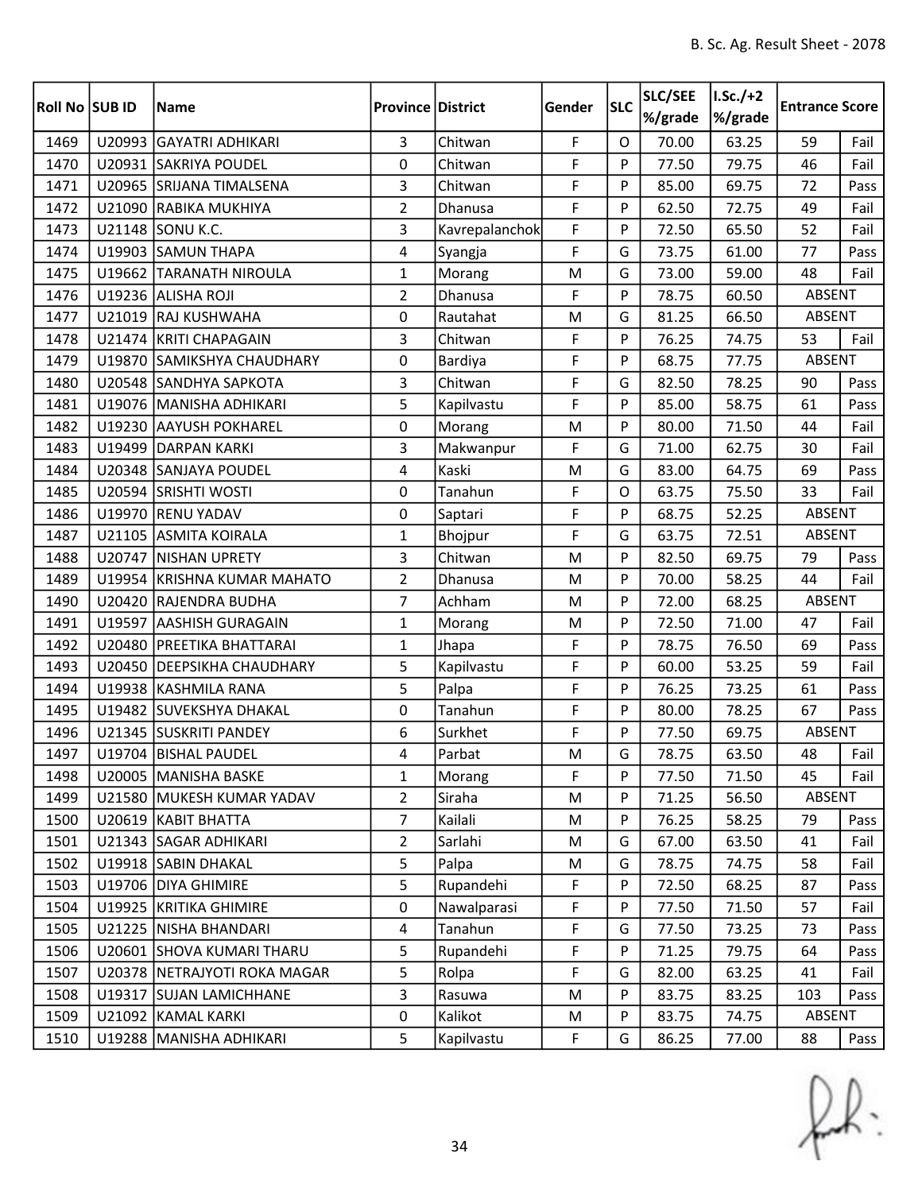| Roll No | SUB ID | Name | Province | District | Gender | SLC | SLC/SEE %/grade | I.Sc./+2 %/grade | Entrance Score | |
|---|---|---|---|---|---|---|---|---|---|---|
| 1469 | U20993 | GAYATRI ADHIKARI | 3 | Chitwan | F | O | 70.00 | 63.25 | 59 | Fail |
| 1470 | U20931 | SAKRIYA POUDEL | 0 | Chitwan | F | P | 77.50 | 79.75 | 46 | Fail |
| 1471 | U20965 | SRIJANA TIMALSENA | 3 | Chitwan | F | P | 85.00 | 69.75 | 72 | Pass |
| 1472 | U21090 | RABIKA MUKHIYA | 2 | Dhanusa | F | P | 62.50 | 72.75 | 49 | Fail |
| 1473 | U21148 | SONU K.C. | 3 | Kavrepalanchok | F | P | 72.50 | 65.50 | 52 | Fail |
| 1474 | U19903 | SAMUN THAPA | 4 | Syangja | F | G | 73.75 | 61.00 | 77 | Pass |
| 1475 | U19662 | TARANATH NIROULA | 1 | Morang | M | G | 73.00 | 59.00 | 48 | Fail |
| 1476 | U19236 | ALISHA ROJI | 2 | Dhanusa | F | P | 78.75 | 60.50 | ABSENT | |
| 1477 | U21019 | RAJ KUSHWAHA | 0 | Rautahat | M | G | 81.25 | 66.50 | ABSENT | |
| 1478 | U21474 | KRITI CHAPAGAIN | 3 | Chitwan | F | P | 76.25 | 74.75 | 53 | Fail |
| 1479 | U19870 | SAMIKSHYA CHAUDHARY | 0 | Bardiya | F | P | 68.75 | 77.75 | ABSENT | |
| 1480 | U20548 | SANDHYA SAPKOTA | 3 | Chitwan | F | G | 82.50 | 78.25 | 90 | Pass |
| 1481 | U19076 | MANISHA ADHIKARI | 5 | Kapilvastu | F | P | 85.00 | 58.75 | 61 | Pass |
| 1482 | U19230 | AAYUSH POKHAREL | 0 | Morang | M | P | 80.00 | 71.50 | 44 | Fail |
| 1483 | U19499 | DARPAN KARKI | 3 | Makwanpur | F | G | 71.00 | 62.75 | 30 | Fail |
| 1484 | U20348 | SANJAYA POUDEL | 4 | Kaski | M | G | 83.00 | 64.75 | 69 | Pass |
| 1485 | U20594 | SRISHTI WOSTI | 0 | Tanahun | F | O | 63.75 | 75.50 | 33 | Fail |
| 1486 | U19970 | RENU YADAV | 0 | Saptari | F | P | 68.75 | 52.25 | ABSENT | |
| 1487 | U21105 | ASMITA KOIRALA | 1 | Bhojpur | F | G | 63.75 | 72.51 | ABSENT | |
| 1488 | U20747 | NISHAN UPRETY | 3 | Chitwan | M | P | 82.50 | 69.75 | 79 | Pass |
| 1489 | U19954 | KRISHNA KUMAR MAHATO | 2 | Dhanusa | M | P | 70.00 | 58.25 | 44 | Fail |
| 1490 | U20420 | RAJENDRA BUDHA | 7 | Achham | M | P | 72.00 | 68.25 | ABSENT | |
| 1491 | U19597 | AASHISH GURAGAIN | 1 | Morang | M | P | 72.50 | 71.00 | 47 | Fail |
| 1492 | U20480 | PREETIKA BHATTARAI | 1 | Jhapa | F | P | 78.75 | 76.50 | 69 | Pass |
| 1493 | U20450 | DEEPSIKHA CHAUDHARY | 5 | Kapilvastu | F | P | 60.00 | 53.25 | 59 | Fail |
| 1494 | U19938 | KASHMILA RANA | 5 | Palpa | F | P | 76.25 | 73.25 | 61 | Pass |
| 1495 | U19482 | SUVEKSHYA DHAKAL | 0 | Tanahun | F | P | 80.00 | 78.25 | 67 | Pass |
| 1496 | U21345 | SUSKRITI PANDEY | 6 | Surkhet | F | P | 77.50 | 69.75 | ABSENT | |
| 1497 | U19704 | BISHAL PAUDEL | 4 | Parbat | M | G | 78.75 | 63.50 | 48 | Fail |
| 1498 | U20005 | MANISHA BASKE | 1 | Morang | F | P | 77.50 | 71.50 | 45 | Fail |
| 1499 | U21580 | MUKESH KUMAR YADAV | 2 | Siraha | M | P | 71.25 | 56.50 | ABSENT | |
| 1500 | U20619 | KABIT BHATTA | 7 | Kailali | M | P | 76.25 | 58.25 | 79 | Pass |
| 1501 | U21343 | SAGAR ADHIKARI | 2 | Sarlahi | M | G | 67.00 | 63.50 | 41 | Fail |
| 1502 | U19918 | SABIN DHAKAL | 5 | Palpa | M | G | 78.75 | 74.75 | 58 | Fail |
| 1503 | U19706 | DIYA GHIMIRE | 5 | Rupandehi | F | P | 72.50 | 68.25 | 87 | Pass |
| 1504 | U19925 | KRITIKA GHIMIRE | 0 | Nawalparasi | F | P | 77.50 | 71.50 | 57 | Fail |
| 1505 | U21225 | NISHA BHANDARI | 4 | Tanahun | F | G | 77.50 | 73.25 | 73 | Pass |
| 1506 | U20601 | SHOVA KUMARI THARU | 5 | Rupandehi | F | P | 71.25 | 79.75 | 64 | Pass |
| 1507 | U20378 | NETRAJYOTI ROKA MAGAR | 5 | Rolpa | F | G | 82.00 | 63.25 | 41 | Fail |
| 1508 | U19317 | SUJAN LAMICHHANE | 3 | Rasuwa | M | P | 83.75 | 83.25 | 103 | Pass |
| 1509 | U21092 | KAMAL KARKI | 0 | Kalikot | M | P | 83.75 | 74.75 | ABSENT | |
| 1510 | U19288 | MANISHA ADHIKARI | 5 | Kapilvastu | F | G | 86.25 | 77.00 | 88 | Pass |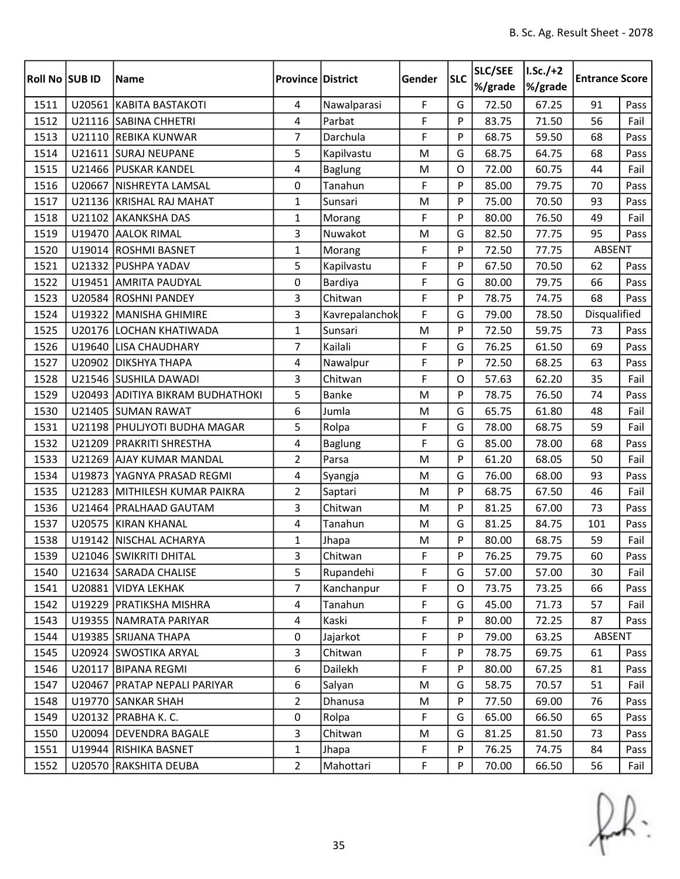| Roll No | SUB ID | Name | Province | District | Gender | SLC | SLC/SEE %/grade | I.Sc./+2 %/grade | Entrance Score | |
|---|---|---|---|---|---|---|---|---|---|---|
| 1511 | U20561 | KABITA BASTAKOTI | 4 | Nawalparasi | F | G | 72.50 | 67.25 | 91 | Pass |
| 1512 | U21116 | SABINA CHHETRI | 4 | Parbat | F | P | 83.75 | 71.50 | 56 | Fail |
| 1513 | U21110 | REBIKA KUNWAR | 7 | Darchula | F | P | 68.75 | 59.50 | 68 | Pass |
| 1514 | U21611 | SURAJ NEUPANE | 5 | Kapilvastu | M | G | 68.75 | 64.75 | 68 | Pass |
| 1515 | U21466 | PUSKAR KANDEL | 4 | Baglung | M | O | 72.00 | 60.75 | 44 | Fail |
| 1516 | U20667 | NISHREYTA LAMSAL | 0 | Tanahun | F | P | 85.00 | 79.75 | 70 | Pass |
| 1517 | U21136 | KRISHAL RAJ MAHAT | 1 | Sunsari | M | P | 75.00 | 70.50 | 93 | Pass |
| 1518 | U21102 | AKANKSHA DAS | 1 | Morang | F | P | 80.00 | 76.50 | 49 | Fail |
| 1519 | U19470 | AALOK RIMAL | 3 | Nuwakot | M | G | 82.50 | 77.75 | 95 | Pass |
| 1520 | U19014 | ROSHMI BASNET | 1 | Morang | F | P | 72.50 | 77.75 | ABSENT | |
| 1521 | U21332 | PUSHPA YADAV | 5 | Kapilvastu | F | P | 67.50 | 70.50 | 62 | Pass |
| 1522 | U19451 | AMRITA PAUDYAL | 0 | Bardiya | F | G | 80.00 | 79.75 | 66 | Pass |
| 1523 | U20584 | ROSHNI PANDEY | 3 | Chitwan | F | P | 78.75 | 74.75 | 68 | Pass |
| 1524 | U19322 | MANISHA GHIMIRE | 3 | Kavrepalanchok | F | G | 79.00 | 78.50 | Disqualified | |
| 1525 | U20176 | LOCHAN KHATIWADA | 1 | Sunsari | M | P | 72.50 | 59.75 | 73 | Pass |
| 1526 | U19640 | LISA CHAUDHARY | 7 | Kailali | F | G | 76.25 | 61.50 | 69 | Pass |
| 1527 | U20902 | DIKSHYA THAPA | 4 | Nawalpur | F | P | 72.50 | 68.25 | 63 | Pass |
| 1528 | U21546 | SUSHILA DAWADI | 3 | Chitwan | F | O | 57.63 | 62.20 | 35 | Fail |
| 1529 | U20493 | ADITIYA BIKRAM BUDHATHOKI | 5 | Banke | M | P | 78.75 | 76.50 | 74 | Pass |
| 1530 | U21405 | SUMAN RAWAT | 6 | Jumla | M | G | 65.75 | 61.80 | 48 | Fail |
| 1531 | U21198 | PHULJYOTI BUDHA MAGAR | 5 | Rolpa | F | G | 78.00 | 68.75 | 59 | Fail |
| 1532 | U21209 | PRAKRITI SHRESTHA | 4 | Baglung | F | G | 85.00 | 78.00 | 68 | Pass |
| 1533 | U21269 | AJAY KUMAR MANDAL | 2 | Parsa | M | P | 61.20 | 68.05 | 50 | Fail |
| 1534 | U19873 | YAGNYA PRASAD REGMI | 4 | Syangja | M | G | 76.00 | 68.00 | 93 | Pass |
| 1535 | U21283 | MITHILESH KUMAR PAIKRA | 2 | Saptari | M | P | 68.75 | 67.50 | 46 | Fail |
| 1536 | U21464 | PRALHAAD GAUTAM | 3 | Chitwan | M | P | 81.25 | 67.00 | 73 | Pass |
| 1537 | U20575 | KIRAN KHANAL | 4 | Tanahun | M | G | 81.25 | 84.75 | 101 | Pass |
| 1538 | U19142 | NISCHAL ACHARYA | 1 | Jhapa | M | P | 80.00 | 68.75 | 59 | Fail |
| 1539 | U21046 | SWIKRITI DHITAL | 3 | Chitwan | F | P | 76.25 | 79.75 | 60 | Pass |
| 1540 | U21634 | SARADA CHALISE | 5 | Rupandehi | F | G | 57.00 | 57.00 | 30 | Fail |
| 1541 | U20881 | VIDYA LEKHAK | 7 | Kanchanpur | F | O | 73.75 | 73.25 | 66 | Pass |
| 1542 | U19229 | PRATIKSHA MISHRA | 4 | Tanahun | F | G | 45.00 | 71.73 | 57 | Fail |
| 1543 | U19355 | NAMRATA PARIYAR | 4 | Kaski | F | P | 80.00 | 72.25 | 87 | Pass |
| 1544 | U19385 | SRIJANA THAPA | 0 | Jajarkot | F | P | 79.00 | 63.25 | ABSENT | |
| 1545 | U20924 | SWOSTIKA ARYAL | 3 | Chitwan | F | P | 78.75 | 69.75 | 61 | Pass |
| 1546 | U20117 | BIPANA REGMI | 6 | Dailekh | F | P | 80.00 | 67.25 | 81 | Pass |
| 1547 | U20467 | PRATAP NEPALI PARIYAR | 6 | Salyan | M | G | 58.75 | 70.57 | 51 | Fail |
| 1548 | U19770 | SANKAR SHAH | 2 | Dhanusa | M | P | 77.50 | 69.00 | 76 | Pass |
| 1549 | U20132 | PRABHA K. C. | 0 | Rolpa | F | G | 65.00 | 66.50 | 65 | Pass |
| 1550 | U20094 | DEVENDRA BAGALE | 3 | Chitwan | M | G | 81.25 | 81.50 | 73 | Pass |
| 1551 | U19944 | RISHIKA BASNET | 1 | Jhapa | F | P | 76.25 | 74.75 | 84 | Pass |
| 1552 | U20570 | RAKSHITA DEUBA | 2 | Mahottari | F | P | 70.00 | 66.50 | 56 | Fail |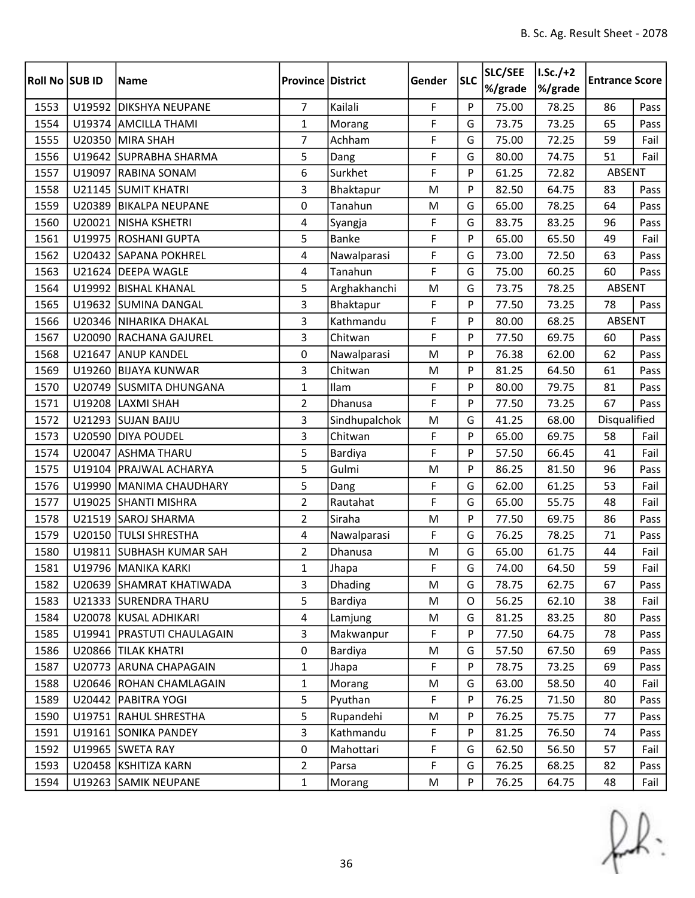| Roll No | SUB ID | Name | Province | District | Gender | SLC | SLC/SEE %/grade | I.Sc./+2 %/grade | Entrance Score | |
|---|---|---|---|---|---|---|---|---|---|---|
| 1553 | U19592 | DIKSHYA NEUPANE | 7 | Kailali | F | P | 75.00 | 78.25 | 86 | Pass |
| 1554 | U19374 | AMCILLA THAMI | 1 | Morang | F | G | 73.75 | 73.25 | 65 | Pass |
| 1555 | U20350 | MIRA SHAH | 7 | Achham | F | G | 75.00 | 72.25 | 59 | Fail |
| 1556 | U19642 | SUPRABHA SHARMA | 5 | Dang | F | G | 80.00 | 74.75 | 51 | Fail |
| 1557 | U19097 | RABINA SONAM | 6 | Surkhet | F | P | 61.25 | 72.82 | ABSENT | |
| 1558 | U21145 | SUMIT KHATRI | 3 | Bhaktapur | M | P | 82.50 | 64.75 | 83 | Pass |
| 1559 | U20389 | BIKALPA NEUPANE | 0 | Tanahun | M | G | 65.00 | 78.25 | 64 | Pass |
| 1560 | U20021 | NISHA KSHETRI | 4 | Syangja | F | G | 83.75 | 83.25 | 96 | Pass |
| 1561 | U19975 | ROSHANI GUPTA | 5 | Banke | F | P | 65.00 | 65.50 | 49 | Fail |
| 1562 | U20432 | SAPANA POKHREL | 4 | Nawalparasi | F | G | 73.00 | 72.50 | 63 | Pass |
| 1563 | U21624 | DEEPA WAGLE | 4 | Tanahun | F | G | 75.00 | 60.25 | 60 | Pass |
| 1564 | U19992 | BISHAL KHANAL | 5 | Arghakhanchi | M | G | 73.75 | 78.25 | ABSENT | |
| 1565 | U19632 | SUMINA DANGAL | 3 | Bhaktapur | F | P | 77.50 | 73.25 | 78 | Pass |
| 1566 | U20346 | NIHARIKA DHAKAL | 3 | Kathmandu | F | P | 80.00 | 68.25 | ABSENT | |
| 1567 | U20090 | RACHANA GAJUREL | 3 | Chitwan | F | P | 77.50 | 69.75 | 60 | Pass |
| 1568 | U21647 | ANUP KANDEL | 0 | Nawalparasi | M | P | 76.38 | 62.00 | 62 | Pass |
| 1569 | U19260 | BIJAYA KUNWAR | 3 | Chitwan | M | P | 81.25 | 64.50 | 61 | Pass |
| 1570 | U20749 | SUSMITA DHUNGANA | 1 | Ilam | F | P | 80.00 | 79.75 | 81 | Pass |
| 1571 | U19208 | LAXMI SHAH | 2 | Dhanusa | F | P | 77.50 | 73.25 | 67 | Pass |
| 1572 | U21293 | SUJAN BAIJU | 3 | Sindhupalchok | M | G | 41.25 | 68.00 | Disqualified | |
| 1573 | U20590 | DIYA POUDEL | 3 | Chitwan | F | P | 65.00 | 69.75 | 58 | Fail |
| 1574 | U20047 | ASHMA THARU | 5 | Bardiya | F | P | 57.50 | 66.45 | 41 | Fail |
| 1575 | U19104 | PRAJWAL ACHARYA | 5 | Gulmi | M | P | 86.25 | 81.50 | 96 | Pass |
| 1576 | U19990 | MANIMA CHAUDHARY | 5 | Dang | F | G | 62.00 | 61.25 | 53 | Fail |
| 1577 | U19025 | SHANTI MISHRA | 2 | Rautahat | F | G | 65.00 | 55.75 | 48 | Fail |
| 1578 | U21519 | SAROJ SHARMA | 2 | Siraha | M | P | 77.50 | 69.75 | 86 | Pass |
| 1579 | U20150 | TULSI SHRESTHA | 4 | Nawalparasi | F | G | 76.25 | 78.25 | 71 | Pass |
| 1580 | U19811 | SUBHASH KUMAR SAH | 2 | Dhanusa | M | G | 65.00 | 61.75 | 44 | Fail |
| 1581 | U19796 | MANIKA KARKI | 1 | Jhapa | F | G | 74.00 | 64.50 | 59 | Fail |
| 1582 | U20639 | SHAMRAT KHATIWADA | 3 | Dhading | M | G | 78.75 | 62.75 | 67 | Pass |
| 1583 | U21333 | SURENDRA THARU | 5 | Bardiya | M | O | 56.25 | 62.10 | 38 | Fail |
| 1584 | U20078 | KUSAL ADHIKARI | 4 | Lamjung | M | G | 81.25 | 83.25 | 80 | Pass |
| 1585 | U19941 | PRASTUTI CHAULAGAIN | 3 | Makwanpur | F | P | 77.50 | 64.75 | 78 | Pass |
| 1586 | U20866 | TILAK KHATRI | 0 | Bardiya | M | G | 57.50 | 67.50 | 69 | Pass |
| 1587 | U20773 | ARUNA CHAPAGAIN | 1 | Jhapa | F | P | 78.75 | 73.25 | 69 | Pass |
| 1588 | U20646 | ROHAN CHAMLAGAIN | 1 | Morang | M | G | 63.00 | 58.50 | 40 | Fail |
| 1589 | U20442 | PABITRA YOGI | 5 | Pyuthan | F | P | 76.25 | 71.50 | 80 | Pass |
| 1590 | U19751 | RAHUL SHRESTHA | 5 | Rupandehi | M | P | 76.25 | 75.75 | 77 | Pass |
| 1591 | U19161 | SONIKA PANDEY | 3 | Kathmandu | F | P | 81.25 | 76.50 | 74 | Pass |
| 1592 | U19965 | SWETA RAY | 0 | Mahottari | F | G | 62.50 | 56.50 | 57 | Fail |
| 1593 | U20458 | KSHITIZA KARN | 2 | Parsa | F | G | 76.25 | 68.25 | 82 | Pass |
| 1594 | U19263 | SAMIK NEUPANE | 1 | Morang | M | P | 76.25 | 64.75 | 48 | Fail |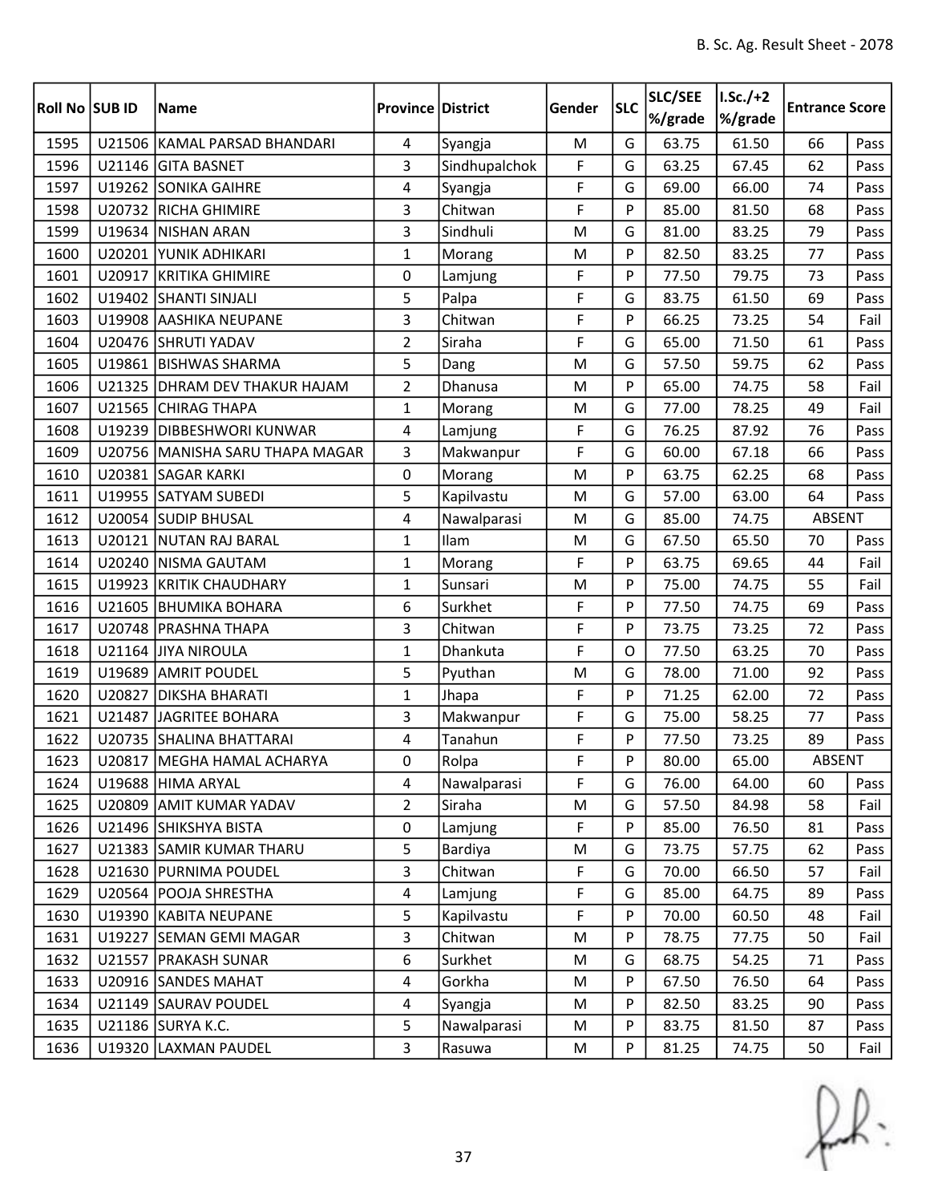| Roll No | SUB ID | Name | Province | District | Gender | SLC | SLC/SEE %/grade | I.Sc./+2 %/grade | Entrance Score | |
|---|---|---|---|---|---|---|---|---|---|---|
| 1595 | U21506 | KAMAL PARSAD BHANDARI | 4 | Syangja | M | G | 63.75 | 61.50 | 66 | Pass |
| 1596 | U21146 | GITA BASNET | 3 | Sindhupalchok | F | G | 63.25 | 67.45 | 62 | Pass |
| 1597 | U19262 | SONIKA GAIHRE | 4 | Syangja | F | G | 69.00 | 66.00 | 74 | Pass |
| 1598 | U20732 | RICHA GHIMIRE | 3 | Chitwan | F | P | 85.00 | 81.50 | 68 | Pass |
| 1599 | U19634 | NISHAN ARAN | 3 | Sindhuli | M | G | 81.00 | 83.25 | 79 | Pass |
| 1600 | U20201 | YUNIK ADHIKARI | 1 | Morang | M | P | 82.50 | 83.25 | 77 | Pass |
| 1601 | U20917 | KRITIKA GHIMIRE | 0 | Lamjung | F | P | 77.50 | 79.75 | 73 | Pass |
| 1602 | U19402 | SHANTI SINJALI | 5 | Palpa | F | G | 83.75 | 61.50 | 69 | Pass |
| 1603 | U19908 | AASHIKA NEUPANE | 3 | Chitwan | F | P | 66.25 | 73.25 | 54 | Fail |
| 1604 | U20476 | SHRUTI YADAV | 2 | Siraha | F | G | 65.00 | 71.50 | 61 | Pass |
| 1605 | U19861 | BISHWAS SHARMA | 5 | Dang | M | G | 57.50 | 59.75 | 62 | Pass |
| 1606 | U21325 | DHRAM DEV THAKUR HAJAM | 2 | Dhanusa | M | P | 65.00 | 74.75 | 58 | Fail |
| 1607 | U21565 | CHIRAG THAPA | 1 | Morang | M | G | 77.00 | 78.25 | 49 | Fail |
| 1608 | U19239 | DIBBESHWORI KUNWAR | 4 | Lamjung | F | G | 76.25 | 87.92 | 76 | Pass |
| 1609 | U20756 | MANISHA SARU THAPA MAGAR | 3 | Makwanpur | F | G | 60.00 | 67.18 | 66 | Pass |
| 1610 | U20381 | SAGAR KARKI | 0 | Morang | M | P | 63.75 | 62.25 | 68 | Pass |
| 1611 | U19955 | SATYAM SUBEDI | 5 | Kapilvastu | M | G | 57.00 | 63.00 | 64 | Pass |
| 1612 | U20054 | SUDIP BHUSAL | 4 | Nawalparasi | M | G | 85.00 | 74.75 | ABSENT | |
| 1613 | U20121 | NUTAN RAJ BARAL | 1 | Ilam | M | G | 67.50 | 65.50 | 70 | Pass |
| 1614 | U20240 | NISMA GAUTAM | 1 | Morang | F | P | 63.75 | 69.65 | 44 | Fail |
| 1615 | U19923 | KRITIK CHAUDHARY | 1 | Sunsari | M | P | 75.00 | 74.75 | 55 | Fail |
| 1616 | U21605 | BHUMIKA BOHARA | 6 | Surkhet | F | P | 77.50 | 74.75 | 69 | Pass |
| 1617 | U20748 | PRASHNA THAPA | 3 | Chitwan | F | P | 73.75 | 73.25 | 72 | Pass |
| 1618 | U21164 | JIYA NIROULA | 1 | Dhankuta | F | O | 77.50 | 63.25 | 70 | Pass |
| 1619 | U19689 | AMRIT POUDEL | 5 | Pyuthan | M | G | 78.00 | 71.00 | 92 | Pass |
| 1620 | U20827 | DIKSHA BHARATI | 1 | Jhapa | F | P | 71.25 | 62.00 | 72 | Pass |
| 1621 | U21487 | JAGRITEE BOHARA | 3 | Makwanpur | F | G | 75.00 | 58.25 | 77 | Pass |
| 1622 | U20735 | SHALINA BHATTARAI | 4 | Tanahun | F | P | 77.50 | 73.25 | 89 | Pass |
| 1623 | U20817 | MEGHA HAMAL ACHARYA | 0 | Rolpa | F | P | 80.00 | 65.00 | ABSENT | |
| 1624 | U19688 | HIMA ARYAL | 4 | Nawalparasi | F | G | 76.00 | 64.00 | 60 | Pass |
| 1625 | U20809 | AMIT KUMAR YADAV | 2 | Siraha | M | G | 57.50 | 84.98 | 58 | Fail |
| 1626 | U21496 | SHIKSHYA BISTA | 0 | Lamjung | F | P | 85.00 | 76.50 | 81 | Pass |
| 1627 | U21383 | SAMIR KUMAR THARU | 5 | Bardiya | M | G | 73.75 | 57.75 | 62 | Pass |
| 1628 | U21630 | PURNIMA POUDEL | 3 | Chitwan | F | G | 70.00 | 66.50 | 57 | Fail |
| 1629 | U20564 | POOJA SHRESTHA | 4 | Lamjung | F | G | 85.00 | 64.75 | 89 | Pass |
| 1630 | U19390 | KABITA NEUPANE | 5 | Kapilvastu | F | P | 70.00 | 60.50 | 48 | Fail |
| 1631 | U19227 | SEMAN GEMI MAGAR | 3 | Chitwan | M | P | 78.75 | 77.75 | 50 | Fail |
| 1632 | U21557 | PRAKASH SUNAR | 6 | Surkhet | M | G | 68.75 | 54.25 | 71 | Pass |
| 1633 | U20916 | SANDES MAHAT | 4 | Gorkha | M | P | 67.50 | 76.50 | 64 | Pass |
| 1634 | U21149 | SAURAV POUDEL | 4 | Syangja | M | P | 82.50 | 83.25 | 90 | Pass |
| 1635 | U21186 | SURYA K.C. | 5 | Nawalparasi | M | P | 83.75 | 81.50 | 87 | Pass |
| 1636 | U19320 | LAXMAN PAUDEL | 3 | Rasuwa | M | P | 81.25 | 74.75 | 50 | Fail |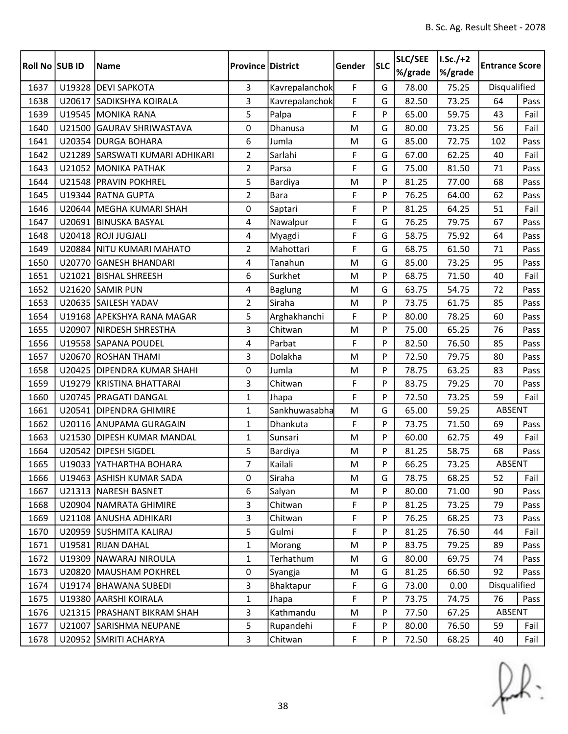| Roll No | SUB ID | Name | Province | District | Gender | SLC | SLC/SEE %/grade | I.Sc./+2 %/grade | Entrance Score | |
|---|---|---|---|---|---|---|---|---|---|---|
| 1637 | U19328 | DEVI SAPKOTA | 3 | Kavrepalanchok | F | G | 78.00 | 75.25 | Disqualified | |
| 1638 | U20617 | SADIKSHYA KOIRALA | 3 | Kavrepalanchok | F | G | 82.50 | 73.25 | 64 | Pass |
| 1639 | U19545 | MONIKA RANA | 5 | Palpa | F | P | 65.00 | 59.75 | 43 | Fail |
| 1640 | U21500 | GAURAV SHRIWASTAVA | 0 | Dhanusa | M | G | 80.00 | 73.25 | 56 | Fail |
| 1641 | U20354 | DURGA BOHARA | 6 | Jumla | M | G | 85.00 | 72.75 | 102 | Pass |
| 1642 | U21289 | SARSWATI KUMARI ADHIKARI | 2 | Sarlahi | F | G | 67.00 | 62.25 | 40 | Fail |
| 1643 | U21052 | MONIKA PATHAK | 2 | Parsa | F | G | 75.00 | 81.50 | 71 | Pass |
| 1644 | U21548 | PRAVIN POKHREL | 5 | Bardiya | M | P | 81.25 | 77.00 | 68 | Pass |
| 1645 | U19344 | RATNA GUPTA | 2 | Bara | F | P | 76.25 | 64.00 | 62 | Pass |
| 1646 | U20644 | MEGHA KUMARI SHAH | 0 | Saptari | F | P | 81.25 | 64.25 | 51 | Fail |
| 1647 | U20691 | BINUSKA BASYAL | 4 | Nawalpur | F | G | 76.25 | 79.75 | 67 | Pass |
| 1648 | U20418 | ROJI JUGJALI | 4 | Myagdi | F | G | 58.75 | 75.92 | 64 | Pass |
| 1649 | U20884 | NITU KUMARI MAHATO | 2 | Mahottari | F | G | 68.75 | 61.50 | 71 | Pass |
| 1650 | U20770 | GANESH BHANDARI | 4 | Tanahun | M | G | 85.00 | 73.25 | 95 | Pass |
| 1651 | U21021 | BISHAL SHREESH | 6 | Surkhet | M | P | 68.75 | 71.50 | 40 | Fail |
| 1652 | U21620 | SAMIR PUN | 4 | Baglung | M | G | 63.75 | 54.75 | 72 | Pass |
| 1653 | U20635 | SAILESH YADAV | 2 | Siraha | M | P | 73.75 | 61.75 | 85 | Pass |
| 1654 | U19168 | APEKSHYA RANA MAGAR | 5 | Arghakhanchi | F | P | 80.00 | 78.25 | 60 | Pass |
| 1655 | U20907 | NIRDESH SHRESTHA | 3 | Chitwan | M | P | 75.00 | 65.25 | 76 | Pass |
| 1656 | U19558 | SAPANA POUDEL | 4 | Parbat | F | P | 82.50 | 76.50 | 85 | Pass |
| 1657 | U20670 | ROSHAN THAMI | 3 | Dolakha | M | P | 72.50 | 79.75 | 80 | Pass |
| 1658 | U20425 | DIPENDRA KUMAR SHAHI | 0 | Jumla | M | P | 78.75 | 63.25 | 83 | Pass |
| 1659 | U19279 | KRISTINA BHATTARAI | 3 | Chitwan | F | P | 83.75 | 79.25 | 70 | Pass |
| 1660 | U20745 | PRAGATI DANGAL | 1 | Jhapa | F | P | 72.50 | 73.25 | 59 | Fail |
| 1661 | U20541 | DIPENDRA GHIMIRE | 1 | Sankhuwasabha | M | G | 65.00 | 59.25 | ABSENT | |
| 1662 | U20116 | ANUPAMA GURAGAIN | 1 | Dhankuta | F | P | 73.75 | 71.50 | 69 | Pass |
| 1663 | U21530 | DIPESH KUMAR MANDAL | 1 | Sunsari | M | P | 60.00 | 62.75 | 49 | Fail |
| 1664 | U20542 | DIPESH SIGDEL | 5 | Bardiya | M | P | 81.25 | 58.75 | 68 | Pass |
| 1665 | U19033 | YATHARTHA BOHARA | 7 | Kailali | M | P | 66.25 | 73.25 | ABSENT | |
| 1666 | U19463 | ASHISH KUMAR SADA | 0 | Siraha | M | G | 78.75 | 68.25 | 52 | Fail |
| 1667 | U21313 | NARESH BASNET | 6 | Salyan | M | P | 80.00 | 71.00 | 90 | Pass |
| 1668 | U20904 | NAMRATA GHIMIRE | 3 | Chitwan | F | P | 81.25 | 73.25 | 79 | Pass |
| 1669 | U21108 | ANUSHA ADHIKARI | 3 | Chitwan | F | P | 76.25 | 68.25 | 73 | Pass |
| 1670 | U20959 | SUSHMITA KALIRAJ | 5 | Gulmi | F | P | 81.25 | 76.50 | 44 | Fail |
| 1671 | U19581 | RIJAN DAHAL | 1 | Morang | M | P | 83.75 | 79.25 | 89 | Pass |
| 1672 | U19309 | NAWARAJ NIROULA | 1 | Terhathum | M | G | 80.00 | 69.75 | 74 | Pass |
| 1673 | U20820 | MAUSHAM POKHREL | 0 | Syangja | M | G | 81.25 | 66.50 | 92 | Pass |
| 1674 | U19174 | BHAWANA SUBEDI | 3 | Bhaktapur | F | G | 73.00 | 0.00 | Disqualified | |
| 1675 | U19380 | AARSHI KOIRALA | 1 | Jhapa | F | P | 73.75 | 74.75 | 76 | Pass |
| 1676 | U21315 | PRASHANT BIKRAM SHAH | 3 | Kathmandu | M | P | 77.50 | 67.25 | ABSENT | |
| 1677 | U21007 | SARISHMA NEUPANE | 5 | Rupandehi | F | P | 80.00 | 76.50 | 59 | Fail |
| 1678 | U20952 | SMRITI ACHARYA | 3 | Chitwan | F | P | 72.50 | 68.25 | 40 | Fail |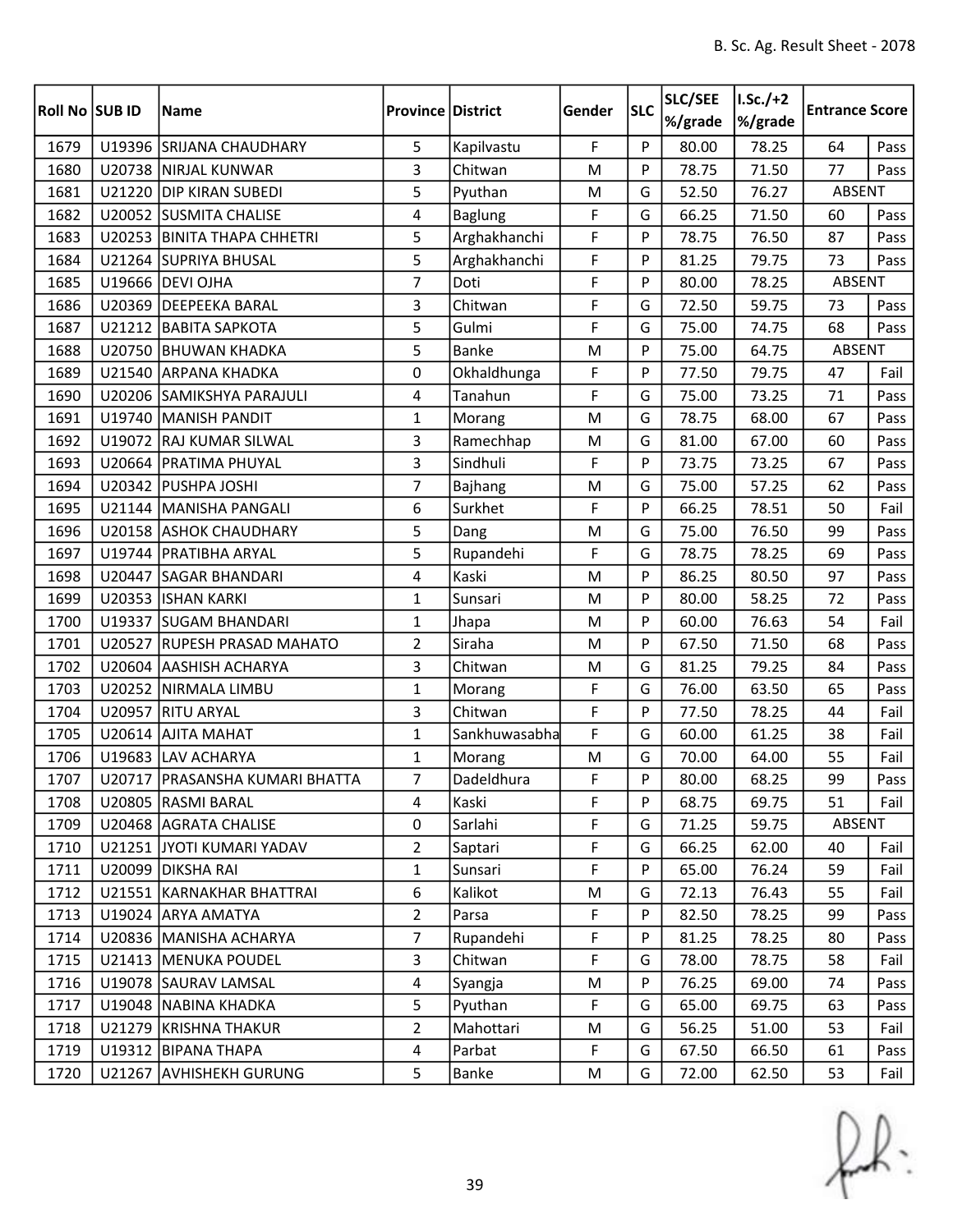| Roll No | SUB ID | Name | Province | District | Gender | SLC | SLC/SEE %/grade | I.Sc./+2 %/grade | Entrance Score | |
|---|---|---|---|---|---|---|---|---|---|---|
| 1679 | U19396 | SRIJANA CHAUDHARY | 5 | Kapilvastu | F | P | 80.00 | 78.25 | 64 | Pass |
| 1680 | U20738 | NIRJAL KUNWAR | 3 | Chitwan | M | P | 78.75 | 71.50 | 77 | Pass |
| 1681 | U21220 | DIP KIRAN SUBEDI | 5 | Pyuthan | M | G | 52.50 | 76.27 | ABSENT | |
| 1682 | U20052 | SUSMITA CHALISE | 4 | Baglung | F | G | 66.25 | 71.50 | 60 | Pass |
| 1683 | U20253 | BINITA THAPA CHHETRI | 5 | Arghakhanchi | F | P | 78.75 | 76.50 | 87 | Pass |
| 1684 | U21264 | SUPRIYA BHUSAL | 5 | Arghakhanchi | F | P | 81.25 | 79.75 | 73 | Pass |
| 1685 | U19666 | DEVI OJHA | 7 | Doti | F | P | 80.00 | 78.25 | ABSENT | |
| 1686 | U20369 | DEEPEEKA BARAL | 3 | Chitwan | F | G | 72.50 | 59.75 | 73 | Pass |
| 1687 | U21212 | BABITA SAPKOTA | 5 | Gulmi | F | G | 75.00 | 74.75 | 68 | Pass |
| 1688 | U20750 | BHUWAN KHADKA | 5 | Banke | M | P | 75.00 | 64.75 | ABSENT | |
| 1689 | U21540 | ARPANA KHADKA | 0 | Okhaldhunga | F | P | 77.50 | 79.75 | 47 | Fail |
| 1690 | U20206 | SAMIKSHYA PARAJULI | 4 | Tanahun | F | G | 75.00 | 73.25 | 71 | Pass |
| 1691 | U19740 | MANISH PANDIT | 1 | Morang | M | G | 78.75 | 68.00 | 67 | Pass |
| 1692 | U19072 | RAJ KUMAR SILWAL | 3 | Ramechhap | M | G | 81.00 | 67.00 | 60 | Pass |
| 1693 | U20664 | PRATIMA PHUYAL | 3 | Sindhuli | F | P | 73.75 | 73.25 | 67 | Pass |
| 1694 | U20342 | PUSHPA JOSHI | 7 | Bajhang | M | G | 75.00 | 57.25 | 62 | Pass |
| 1695 | U21144 | MANISHA PANGALI | 6 | Surkhet | F | P | 66.25 | 78.51 | 50 | Fail |
| 1696 | U20158 | ASHOK CHAUDHARY | 5 | Dang | M | G | 75.00 | 76.50 | 99 | Pass |
| 1697 | U19744 | PRATIBHA ARYAL | 5 | Rupandehi | F | G | 78.75 | 78.25 | 69 | Pass |
| 1698 | U20447 | SAGAR BHANDARI | 4 | Kaski | M | P | 86.25 | 80.50 | 97 | Pass |
| 1699 | U20353 | ISHAN KARKI | 1 | Sunsari | M | P | 80.00 | 58.25 | 72 | Pass |
| 1700 | U19337 | SUGAM BHANDARI | 1 | Jhapa | M | P | 60.00 | 76.63 | 54 | Fail |
| 1701 | U20527 | RUPESH PRASAD MAHATO | 2 | Siraha | M | P | 67.50 | 71.50 | 68 | Pass |
| 1702 | U20604 | AASHISH ACHARYA | 3 | Chitwan | M | G | 81.25 | 79.25 | 84 | Pass |
| 1703 | U20252 | NIRMALA LIMBU | 1 | Morang | F | G | 76.00 | 63.50 | 65 | Pass |
| 1704 | U20957 | RITU ARYAL | 3 | Chitwan | F | P | 77.50 | 78.25 | 44 | Fail |
| 1705 | U20614 | AJITA MAHAT | 1 | Sankhuwasabha | F | G | 60.00 | 61.25 | 38 | Fail |
| 1706 | U19683 | LAV ACHARYA | 1 | Morang | M | G | 70.00 | 64.00 | 55 | Fail |
| 1707 | U20717 | PRASANSHA KUMARI BHATTA | 7 | Dadeldhura | F | P | 80.00 | 68.25 | 99 | Pass |
| 1708 | U20805 | RASMI BARAL | 4 | Kaski | F | P | 68.75 | 69.75 | 51 | Fail |
| 1709 | U20468 | AGRATA CHALISE | 0 | Sarlahi | F | G | 71.25 | 59.75 | ABSENT | |
| 1710 | U21251 | JYOTI KUMARI YADAV | 2 | Saptari | F | G | 66.25 | 62.00 | 40 | Fail |
| 1711 | U20099 | DIKSHA RAI | 1 | Sunsari | F | P | 65.00 | 76.24 | 59 | Fail |
| 1712 | U21551 | KARNAKHAR BHATTRAI | 6 | Kalikot | M | G | 72.13 | 76.43 | 55 | Fail |
| 1713 | U19024 | ARYA AMATYA | 2 | Parsa | F | P | 82.50 | 78.25 | 99 | Pass |
| 1714 | U20836 | MANISHA ACHARYA | 7 | Rupandehi | F | P | 81.25 | 78.25 | 80 | Pass |
| 1715 | U21413 | MENUKA POUDEL | 3 | Chitwan | F | G | 78.00 | 78.75 | 58 | Fail |
| 1716 | U19078 | SAURAV LAMSAL | 4 | Syangja | M | P | 76.25 | 69.00 | 74 | Pass |
| 1717 | U19048 | NABINA KHADKA | 5 | Pyuthan | F | G | 65.00 | 69.75 | 63 | Pass |
| 1718 | U21279 | KRISHNA THAKUR | 2 | Mahottari | M | G | 56.25 | 51.00 | 53 | Fail |
| 1719 | U19312 | BIPANA THAPA | 4 | Parbat | F | G | 67.50 | 66.50 | 61 | Pass |
| 1720 | U21267 | AVHISHEKH GURUNG | 5 | Banke | M | G | 72.00 | 62.50 | 53 | Fail |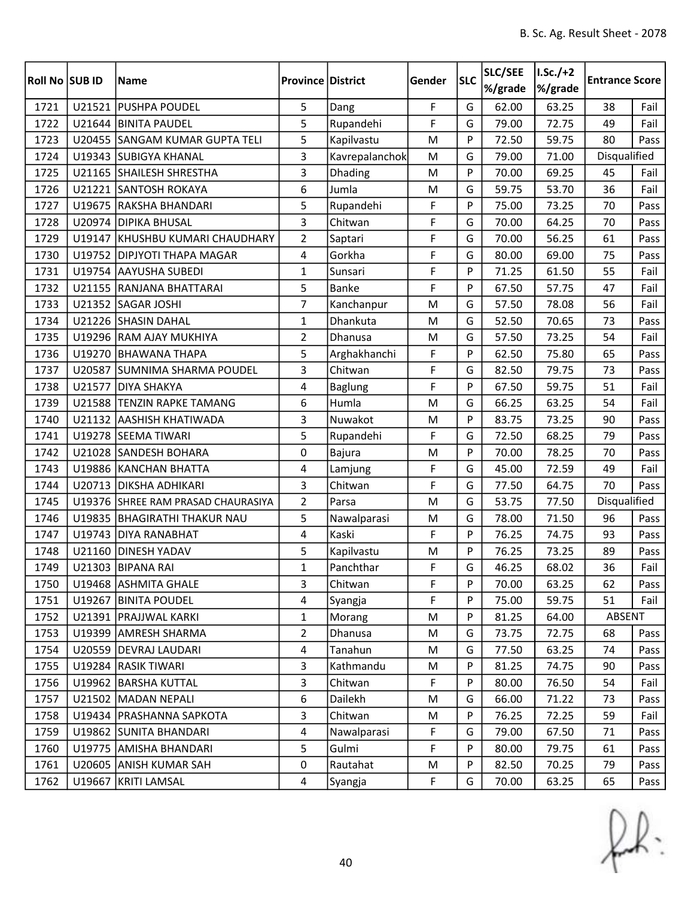B. Sc. Ag. Result Sheet - 2078

| Roll No | SUB ID | Name | Province | District | Gender | SLC | SLC/SEE %/grade | I.Sc./+2 %/grade | Entrance Score | |
|---|---|---|---|---|---|---|---|---|---|---|
| 1721 | U21521 | PUSHPA POUDEL | 5 | Dang | F | G | 62.00 | 63.25 | 38 | Fail |
| 1722 | U21644 | BINITA PAUDEL | 5 | Rupandehi | F | G | 79.00 | 72.75 | 49 | Fail |
| 1723 | U20455 | SANGAM KUMAR GUPTA TELI | 5 | Kapilvastu | M | P | 72.50 | 59.75 | 80 | Pass |
| 1724 | U19343 | SUBIGYA KHANAL | 3 | Kavrepalanchok | M | G | 79.00 | 71.00 | Disqualified | |
| 1725 | U21165 | SHAILESH SHRESTHA | 3 | Dhading | M | P | 70.00 | 69.25 | 45 | Fail |
| 1726 | U21221 | SANTOSH ROKAYA | 6 | Jumla | M | G | 59.75 | 53.70 | 36 | Fail |
| 1727 | U19675 | RAKSHA BHANDARI | 5 | Rupandehi | F | P | 75.00 | 73.25 | 70 | Pass |
| 1728 | U20974 | DIPIKA BHUSAL | 3 | Chitwan | F | G | 70.00 | 64.25 | 70 | Pass |
| 1729 | U19147 | KHUSHBU KUMARI CHAUDHARY | 2 | Saptari | F | G | 70.00 | 56.25 | 61 | Pass |
| 1730 | U19752 | DIPJYOTI THAPA MAGAR | 4 | Gorkha | F | G | 80.00 | 69.00 | 75 | Pass |
| 1731 | U19754 | AAYUSHA SUBEDI | 1 | Sunsari | F | P | 71.25 | 61.50 | 55 | Fail |
| 1732 | U21155 | RANJANA BHATTARAI | 5 | Banke | F | P | 67.50 | 57.75 | 47 | Fail |
| 1733 | U21352 | SAGAR JOSHI | 7 | Kanchanpur | M | G | 57.50 | 78.08 | 56 | Fail |
| 1734 | U21226 | SHASIN DAHAL | 1 | Dhankuta | M | G | 52.50 | 70.65 | 73 | Pass |
| 1735 | U19296 | RAM AJAY MUKHIYA | 2 | Dhanusa | M | G | 57.50 | 73.25 | 54 | Fail |
| 1736 | U19270 | BHAWANA THAPA | 5 | Arghakhanchi | F | P | 62.50 | 75.80 | 65 | Pass |
| 1737 | U20587 | SUMNIMA SHARMA POUDEL | 3 | Chitwan | F | G | 82.50 | 79.75 | 73 | Pass |
| 1738 | U21577 | DIYA SHAKYA | 4 | Baglung | F | P | 67.50 | 59.75 | 51 | Fail |
| 1739 | U21588 | TENZIN RAPKE TAMANG | 6 | Humla | M | G | 66.25 | 63.25 | 54 | Fail |
| 1740 | U21132 | AASHISH KHATIWADA | 3 | Nuwakot | M | P | 83.75 | 73.25 | 90 | Pass |
| 1741 | U19278 | SEEMA TIWARI | 5 | Rupandehi | F | G | 72.50 | 68.25 | 79 | Pass |
| 1742 | U21028 | SANDESH BOHARA | 0 | Bajura | M | P | 70.00 | 78.25 | 70 | Pass |
| 1743 | U19886 | KANCHAN BHATTA | 4 | Lamjung | F | G | 45.00 | 72.59 | 49 | Fail |
| 1744 | U20713 | DIKSHA ADHIKARI | 3 | Chitwan | F | G | 77.50 | 64.75 | 70 | Pass |
| 1745 | U19376 | SHREE RAM PRASAD CHAURASIYA | 2 | Parsa | M | G | 53.75 | 77.50 | Disqualified | |
| 1746 | U19835 | BHAGIRATHI THAKUR NAU | 5 | Nawalparasi | M | G | 78.00 | 71.50 | 96 | Pass |
| 1747 | U19743 | DIYA RANABHAT | 4 | Kaski | F | P | 76.25 | 74.75 | 93 | Pass |
| 1748 | U21160 | DINESH YADAV | 5 | Kapilvastu | M | P | 76.25 | 73.25 | 89 | Pass |
| 1749 | U21303 | BIPANA RAI | 1 | Panchthar | F | G | 46.25 | 68.02 | 36 | Fail |
| 1750 | U19468 | ASHMITA GHALE | 3 | Chitwan | F | P | 70.00 | 63.25 | 62 | Pass |
| 1751 | U19267 | BINITA POUDEL | 4 | Syangja | F | P | 75.00 | 59.75 | 51 | Fail |
| 1752 | U21391 | PRAJJWAL KARKI | 1 | Morang | M | P | 81.25 | 64.00 | ABSENT | |
| 1753 | U19399 | AMRESH SHARMA | 2 | Dhanusa | M | G | 73.75 | 72.75 | 68 | Pass |
| 1754 | U20559 | DEVRAJ LAUDARI | 4 | Tanahun | M | G | 77.50 | 63.25 | 74 | Pass |
| 1755 | U19284 | RASIK TIWARI | 3 | Kathmandu | M | P | 81.25 | 74.75 | 90 | Pass |
| 1756 | U19962 | BARSHA KUTTAL | 3 | Chitwan | F | P | 80.00 | 76.50 | 54 | Fail |
| 1757 | U21502 | MADAN NEPALI | 6 | Dailekh | M | G | 66.00 | 71.22 | 73 | Pass |
| 1758 | U19434 | PRASHANNA SAPKOTA | 3 | Chitwan | M | P | 76.25 | 72.25 | 59 | Fail |
| 1759 | U19862 | SUNITA BHANDARI | 4 | Nawalparasi | F | G | 79.00 | 67.50 | 71 | Pass |
| 1760 | U19775 | AMISHA BHANDARI | 5 | Gulmi | F | P | 80.00 | 79.75 | 61 | Pass |
| 1761 | U20605 | ANISH KUMAR SAH | 0 | Rautahat | M | P | 82.50 | 70.25 | 79 | Pass |
| 1762 | U19667 | KRITI LAMSAL | 4 | Syangja | F | G | 70.00 | 63.25 | 65 | Pass |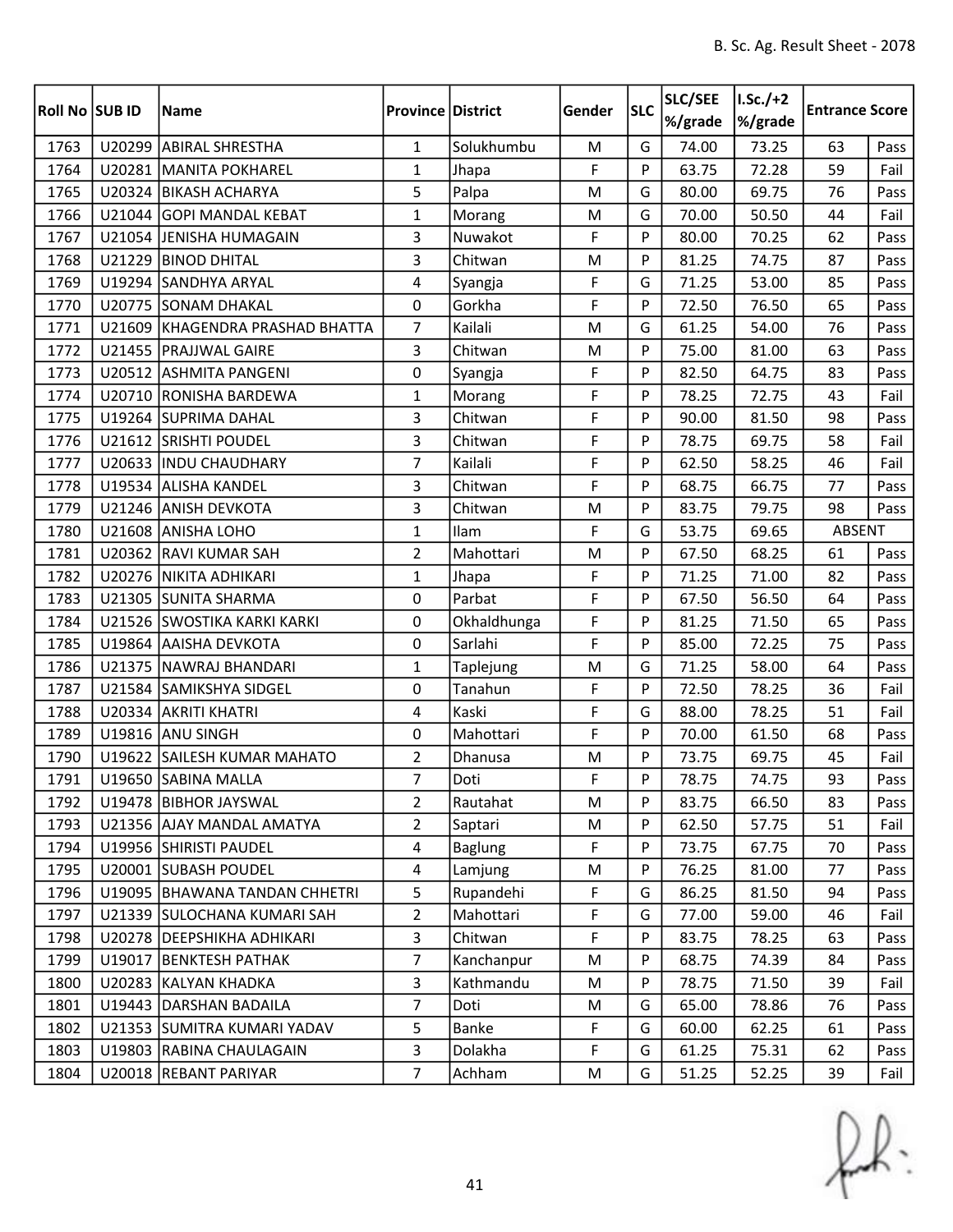| Roll No | SUB ID | Name | Province | District | Gender | SLC | SLC/SEE %/grade | I.Sc./+2 %/grade | Entrance Score | |
|---|---|---|---|---|---|---|---|---|---|---|
| 1763 | U20299 | ABIRAL SHRESTHA | 1 | Solukhumbu | M | G | 74.00 | 73.25 | 63 | Pass |
| 1764 | U20281 | MANITA POKHAREL | 1 | Jhapa | F | P | 63.75 | 72.28 | 59 | Fail |
| 1765 | U20324 | BIKASH ACHARYA | 5 | Palpa | M | G | 80.00 | 69.75 | 76 | Pass |
| 1766 | U21044 | GOPI MANDAL KEBAT | 1 | Morang | M | G | 70.00 | 50.50 | 44 | Fail |
| 1767 | U21054 | JENISHA HUMAGAIN | 3 | Nuwakot | F | P | 80.00 | 70.25 | 62 | Pass |
| 1768 | U21229 | BINOD DHITAL | 3 | Chitwan | M | P | 81.25 | 74.75 | 87 | Pass |
| 1769 | U19294 | SANDHYA ARYAL | 4 | Syangja | F | G | 71.25 | 53.00 | 85 | Pass |
| 1770 | U20775 | SONAM DHAKAL | 0 | Gorkha | F | P | 72.50 | 76.50 | 65 | Pass |
| 1771 | U21609 | KHAGENDRA PRASHAD BHATTA | 7 | Kailali | M | G | 61.25 | 54.00 | 76 | Pass |
| 1772 | U21455 | PRAJJWAL GAIRE | 3 | Chitwan | M | P | 75.00 | 81.00 | 63 | Pass |
| 1773 | U20512 | ASHMITA PANGENI | 0 | Syangja | F | P | 82.50 | 64.75 | 83 | Pass |
| 1774 | U20710 | RONISHA BARDEWA | 1 | Morang | F | P | 78.25 | 72.75 | 43 | Fail |
| 1775 | U19264 | SUPRIMA DAHAL | 3 | Chitwan | F | P | 90.00 | 81.50 | 98 | Pass |
| 1776 | U21612 | SRISHTI POUDEL | 3 | Chitwan | F | P | 78.75 | 69.75 | 58 | Fail |
| 1777 | U20633 | INDU CHAUDHARY | 7 | Kailali | F | P | 62.50 | 58.25 | 46 | Fail |
| 1778 | U19534 | ALISHA KANDEL | 3 | Chitwan | F | P | 68.75 | 66.75 | 77 | Pass |
| 1779 | U21246 | ANISH DEVKOTA | 3 | Chitwan | M | P | 83.75 | 79.75 | 98 | Pass |
| 1780 | U21608 | ANISHA LOHO | 1 | Ilam | F | G | 53.75 | 69.65 | ABSENT | |
| 1781 | U20362 | RAVI KUMAR SAH | 2 | Mahottari | M | P | 67.50 | 68.25 | 61 | Pass |
| 1782 | U20276 | NIKITA ADHIKARI | 1 | Jhapa | F | P | 71.25 | 71.00 | 82 | Pass |
| 1783 | U21305 | SUNITA SHARMA | 0 | Parbat | F | P | 67.50 | 56.50 | 64 | Pass |
| 1784 | U21526 | SWOSTIKA KARKI KARKI | 0 | Okhaldhunga | F | P | 81.25 | 71.50 | 65 | Pass |
| 1785 | U19864 | AAISHA DEVKOTA | 0 | Sarlahi | F | P | 85.00 | 72.25 | 75 | Pass |
| 1786 | U21375 | NAWRAJ BHANDARI | 1 | Taplejung | M | G | 71.25 | 58.00 | 64 | Pass |
| 1787 | U21584 | SAMIKSHYA SIDGEL | 0 | Tanahun | F | P | 72.50 | 78.25 | 36 | Fail |
| 1788 | U20334 | AKRITI KHATRI | 4 | Kaski | F | G | 88.00 | 78.25 | 51 | Fail |
| 1789 | U19816 | ANU SINGH | 0 | Mahottari | F | P | 70.00 | 61.50 | 68 | Pass |
| 1790 | U19622 | SAILESH KUMAR MAHATO | 2 | Dhanusa | M | P | 73.75 | 69.75 | 45 | Fail |
| 1791 | U19650 | SABINA MALLA | 7 | Doti | F | P | 78.75 | 74.75 | 93 | Pass |
| 1792 | U19478 | BIBHOR JAYSWAL | 2 | Rautahat | M | P | 83.75 | 66.50 | 83 | Pass |
| 1793 | U21356 | AJAY MANDAL AMATYA | 2 | Saptari | M | P | 62.50 | 57.75 | 51 | Fail |
| 1794 | U19956 | SHIRISTI PAUDEL | 4 | Baglung | F | P | 73.75 | 67.75 | 70 | Pass |
| 1795 | U20001 | SUBASH POUDEL | 4 | Lamjung | M | P | 76.25 | 81.00 | 77 | Pass |
| 1796 | U19095 | BHAWANA TANDAN CHHETRI | 5 | Rupandehi | F | G | 86.25 | 81.50 | 94 | Pass |
| 1797 | U21339 | SULOCHANA KUMARI SAH | 2 | Mahottari | F | G | 77.00 | 59.00 | 46 | Fail |
| 1798 | U20278 | DEEPSHIKHA ADHIKARI | 3 | Chitwan | F | P | 83.75 | 78.25 | 63 | Pass |
| 1799 | U19017 | BENKTESH PATHAK | 7 | Kanchanpur | M | P | 68.75 | 74.39 | 84 | Pass |
| 1800 | U20283 | KALYAN KHADKA | 3 | Kathmandu | M | P | 78.75 | 71.50 | 39 | Fail |
| 1801 | U19443 | DARSHAN BADAILA | 7 | Doti | M | G | 65.00 | 78.86 | 76 | Pass |
| 1802 | U21353 | SUMITRA KUMARI YADAV | 5 | Banke | F | G | 60.00 | 62.25 | 61 | Pass |
| 1803 | U19803 | RABINA CHAULAGAIN | 3 | Dolakha | F | G | 61.25 | 75.31 | 62 | Pass |
| 1804 | U20018 | REBANT PARIYAR | 7 | Achham | M | G | 51.25 | 52.25 | 39 | Fail |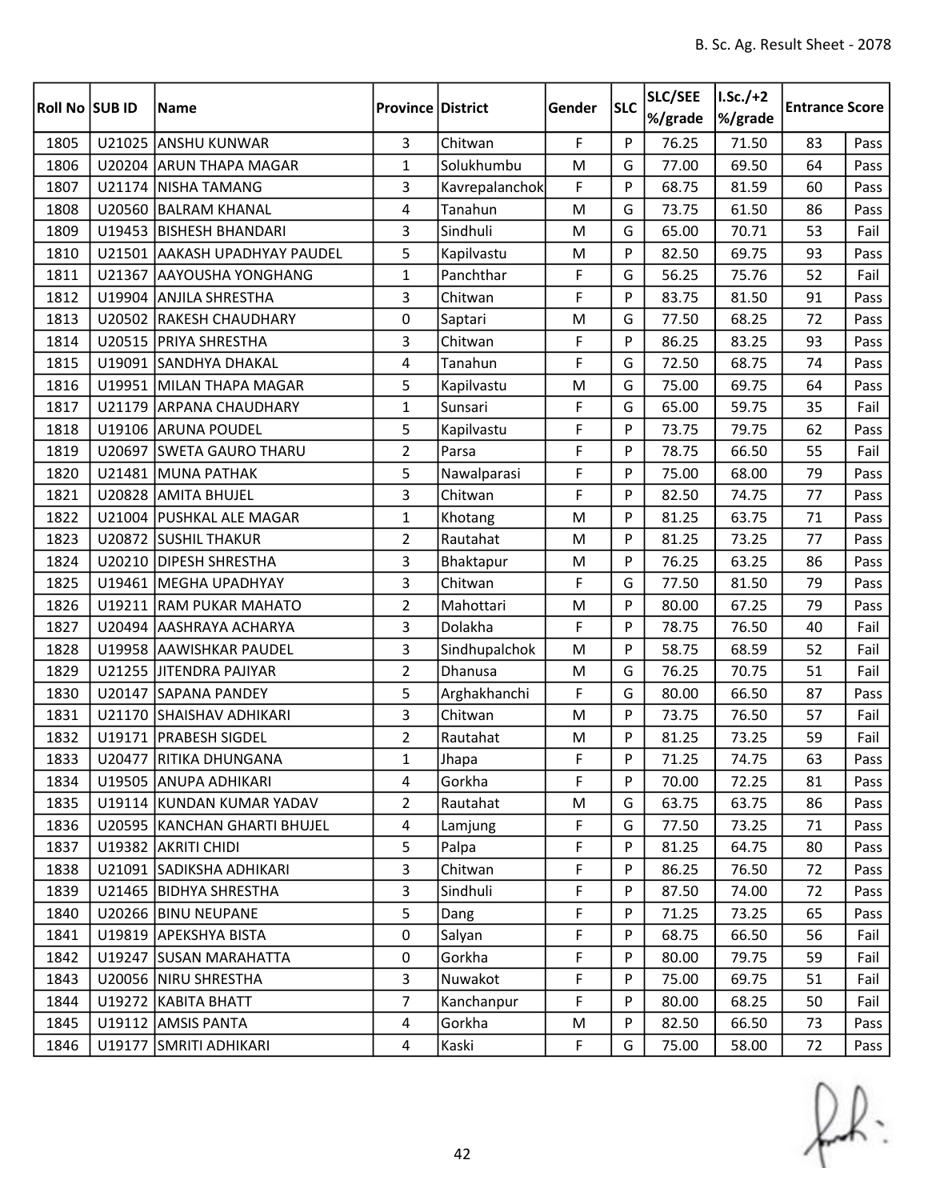| Roll No | SUB ID | Name | Province | District | Gender | SLC | SLC/SEE %/grade | I.Sc./+2 %/grade | Entrance Score | |
|---|---|---|---|---|---|---|---|---|---|---|
| 1805 | U21025 | ANSHU KUNWAR | 3 | Chitwan | F | P | 76.25 | 71.50 | 83 | Pass |
| 1806 | U20204 | ARUN THAPA MAGAR | 1 | Solukhumbu | M | G | 77.00 | 69.50 | 64 | Pass |
| 1807 | U21174 | NISHA TAMANG | 3 | Kavrepalanchok | F | P | 68.75 | 81.59 | 60 | Pass |
| 1808 | U20560 | BALRAM KHANAL | 4 | Tanahun | M | G | 73.75 | 61.50 | 86 | Pass |
| 1809 | U19453 | BISHESH BHANDARI | 3 | Sindhuli | M | G | 65.00 | 70.71 | 53 | Fail |
| 1810 | U21501 | AAKASH UPADHYAY PAUDEL | 5 | Kapilvastu | M | P | 82.50 | 69.75 | 93 | Pass |
| 1811 | U21367 | AAYOUSHA YONGHANG | 1 | Panchthar | F | G | 56.25 | 75.76 | 52 | Fail |
| 1812 | U19904 | ANJILA SHRESTHA | 3 | Chitwan | F | P | 83.75 | 81.50 | 91 | Pass |
| 1813 | U20502 | RAKESH CHAUDHARY | 0 | Saptari | M | G | 77.50 | 68.25 | 72 | Pass |
| 1814 | U20515 | PRIYA SHRESTHA | 3 | Chitwan | F | P | 86.25 | 83.25 | 93 | Pass |
| 1815 | U19091 | SANDHYA DHAKAL | 4 | Tanahun | F | G | 72.50 | 68.75 | 74 | Pass |
| 1816 | U19951 | MILAN THAPA MAGAR | 5 | Kapilvastu | M | G | 75.00 | 69.75 | 64 | Pass |
| 1817 | U21179 | ARPANA CHAUDHARY | 1 | Sunsari | F | G | 65.00 | 59.75 | 35 | Fail |
| 1818 | U19106 | ARUNA POUDEL | 5 | Kapilvastu | F | P | 73.75 | 79.75 | 62 | Pass |
| 1819 | U20697 | SWETA GAURO THARU | 2 | Parsa | F | P | 78.75 | 66.50 | 55 | Fail |
| 1820 | U21481 | MUNA PATHAK | 5 | Nawalparasi | F | P | 75.00 | 68.00 | 79 | Pass |
| 1821 | U20828 | AMITA BHUJEL | 3 | Chitwan | F | P | 82.50 | 74.75 | 77 | Pass |
| 1822 | U21004 | PUSHKAL ALE MAGAR | 1 | Khotang | M | P | 81.25 | 63.75 | 71 | Pass |
| 1823 | U20872 | SUSHIL THAKUR | 2 | Rautahat | M | P | 81.25 | 73.25 | 77 | Pass |
| 1824 | U20210 | DIPESH SHRESTHA | 3 | Bhaktapur | M | P | 76.25 | 63.25 | 86 | Pass |
| 1825 | U19461 | MEGHA UPADHYAY | 3 | Chitwan | F | G | 77.50 | 81.50 | 79 | Pass |
| 1826 | U19211 | RAM PUKAR MAHATO | 2 | Mahottari | M | P | 80.00 | 67.25 | 79 | Pass |
| 1827 | U20494 | AASHRAYA ACHARYA | 3 | Dolakha | F | P | 78.75 | 76.50 | 40 | Fail |
| 1828 | U19958 | AAWISHKAR PAUDEL | 3 | Sindhupalchok | M | P | 58.75 | 68.59 | 52 | Fail |
| 1829 | U21255 | JITENDRA PAJIYAR | 2 | Dhanusa | M | G | 76.25 | 70.75 | 51 | Fail |
| 1830 | U20147 | SAPANA PANDEY | 5 | Arghakhanchi | F | G | 80.00 | 66.50 | 87 | Pass |
| 1831 | U21170 | SHAISHAV ADHIKARI | 3 | Chitwan | M | P | 73.75 | 76.50 | 57 | Fail |
| 1832 | U19171 | PRABESH SIGDEL | 2 | Rautahat | M | P | 81.25 | 73.25 | 59 | Fail |
| 1833 | U20477 | RITIKA DHUNGANA | 1 | Jhapa | F | P | 71.25 | 74.75 | 63 | Pass |
| 1834 | U19505 | ANUPA ADHIKARI | 4 | Gorkha | F | P | 70.00 | 72.25 | 81 | Pass |
| 1835 | U19114 | KUNDAN KUMAR YADAV | 2 | Rautahat | M | G | 63.75 | 63.75 | 86 | Pass |
| 1836 | U20595 | KANCHAN GHARTI BHUJEL | 4 | Lamjung | F | G | 77.50 | 73.25 | 71 | Pass |
| 1837 | U19382 | AKRITI CHIDI | 5 | Palpa | F | P | 81.25 | 64.75 | 80 | Pass |
| 1838 | U21091 | SADIKSHA ADHIKARI | 3 | Chitwan | F | P | 86.25 | 76.50 | 72 | Pass |
| 1839 | U21465 | BIDHYA SHRESTHA | 3 | Sindhuli | F | P | 87.50 | 74.00 | 72 | Pass |
| 1840 | U20266 | BINU NEUPANE | 5 | Dang | F | P | 71.25 | 73.25 | 65 | Pass |
| 1841 | U19819 | APEKSHYA BISTA | 0 | Salyan | F | P | 68.75 | 66.50 | 56 | Fail |
| 1842 | U19247 | SUSAN MARAHATTA | 0 | Gorkha | F | P | 80.00 | 79.75 | 59 | Fail |
| 1843 | U20056 | NIRU SHRESTHA | 3 | Nuwakot | F | P | 75.00 | 69.75 | 51 | Fail |
| 1844 | U19272 | KABITA BHATT | 7 | Kanchanpur | F | P | 80.00 | 68.25 | 50 | Fail |
| 1845 | U19112 | AMSIS PANTA | 4 | Gorkha | M | P | 82.50 | 66.50 | 73 | Pass |
| 1846 | U19177 | SMRITI ADHIKARI | 4 | Kaski | F | G | 75.00 | 58.00 | 72 | Pass |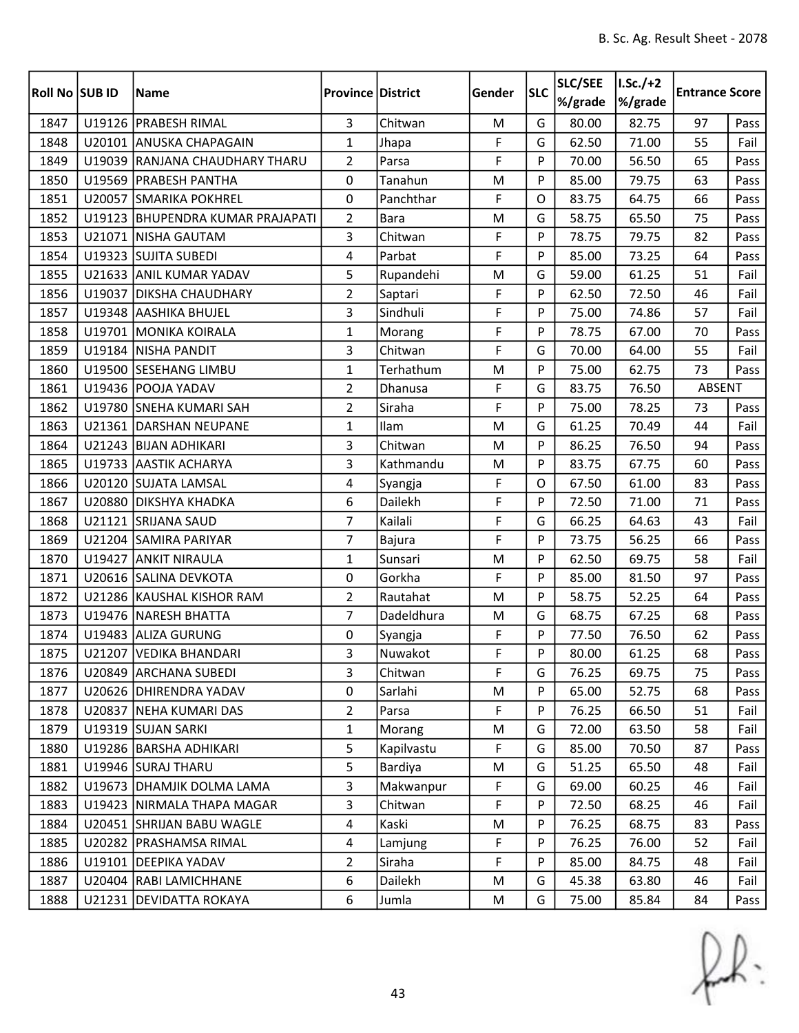B. Sc. Ag. Result Sheet - 2078

| Roll No | SUB ID | Name | Province | District | Gender | SLC | SLC/SEE %/grade | I.Sc./+2 %/grade | Entrance Score | |
|---|---|---|---|---|---|---|---|---|---|---|
| 1847 | U19126 | PRABESH RIMAL | 3 | Chitwan | M | G | 80.00 | 82.75 | 97 | Pass |
| 1848 | U20101 | ANUSKA CHAPAGAIN | 1 | Jhapa | F | G | 62.50 | 71.00 | 55 | Fail |
| 1849 | U19039 | RANJANA CHAUDHARY THARU | 2 | Parsa | F | P | 70.00 | 56.50 | 65 | Pass |
| 1850 | U19569 | PRABESH PANTHA | 0 | Tanahun | M | P | 85.00 | 79.75 | 63 | Pass |
| 1851 | U20057 | SMARIKA POKHREL | 0 | Panchthar | F | O | 83.75 | 64.75 | 66 | Pass |
| 1852 | U19123 | BHUPENDRA KUMAR PRAJAPATI | 2 | Bara | M | G | 58.75 | 65.50 | 75 | Pass |
| 1853 | U21071 | NISHA GAUTAM | 3 | Chitwan | F | P | 78.75 | 79.75 | 82 | Pass |
| 1854 | U19323 | SUJITA SUBEDI | 4 | Parbat | F | P | 85.00 | 73.25 | 64 | Pass |
| 1855 | U21633 | ANIL KUMAR YADAV | 5 | Rupandehi | M | G | 59.00 | 61.25 | 51 | Fail |
| 1856 | U19037 | DIKSHA CHAUDHARY | 2 | Saptari | F | P | 62.50 | 72.50 | 46 | Fail |
| 1857 | U19348 | AASHIKA BHUJEL | 3 | Sindhuli | F | P | 75.00 | 74.86 | 57 | Fail |
| 1858 | U19701 | MONIKA KOIRALA | 1 | Morang | F | P | 78.75 | 67.00 | 70 | Pass |
| 1859 | U19184 | NISHA PANDIT | 3 | Chitwan | F | G | 70.00 | 64.00 | 55 | Fail |
| 1860 | U19500 | SESEHANG LIMBU | 1 | Terhathum | M | P | 75.00 | 62.75 | 73 | Pass |
| 1861 | U19436 | POOJA YADAV | 2 | Dhanusa | F | G | 83.75 | 76.50 | ABSENT | |
| 1862 | U19780 | SNEHA KUMARI SAH | 2 | Siraha | F | P | 75.00 | 78.25 | 73 | Pass |
| 1863 | U21361 | DARSHAN NEUPANE | 1 | Ilam | M | G | 61.25 | 70.49 | 44 | Fail |
| 1864 | U21243 | BIJAN ADHIKARI | 3 | Chitwan | M | P | 86.25 | 76.50 | 94 | Pass |
| 1865 | U19733 | AASTIK ACHARYA | 3 | Kathmandu | M | P | 83.75 | 67.75 | 60 | Pass |
| 1866 | U20120 | SUJATA LAMSAL | 4 | Syangja | F | O | 67.50 | 61.00 | 83 | Pass |
| 1867 | U20880 | DIKSHYA KHADKA | 6 | Dailekh | F | P | 72.50 | 71.00 | 71 | Pass |
| 1868 | U21121 | SRIJANA SAUD | 7 | Kailali | F | G | 66.25 | 64.63 | 43 | Fail |
| 1869 | U21204 | SAMIRA PARIYAR | 7 | Bajura | F | P | 73.75 | 56.25 | 66 | Pass |
| 1870 | U19427 | ANKIT NIRAULA | 1 | Sunsari | M | P | 62.50 | 69.75 | 58 | Fail |
| 1871 | U20616 | SALINA DEVKOTA | 0 | Gorkha | F | P | 85.00 | 81.50 | 97 | Pass |
| 1872 | U21286 | KAUSHAL KISHOR RAM | 2 | Rautahat | M | P | 58.75 | 52.25 | 64 | Pass |
| 1873 | U19476 | NARESH BHATTA | 7 | Dadeldhura | M | G | 68.75 | 67.25 | 68 | Pass |
| 1874 | U19483 | ALIZA GURUNG | 0 | Syangja | F | P | 77.50 | 76.50 | 62 | Pass |
| 1875 | U21207 | VEDIKA BHANDARI | 3 | Nuwakot | F | P | 80.00 | 61.25 | 68 | Pass |
| 1876 | U20849 | ARCHANA SUBEDI | 3 | Chitwan | F | G | 76.25 | 69.75 | 75 | Pass |
| 1877 | U20626 | DHIRENDRA YADAV | 0 | Sarlahi | M | P | 65.00 | 52.75 | 68 | Pass |
| 1878 | U20837 | NEHA KUMARI DAS | 2 | Parsa | F | P | 76.25 | 66.50 | 51 | Fail |
| 1879 | U19319 | SUJAN SARKI | 1 | Morang | M | G | 72.00 | 63.50 | 58 | Fail |
| 1880 | U19286 | BARSHA ADHIKARI | 5 | Kapilvastu | F | G | 85.00 | 70.50 | 87 | Pass |
| 1881 | U19946 | SURAJ THARU | 5 | Bardiya | M | G | 51.25 | 65.50 | 48 | Fail |
| 1882 | U19673 | DHAMJIK DOLMA LAMA | 3 | Makwanpur | F | G | 69.00 | 60.25 | 46 | Fail |
| 1883 | U19423 | NIRMALA THAPA MAGAR | 3 | Chitwan | F | P | 72.50 | 68.25 | 46 | Fail |
| 1884 | U20451 | SHRIJAN BABU WAGLE | 4 | Kaski | M | P | 76.25 | 68.75 | 83 | Pass |
| 1885 | U20282 | PRASHAMSA RIMAL | 4 | Lamjung | F | P | 76.25 | 76.00 | 52 | Fail |
| 1886 | U19101 | DEEPIKA YADAV | 2 | Siraha | F | P | 85.00 | 84.75 | 48 | Fail |
| 1887 | U20404 | RABI LAMICHHANE | 6 | Dailekh | M | G | 45.38 | 63.80 | 46 | Fail |
| 1888 | U21231 | DEVIDATTA ROKAYA | 6 | Jumla | M | G | 75.00 | 85.84 | 84 | Pass |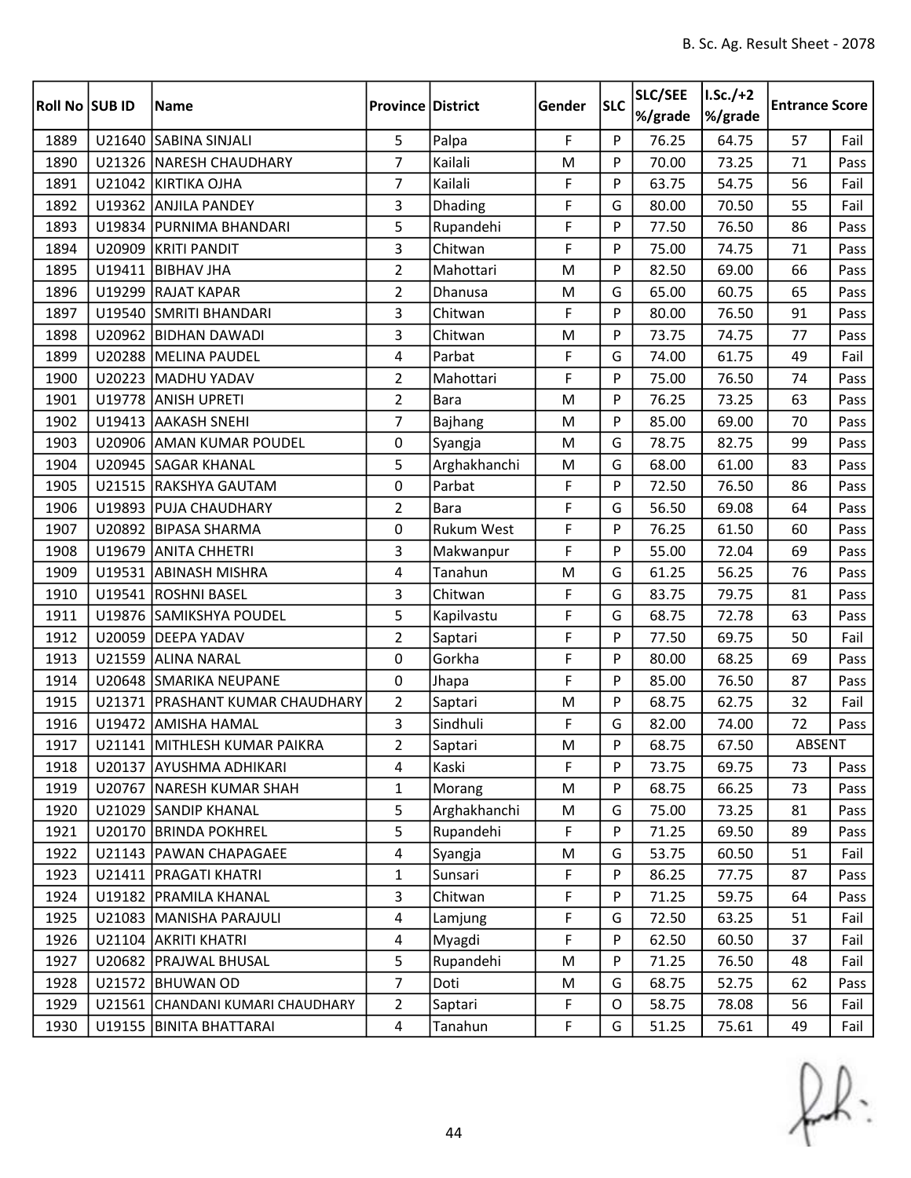| Roll No | SUB ID | Name | Province | District | Gender | SLC | SLC/SEE %/grade | I.Sc./+2 %/grade | Entrance Score | |
|---|---|---|---|---|---|---|---|---|---|---|
| 1889 | U21640 | SABINA SINJALI | 5 | Palpa | F | P | 76.25 | 64.75 | 57 | Fail |
| 1890 | U21326 | NARESH CHAUDHARY | 7 | Kailali | M | P | 70.00 | 73.25 | 71 | Pass |
| 1891 | U21042 | KIRTIKA OJHA | 7 | Kailali | F | P | 63.75 | 54.75 | 56 | Fail |
| 1892 | U19362 | ANJILA PANDEY | 3 | Dhading | F | G | 80.00 | 70.50 | 55 | Fail |
| 1893 | U19834 | PURNIMA BHANDARI | 5 | Rupandehi | F | P | 77.50 | 76.50 | 86 | Pass |
| 1894 | U20909 | KRITI PANDIT | 3 | Chitwan | F | P | 75.00 | 74.75 | 71 | Pass |
| 1895 | U19411 | BIBHAV JHA | 2 | Mahottari | M | P | 82.50 | 69.00 | 66 | Pass |
| 1896 | U19299 | RAJAT KAPAR | 2 | Dhanusa | M | G | 65.00 | 60.75 | 65 | Pass |
| 1897 | U19540 | SMRITI BHANDARI | 3 | Chitwan | F | P | 80.00 | 76.50 | 91 | Pass |
| 1898 | U20962 | BIDHAN DAWADI | 3 | Chitwan | M | P | 73.75 | 74.75 | 77 | Pass |
| 1899 | U20288 | MELINA PAUDEL | 4 | Parbat | F | G | 74.00 | 61.75 | 49 | Fail |
| 1900 | U20223 | MADHU YADAV | 2 | Mahottari | F | P | 75.00 | 76.50 | 74 | Pass |
| 1901 | U19778 | ANISH UPRETI | 2 | Bara | M | P | 76.25 | 73.25 | 63 | Pass |
| 1902 | U19413 | AAKASH SNEHI | 7 | Bajhang | M | P | 85.00 | 69.00 | 70 | Pass |
| 1903 | U20906 | AMAN KUMAR POUDEL | 0 | Syangja | M | G | 78.75 | 82.75 | 99 | Pass |
| 1904 | U20945 | SAGAR KHANAL | 5 | Arghakhanchi | M | G | 68.00 | 61.00 | 83 | Pass |
| 1905 | U21515 | RAKSHYA GAUTAM | 0 | Parbat | F | P | 72.50 | 76.50 | 86 | Pass |
| 1906 | U19893 | PUJA CHAUDHARY | 2 | Bara | F | G | 56.50 | 69.08 | 64 | Pass |
| 1907 | U20892 | BIPASA SHARMA | 0 | Rukum West | F | P | 76.25 | 61.50 | 60 | Pass |
| 1908 | U19679 | ANITA CHHETRI | 3 | Makwanpur | F | P | 55.00 | 72.04 | 69 | Pass |
| 1909 | U19531 | ABINASH MISHRA | 4 | Tanahun | M | G | 61.25 | 56.25 | 76 | Pass |
| 1910 | U19541 | ROSHNI BASEL | 3 | Chitwan | F | G | 83.75 | 79.75 | 81 | Pass |
| 1911 | U19876 | SAMIKSHYA POUDEL | 5 | Kapilvastu | F | G | 68.75 | 72.78 | 63 | Pass |
| 1912 | U20059 | DEEPA YADAV | 2 | Saptari | F | P | 77.50 | 69.75 | 50 | Fail |
| 1913 | U21559 | ALINA NARAL | 0 | Gorkha | F | P | 80.00 | 68.25 | 69 | Pass |
| 1914 | U20648 | SMARIKA NEUPANE | 0 | Jhapa | F | P | 85.00 | 76.50 | 87 | Pass |
| 1915 | U21371 | PRASHANT KUMAR CHAUDHARY | 2 | Saptari | M | P | 68.75 | 62.75 | 32 | Fail |
| 1916 | U19472 | AMISHA HAMAL | 3 | Sindhuli | F | G | 82.00 | 74.00 | 72 | Pass |
| 1917 | U21141 | MITHLESH KUMAR PAIKRA | 2 | Saptari | M | P | 68.75 | 67.50 | ABSENT | |
| 1918 | U20137 | AYUSHMA ADHIKARI | 4 | Kaski | F | P | 73.75 | 69.75 | 73 | Pass |
| 1919 | U20767 | NARESH KUMAR SHAH | 1 | Morang | M | P | 68.75 | 66.25 | 73 | Pass |
| 1920 | U21029 | SANDIP KHANAL | 5 | Arghakhanchi | M | G | 75.00 | 73.25 | 81 | Pass |
| 1921 | U20170 | BRINDA POKHREL | 5 | Rupandehi | F | P | 71.25 | 69.50 | 89 | Pass |
| 1922 | U21143 | PAWAN CHAPAGAEE | 4 | Syangja | M | G | 53.75 | 60.50 | 51 | Fail |
| 1923 | U21411 | PRAGATI KHATRI | 1 | Sunsari | F | P | 86.25 | 77.75 | 87 | Pass |
| 1924 | U19182 | PRAMILA KHANAL | 3 | Chitwan | F | P | 71.25 | 59.75 | 64 | Pass |
| 1925 | U21083 | MANISHA PARAJULI | 4 | Lamjung | F | G | 72.50 | 63.25 | 51 | Fail |
| 1926 | U21104 | AKRITI KHATRI | 4 | Myagdi | F | P | 62.50 | 60.50 | 37 | Fail |
| 1927 | U20682 | PRAJWAL BHUSAL | 5 | Rupandehi | M | P | 71.25 | 76.50 | 48 | Fail |
| 1928 | U21572 | BHUWAN OD | 7 | Doti | M | G | 68.75 | 52.75 | 62 | Pass |
| 1929 | U21561 | CHANDANI KUMARI CHAUDHARY | 2 | Saptari | F | O | 58.75 | 78.08 | 56 | Fail |
| 1930 | U19155 | BINITA BHATTARAI | 4 | Tanahun | F | G | 51.25 | 75.61 | 49 | Fail |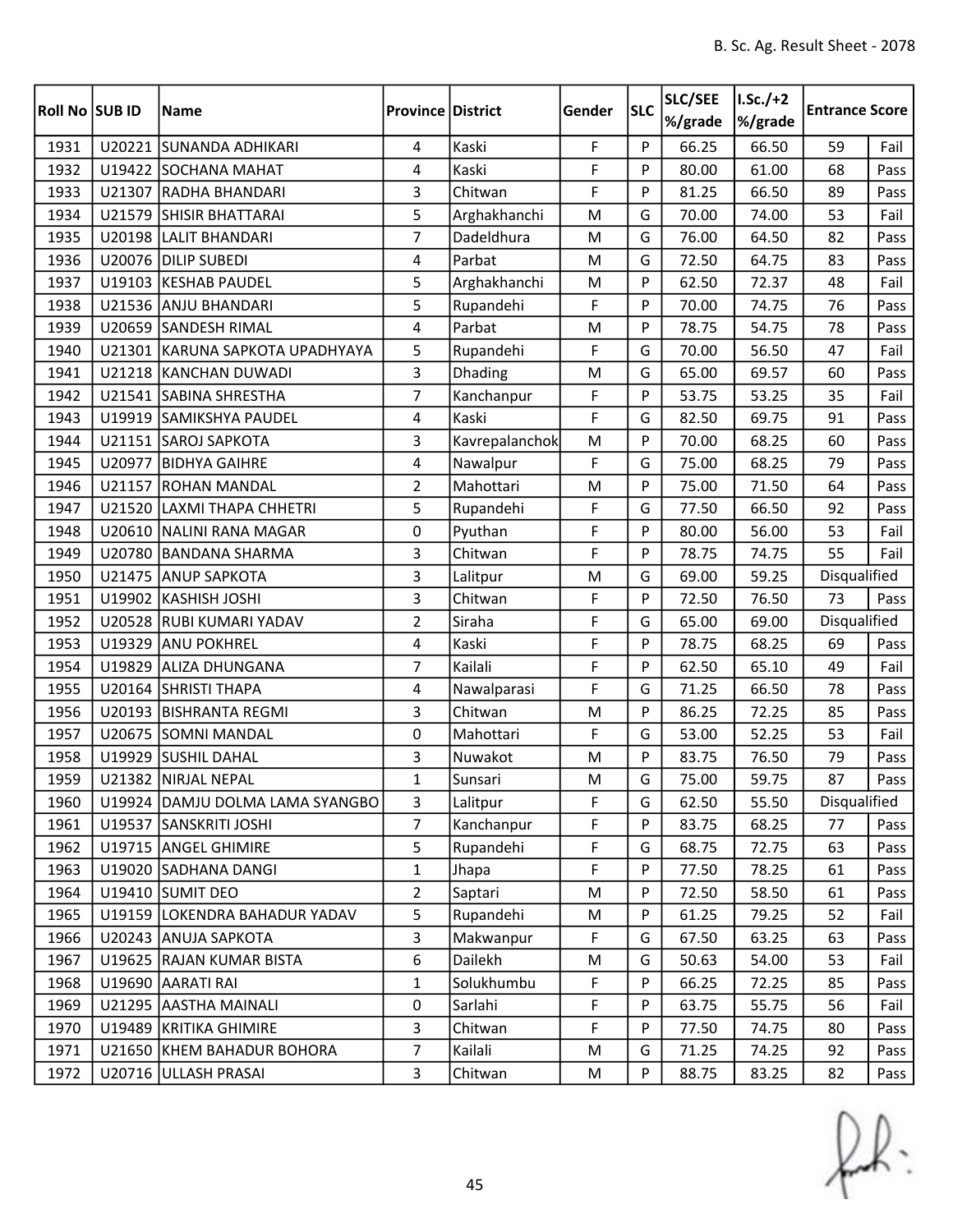| Roll No | SUB ID | Name | Province | District | Gender | SLC | SLC/SEE %/grade | I.Sc./+2 %/grade | Entrance Score | |
|---|---|---|---|---|---|---|---|---|---|---|
| 1931 | U20221 | SUNANDA ADHIKARI | 4 | Kaski | F | P | 66.25 | 66.50 | 59 | Fail |
| 1932 | U19422 | SOCHANA MAHAT | 4 | Kaski | F | P | 80.00 | 61.00 | 68 | Pass |
| 1933 | U21307 | RADHA BHANDARI | 3 | Chitwan | F | P | 81.25 | 66.50 | 89 | Pass |
| 1934 | U21579 | SHISIR BHATTARAI | 5 | Arghakhanchi | M | G | 70.00 | 74.00 | 53 | Fail |
| 1935 | U20198 | LALIT BHANDARI | 7 | Dadeldhura | M | G | 76.00 | 64.50 | 82 | Pass |
| 1936 | U20076 | DILIP SUBEDI | 4 | Parbat | M | G | 72.50 | 64.75 | 83 | Pass |
| 1937 | U19103 | KESHAB PAUDEL | 5 | Arghakhanchi | M | P | 62.50 | 72.37 | 48 | Fail |
| 1938 | U21536 | ANJU BHANDARI | 5 | Rupandehi | F | P | 70.00 | 74.75 | 76 | Pass |
| 1939 | U20659 | SANDESH RIMAL | 4 | Parbat | M | P | 78.75 | 54.75 | 78 | Pass |
| 1940 | U21301 | KARUNA SAPKOTA UPADHYAYA | 5 | Rupandehi | F | G | 70.00 | 56.50 | 47 | Fail |
| 1941 | U21218 | KANCHAN DUWADI | 3 | Dhading | M | G | 65.00 | 69.57 | 60 | Pass |
| 1942 | U21541 | SABINA SHRESTHA | 7 | Kanchanpur | F | P | 53.75 | 53.25 | 35 | Fail |
| 1943 | U19919 | SAMIKSHYA PAUDEL | 4 | Kaski | F | G | 82.50 | 69.75 | 91 | Pass |
| 1944 | U21151 | SAROJ SAPKOTA | 3 | Kavrepalanchok | M | P | 70.00 | 68.25 | 60 | Pass |
| 1945 | U20977 | BIDHYA GAIHRE | 4 | Nawalpur | F | G | 75.00 | 68.25 | 79 | Pass |
| 1946 | U21157 | ROHAN MANDAL | 2 | Mahottari | M | P | 75.00 | 71.50 | 64 | Pass |
| 1947 | U21520 | LAXMI THAPA CHHETRI | 5 | Rupandehi | F | G | 77.50 | 66.50 | 92 | Pass |
| 1948 | U20610 | NALINI RANA MAGAR | 0 | Pyuthan | F | P | 80.00 | 56.00 | 53 | Fail |
| 1949 | U20780 | BANDANA SHARMA | 3 | Chitwan | F | P | 78.75 | 74.75 | 55 | Fail |
| 1950 | U21475 | ANUP SAPKOTA | 3 | Lalitpur | M | G | 69.00 | 59.25 | Disqualified | |
| 1951 | U19902 | KASHISH JOSHI | 3 | Chitwan | F | P | 72.50 | 76.50 | 73 | Pass |
| 1952 | U20528 | RUBI KUMARI YADAV | 2 | Siraha | F | G | 65.00 | 69.00 | Disqualified | |
| 1953 | U19329 | ANU POKHREL | 4 | Kaski | F | P | 78.75 | 68.25 | 69 | Pass |
| 1954 | U19829 | ALIZA DHUNGANA | 7 | Kailali | F | P | 62.50 | 65.10 | 49 | Fail |
| 1955 | U20164 | SHRISTI THAPA | 4 | Nawalparasi | F | G | 71.25 | 66.50 | 78 | Pass |
| 1956 | U20193 | BISHRANTA REGMI | 3 | Chitwan | M | P | 86.25 | 72.25 | 85 | Pass |
| 1957 | U20675 | SOMNI MANDAL | 0 | Mahottari | F | G | 53.00 | 52.25 | 53 | Fail |
| 1958 | U19929 | SUSHIL DAHAL | 3 | Nuwakot | M | P | 83.75 | 76.50 | 79 | Pass |
| 1959 | U21382 | NIRJAL NEPAL | 1 | Sunsari | M | G | 75.00 | 59.75 | 87 | Pass |
| 1960 | U19924 | DAMJU DOLMA LAMA SYANGBO | 3 | Lalitpur | F | G | 62.50 | 55.50 | Disqualified | |
| 1961 | U19537 | SANSKRITI JOSHI | 7 | Kanchanpur | F | P | 83.75 | 68.25 | 77 | Pass |
| 1962 | U19715 | ANGEL GHIMIRE | 5 | Rupandehi | F | G | 68.75 | 72.75 | 63 | Pass |
| 1963 | U19020 | SADHANA DANGI | 1 | Jhapa | F | P | 77.50 | 78.25 | 61 | Pass |
| 1964 | U19410 | SUMIT DEO | 2 | Saptari | M | P | 72.50 | 58.50 | 61 | Pass |
| 1965 | U19159 | LOKENDRA BAHADUR YADAV | 5 | Rupandehi | M | P | 61.25 | 79.25 | 52 | Fail |
| 1966 | U20243 | ANUJA SAPKOTA | 3 | Makwanpur | F | G | 67.50 | 63.25 | 63 | Pass |
| 1967 | U19625 | RAJAN KUMAR BISTA | 6 | Dailekh | M | G | 50.63 | 54.00 | 53 | Fail |
| 1968 | U19690 | AARATI RAI | 1 | Solukhumbu | F | P | 66.25 | 72.25 | 85 | Pass |
| 1969 | U21295 | AASTHA MAINALI | 0 | Sarlahi | F | P | 63.75 | 55.75 | 56 | Fail |
| 1970 | U19489 | KRITIKA GHIMIRE | 3 | Chitwan | F | P | 77.50 | 74.75 | 80 | Pass |
| 1971 | U21650 | KHEM BAHADUR BOHORA | 7 | Kailali | M | G | 71.25 | 74.25 | 92 | Pass |
| 1972 | U20716 | ULLASH PRASAI | 3 | Chitwan | M | P | 88.75 | 83.25 | 82 | Pass |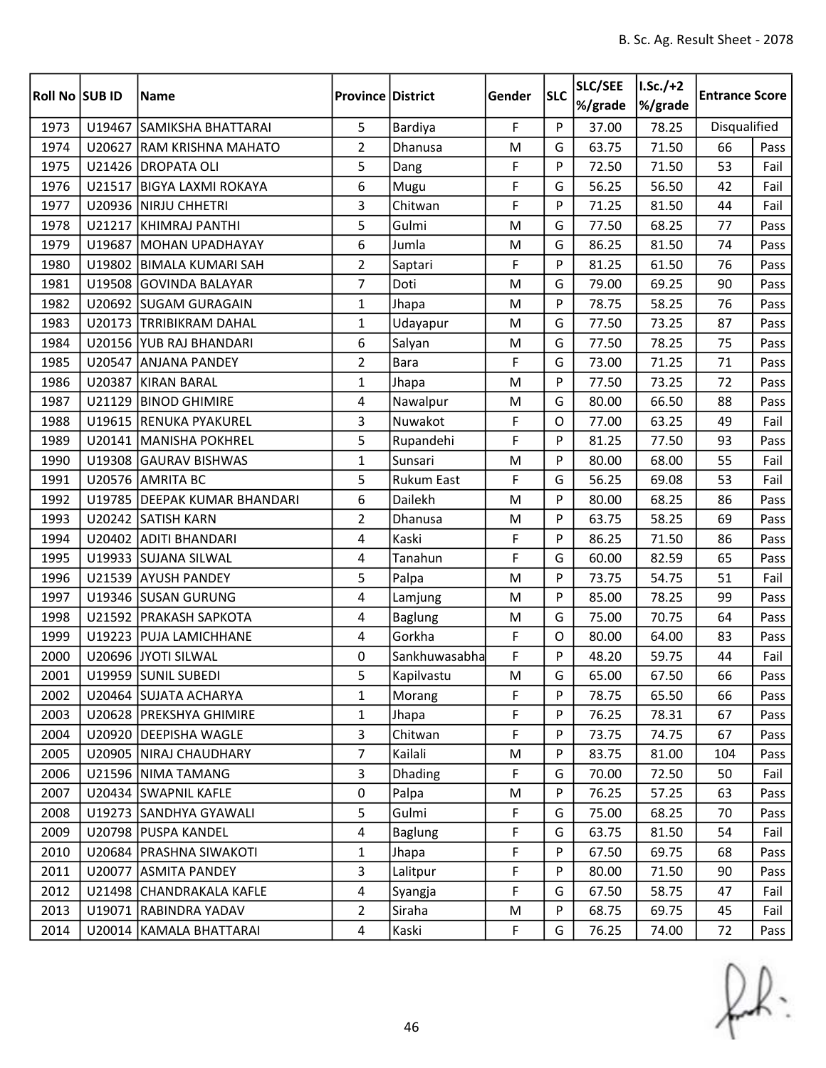| Roll No | SUB ID | Name | Province | District | Gender | SLC | SLC/SEE %/grade | I.Sc./+2 %/grade | Entrance Score | |
|---|---|---|---|---|---|---|---|---|---|---|
| 1973 | U19467 | SAMIKSHA BHATTARAI | 5 | Bardiya | F | P | 37.00 | 78.25 | Disqualified | |
| 1974 | U20627 | RAM KRISHNA MAHATO | 2 | Dhanusa | M | G | 63.75 | 71.50 | 66 | Pass |
| 1975 | U21426 | DROPATA OLI | 5 | Dang | F | P | 72.50 | 71.50 | 53 | Fail |
| 1976 | U21517 | BIGYA LAXMI ROKAYA | 6 | Mugu | F | G | 56.25 | 56.50 | 42 | Fail |
| 1977 | U20936 | NIRJU CHHETRI | 3 | Chitwan | F | P | 71.25 | 81.50 | 44 | Fail |
| 1978 | U21217 | KHIMRAJ PANTHI | 5 | Gulmi | M | G | 77.50 | 68.25 | 77 | Pass |
| 1979 | U19687 | MOHAN UPADHAYAY | 6 | Jumla | M | G | 86.25 | 81.50 | 74 | Pass |
| 1980 | U19802 | BIMALA KUMARI SAH | 2 | Saptari | F | P | 81.25 | 61.50 | 76 | Pass |
| 1981 | U19508 | GOVINDA BALAYAR | 7 | Doti | M | G | 79.00 | 69.25 | 90 | Pass |
| 1982 | U20692 | SUGAM GURAGAIN | 1 | Jhapa | M | P | 78.75 | 58.25 | 76 | Pass |
| 1983 | U20173 | TRRIBIKRAM DAHAL | 1 | Udayapur | M | G | 77.50 | 73.25 | 87 | Pass |
| 1984 | U20156 | YUB RAJ BHANDARI | 6 | Salyan | M | G | 77.50 | 78.25 | 75 | Pass |
| 1985 | U20547 | ANJANA PANDEY | 2 | Bara | F | G | 73.00 | 71.25 | 71 | Pass |
| 1986 | U20387 | KIRAN BARAL | 1 | Jhapa | M | P | 77.50 | 73.25 | 72 | Pass |
| 1987 | U21129 | BINOD GHIMIRE | 4 | Nawalpur | M | G | 80.00 | 66.50 | 88 | Pass |
| 1988 | U19615 | RENUKA PYAKUREL | 3 | Nuwakot | F | O | 77.00 | 63.25 | 49 | Fail |
| 1989 | U20141 | MANISHA POKHREL | 5 | Rupandehi | F | P | 81.25 | 77.50 | 93 | Pass |
| 1990 | U19308 | GAURAV BISHWAS | 1 | Sunsari | M | P | 80.00 | 68.00 | 55 | Fail |
| 1991 | U20576 | AMRITA BC | 5 | Rukum East | F | G | 56.25 | 69.08 | 53 | Fail |
| 1992 | U19785 | DEEPAK KUMAR BHANDARI | 6 | Dailekh | M | P | 80.00 | 68.25 | 86 | Pass |
| 1993 | U20242 | SATISH KARN | 2 | Dhanusa | M | P | 63.75 | 58.25 | 69 | Pass |
| 1994 | U20402 | ADITI BHANDARI | 4 | Kaski | F | P | 86.25 | 71.50 | 86 | Pass |
| 1995 | U19933 | SUJANA SILWAL | 4 | Tanahun | F | G | 60.00 | 82.59 | 65 | Pass |
| 1996 | U21539 | AYUSH PANDEY | 5 | Palpa | M | P | 73.75 | 54.75 | 51 | Fail |
| 1997 | U19346 | SUSAN GURUNG | 4 | Lamjung | M | P | 85.00 | 78.25 | 99 | Pass |
| 1998 | U21592 | PRAKASH SAPKOTA | 4 | Baglung | M | G | 75.00 | 70.75 | 64 | Pass |
| 1999 | U19223 | PUJA LAMICHHANE | 4 | Gorkha | F | O | 80.00 | 64.00 | 83 | Pass |
| 2000 | U20696 | JYOTI SILWAL | 0 | Sankhuwasabha | F | P | 48.20 | 59.75 | 44 | Fail |
| 2001 | U19959 | SUNIL SUBEDI | 5 | Kapilvastu | M | G | 65.00 | 67.50 | 66 | Pass |
| 2002 | U20464 | SUJATA ACHARYA | 1 | Morang | F | P | 78.75 | 65.50 | 66 | Pass |
| 2003 | U20628 | PREKSHYA GHIMIRE | 1 | Jhapa | F | P | 76.25 | 78.31 | 67 | Pass |
| 2004 | U20920 | DEEPISHA WAGLE | 3 | Chitwan | F | P | 73.75 | 74.75 | 67 | Pass |
| 2005 | U20905 | NIRAJ CHAUDHARY | 7 | Kailali | M | P | 83.75 | 81.00 | 104 | Pass |
| 2006 | U21596 | NIMA TAMANG | 3 | Dhading | F | G | 70.00 | 72.50 | 50 | Fail |
| 2007 | U20434 | SWAPNIL KAFLE | 0 | Palpa | M | P | 76.25 | 57.25 | 63 | Pass |
| 2008 | U19273 | SANDHYA GYAWALI | 5 | Gulmi | F | G | 75.00 | 68.25 | 70 | Pass |
| 2009 | U20798 | PUSPA KANDEL | 4 | Baglung | F | G | 63.75 | 81.50 | 54 | Fail |
| 2010 | U20684 | PRASHNA SIWAKOTI | 1 | Jhapa | F | P | 67.50 | 69.75 | 68 | Pass |
| 2011 | U20077 | ASMITA PANDEY | 3 | Lalitpur | F | P | 80.00 | 71.50 | 90 | Pass |
| 2012 | U21498 | CHANDRAKALA KAFLE | 4 | Syangja | F | G | 67.50 | 58.75 | 47 | Fail |
| 2013 | U19071 | RABINDRA YADAV | 2 | Siraha | M | P | 68.75 | 69.75 | 45 | Fail |
| 2014 | U20014 | KAMALA BHATTARAI | 4 | Kaski | F | G | 76.25 | 74.00 | 72 | Pass |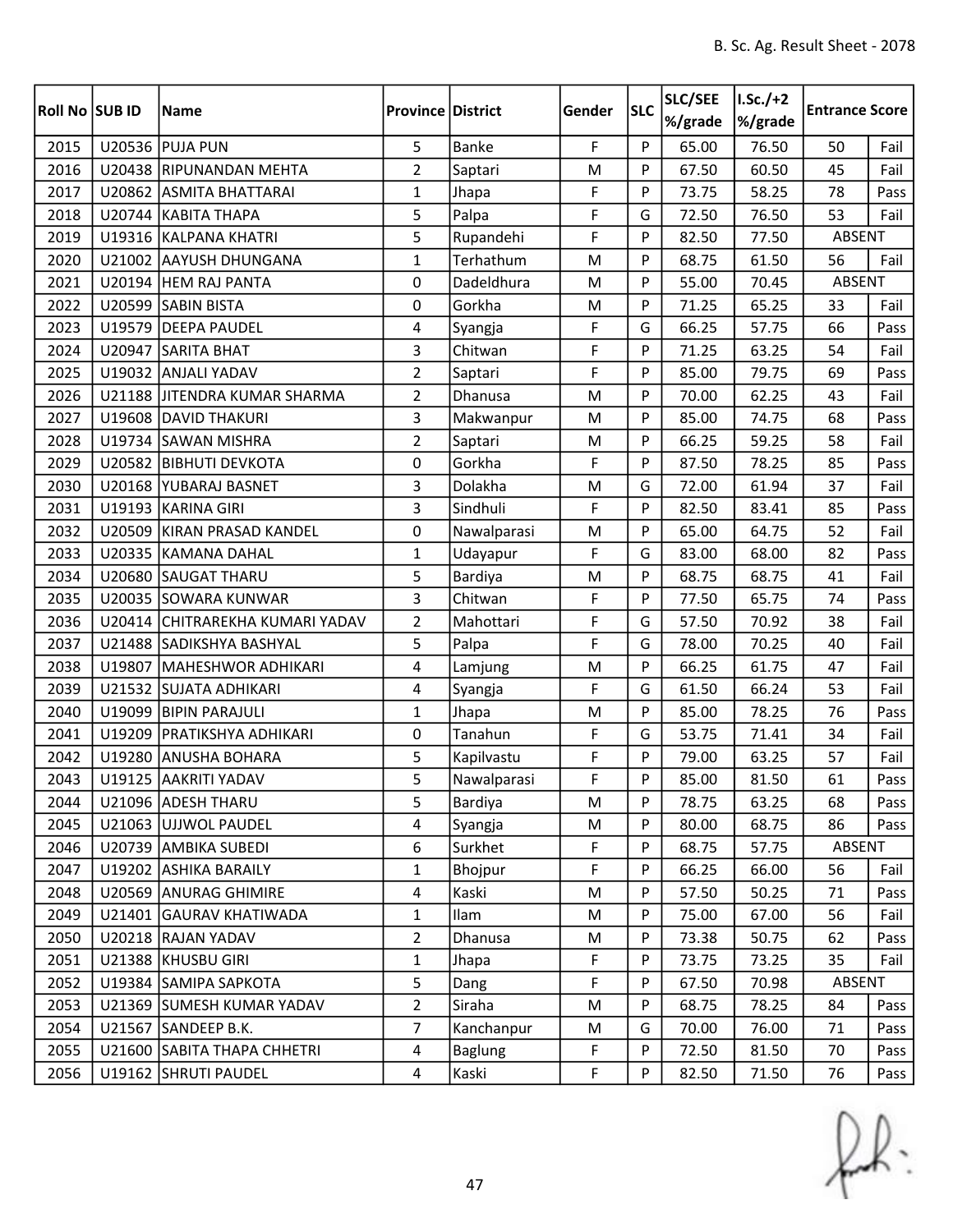| Roll No | SUB ID | Name | Province | District | Gender | SLC | SLC/SEE %/grade | I.Sc./+2 %/grade | Entrance Score | |
|---|---|---|---|---|---|---|---|---|---|---|
| 2015 | U20536 | PUJA PUN | 5 | Banke | F | P | 65.00 | 76.50 | 50 | Fail |
| 2016 | U20438 | RIPUNANDAN MEHTA | 2 | Saptari | M | P | 67.50 | 60.50 | 45 | Fail |
| 2017 | U20862 | ASMITA BHATTARAI | 1 | Jhapa | F | P | 73.75 | 58.25 | 78 | Pass |
| 2018 | U20744 | KABITA THAPA | 5 | Palpa | F | G | 72.50 | 76.50 | 53 | Fail |
| 2019 | U19316 | KALPANA KHATRI | 5 | Rupandehi | F | P | 82.50 | 77.50 | ABSENT | |
| 2020 | U21002 | AAYUSH DHUNGANA | 1 | Terhathum | M | P | 68.75 | 61.50 | 56 | Fail |
| 2021 | U20194 | HEM RAJ PANTA | 0 | Dadeldhura | M | P | 55.00 | 70.45 | ABSENT | |
| 2022 | U20599 | SABIN BISTA | 0 | Gorkha | M | P | 71.25 | 65.25 | 33 | Fail |
| 2023 | U19579 | DEEPA PAUDEL | 4 | Syangja | F | G | 66.25 | 57.75 | 66 | Pass |
| 2024 | U20947 | SARITA BHAT | 3 | Chitwan | F | P | 71.25 | 63.25 | 54 | Fail |
| 2025 | U19032 | ANJALI YADAV | 2 | Saptari | F | P | 85.00 | 79.75 | 69 | Pass |
| 2026 | U21188 | JITENDRA KUMAR SHARMA | 2 | Dhanusa | M | P | 70.00 | 62.25 | 43 | Fail |
| 2027 | U19608 | DAVID THAKURI | 3 | Makwanpur | M | P | 85.00 | 74.75 | 68 | Pass |
| 2028 | U19734 | SAWAN MISHRA | 2 | Saptari | M | P | 66.25 | 59.25 | 58 | Fail |
| 2029 | U20582 | BIBHUTI DEVKOTA | 0 | Gorkha | F | P | 87.50 | 78.25 | 85 | Pass |
| 2030 | U20168 | YUBARAJ BASNET | 3 | Dolakha | M | G | 72.00 | 61.94 | 37 | Fail |
| 2031 | U19193 | KARINA GIRI | 3 | Sindhuli | F | P | 82.50 | 83.41 | 85 | Pass |
| 2032 | U20509 | KIRAN PRASAD KANDEL | 0 | Nawalparasi | M | P | 65.00 | 64.75 | 52 | Fail |
| 2033 | U20335 | KAMANA DAHAL | 1 | Udayapur | F | G | 83.00 | 68.00 | 82 | Pass |
| 2034 | U20680 | SAUGAT THARU | 5 | Bardiya | M | P | 68.75 | 68.75 | 41 | Fail |
| 2035 | U20035 | SOWARA KUNWAR | 3 | Chitwan | F | P | 77.50 | 65.75 | 74 | Pass |
| 2036 | U20414 | CHITRAREKHA KUMARI YADAV | 2 | Mahottari | F | G | 57.50 | 70.92 | 38 | Fail |
| 2037 | U21488 | SADIKSHYA BASHYAL | 5 | Palpa | F | G | 78.00 | 70.25 | 40 | Fail |
| 2038 | U19807 | MAHESHWOR ADHIKARI | 4 | Lamjung | M | P | 66.25 | 61.75 | 47 | Fail |
| 2039 | U21532 | SUJATA ADHIKARI | 4 | Syangja | F | G | 61.50 | 66.24 | 53 | Fail |
| 2040 | U19099 | BIPIN PARAJULI | 1 | Jhapa | M | P | 85.00 | 78.25 | 76 | Pass |
| 2041 | U19209 | PRATIKSHYA ADHIKARI | 0 | Tanahun | F | G | 53.75 | 71.41 | 34 | Fail |
| 2042 | U19280 | ANUSHA BOHARA | 5 | Kapilvastu | F | P | 79.00 | 63.25 | 57 | Fail |
| 2043 | U19125 | AAKRITI YADAV | 5 | Nawalparasi | F | P | 85.00 | 81.50 | 61 | Pass |
| 2044 | U21096 | ADESH THARU | 5 | Bardiya | M | P | 78.75 | 63.25 | 68 | Pass |
| 2045 | U21063 | UJJWOL PAUDEL | 4 | Syangja | M | P | 80.00 | 68.75 | 86 | Pass |
| 2046 | U20739 | AMBIKA SUBEDI | 6 | Surkhet | F | P | 68.75 | 57.75 | ABSENT | |
| 2047 | U19202 | ASHIKA BARAILY | 1 | Bhojpur | F | P | 66.25 | 66.00 | 56 | Fail |
| 2048 | U20569 | ANURAG GHIMIRE | 4 | Kaski | M | P | 57.50 | 50.25 | 71 | Pass |
| 2049 | U21401 | GAURAV KHATIWADA | 1 | Ilam | M | P | 75.00 | 67.00 | 56 | Fail |
| 2050 | U20218 | RAJAN YADAV | 2 | Dhanusa | M | P | 73.38 | 50.75 | 62 | Pass |
| 2051 | U21388 | KHUSBU GIRI | 1 | Jhapa | F | P | 73.75 | 73.25 | 35 | Fail |
| 2052 | U19384 | SAMIPA SAPKOTA | 5 | Dang | F | P | 67.50 | 70.98 | ABSENT | |
| 2053 | U21369 | SUMESH KUMAR YADAV | 2 | Siraha | M | P | 68.75 | 78.25 | 84 | Pass |
| 2054 | U21567 | SANDEEP B.K. | 7 | Kanchanpur | M | G | 70.00 | 76.00 | 71 | Pass |
| 2055 | U21600 | SABITA THAPA CHHETRI | 4 | Baglung | F | P | 72.50 | 81.50 | 70 | Pass |
| 2056 | U19162 | SHRUTI PAUDEL | 4 | Kaski | F | P | 82.50 | 71.50 | 76 | Pass |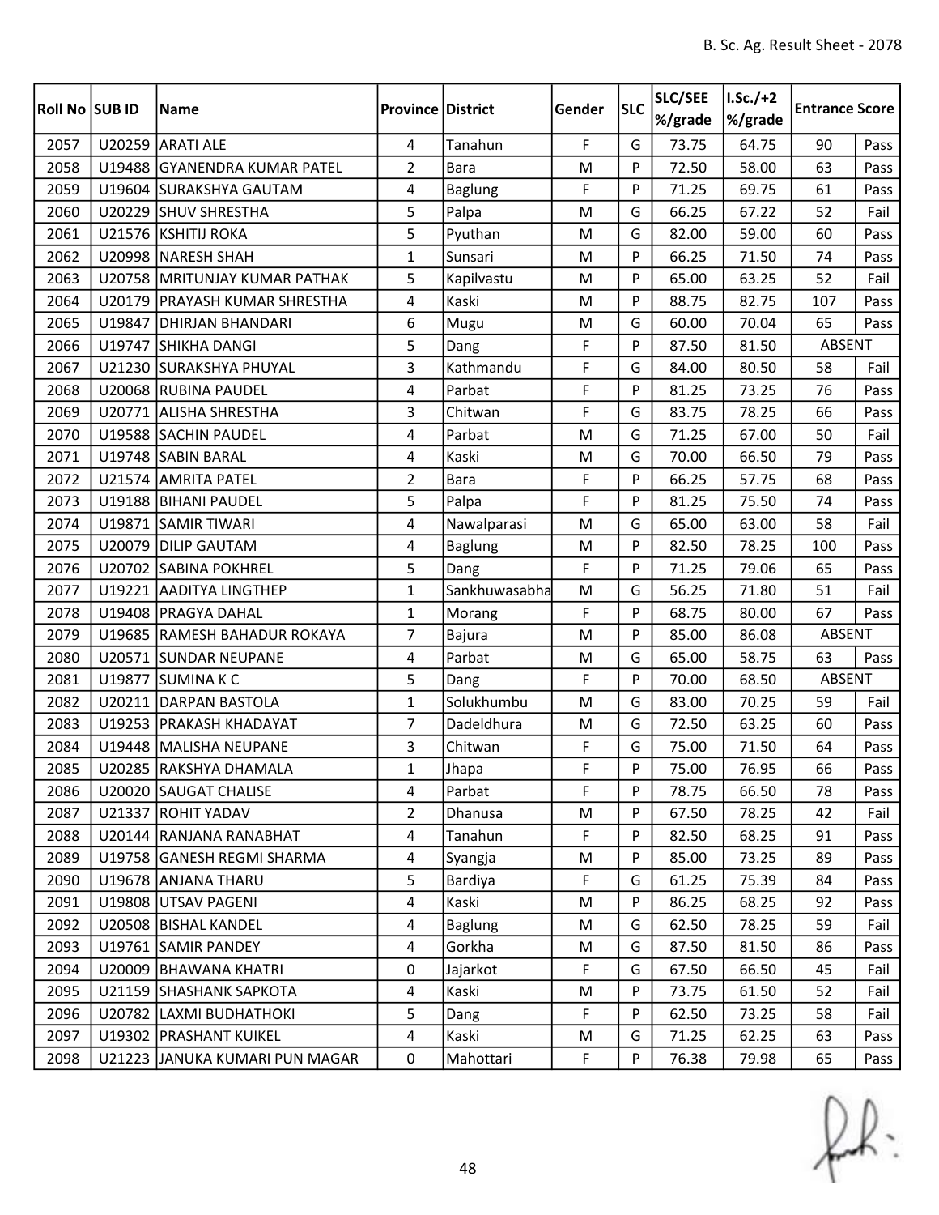| Roll No | SUB ID | Name | Province | District | Gender | SLC | SLC/SEE %/grade | I.Sc./+2 %/grade | Entrance Score | |
|---|---|---|---|---|---|---|---|---|---|---|
| 2057 | U20259 | ARATI ALE | 4 | Tanahun | F | G | 73.75 | 64.75 | 90 | Pass |
| 2058 | U19488 | GYANENDRA KUMAR PATEL | 2 | Bara | M | P | 72.50 | 58.00 | 63 | Pass |
| 2059 | U19604 | SURAKSHYA GAUTAM | 4 | Baglung | F | P | 71.25 | 69.75 | 61 | Pass |
| 2060 | U20229 | SHUV SHRESTHA | 5 | Palpa | M | G | 66.25 | 67.22 | 52 | Fail |
| 2061 | U21576 | KSHITIJ ROKA | 5 | Pyuthan | M | G | 82.00 | 59.00 | 60 | Pass |
| 2062 | U20998 | NARESH SHAH | 1 | Sunsari | M | P | 66.25 | 71.50 | 74 | Pass |
| 2063 | U20758 | MRITUNJAY KUMAR PATHAK | 5 | Kapilvastu | M | P | 65.00 | 63.25 | 52 | Fail |
| 2064 | U20179 | PRAYASH KUMAR SHRESTHA | 4 | Kaski | M | P | 88.75 | 82.75 | 107 | Pass |
| 2065 | U19847 | DHIRJAN BHANDARI | 6 | Mugu | M | G | 60.00 | 70.04 | 65 | Pass |
| 2066 | U19747 | SHIKHA DANGI | 5 | Dang | F | P | 87.50 | 81.50 | ABSENT | |
| 2067 | U21230 | SURAKSHYA PHUYAL | 3 | Kathmandu | F | G | 84.00 | 80.50 | 58 | Fail |
| 2068 | U20068 | RUBINA PAUDEL | 4 | Parbat | F | P | 81.25 | 73.25 | 76 | Pass |
| 2069 | U20771 | ALISHA SHRESTHA | 3 | Chitwan | F | G | 83.75 | 78.25 | 66 | Pass |
| 2070 | U19588 | SACHIN PAUDEL | 4 | Parbat | M | G | 71.25 | 67.00 | 50 | Fail |
| 2071 | U19748 | SABIN BARAL | 4 | Kaski | M | G | 70.00 | 66.50 | 79 | Pass |
| 2072 | U21574 | AMRITA PATEL | 2 | Bara | F | P | 66.25 | 57.75 | 68 | Pass |
| 2073 | U19188 | BIHANI PAUDEL | 5 | Palpa | F | P | 81.25 | 75.50 | 74 | Pass |
| 2074 | U19871 | SAMIR TIWARI | 4 | Nawalparasi | M | G | 65.00 | 63.00 | 58 | Fail |
| 2075 | U20079 | DILIP GAUTAM | 4 | Baglung | M | P | 82.50 | 78.25 | 100 | Pass |
| 2076 | U20702 | SABINA POKHREL | 5 | Dang | F | P | 71.25 | 79.06 | 65 | Pass |
| 2077 | U19221 | AADITYA LINGTHEP | 1 | Sankhuwasabha | M | G | 56.25 | 71.80 | 51 | Fail |
| 2078 | U19408 | PRAGYA DAHAL | 1 | Morang | F | P | 68.75 | 80.00 | 67 | Pass |
| 2079 | U19685 | RAMESH BAHADUR ROKAYA | 7 | Bajura | M | P | 85.00 | 86.08 | ABSENT | |
| 2080 | U20571 | SUNDAR NEUPANE | 4 | Parbat | M | G | 65.00 | 58.75 | 63 | Pass |
| 2081 | U19877 | SUMINA K C | 5 | Dang | F | P | 70.00 | 68.50 | ABSENT | |
| 2082 | U20211 | DARPAN BASTOLA | 1 | Solukhumbu | M | G | 83.00 | 70.25 | 59 | Fail |
| 2083 | U19253 | PRAKASH KHADAYAT | 7 | Dadeldhura | M | G | 72.50 | 63.25 | 60 | Pass |
| 2084 | U19448 | MALISHA NEUPANE | 3 | Chitwan | F | G | 75.00 | 71.50 | 64 | Pass |
| 2085 | U20285 | RAKSHYA DHAMALA | 1 | Jhapa | F | P | 75.00 | 76.95 | 66 | Pass |
| 2086 | U20020 | SAUGAT CHALISE | 4 | Parbat | F | P | 78.75 | 66.50 | 78 | Pass |
| 2087 | U21337 | ROHIT YADAV | 2 | Dhanusa | M | P | 67.50 | 78.25 | 42 | Fail |
| 2088 | U20144 | RANJANA RANABHAT | 4 | Tanahun | F | P | 82.50 | 68.25 | 91 | Pass |
| 2089 | U19758 | GANESH REGMI SHARMA | 4 | Syangja | M | P | 85.00 | 73.25 | 89 | Pass |
| 2090 | U19678 | ANJANA THARU | 5 | Bardiya | F | G | 61.25 | 75.39 | 84 | Pass |
| 2091 | U19808 | UTSAV PAGENI | 4 | Kaski | M | P | 86.25 | 68.25 | 92 | Pass |
| 2092 | U20508 | BISHAL KANDEL | 4 | Baglung | M | G | 62.50 | 78.25 | 59 | Fail |
| 2093 | U19761 | SAMIR PANDEY | 4 | Gorkha | M | G | 87.50 | 81.50 | 86 | Pass |
| 2094 | U20009 | BHAWANA KHATRI | 0 | Jajarkot | F | G | 67.50 | 66.50 | 45 | Fail |
| 2095 | U21159 | SHASHANK SAPKOTA | 4 | Kaski | M | P | 73.75 | 61.50 | 52 | Fail |
| 2096 | U20782 | LAXMI BUDHATHOKI | 5 | Dang | F | P | 62.50 | 73.25 | 58 | Fail |
| 2097 | U19302 | PRASHANT KUIKEL | 4 | Kaski | M | G | 71.25 | 62.25 | 63 | Pass |
| 2098 | U21223 | JANUKA KUMARI PUN MAGAR | 0 | Mahottari | F | P | 76.38 | 79.98 | 65 | Pass |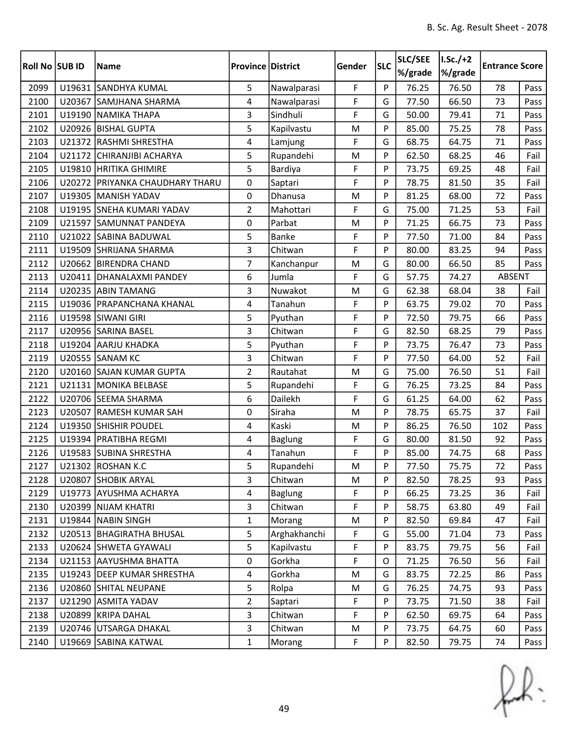| Roll No | SUB ID | Name | Province | District | Gender | SLC | SLC/SEE %/grade | I.Sc./+2 %/grade | Entrance Score | |
|---|---|---|---|---|---|---|---|---|---|---|
| 2099 | U19631 | SANDHYA KUMAL | 5 | Nawalparasi | F | P | 76.25 | 76.50 | 78 | Pass |
| 2100 | U20367 | SAMJHANA SHARMA | 4 | Nawalparasi | F | G | 77.50 | 66.50 | 73 | Pass |
| 2101 | U19190 | NAMIKA THAPA | 3 | Sindhuli | F | G | 50.00 | 79.41 | 71 | Pass |
| 2102 | U20926 | BISHAL GUPTA | 5 | Kapilvastu | M | P | 85.00 | 75.25 | 78 | Pass |
| 2103 | U21372 | RASHMI SHRESTHA | 4 | Lamjung | F | G | 68.75 | 64.75 | 71 | Pass |
| 2104 | U21172 | CHIRANJIBI ACHARYA | 5 | Rupandehi | M | P | 62.50 | 68.25 | 46 | Fail |
| 2105 | U19810 | HRITIKA GHIMIRE | 5 | Bardiya | F | P | 73.75 | 69.25 | 48 | Fail |
| 2106 | U20272 | PRIYANKA CHAUDHARY THARU | 0 | Saptari | F | P | 78.75 | 81.50 | 35 | Fail |
| 2107 | U19305 | MANISH YADAV | 0 | Dhanusa | M | P | 81.25 | 68.00 | 72 | Pass |
| 2108 | U19195 | SNEHA KUMARI YADAV | 2 | Mahottari | F | G | 75.00 | 71.25 | 53 | Fail |
| 2109 | U21597 | SAMUNNAT PANDEYA | 0 | Parbat | M | P | 71.25 | 66.75 | 73 | Pass |
| 2110 | U21022 | SABINA BADUWAL | 5 | Banke | F | P | 77.50 | 71.00 | 84 | Pass |
| 2111 | U19509 | SHRIJANA SHARMA | 3 | Chitwan | F | P | 80.00 | 83.25 | 94 | Pass |
| 2112 | U20662 | BIRENDRA CHAND | 7 | Kanchanpur | M | G | 80.00 | 66.50 | 85 | Pass |
| 2113 | U20411 | DHANALAXMI PANDEY | 6 | Jumla | F | G | 57.75 | 74.27 | ABSENT | |
| 2114 | U20235 | ABIN TAMANG | 3 | Nuwakot | M | G | 62.38 | 68.04 | 38 | Fail |
| 2115 | U19036 | PRAPANCHANA KHANAL | 4 | Tanahun | F | P | 63.75 | 79.02 | 70 | Pass |
| 2116 | U19598 | SIWANI GIRI | 5 | Pyuthan | F | P | 72.50 | 79.75 | 66 | Pass |
| 2117 | U20956 | SARINA BASEL | 3 | Chitwan | F | G | 82.50 | 68.25 | 79 | Pass |
| 2118 | U19204 | AARJU KHADKA | 5 | Pyuthan | F | P | 73.75 | 76.47 | 73 | Pass |
| 2119 | U20555 | SANAM KC | 3 | Chitwan | F | P | 77.50 | 64.00 | 52 | Fail |
| 2120 | U20160 | SAJAN KUMAR GUPTA | 2 | Rautahat | M | G | 75.00 | 76.50 | 51 | Fail |
| 2121 | U21131 | MONIKA BELBASE | 5 | Rupandehi | F | G | 76.25 | 73.25 | 84 | Pass |
| 2122 | U20706 | SEEMA SHARMA | 6 | Dailekh | F | G | 61.25 | 64.00 | 62 | Pass |
| 2123 | U20507 | RAMESH KUMAR SAH | 0 | Siraha | M | P | 78.75 | 65.75 | 37 | Fail |
| 2124 | U19350 | SHISHIR POUDEL | 4 | Kaski | M | P | 86.25 | 76.50 | 102 | Pass |
| 2125 | U19394 | PRATIBHA REGMI | 4 | Baglung | F | G | 80.00 | 81.50 | 92 | Pass |
| 2126 | U19583 | SUBINA SHRESTHA | 4 | Tanahun | F | P | 85.00 | 74.75 | 68 | Pass |
| 2127 | U21302 | ROSHAN K.C | 5 | Rupandehi | M | P | 77.50 | 75.75 | 72 | Pass |
| 2128 | U20807 | SHOBIK ARYAL | 3 | Chitwan | M | P | 82.50 | 78.25 | 93 | Pass |
| 2129 | U19773 | AYUSHMA ACHARYA | 4 | Baglung | F | P | 66.25 | 73.25 | 36 | Fail |
| 2130 | U20399 | NIJAM KHATRI | 3 | Chitwan | F | P | 58.75 | 63.80 | 49 | Fail |
| 2131 | U19844 | NABIN SINGH | 1 | Morang | M | P | 82.50 | 69.84 | 47 | Fail |
| 2132 | U20513 | BHAGIRATHA BHUSAL | 5 | Arghakhanchi | F | G | 55.00 | 71.04 | 73 | Pass |
| 2133 | U20624 | SHWETA GYAWALI | 5 | Kapilvastu | F | P | 83.75 | 79.75 | 56 | Fail |
| 2134 | U21153 | AAYUSHMA BHATTA | 0 | Gorkha | F | O | 71.25 | 76.50 | 56 | Fail |
| 2135 | U19243 | DEEP KUMAR SHRESTHA | 4 | Gorkha | M | G | 83.75 | 72.25 | 86 | Pass |
| 2136 | U20860 | SHITAL NEUPANE | 5 | Rolpa | M | G | 76.25 | 74.75 | 93 | Pass |
| 2137 | U21290 | ASMITA YADAV | 2 | Saptari | F | P | 73.75 | 71.50 | 38 | Fail |
| 2138 | U20899 | KRIPA DAHAL | 3 | Chitwan | F | P | 62.50 | 69.75 | 64 | Pass |
| 2139 | U20746 | UTSARGA DHAKAL | 3 | Chitwan | M | P | 73.75 | 64.75 | 60 | Pass |
| 2140 | U19669 | SABINA KATWAL | 1 | Morang | F | P | 82.50 | 79.75 | 74 | Pass |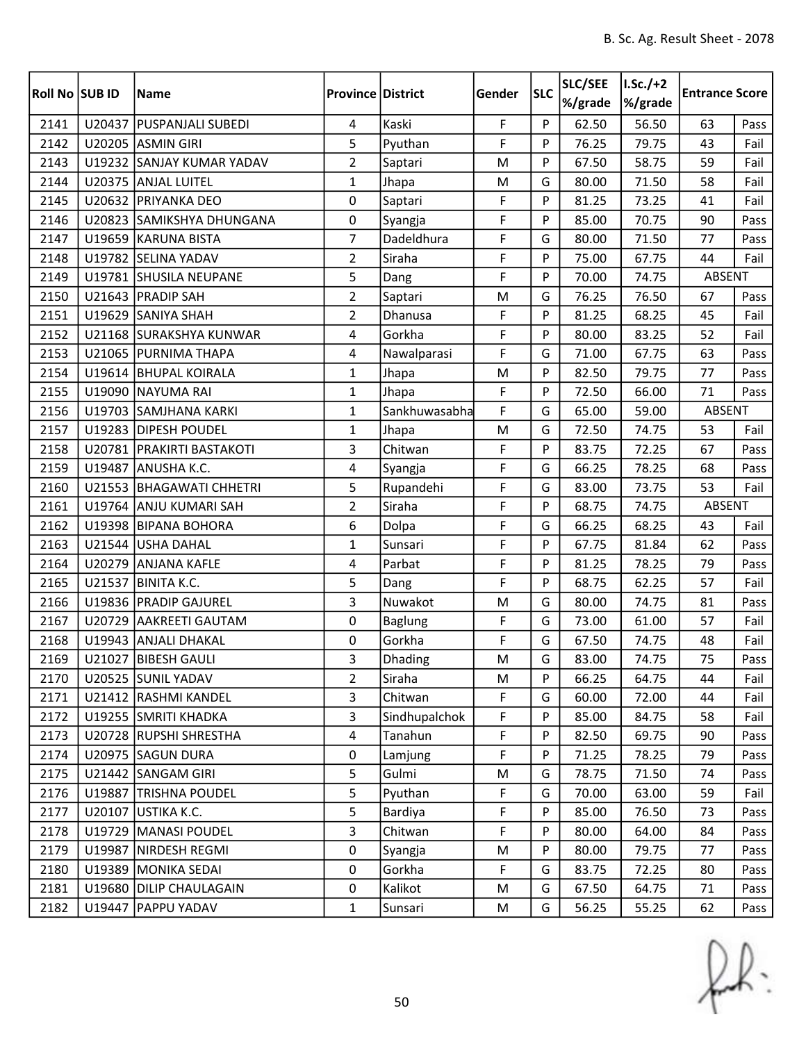| Roll No | SUB ID | Name | Province | District | Gender | SLC | SLC/SEE %/grade | I.Sc./+2 %/grade | Entrance Score | |
|---|---|---|---|---|---|---|---|---|---|---|
| 2141 | U20437 | PUSPANJALI SUBEDI | 4 | Kaski | F | P | 62.50 | 56.50 | 63 | Pass |
| 2142 | U20205 | ASMIN GIRI | 5 | Pyuthan | F | P | 76.25 | 79.75 | 43 | Fail |
| 2143 | U19232 | SANJAY KUMAR YADAV | 2 | Saptari | M | P | 67.50 | 58.75 | 59 | Fail |
| 2144 | U20375 | ANJAL LUITEL | 1 | Jhapa | M | G | 80.00 | 71.50 | 58 | Fail |
| 2145 | U20632 | PRIYANKA DEO | 0 | Saptari | F | P | 81.25 | 73.25 | 41 | Fail |
| 2146 | U20823 | SAMIKSHYA DHUNGANA | 0 | Syangja | F | P | 85.00 | 70.75 | 90 | Pass |
| 2147 | U19659 | KARUNA BISTA | 7 | Dadeldhura | F | G | 80.00 | 71.50 | 77 | Pass |
| 2148 | U19782 | SELINA YADAV | 2 | Siraha | F | P | 75.00 | 67.75 | 44 | Fail |
| 2149 | U19781 | SHUSILA NEUPANE | 5 | Dang | F | P | 70.00 | 74.75 | ABSENT | |
| 2150 | U21643 | PRADIP SAH | 2 | Saptari | M | G | 76.25 | 76.50 | 67 | Pass |
| 2151 | U19629 | SANIYA SHAH | 2 | Dhanusa | F | P | 81.25 | 68.25 | 45 | Fail |
| 2152 | U21168 | SURAKSHYA KUNWAR | 4 | Gorkha | F | P | 80.00 | 83.25 | 52 | Fail |
| 2153 | U21065 | PURNIMA THAPA | 4 | Nawalparasi | F | G | 71.00 | 67.75 | 63 | Pass |
| 2154 | U19614 | BHUPAL KOIRALA | 1 | Jhapa | M | P | 82.50 | 79.75 | 77 | Pass |
| 2155 | U19090 | NAYUMA RAI | 1 | Jhapa | F | P | 72.50 | 66.00 | 71 | Pass |
| 2156 | U19703 | SAMJHANA KARKI | 1 | Sankhuwasabha | F | G | 65.00 | 59.00 | ABSENT | |
| 2157 | U19283 | DIPESH POUDEL | 1 | Jhapa | M | G | 72.50 | 74.75 | 53 | Fail |
| 2158 | U20781 | PRAKIRTI BASTAKOTI | 3 | Chitwan | F | P | 83.75 | 72.25 | 67 | Pass |
| 2159 | U19487 | ANUSHA K.C. | 4 | Syangja | F | G | 66.25 | 78.25 | 68 | Pass |
| 2160 | U21553 | BHAGAWATI CHHETRI | 5 | Rupandehi | F | G | 83.00 | 73.75 | 53 | Fail |
| 2161 | U19764 | ANJU KUMARI SAH | 2 | Siraha | F | P | 68.75 | 74.75 | ABSENT | |
| 2162 | U19398 | BIPANA BOHORA | 6 | Dolpa | F | G | 66.25 | 68.25 | 43 | Fail |
| 2163 | U21544 | USHA DAHAL | 1 | Sunsari | F | P | 67.75 | 81.84 | 62 | Pass |
| 2164 | U20279 | ANJANA KAFLE | 4 | Parbat | F | P | 81.25 | 78.25 | 79 | Pass |
| 2165 | U21537 | BINITA K.C. | 5 | Dang | F | P | 68.75 | 62.25 | 57 | Fail |
| 2166 | U19836 | PRADIP GAJUREL | 3 | Nuwakot | M | G | 80.00 | 74.75 | 81 | Pass |
| 2167 | U20729 | AAKREETI GAUTAM | 0 | Baglung | F | G | 73.00 | 61.00 | 57 | Fail |
| 2168 | U19943 | ANJALI DHAKAL | 0 | Gorkha | F | G | 67.50 | 74.75 | 48 | Fail |
| 2169 | U21027 | BIBESH GAULI | 3 | Dhading | M | G | 83.00 | 74.75 | 75 | Pass |
| 2170 | U20525 | SUNIL YADAV | 2 | Siraha | M | P | 66.25 | 64.75 | 44 | Fail |
| 2171 | U21412 | RASHMI KANDEL | 3 | Chitwan | F | G | 60.00 | 72.00 | 44 | Fail |
| 2172 | U19255 | SMRITI KHADKA | 3 | Sindhupalchok | F | P | 85.00 | 84.75 | 58 | Fail |
| 2173 | U20728 | RUPSHI SHRESTHA | 4 | Tanahun | F | P | 82.50 | 69.75 | 90 | Pass |
| 2174 | U20975 | SAGUN DURA | 0 | Lamjung | F | P | 71.25 | 78.25 | 79 | Pass |
| 2175 | U21442 | SANGAM GIRI | 5 | Gulmi | M | G | 78.75 | 71.50 | 74 | Pass |
| 2176 | U19887 | TRISHNA POUDEL | 5 | Pyuthan | F | G | 70.00 | 63.00 | 59 | Fail |
| 2177 | U20107 | USTIKA K.C. | 5 | Bardiya | F | P | 85.00 | 76.50 | 73 | Pass |
| 2178 | U19729 | MANASI POUDEL | 3 | Chitwan | F | P | 80.00 | 64.00 | 84 | Pass |
| 2179 | U19987 | NIRDESH REGMI | 0 | Syangja | M | P | 80.00 | 79.75 | 77 | Pass |
| 2180 | U19389 | MONIKA SEDAI | 0 | Gorkha | F | G | 83.75 | 72.25 | 80 | Pass |
| 2181 | U19680 | DILIP CHAULAGAIN | 0 | Kalikot | M | G | 67.50 | 64.75 | 71 | Pass |
| 2182 | U19447 | PAPPU YADAV | 1 | Sunsari | M | G | 56.25 | 55.25 | 62 | Pass |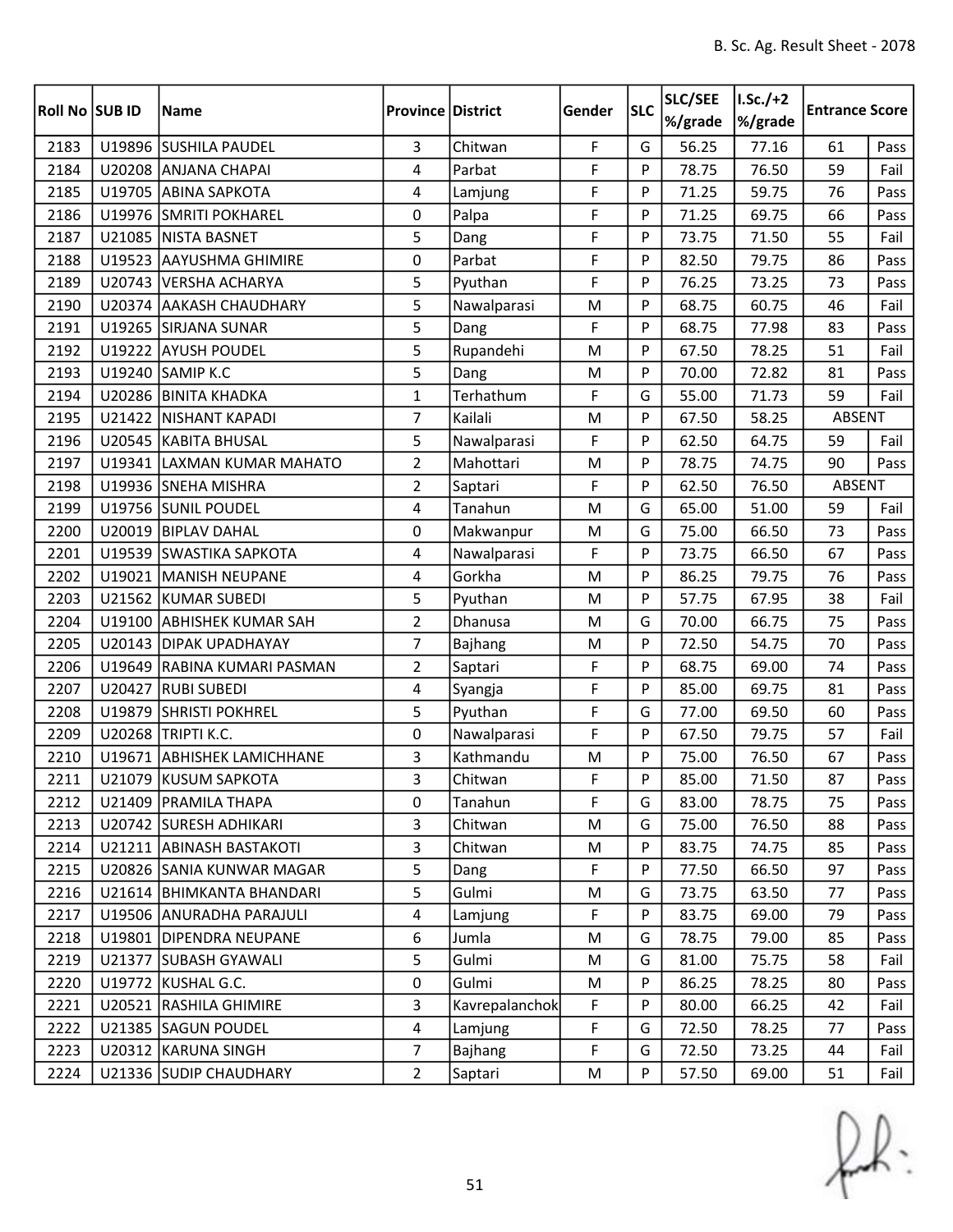| Roll No | SUB ID | Name | Province | District | Gender | SLC | SLC/SEE %/grade | I.Sc./+2 %/grade | Entrance Score | |
|---|---|---|---|---|---|---|---|---|---|---|
| 2183 | U19896 | SUSHILA PAUDEL | 3 | Chitwan | F | G | 56.25 | 77.16 | 61 | Pass |
| 2184 | U20208 | ANJANA CHAPAI | 4 | Parbat | F | P | 78.75 | 76.50 | 59 | Fail |
| 2185 | U19705 | ABINA SAPKOTA | 4 | Lamjung | F | P | 71.25 | 59.75 | 76 | Pass |
| 2186 | U19976 | SMRITI POKHAREL | 0 | Palpa | F | P | 71.25 | 69.75 | 66 | Pass |
| 2187 | U21085 | NISTA BASNET | 5 | Dang | F | P | 73.75 | 71.50 | 55 | Fail |
| 2188 | U19523 | AAYUSHMA GHIMIRE | 0 | Parbat | F | P | 82.50 | 79.75 | 86 | Pass |
| 2189 | U20743 | VERSHA ACHARYA | 5 | Pyuthan | F | P | 76.25 | 73.25 | 73 | Pass |
| 2190 | U20374 | AAKASH CHAUDHARY | 5 | Nawalparasi | M | P | 68.75 | 60.75 | 46 | Fail |
| 2191 | U19265 | SIRJANA SUNAR | 5 | Dang | F | P | 68.75 | 77.98 | 83 | Pass |
| 2192 | U19222 | AYUSH POUDEL | 5 | Rupandehi | M | P | 67.50 | 78.25 | 51 | Fail |
| 2193 | U19240 | SAMIP K.C | 5 | Dang | M | P | 70.00 | 72.82 | 81 | Pass |
| 2194 | U20286 | BINITA KHADKA | 1 | Terhathum | F | G | 55.00 | 71.73 | 59 | Fail |
| 2195 | U21422 | NISHANT KAPADI | 7 | Kailali | M | P | 67.50 | 58.25 | ABSENT | |
| 2196 | U20545 | KABITA BHUSAL | 5 | Nawalparasi | F | P | 62.50 | 64.75 | 59 | Fail |
| 2197 | U19341 | LAXMAN KUMAR MAHATO | 2 | Mahottari | M | P | 78.75 | 74.75 | 90 | Pass |
| 2198 | U19936 | SNEHA MISHRA | 2 | Saptari | F | P | 62.50 | 76.50 | ABSENT | |
| 2199 | U19756 | SUNIL POUDEL | 4 | Tanahun | M | G | 65.00 | 51.00 | 59 | Fail |
| 2200 | U20019 | BIPLAV DAHAL | 0 | Makwanpur | M | G | 75.00 | 66.50 | 73 | Pass |
| 2201 | U19539 | SWASTIKA SAPKOTA | 4 | Nawalparasi | F | P | 73.75 | 66.50 | 67 | Pass |
| 2202 | U19021 | MANISH NEUPANE | 4 | Gorkha | M | P | 86.25 | 79.75 | 76 | Pass |
| 2203 | U21562 | KUMAR SUBEDI | 5 | Pyuthan | M | P | 57.75 | 67.95 | 38 | Fail |
| 2204 | U19100 | ABHISHEK KUMAR SAH | 2 | Dhanusa | M | G | 70.00 | 66.75 | 75 | Pass |
| 2205 | U20143 | DIPAK UPADHAYAY | 7 | Bajhang | M | P | 72.50 | 54.75 | 70 | Pass |
| 2206 | U19649 | RABINA KUMARI PASMAN | 2 | Saptari | F | P | 68.75 | 69.00 | 74 | Pass |
| 2207 | U20427 | RUBI SUBEDI | 4 | Syangja | F | P | 85.00 | 69.75 | 81 | Pass |
| 2208 | U19879 | SHRISTI POKHREL | 5 | Pyuthan | F | G | 77.00 | 69.50 | 60 | Pass |
| 2209 | U20268 | TRIPTI K.C. | 0 | Nawalparasi | F | P | 67.50 | 79.75 | 57 | Fail |
| 2210 | U19671 | ABHISHEK LAMICHHANE | 3 | Kathmandu | M | P | 75.00 | 76.50 | 67 | Pass |
| 2211 | U21079 | KUSUM SAPKOTA | 3 | Chitwan | F | P | 85.00 | 71.50 | 87 | Pass |
| 2212 | U21409 | PRAMILA THAPA | 0 | Tanahun | F | G | 83.00 | 78.75 | 75 | Pass |
| 2213 | U20742 | SURESH ADHIKARI | 3 | Chitwan | M | G | 75.00 | 76.50 | 88 | Pass |
| 2214 | U21211 | ABINASH BASTAKOTI | 3 | Chitwan | M | P | 83.75 | 74.75 | 85 | Pass |
| 2215 | U20826 | SANIA KUNWAR MAGAR | 5 | Dang | F | P | 77.50 | 66.50 | 97 | Pass |
| 2216 | U21614 | BHIMKANTA BHANDARI | 5 | Gulmi | M | G | 73.75 | 63.50 | 77 | Pass |
| 2217 | U19506 | ANURADHA PARAJULI | 4 | Lamjung | F | P | 83.75 | 69.00 | 79 | Pass |
| 2218 | U19801 | DIPENDRA NEUPANE | 6 | Jumla | M | G | 78.75 | 79.00 | 85 | Pass |
| 2219 | U21377 | SUBASH GYAWALI | 5 | Gulmi | M | G | 81.00 | 75.75 | 58 | Fail |
| 2220 | U19772 | KUSHAL G.C. | 0 | Gulmi | M | P | 86.25 | 78.25 | 80 | Pass |
| 2221 | U20521 | RASHILA GHIMIRE | 3 | Kavrepalanchok | F | P | 80.00 | 66.25 | 42 | Fail |
| 2222 | U21385 | SAGUN POUDEL | 4 | Lamjung | F | G | 72.50 | 78.25 | 77 | Pass |
| 2223 | U20312 | KARUNA SINGH | 7 | Bajhang | F | G | 72.50 | 73.25 | 44 | Fail |
| 2224 | U21336 | SUDIP CHAUDHARY | 2 | Saptari | M | P | 57.50 | 69.00 | 51 | Fail |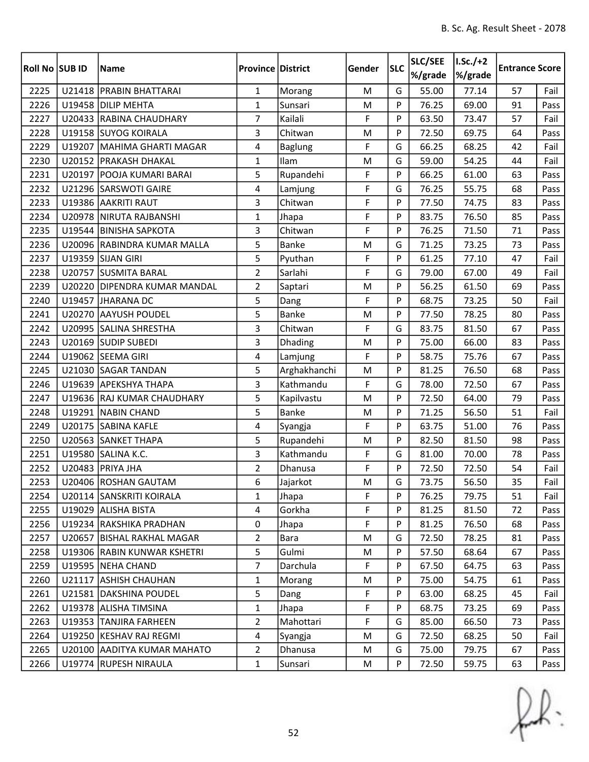| Roll No | SUB ID | Name | Province | District | Gender | SLC | SLC/SEE %/grade | I.Sc./+2 %/grade | Entrance Score | |
|---|---|---|---|---|---|---|---|---|---|---|
| 2225 | U21418 | PRABIN BHATTARAI | 1 | Morang | M | G | 55.00 | 77.14 | 57 | Fail |
| 2226 | U19458 | DILIP MEHTA | 1 | Sunsari | M | P | 76.25 | 69.00 | 91 | Pass |
| 2227 | U20433 | RABINA CHAUDHARY | 7 | Kailali | F | P | 63.50 | 73.47 | 57 | Fail |
| 2228 | U19158 | SUYOG KOIRALA | 3 | Chitwan | M | P | 72.50 | 69.75 | 64 | Pass |
| 2229 | U19207 | MAHIMA GHARTI MAGAR | 4 | Baglung | F | G | 66.25 | 68.25 | 42 | Fail |
| 2230 | U20152 | PRAKASH DHAKAL | 1 | Ilam | M | G | 59.00 | 54.25 | 44 | Fail |
| 2231 | U20197 | POOJA KUMARI BARAI | 5 | Rupandehi | F | P | 66.25 | 61.00 | 63 | Pass |
| 2232 | U21296 | SARSWOTI GAIRE | 4 | Lamjung | F | G | 76.25 | 55.75 | 68 | Pass |
| 2233 | U19386 | AAKRITI RAUT | 3 | Chitwan | F | P | 77.50 | 74.75 | 83 | Pass |
| 2234 | U20978 | NIRUTA RAJBANSHI | 1 | Jhapa | F | P | 83.75 | 76.50 | 85 | Pass |
| 2235 | U19544 | BINISHA SAPKOTA | 3 | Chitwan | F | P | 76.25 | 71.50 | 71 | Pass |
| 2236 | U20096 | RABINDRA KUMAR MALLA | 5 | Banke | M | G | 71.25 | 73.25 | 73 | Pass |
| 2237 | U19359 | SIJAN GIRI | 5 | Pyuthan | F | P | 61.25 | 77.10 | 47 | Fail |
| 2238 | U20757 | SUSMITA BARAL | 2 | Sarlahi | F | G | 79.00 | 67.00 | 49 | Fail |
| 2239 | U20220 | DIPENDRA KUMAR MANDAL | 2 | Saptari | M | P | 56.25 | 61.50 | 69 | Pass |
| 2240 | U19457 | JHARANA DC | 5 | Dang | F | P | 68.75 | 73.25 | 50 | Fail |
| 2241 | U20270 | AAYUSH POUDEL | 5 | Banke | M | P | 77.50 | 78.25 | 80 | Pass |
| 2242 | U20995 | SALINA SHRESTHA | 3 | Chitwan | F | G | 83.75 | 81.50 | 67 | Pass |
| 2243 | U20169 | SUDIP SUBEDI | 3 | Dhading | M | P | 75.00 | 66.00 | 83 | Pass |
| 2244 | U19062 | SEEMA GIRI | 4 | Lamjung | F | P | 58.75 | 75.76 | 67 | Pass |
| 2245 | U21030 | SAGAR TANDAN | 5 | Arghakhanchi | M | P | 81.25 | 76.50 | 68 | Pass |
| 2246 | U19639 | APEKSHYA THAPA | 3 | Kathmandu | F | G | 78.00 | 72.50 | 67 | Pass |
| 2247 | U19636 | RAJ KUMAR CHAUDHARY | 5 | Kapilvastu | M | P | 72.50 | 64.00 | 79 | Pass |
| 2248 | U19291 | NABIN CHAND | 5 | Banke | M | P | 71.25 | 56.50 | 51 | Fail |
| 2249 | U20175 | SABINA KAFLE | 4 | Syangja | F | P | 63.75 | 51.00 | 76 | Pass |
| 2250 | U20563 | SANKET THAPA | 5 | Rupandehi | M | P | 82.50 | 81.50 | 98 | Pass |
| 2251 | U19580 | SALINA K.C. | 3 | Kathmandu | F | G | 81.00 | 70.00 | 78 | Pass |
| 2252 | U20483 | PRIYA JHA | 2 | Dhanusa | F | P | 72.50 | 72.50 | 54 | Fail |
| 2253 | U20406 | ROSHAN GAUTAM | 6 | Jajarkot | M | G | 73.75 | 56.50 | 35 | Fail |
| 2254 | U20114 | SANSKRITI KOIRALA | 1 | Jhapa | F | P | 76.25 | 79.75 | 51 | Fail |
| 2255 | U19029 | ALISHA BISTA | 4 | Gorkha | F | P | 81.25 | 81.50 | 72 | Pass |
| 2256 | U19234 | RAKSHIKA PRADHAN | 0 | Jhapa | F | P | 81.25 | 76.50 | 68 | Pass |
| 2257 | U20657 | BISHAL RAKHAL MAGAR | 2 | Bara | M | G | 72.50 | 78.25 | 81 | Pass |
| 2258 | U19306 | RABIN KUNWAR KSHETRI | 5 | Gulmi | M | P | 57.50 | 68.64 | 67 | Pass |
| 2259 | U19595 | NEHA CHAND | 7 | Darchula | F | P | 67.50 | 64.75 | 63 | Pass |
| 2260 | U21117 | ASHISH CHAUHAN | 1 | Morang | M | P | 75.00 | 54.75 | 61 | Pass |
| 2261 | U21581 | DAKSHINA POUDEL | 5 | Dang | F | P | 63.00 | 68.25 | 45 | Fail |
| 2262 | U19378 | ALISHA TIMSINA | 1 | Jhapa | F | P | 68.75 | 73.25 | 69 | Pass |
| 2263 | U19353 | TANJIRA FARHEEN | 2 | Mahottari | F | G | 85.00 | 66.50 | 73 | Pass |
| 2264 | U19250 | KESHAV RAJ REGMI | 4 | Syangja | M | G | 72.50 | 68.25 | 50 | Fail |
| 2265 | U20100 | AADITYA KUMAR MAHATO | 2 | Dhanusa | M | G | 75.00 | 79.75 | 67 | Pass |
| 2266 | U19774 | RUPESH NIRAULA | 1 | Sunsari | M | P | 72.50 | 59.75 | 63 | Pass |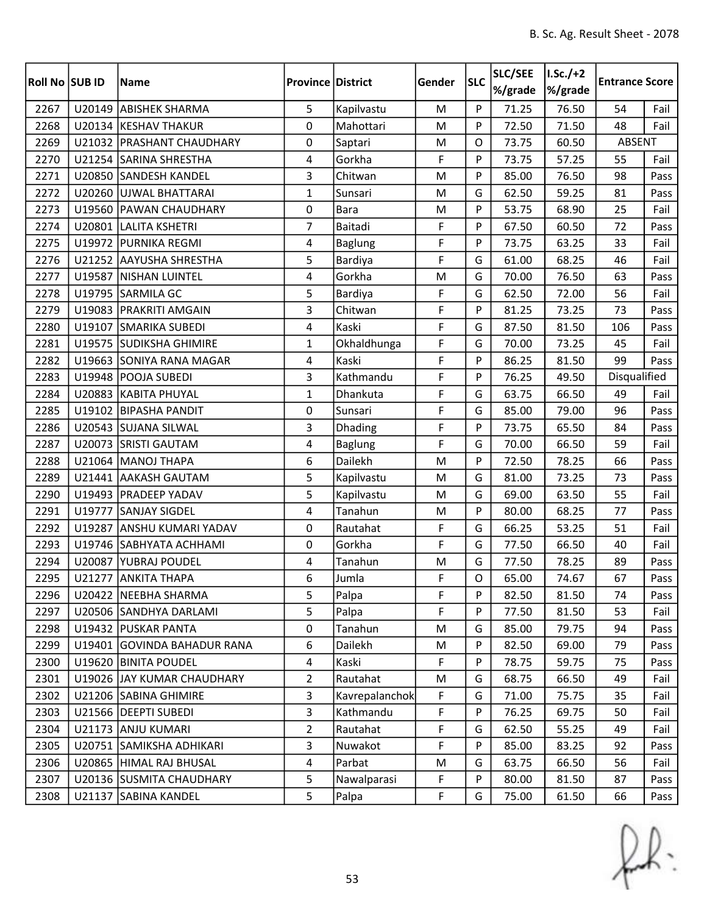| Roll No | SUB ID | Name | Province | District | Gender | SLC | SLC/SEE %/grade | I.Sc./+2 %/grade | Entrance Score | |
|---|---|---|---|---|---|---|---|---|---|---|
| 2267 | U20149 | ABISHEK SHARMA | 5 | Kapilvastu | M | P | 71.25 | 76.50 | 54 | Fail |
| 2268 | U20134 | KESHAV THAKUR | 0 | Mahottari | M | P | 72.50 | 71.50 | 48 | Fail |
| 2269 | U21032 | PRASHANT CHAUDHARY | 0 | Saptari | M | O | 73.75 | 60.50 | ABSENT | |
| 2270 | U21254 | SARINA SHRESTHA | 4 | Gorkha | F | P | 73.75 | 57.25 | 55 | Fail |
| 2271 | U20850 | SANDESH KANDEL | 3 | Chitwan | M | P | 85.00 | 76.50 | 98 | Pass |
| 2272 | U20260 | UJWAL BHATTARAI | 1 | Sunsari | M | G | 62.50 | 59.25 | 81 | Pass |
| 2273 | U19560 | PAWAN CHAUDHARY | 0 | Bara | M | P | 53.75 | 68.90 | 25 | Fail |
| 2274 | U20801 | LALITA KSHETRI | 7 | Baitadi | F | P | 67.50 | 60.50 | 72 | Pass |
| 2275 | U19972 | PURNIKA REGMI | 4 | Baglung | F | P | 73.75 | 63.25 | 33 | Fail |
| 2276 | U21252 | AAYUSHA SHRESTHA | 5 | Bardiya | F | G | 61.00 | 68.25 | 46 | Fail |
| 2277 | U19587 | NISHAN LUINTEL | 4 | Gorkha | M | G | 70.00 | 76.50 | 63 | Pass |
| 2278 | U19795 | SARMILA GC | 5 | Bardiya | F | G | 62.50 | 72.00 | 56 | Fail |
| 2279 | U19083 | PRAKRITI AMGAIN | 3 | Chitwan | F | P | 81.25 | 73.25 | 73 | Pass |
| 2280 | U19107 | SMARIKA SUBEDI | 4 | Kaski | F | G | 87.50 | 81.50 | 106 | Pass |
| 2281 | U19575 | SUDIKSHA GHIMIRE | 1 | Okhaldhunga | F | G | 70.00 | 73.25 | 45 | Fail |
| 2282 | U19663 | SONIYA RANA MAGAR | 4 | Kaski | F | P | 86.25 | 81.50 | 99 | Pass |
| 2283 | U19948 | POOJA SUBEDI | 3 | Kathmandu | F | P | 76.25 | 49.50 | Disqualified | |
| 2284 | U20883 | KABITA PHUYAL | 1 | Dhankuta | F | G | 63.75 | 66.50 | 49 | Fail |
| 2285 | U19102 | BIPASHA PANDIT | 0 | Sunsari | F | G | 85.00 | 79.00 | 96 | Pass |
| 2286 | U20543 | SUJANA SILWAL | 3 | Dhading | F | P | 73.75 | 65.50 | 84 | Pass |
| 2287 | U20073 | SRISTI GAUTAM | 4 | Baglung | F | G | 70.00 | 66.50 | 59 | Fail |
| 2288 | U21064 | MANOJ THAPA | 6 | Dailekh | M | P | 72.50 | 78.25 | 66 | Pass |
| 2289 | U21441 | AAKASH GAUTAM | 5 | Kapilvastu | M | G | 81.00 | 73.25 | 73 | Pass |
| 2290 | U19493 | PRADEEP YADAV | 5 | Kapilvastu | M | G | 69.00 | 63.50 | 55 | Fail |
| 2291 | U19777 | SANJAY SIGDEL | 4 | Tanahun | M | P | 80.00 | 68.25 | 77 | Pass |
| 2292 | U19287 | ANSHU KUMARI YADAV | 0 | Rautahat | F | G | 66.25 | 53.25 | 51 | Fail |
| 2293 | U19746 | SABHYATA ACHHAMI | 0 | Gorkha | F | G | 77.50 | 66.50 | 40 | Fail |
| 2294 | U20087 | YUBRAJ POUDEL | 4 | Tanahun | M | G | 77.50 | 78.25 | 89 | Pass |
| 2295 | U21277 | ANKITA THAPA | 6 | Jumla | F | O | 65.00 | 74.67 | 67 | Pass |
| 2296 | U20422 | NEEBHA SHARMA | 5 | Palpa | F | P | 82.50 | 81.50 | 74 | Pass |
| 2297 | U20506 | SANDHYA DARLAMI | 5 | Palpa | F | P | 77.50 | 81.50 | 53 | Fail |
| 2298 | U19432 | PUSKAR PANTA | 0 | Tanahun | M | G | 85.00 | 79.75 | 94 | Pass |
| 2299 | U19401 | GOVINDA BAHADUR RANA | 6 | Dailekh | M | P | 82.50 | 69.00 | 79 | Pass |
| 2300 | U19620 | BINITA POUDEL | 4 | Kaski | F | P | 78.75 | 59.75 | 75 | Pass |
| 2301 | U19026 | JAY KUMAR CHAUDHARY | 2 | Rautahat | M | G | 68.75 | 66.50 | 49 | Fail |
| 2302 | U21206 | SABINA GHIMIRE | 3 | Kavrepalanchok | F | G | 71.00 | 75.75 | 35 | Fail |
| 2303 | U21566 | DEEPTI SUBEDI | 3 | Kathmandu | F | P | 76.25 | 69.75 | 50 | Fail |
| 2304 | U21173 | ANJU KUMARI | 2 | Rautahat | F | G | 62.50 | 55.25 | 49 | Fail |
| 2305 | U20751 | SAMIKSHA ADHIKARI | 3 | Nuwakot | F | P | 85.00 | 83.25 | 92 | Pass |
| 2306 | U20865 | HIMAL RAJ BHUSAL | 4 | Parbat | M | G | 63.75 | 66.50 | 56 | Fail |
| 2307 | U20136 | SUSMITA CHAUDHARY | 5 | Nawalparasi | F | P | 80.00 | 81.50 | 87 | Pass |
| 2308 | U21137 | SABINA KANDEL | 5 | Palpa | F | G | 75.00 | 61.50 | 66 | Pass |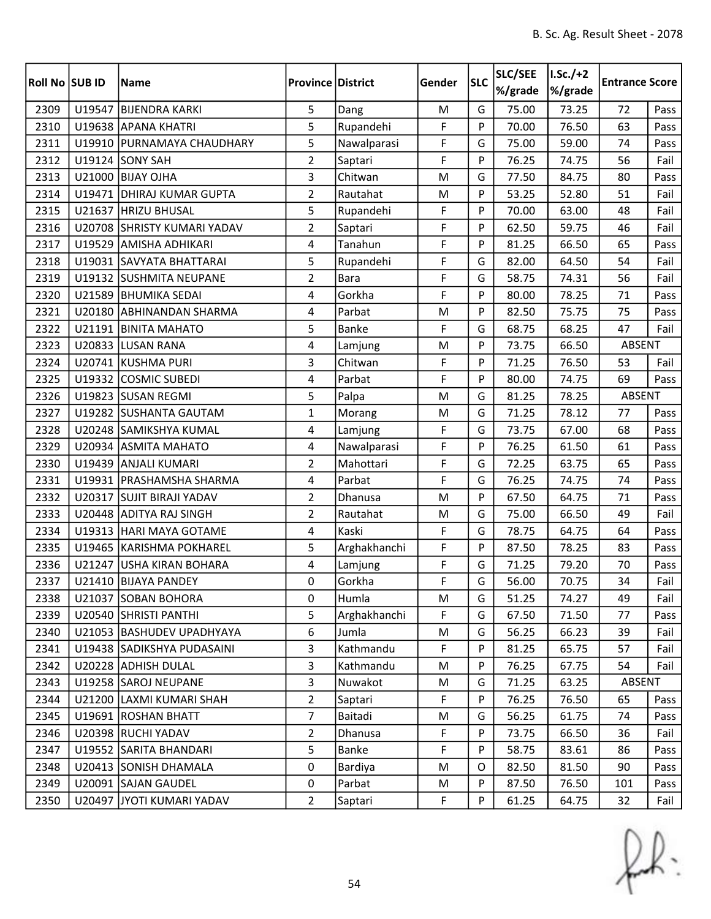| Roll No | SUB ID | Name | Province | District | Gender | SLC | SLC/SEE %/grade | I.Sc./+2 %/grade | Entrance Score | |
|---|---|---|---|---|---|---|---|---|---|---|
| 2309 | U19547 | BIJENDRA KARKI | 5 | Dang | M | G | 75.00 | 73.25 | 72 | Pass |
| 2310 | U19638 | APANA KHATRI | 5 | Rupandehi | F | P | 70.00 | 76.50 | 63 | Pass |
| 2311 | U19910 | PURNAMAYA CHAUDHARY | 5 | Nawalparasi | F | G | 75.00 | 59.00 | 74 | Pass |
| 2312 | U19124 | SONY SAH | 2 | Saptari | F | P | 76.25 | 74.75 | 56 | Fail |
| 2313 | U21000 | BIJAY OJHA | 3 | Chitwan | M | G | 77.50 | 84.75 | 80 | Pass |
| 2314 | U19471 | DHIRAJ KUMAR GUPTA | 2 | Rautahat | M | P | 53.25 | 52.80 | 51 | Fail |
| 2315 | U21637 | HRIZU BHUSAL | 5 | Rupandehi | F | P | 70.00 | 63.00 | 48 | Fail |
| 2316 | U20708 | SHRISTY KUMARI YADAV | 2 | Saptari | F | P | 62.50 | 59.75 | 46 | Fail |
| 2317 | U19529 | AMISHA ADHIKARI | 4 | Tanahun | F | P | 81.25 | 66.50 | 65 | Pass |
| 2318 | U19031 | SAVYATA BHATTARAI | 5 | Rupandehi | F | G | 82.00 | 64.50 | 54 | Fail |
| 2319 | U19132 | SUSHMITA NEUPANE | 2 | Bara | F | G | 58.75 | 74.31 | 56 | Fail |
| 2320 | U21589 | BHUMIKA SEDAI | 4 | Gorkha | F | P | 80.00 | 78.25 | 71 | Pass |
| 2321 | U20180 | ABHINANDAN SHARMA | 4 | Parbat | M | P | 82.50 | 75.75 | 75 | Pass |
| 2322 | U21191 | BINITA MAHATO | 5 | Banke | F | G | 68.75 | 68.25 | 47 | Fail |
| 2323 | U20833 | LUSAN RANA | 4 | Lamjung | M | P | 73.75 | 66.50 | ABSENT | |
| 2324 | U20741 | KUSHMA PURI | 3 | Chitwan | F | P | 71.25 | 76.50 | 53 | Fail |
| 2325 | U19332 | COSMIC SUBEDI | 4 | Parbat | F | P | 80.00 | 74.75 | 69 | Pass |
| 2326 | U19823 | SUSAN REGMI | 5 | Palpa | M | G | 81.25 | 78.25 | ABSENT | |
| 2327 | U19282 | SUSHANTA GAUTAM | 1 | Morang | M | G | 71.25 | 78.12 | 77 | Pass |
| 2328 | U20248 | SAMIKSHYA KUMAL | 4 | Lamjung | F | G | 73.75 | 67.00 | 68 | Pass |
| 2329 | U20934 | ASMITA MAHATO | 4 | Nawalparasi | F | P | 76.25 | 61.50 | 61 | Pass |
| 2330 | U19439 | ANJALI KUMARI | 2 | Mahottari | F | G | 72.25 | 63.75 | 65 | Pass |
| 2331 | U19931 | PRASHAMSHA SHARMA | 4 | Parbat | F | G | 76.25 | 74.75 | 74 | Pass |
| 2332 | U20317 | SUJIT BIRAJI YADAV | 2 | Dhanusa | M | P | 67.50 | 64.75 | 71 | Pass |
| 2333 | U20448 | ADITYA RAJ SINGH | 2 | Rautahat | M | G | 75.00 | 66.50 | 49 | Fail |
| 2334 | U19313 | HARI MAYA GOTAME | 4 | Kaski | F | G | 78.75 | 64.75 | 64 | Pass |
| 2335 | U19465 | KARISHMA POKHAREL | 5 | Arghakhanchi | F | P | 87.50 | 78.25 | 83 | Pass |
| 2336 | U21247 | USHA KIRAN BOHARA | 4 | Lamjung | F | G | 71.25 | 79.20 | 70 | Pass |
| 2337 | U21410 | BIJAYA PANDEY | 0 | Gorkha | F | G | 56.00 | 70.75 | 34 | Fail |
| 2338 | U21037 | SOBAN BOHORA | 0 | Humla | M | G | 51.25 | 74.27 | 49 | Fail |
| 2339 | U20540 | SHRISTI PANTHI | 5 | Arghakhanchi | F | G | 67.50 | 71.50 | 77 | Pass |
| 2340 | U21053 | BASHUDEV UPADHYAYA | 6 | Jumla | M | G | 56.25 | 66.23 | 39 | Fail |
| 2341 | U19438 | SADIKSHYA PUDASAINI | 3 | Kathmandu | F | P | 81.25 | 65.75 | 57 | Fail |
| 2342 | U20228 | ADHISH DULAL | 3 | Kathmandu | M | P | 76.25 | 67.75 | 54 | Fail |
| 2343 | U19258 | SAROJ NEUPANE | 3 | Nuwakot | M | G | 71.25 | 63.25 | ABSENT | |
| 2344 | U21200 | LAXMI KUMARI SHAH | 2 | Saptari | F | P | 76.25 | 76.50 | 65 | Pass |
| 2345 | U19691 | ROSHAN BHATT | 7 | Baitadi | M | G | 56.25 | 61.75 | 74 | Pass |
| 2346 | U20398 | RUCHI YADAV | 2 | Dhanusa | F | P | 73.75 | 66.50 | 36 | Fail |
| 2347 | U19552 | SARITA BHANDARI | 5 | Banke | F | P | 58.75 | 83.61 | 86 | Pass |
| 2348 | U20413 | SONISH DHAMALA | 0 | Bardiya | M | O | 82.50 | 81.50 | 90 | Pass |
| 2349 | U20091 | SAJAN GAUDEL | 0 | Parbat | M | P | 87.50 | 76.50 | 101 | Pass |
| 2350 | U20497 | JYOTI KUMARI YADAV | 2 | Saptari | F | P | 61.25 | 64.75 | 32 | Fail |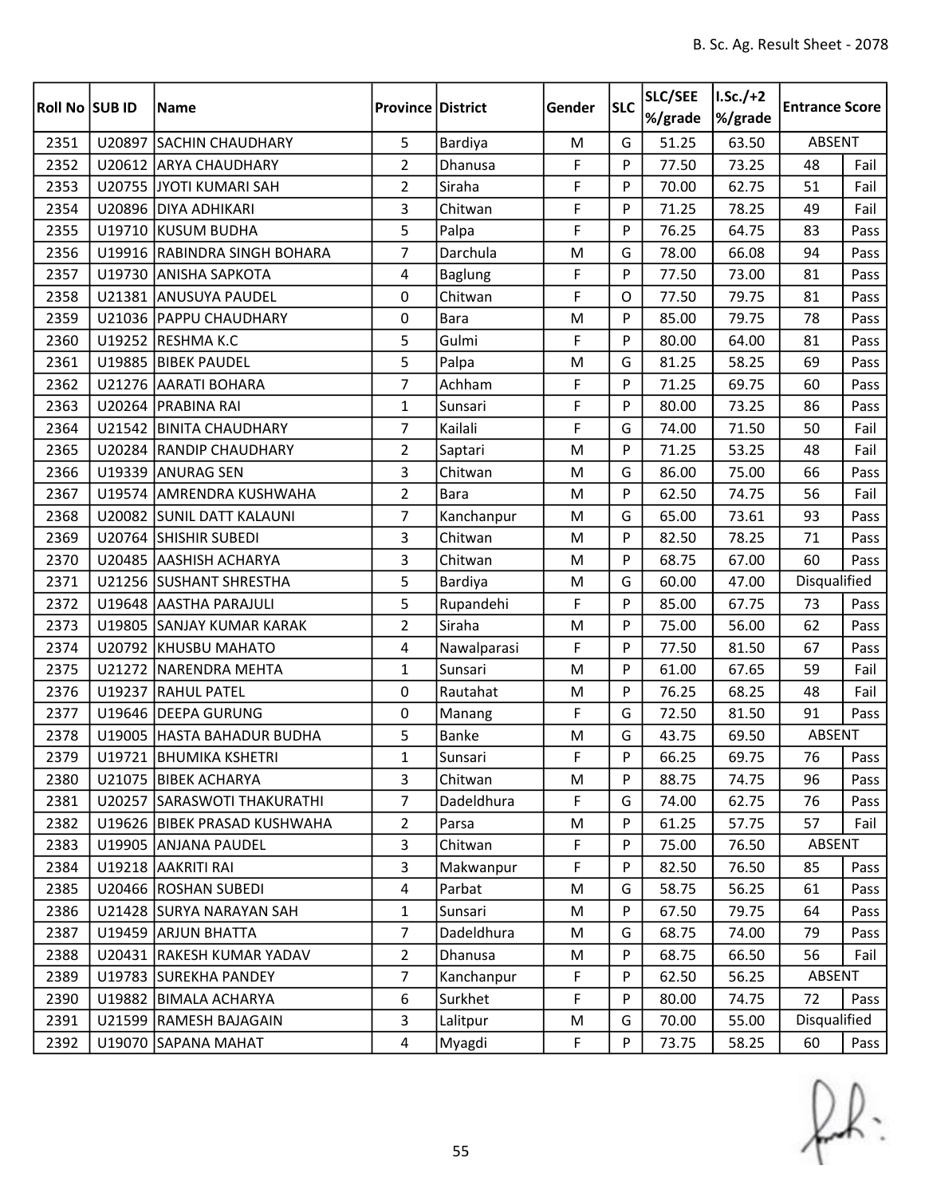B. Sc. Ag. Result Sheet - 2078

| Roll No | SUB ID | Name | Province | District | Gender | SLC | SLC/SEE %/grade | I.Sc./+2 %/grade | Entrance Score | |
|---|---|---|---|---|---|---|---|---|---|---|
| 2351 | U20897 | SACHIN CHAUDHARY | 5 | Bardiya | M | G | 51.25 | 63.50 | ABSENT | |
| 2352 | U20612 | ARYA CHAUDHARY | 2 | Dhanusa | F | P | 77.50 | 73.25 | 48 | Fail |
| 2353 | U20755 | JYOTI KUMARI SAH | 2 | Siraha | F | P | 70.00 | 62.75 | 51 | Fail |
| 2354 | U20896 | DIYA ADHIKARI | 3 | Chitwan | F | P | 71.25 | 78.25 | 49 | Fail |
| 2355 | U19710 | KUSUM BUDHA | 5 | Palpa | F | P | 76.25 | 64.75 | 83 | Pass |
| 2356 | U19916 | RABINDRA SINGH BOHARA | 7 | Darchula | M | G | 78.00 | 66.08 | 94 | Pass |
| 2357 | U19730 | ANISHA SAPKOTA | 4 | Baglung | F | P | 77.50 | 73.00 | 81 | Pass |
| 2358 | U21381 | ANUSUYA PAUDEL | 0 | Chitwan | F | O | 77.50 | 79.75 | 81 | Pass |
| 2359 | U21036 | PAPPU CHAUDHARY | 0 | Bara | M | P | 85.00 | 79.75 | 78 | Pass |
| 2360 | U19252 | RESHMA K.C | 5 | Gulmi | F | P | 80.00 | 64.00 | 81 | Pass |
| 2361 | U19885 | BIBEK PAUDEL | 5 | Palpa | M | G | 81.25 | 58.25 | 69 | Pass |
| 2362 | U21276 | AARATI BOHARA | 7 | Achham | F | P | 71.25 | 69.75 | 60 | Pass |
| 2363 | U20264 | PRABINA RAI | 1 | Sunsari | F | P | 80.00 | 73.25 | 86 | Pass |
| 2364 | U21542 | BINITA CHAUDHARY | 7 | Kailali | F | G | 74.00 | 71.50 | 50 | Fail |
| 2365 | U20284 | RANDIP CHAUDHARY | 2 | Saptari | M | P | 71.25 | 53.25 | 48 | Fail |
| 2366 | U19339 | ANURAG SEN | 3 | Chitwan | M | G | 86.00 | 75.00 | 66 | Pass |
| 2367 | U19574 | AMRENDRA KUSHWAHA | 2 | Bara | M | P | 62.50 | 74.75 | 56 | Fail |
| 2368 | U20082 | SUNIL DATT KALAUNI | 7 | Kanchanpur | M | G | 65.00 | 73.61 | 93 | Pass |
| 2369 | U20764 | SHISHIR SUBEDI | 3 | Chitwan | M | P | 82.50 | 78.25 | 71 | Pass |
| 2370 | U20485 | AASHISH ACHARYA | 3 | Chitwan | M | P | 68.75 | 67.00 | 60 | Pass |
| 2371 | U21256 | SUSHANT SHRESTHA | 5 | Bardiya | M | G | 60.00 | 47.00 | Disqualified | |
| 2372 | U19648 | AASTHA PARAJULI | 5 | Rupandehi | F | P | 85.00 | 67.75 | 73 | Pass |
| 2373 | U19805 | SANJAY KUMAR KARAK | 2 | Siraha | M | P | 75.00 | 56.00 | 62 | Pass |
| 2374 | U20792 | KHUSBU MAHATO | 4 | Nawalparasi | F | P | 77.50 | 81.50 | 67 | Pass |
| 2375 | U21272 | NARENDRA MEHTA | 1 | Sunsari | M | P | 61.00 | 67.65 | 59 | Fail |
| 2376 | U19237 | RAHUL PATEL | 0 | Rautahat | M | P | 76.25 | 68.25 | 48 | Fail |
| 2377 | U19646 | DEEPA GURUNG | 0 | Manang | F | G | 72.50 | 81.50 | 91 | Pass |
| 2378 | U19005 | HASTA BAHADUR BUDHA | 5 | Banke | M | G | 43.75 | 69.50 | ABSENT | |
| 2379 | U19721 | BHUMIKA KSHETRI | 1 | Sunsari | F | P | 66.25 | 69.75 | 76 | Pass |
| 2380 | U21075 | BIBEK ACHARYA | 3 | Chitwan | M | P | 88.75 | 74.75 | 96 | Pass |
| 2381 | U20257 | SARASWOTI THAKURATHI | 7 | Dadeldhura | F | G | 74.00 | 62.75 | 76 | Pass |
| 2382 | U19626 | BIBEK PRASAD KUSHWAHA | 2 | Parsa | M | P | 61.25 | 57.75 | 57 | Fail |
| 2383 | U19905 | ANJANA PAUDEL | 3 | Chitwan | F | P | 75.00 | 76.50 | ABSENT | |
| 2384 | U19218 | AAKRITI RAI | 3 | Makwanpur | F | P | 82.50 | 76.50 | 85 | Pass |
| 2385 | U20466 | ROSHAN SUBEDI | 4 | Parbat | M | G | 58.75 | 56.25 | 61 | Pass |
| 2386 | U21428 | SURYA NARAYAN SAH | 1 | Sunsari | M | P | 67.50 | 79.75 | 64 | Pass |
| 2387 | U19459 | ARJUN BHATTA | 7 | Dadeldhura | M | G | 68.75 | 74.00 | 79 | Pass |
| 2388 | U20431 | RAKESH KUMAR YADAV | 2 | Dhanusa | M | P | 68.75 | 66.50 | 56 | Fail |
| 2389 | U19783 | SUREKHA PANDEY | 7 | Kanchanpur | F | P | 62.50 | 56.25 | ABSENT | |
| 2390 | U19882 | BIMALA ACHARYA | 6 | Surkhet | F | P | 80.00 | 74.75 | 72 | Pass |
| 2391 | U21599 | RAMESH BAJAGAIN | 3 | Lalitpur | M | G | 70.00 | 55.00 | Disqualified | |
| 2392 | U19070 | SAPANA MAHAT | 4 | Myagdi | F | P | 73.75 | 58.25 | 60 | Pass |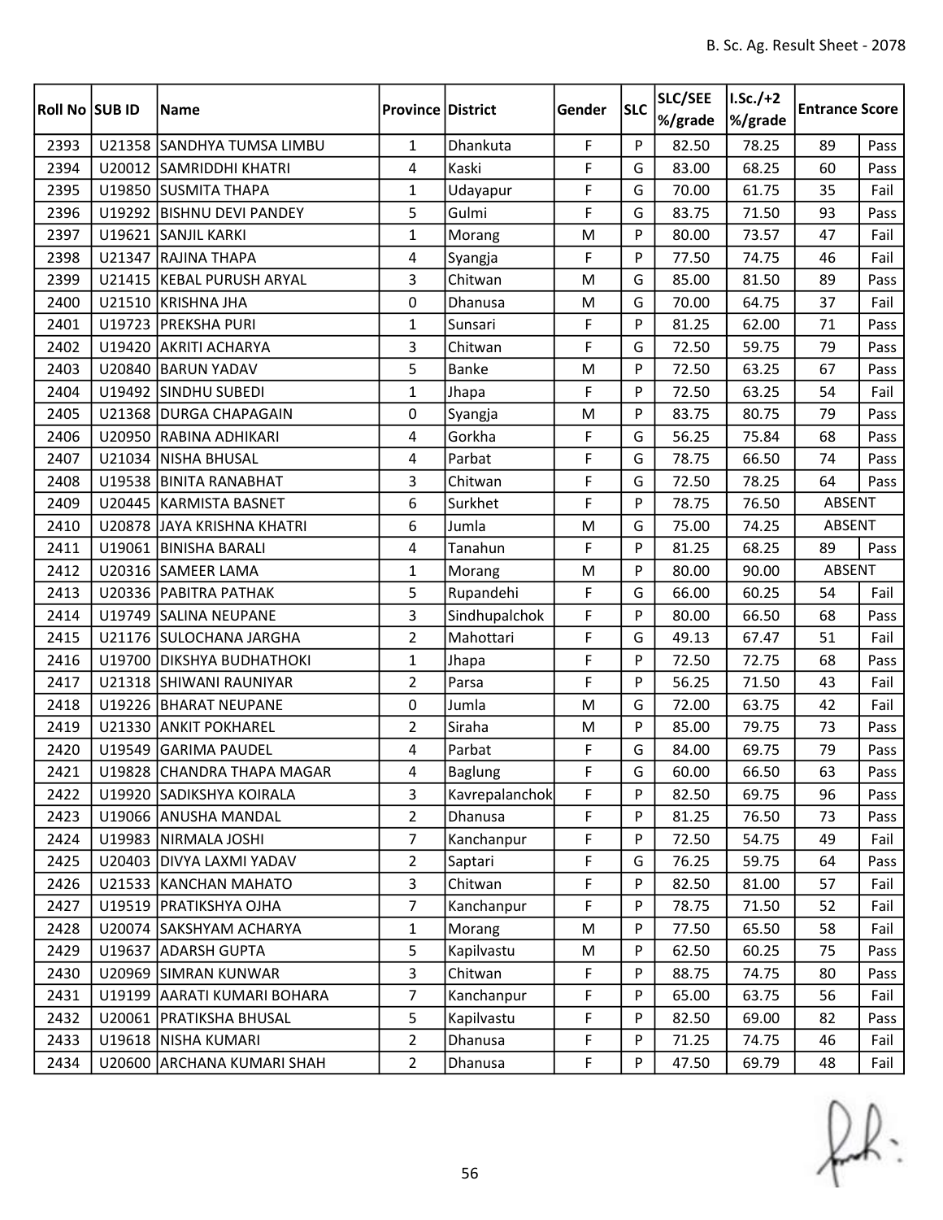| Roll No | SUB ID | Name | Province | District | Gender | SLC | SLC/SEE %/grade | I.Sc./+2 %/grade | Entrance Score | |
|---|---|---|---|---|---|---|---|---|---|---|
| 2393 | U21358 | SANDHYA TUMSA LIMBU | 1 | Dhankuta | F | P | 82.50 | 78.25 | 89 | Pass |
| 2394 | U20012 | SAMRIDDHI KHATRI | 4 | Kaski | F | G | 83.00 | 68.25 | 60 | Pass |
| 2395 | U19850 | SUSMITA THAPA | 1 | Udayapur | F | G | 70.00 | 61.75 | 35 | Fail |
| 2396 | U19292 | BISHNU DEVI PANDEY | 5 | Gulmi | F | G | 83.75 | 71.50 | 93 | Pass |
| 2397 | U19621 | SANJIL KARKI | 1 | Morang | M | P | 80.00 | 73.57 | 47 | Fail |
| 2398 | U21347 | RAJINA THAPA | 4 | Syangja | F | P | 77.50 | 74.75 | 46 | Fail |
| 2399 | U21415 | KEBAL PURUSH ARYAL | 3 | Chitwan | M | G | 85.00 | 81.50 | 89 | Pass |
| 2400 | U21510 | KRISHNA JHA | 0 | Dhanusa | M | G | 70.00 | 64.75 | 37 | Fail |
| 2401 | U19723 | PREKSHA PURI | 1 | Sunsari | F | P | 81.25 | 62.00 | 71 | Pass |
| 2402 | U19420 | AKRITI ACHARYA | 3 | Chitwan | F | G | 72.50 | 59.75 | 79 | Pass |
| 2403 | U20840 | BARUN YADAV | 5 | Banke | M | P | 72.50 | 63.25 | 67 | Pass |
| 2404 | U19492 | SINDHU SUBEDI | 1 | Jhapa | F | P | 72.50 | 63.25 | 54 | Fail |
| 2405 | U21368 | DURGA CHAPAGAIN | 0 | Syangja | M | P | 83.75 | 80.75 | 79 | Pass |
| 2406 | U20950 | RABINA ADHIKARI | 4 | Gorkha | F | G | 56.25 | 75.84 | 68 | Pass |
| 2407 | U21034 | NISHA BHUSAL | 4 | Parbat | F | G | 78.75 | 66.50 | 74 | Pass |
| 2408 | U19538 | BINITA RANABHAT | 3 | Chitwan | F | G | 72.50 | 78.25 | 64 | Pass |
| 2409 | U20445 | KARMISTA BASNET | 6 | Surkhet | F | P | 78.75 | 76.50 | ABSENT | |
| 2410 | U20878 | JAYA KRISHNA KHATRI | 6 | Jumla | M | G | 75.00 | 74.25 | ABSENT | |
| 2411 | U19061 | BINISHA BARALI | 4 | Tanahun | F | P | 81.25 | 68.25 | 89 | Pass |
| 2412 | U20316 | SAMEER LAMA | 1 | Morang | M | P | 80.00 | 90.00 | ABSENT | |
| 2413 | U20336 | PABITRA PATHAK | 5 | Rupandehi | F | G | 66.00 | 60.25 | 54 | Fail |
| 2414 | U19749 | SALINA NEUPANE | 3 | Sindhupalchok | F | P | 80.00 | 66.50 | 68 | Pass |
| 2415 | U21176 | SULOCHANA JARGHA | 2 | Mahottari | F | G | 49.13 | 67.47 | 51 | Fail |
| 2416 | U19700 | DIKSHYA BUDHATHOKI | 1 | Jhapa | F | P | 72.50 | 72.75 | 68 | Pass |
| 2417 | U21318 | SHIWANI RAUNIYAR | 2 | Parsa | F | P | 56.25 | 71.50 | 43 | Fail |
| 2418 | U19226 | BHARAT NEUPANE | 0 | Jumla | M | G | 72.00 | 63.75 | 42 | Fail |
| 2419 | U21330 | ANKIT POKHAREL | 2 | Siraha | M | P | 85.00 | 79.75 | 73 | Pass |
| 2420 | U19549 | GARIMA PAUDEL | 4 | Parbat | F | G | 84.00 | 69.75 | 79 | Pass |
| 2421 | U19828 | CHANDRA THAPA MAGAR | 4 | Baglung | F | G | 60.00 | 66.50 | 63 | Pass |
| 2422 | U19920 | SADIKSHYA KOIRALA | 3 | Kavrepalanchok | F | P | 82.50 | 69.75 | 96 | Pass |
| 2423 | U19066 | ANUSHA MANDAL | 2 | Dhanusa | F | P | 81.25 | 76.50 | 73 | Pass |
| 2424 | U19983 | NIRMALA JOSHI | 7 | Kanchanpur | F | P | 72.50 | 54.75 | 49 | Fail |
| 2425 | U20403 | DIVYA LAXMI YADAV | 2 | Saptari | F | G | 76.25 | 59.75 | 64 | Pass |
| 2426 | U21533 | KANCHAN MAHATO | 3 | Chitwan | F | P | 82.50 | 81.00 | 57 | Fail |
| 2427 | U19519 | PRATIKSHYA OJHA | 7 | Kanchanpur | F | P | 78.75 | 71.50 | 52 | Fail |
| 2428 | U20074 | SAKSHYAM ACHARYA | 1 | Morang | M | P | 77.50 | 65.50 | 58 | Fail |
| 2429 | U19637 | ADARSH GUPTA | 5 | Kapilvastu | M | P | 62.50 | 60.25 | 75 | Pass |
| 2430 | U20969 | SIMRAN KUNWAR | 3 | Chitwan | F | P | 88.75 | 74.75 | 80 | Pass |
| 2431 | U19199 | AARATI KUMARI BOHARA | 7 | Kanchanpur | F | P | 65.00 | 63.75 | 56 | Fail |
| 2432 | U20061 | PRATIKSHA BHUSAL | 5 | Kapilvastu | F | P | 82.50 | 69.00 | 82 | Pass |
| 2433 | U19618 | NISHA KUMARI | 2 | Dhanusa | F | P | 71.25 | 74.75 | 46 | Fail |
| 2434 | U20600 | ARCHANA KUMARI SHAH | 2 | Dhanusa | F | P | 47.50 | 69.79 | 48 | Fail |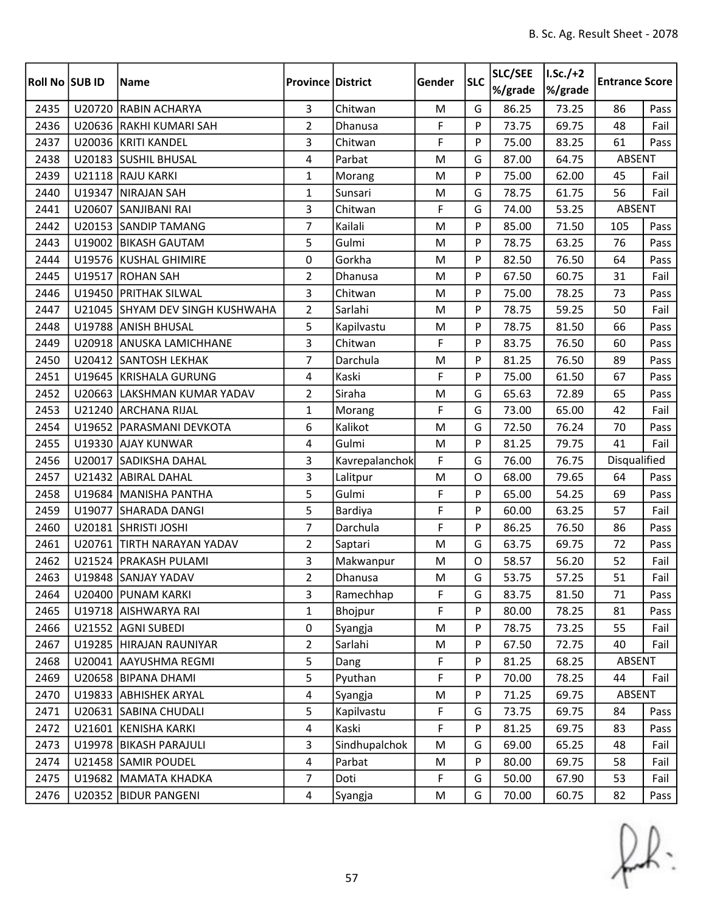| Roll No | SUB ID | Name | Province | District | Gender | SLC | SLC/SEE %/grade | I.Sc./+2 %/grade | Entrance Score | |
|---|---|---|---|---|---|---|---|---|---|---|
| 2435 | U20720 | RABIN ACHARYA | 3 | Chitwan | M | G | 86.25 | 73.25 | 86 | Pass |
| 2436 | U20636 | RAKHI KUMARI SAH | 2 | Dhanusa | F | P | 73.75 | 69.75 | 48 | Fail |
| 2437 | U20036 | KRITI KANDEL | 3 | Chitwan | F | P | 75.00 | 83.25 | 61 | Pass |
| 2438 | U20183 | SUSHIL BHUSAL | 4 | Parbat | M | G | 87.00 | 64.75 | ABSENT | |
| 2439 | U21118 | RAJU KARKI | 1 | Morang | M | P | 75.00 | 62.00 | 45 | Fail |
| 2440 | U19347 | NIRAJAN SAH | 1 | Sunsari | M | G | 78.75 | 61.75 | 56 | Fail |
| 2441 | U20607 | SANJIBANI RAI | 3 | Chitwan | F | G | 74.00 | 53.25 | ABSENT | |
| 2442 | U20153 | SANDIP TAMANG | 7 | Kailali | M | P | 85.00 | 71.50 | 105 | Pass |
| 2443 | U19002 | BIKASH GAUTAM | 5 | Gulmi | M | P | 78.75 | 63.25 | 76 | Pass |
| 2444 | U19576 | KUSHAL GHIMIRE | 0 | Gorkha | M | P | 82.50 | 76.50 | 64 | Pass |
| 2445 | U19517 | ROHAN SAH | 2 | Dhanusa | M | P | 67.50 | 60.75 | 31 | Fail |
| 2446 | U19450 | PRITHAK SILWAL | 3 | Chitwan | M | P | 75.00 | 78.25 | 73 | Pass |
| 2447 | U21045 | SHYAM DEV SINGH KUSHWAHA | 2 | Sarlahi | M | P | 78.75 | 59.25 | 50 | Fail |
| 2448 | U19788 | ANISH BHUSAL | 5 | Kapilvastu | M | P | 78.75 | 81.50 | 66 | Pass |
| 2449 | U20918 | ANUSKA LAMICHHANE | 3 | Chitwan | F | P | 83.75 | 76.50 | 60 | Pass |
| 2450 | U20412 | SANTOSH LEKHAK | 7 | Darchula | M | P | 81.25 | 76.50 | 89 | Pass |
| 2451 | U19645 | KRISHALA GURUNG | 4 | Kaski | F | P | 75.00 | 61.50 | 67 | Pass |
| 2452 | U20663 | LAKSHMAN KUMAR YADAV | 2 | Siraha | M | G | 65.63 | 72.89 | 65 | Pass |
| 2453 | U21240 | ARCHANA RIJAL | 1 | Morang | F | G | 73.00 | 65.00 | 42 | Fail |
| 2454 | U19652 | PARASMANI DEVKOTA | 6 | Kalikot | M | G | 72.50 | 76.24 | 70 | Pass |
| 2455 | U19330 | AJAY KUNWAR | 4 | Gulmi | M | P | 81.25 | 79.75 | 41 | Fail |
| 2456 | U20017 | SADIKSHA DAHAL | 3 | Kavrepalanchok | F | G | 76.00 | 76.75 | Disqualified | |
| 2457 | U21432 | ABIRAL DAHAL | 3 | Lalitpur | M | O | 68.00 | 79.65 | 64 | Pass |
| 2458 | U19684 | MANISHA PANTHA | 5 | Gulmi | F | P | 65.00 | 54.25 | 69 | Pass |
| 2459 | U19077 | SHARADA DANGI | 5 | Bardiya | F | P | 60.00 | 63.25 | 57 | Fail |
| 2460 | U20181 | SHRISTI JOSHI | 7 | Darchula | F | P | 86.25 | 76.50 | 86 | Pass |
| 2461 | U20761 | TIRTH NARAYAN YADAV | 2 | Saptari | M | G | 63.75 | 69.75 | 72 | Pass |
| 2462 | U21524 | PRAKASH PULAMI | 3 | Makwanpur | M | O | 58.57 | 56.20 | 52 | Fail |
| 2463 | U19848 | SANJAY YADAV | 2 | Dhanusa | M | G | 53.75 | 57.25 | 51 | Fail |
| 2464 | U20400 | PUNAM KARKI | 3 | Ramechhap | F | G | 83.75 | 81.50 | 71 | Pass |
| 2465 | U19718 | AISHWARYA RAI | 1 | Bhojpur | F | P | 80.00 | 78.25 | 81 | Pass |
| 2466 | U21552 | AGNI SUBEDI | 0 | Syangja | M | P | 78.75 | 73.25 | 55 | Fail |
| 2467 | U19285 | HIRAJAN RAUNIYAR | 2 | Sarlahi | M | P | 67.50 | 72.75 | 40 | Fail |
| 2468 | U20041 | AAYUSHMA REGMI | 5 | Dang | F | P | 81.25 | 68.25 | ABSENT | |
| 2469 | U20658 | BIPANA DHAMI | 5 | Pyuthan | F | P | 70.00 | 78.25 | 44 | Fail |
| 2470 | U19833 | ABHISHEK ARYAL | 4 | Syangja | M | P | 71.25 | 69.75 | ABSENT | |
| 2471 | U20631 | SABINA CHUDALI | 5 | Kapilvastu | F | G | 73.75 | 69.75 | 84 | Pass |
| 2472 | U21601 | KENISHA KARKI | 4 | Kaski | F | P | 81.25 | 69.75 | 83 | Pass |
| 2473 | U19978 | BIKASH PARAJULI | 3 | Sindhupalchok | M | G | 69.00 | 65.25 | 48 | Fail |
| 2474 | U21458 | SAMIR POUDEL | 4 | Parbat | M | P | 80.00 | 69.75 | 58 | Fail |
| 2475 | U19682 | MAMATA KHADKA | 7 | Doti | F | G | 50.00 | 67.90 | 53 | Fail |
| 2476 | U20352 | BIDUR PANGENI | 4 | Syangja | M | G | 70.00 | 60.75 | 82 | Pass |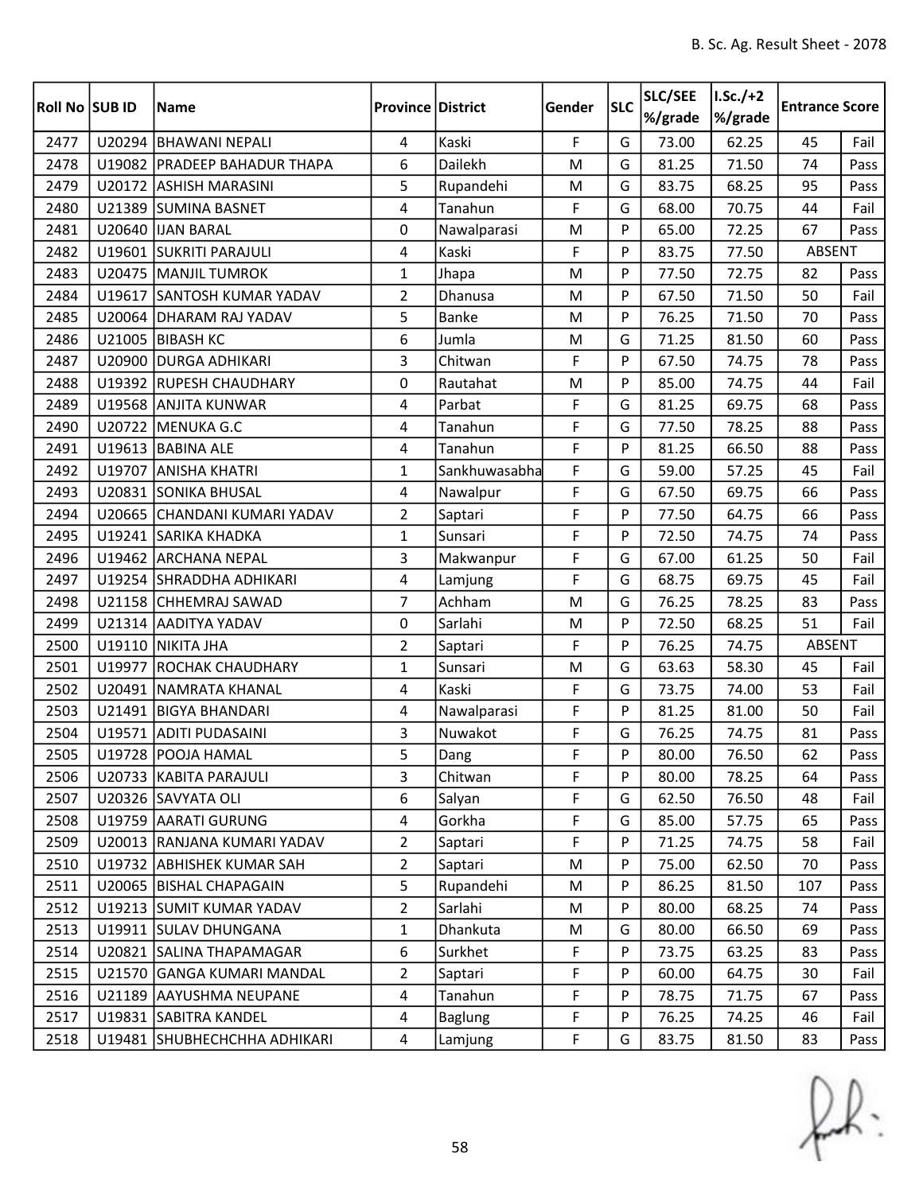| Roll No | SUB ID | Name | Province | District | Gender | SLC | SLC/SEE %/grade | I.Sc./+2 %/grade | Entrance Score | |
|---|---|---|---|---|---|---|---|---|---|---|
| 2477 | U20294 | BHAWANI NEPALI | 4 | Kaski | F | G | 73.00 | 62.25 | 45 | Fail |
| 2478 | U19082 | PRADEEP BAHADUR THAPA | 6 | Dailekh | M | G | 81.25 | 71.50 | 74 | Pass |
| 2479 | U20172 | ASHISH MARASINI | 5 | Rupandehi | M | G | 83.75 | 68.25 | 95 | Pass |
| 2480 | U21389 | SUMINA BASNET | 4 | Tanahun | F | G | 68.00 | 70.75 | 44 | Fail |
| 2481 | U20640 | IJAN BARAL | 0 | Nawalparasi | M | P | 65.00 | 72.25 | 67 | Pass |
| 2482 | U19601 | SUKRITI PARAJULI | 4 | Kaski | F | P | 83.75 | 77.50 | ABSENT | |
| 2483 | U20475 | MANJIL TUMROK | 1 | Jhapa | M | P | 77.50 | 72.75 | 82 | Pass |
| 2484 | U19617 | SANTOSH KUMAR YADAV | 2 | Dhanusa | M | P | 67.50 | 71.50 | 50 | Fail |
| 2485 | U20064 | DHARAM RAJ YADAV | 5 | Banke | M | P | 76.25 | 71.50 | 70 | Pass |
| 2486 | U21005 | BIBASH KC | 6 | Jumla | M | G | 71.25 | 81.50 | 60 | Pass |
| 2487 | U20900 | DURGA ADHIKARI | 3 | Chitwan | F | P | 67.50 | 74.75 | 78 | Pass |
| 2488 | U19392 | RUPESH CHAUDHARY | 0 | Rautahat | M | P | 85.00 | 74.75 | 44 | Fail |
| 2489 | U19568 | ANJITA KUNWAR | 4 | Parbat | F | G | 81.25 | 69.75 | 68 | Pass |
| 2490 | U20722 | MENUKA G.C | 4 | Tanahun | F | G | 77.50 | 78.25 | 88 | Pass |
| 2491 | U19613 | BABINA ALE | 4 | Tanahun | F | P | 81.25 | 66.50 | 88 | Pass |
| 2492 | U19707 | ANISHA KHATRI | 1 | Sankhuwasabha | F | G | 59.00 | 57.25 | 45 | Fail |
| 2493 | U20831 | SONIKA BHUSAL | 4 | Nawalpur | F | G | 67.50 | 69.75 | 66 | Pass |
| 2494 | U20665 | CHANDANI KUMARI YADAV | 2 | Saptari | F | P | 77.50 | 64.75 | 66 | Pass |
| 2495 | U19241 | SARIKA KHADKA | 1 | Sunsari | F | P | 72.50 | 74.75 | 74 | Pass |
| 2496 | U19462 | ARCHANA NEPAL | 3 | Makwanpur | F | G | 67.00 | 61.25 | 50 | Fail |
| 2497 | U19254 | SHRADDHA ADHIKARI | 4 | Lamjung | F | G | 68.75 | 69.75 | 45 | Fail |
| 2498 | U21158 | CHHEMRAJ SAWAD | 7 | Achham | M | G | 76.25 | 78.25 | 83 | Pass |
| 2499 | U21314 | AADITYA YADAV | 0 | Sarlahi | M | P | 72.50 | 68.25 | 51 | Fail |
| 2500 | U19110 | NIKITA JHA | 2 | Saptari | F | P | 76.25 | 74.75 | ABSENT | |
| 2501 | U19977 | ROCHAK CHAUDHARY | 1 | Sunsari | M | G | 63.63 | 58.30 | 45 | Fail |
| 2502 | U20491 | NAMRATA KHANAL | 4 | Kaski | F | G | 73.75 | 74.00 | 53 | Fail |
| 2503 | U21491 | BIGYA BHANDARI | 4 | Nawalparasi | F | P | 81.25 | 81.00 | 50 | Fail |
| 2504 | U19571 | ADITI PUDASAINI | 3 | Nuwakot | F | G | 76.25 | 74.75 | 81 | Pass |
| 2505 | U19728 | POOJA HAMAL | 5 | Dang | F | P | 80.00 | 76.50 | 62 | Pass |
| 2506 | U20733 | KABITA PARAJULI | 3 | Chitwan | F | P | 80.00 | 78.25 | 64 | Pass |
| 2507 | U20326 | SAVYATA OLI | 6 | Salyan | F | G | 62.50 | 76.50 | 48 | Fail |
| 2508 | U19759 | AARATI GURUNG | 4 | Gorkha | F | G | 85.00 | 57.75 | 65 | Pass |
| 2509 | U20013 | RANJANA KUMARI YADAV | 2 | Saptari | F | P | 71.25 | 74.75 | 58 | Fail |
| 2510 | U19732 | ABHISHEK KUMAR SAH | 2 | Saptari | M | P | 75.00 | 62.50 | 70 | Pass |
| 2511 | U20065 | BISHAL CHAPAGAIN | 5 | Rupandehi | M | P | 86.25 | 81.50 | 107 | Pass |
| 2512 | U19213 | SUMIT KUMAR YADAV | 2 | Sarlahi | M | P | 80.00 | 68.25 | 74 | Pass |
| 2513 | U19911 | SULAV DHUNGANA | 1 | Dhankuta | M | G | 80.00 | 66.50 | 69 | Pass |
| 2514 | U20821 | SALINA THAPAMAGAR | 6 | Surkhet | F | P | 73.75 | 63.25 | 83 | Pass |
| 2515 | U21570 | GANGA KUMARI MANDAL | 2 | Saptari | F | P | 60.00 | 64.75 | 30 | Fail |
| 2516 | U21189 | AAYUSHMA NEUPANE | 4 | Tanahun | F | P | 78.75 | 71.75 | 67 | Pass |
| 2517 | U19831 | SABITRA KANDEL | 4 | Baglung | F | P | 76.25 | 74.25 | 46 | Fail |
| 2518 | U19481 | SHUBHECHCHHA ADHIKARI | 4 | Lamjung | F | G | 83.75 | 81.50 | 83 | Pass |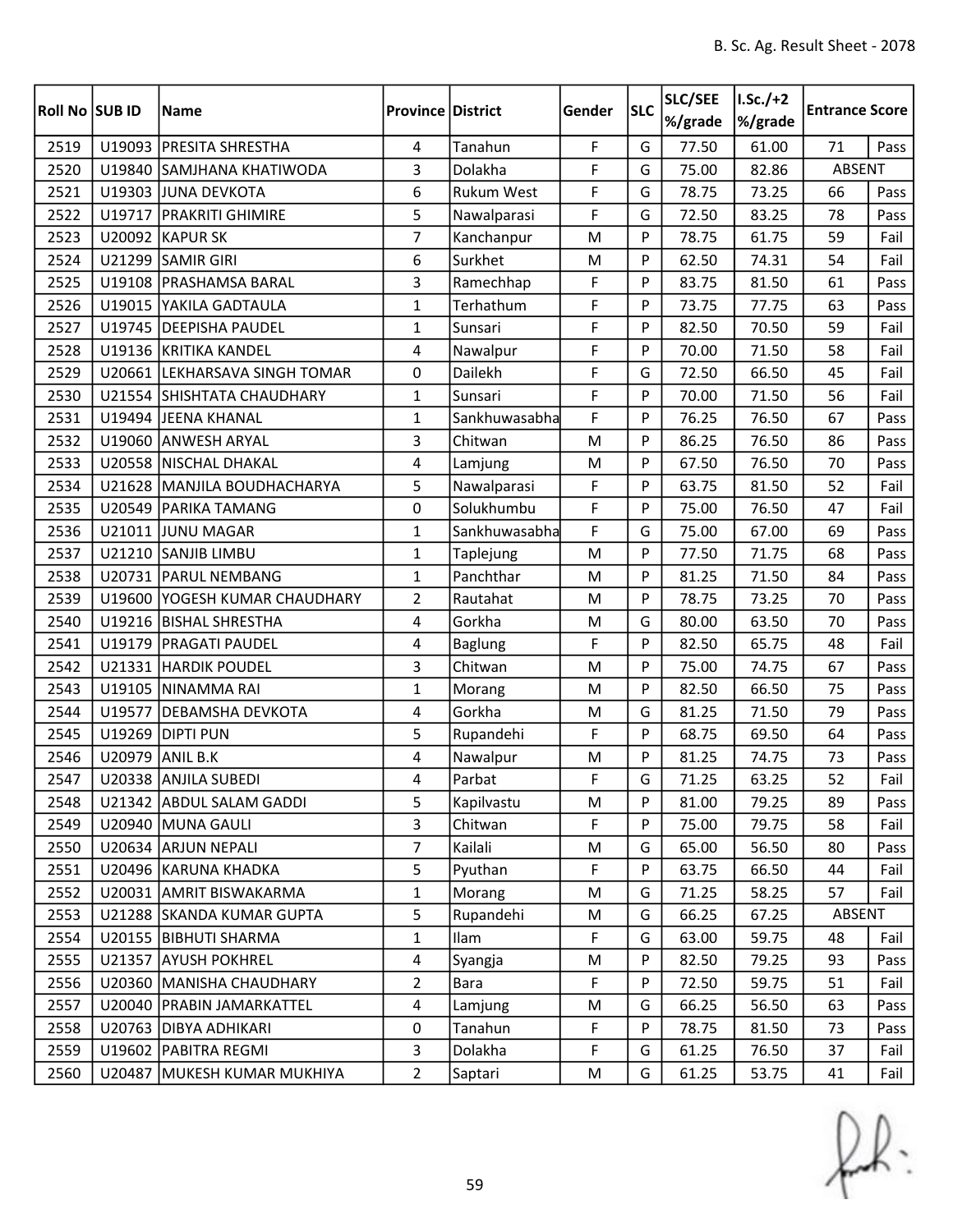| Roll No | SUB ID | Name | Province | District | Gender | SLC | SLC/SEE %/grade | I.Sc./+2 %/grade | Entrance Score | |
|---|---|---|---|---|---|---|---|---|---|---|
| 2519 | U19093 | PRESITA SHRESTHA | 4 | Tanahun | F | G | 77.50 | 61.00 | 71 | Pass |
| 2520 | U19840 | SAMJHANA KHATIWODA | 3 | Dolakha | F | G | 75.00 | 82.86 | ABSENT | |
| 2521 | U19303 | JUNA DEVKOTA | 6 | Rukum West | F | G | 78.75 | 73.25 | 66 | Pass |
| 2522 | U19717 | PRAKRITI GHIMIRE | 5 | Nawalparasi | F | G | 72.50 | 83.25 | 78 | Pass |
| 2523 | U20092 | KAPUR SK | 7 | Kanchanpur | M | P | 78.75 | 61.75 | 59 | Fail |
| 2524 | U21299 | SAMIR GIRI | 6 | Surkhet | M | P | 62.50 | 74.31 | 54 | Fail |
| 2525 | U19108 | PRASHAMSA BARAL | 3 | Ramechhap | F | P | 83.75 | 81.50 | 61 | Pass |
| 2526 | U19015 | YAKILA GADTAULA | 1 | Terhathum | F | P | 73.75 | 77.75 | 63 | Pass |
| 2527 | U19745 | DEEPISHA PAUDEL | 1 | Sunsari | F | P | 82.50 | 70.50 | 59 | Fail |
| 2528 | U19136 | KRITIKA KANDEL | 4 | Nawalpur | F | P | 70.00 | 71.50 | 58 | Fail |
| 2529 | U20661 | LEKHARSAVA SINGH TOMAR | 0 | Dailekh | F | G | 72.50 | 66.50 | 45 | Fail |
| 2530 | U21554 | SHISHTATA CHAUDHARY | 1 | Sunsari | F | P | 70.00 | 71.50 | 56 | Fail |
| 2531 | U19494 | JEENA KHANAL | 1 | Sankhuwasabha | F | P | 76.25 | 76.50 | 67 | Pass |
| 2532 | U19060 | ANWESH ARYAL | 3 | Chitwan | M | P | 86.25 | 76.50 | 86 | Pass |
| 2533 | U20558 | NISCHAL DHAKAL | 4 | Lamjung | M | P | 67.50 | 76.50 | 70 | Pass |
| 2534 | U21628 | MANJILA BOUDHACHARYA | 5 | Nawalparasi | F | P | 63.75 | 81.50 | 52 | Fail |
| 2535 | U20549 | PARIKA TAMANG | 0 | Solukhumbu | F | P | 75.00 | 76.50 | 47 | Fail |
| 2536 | U21011 | JUNU MAGAR | 1 | Sankhuwasabha | F | G | 75.00 | 67.00 | 69 | Pass |
| 2537 | U21210 | SANJIB LIMBU | 1 | Taplejung | M | P | 77.50 | 71.75 | 68 | Pass |
| 2538 | U20731 | PARUL NEMBANG | 1 | Panchthar | M | P | 81.25 | 71.50 | 84 | Pass |
| 2539 | U19600 | YOGESH KUMAR CHAUDHARY | 2 | Rautahat | M | P | 78.75 | 73.25 | 70 | Pass |
| 2540 | U19216 | BISHAL SHRESTHA | 4 | Gorkha | M | G | 80.00 | 63.50 | 70 | Pass |
| 2541 | U19179 | PRAGATI PAUDEL | 4 | Baglung | F | P | 82.50 | 65.75 | 48 | Fail |
| 2542 | U21331 | HARDIK POUDEL | 3 | Chitwan | M | P | 75.00 | 74.75 | 67 | Pass |
| 2543 | U19105 | NINAMMA RAI | 1 | Morang | M | P | 82.50 | 66.50 | 75 | Pass |
| 2544 | U19577 | DEBAMSHA DEVKOTA | 4 | Gorkha | M | G | 81.25 | 71.50 | 79 | Pass |
| 2545 | U19269 | DIPTI PUN | 5 | Rupandehi | F | P | 68.75 | 69.50 | 64 | Pass |
| 2546 | U20979 | ANIL B.K | 4 | Nawalpur | M | P | 81.25 | 74.75 | 73 | Pass |
| 2547 | U20338 | ANJILA SUBEDI | 4 | Parbat | F | G | 71.25 | 63.25 | 52 | Fail |
| 2548 | U21342 | ABDUL SALAM GADDI | 5 | Kapilvastu | M | P | 81.00 | 79.25 | 89 | Pass |
| 2549 | U20940 | MUNA GAULI | 3 | Chitwan | F | P | 75.00 | 79.75 | 58 | Fail |
| 2550 | U20634 | ARJUN NEPALI | 7 | Kailali | M | G | 65.00 | 56.50 | 80 | Pass |
| 2551 | U20496 | KARUNA KHADKA | 5 | Pyuthan | F | P | 63.75 | 66.50 | 44 | Fail |
| 2552 | U20031 | AMRIT BISWAKARMA | 1 | Morang | M | G | 71.25 | 58.25 | 57 | Fail |
| 2553 | U21288 | SKANDA KUMAR GUPTA | 5 | Rupandehi | M | G | 66.25 | 67.25 | ABSENT | |
| 2554 | U20155 | BIBHUTI SHARMA | 1 | Ilam | F | G | 63.00 | 59.75 | 48 | Fail |
| 2555 | U21357 | AYUSH POKHREL | 4 | Syangja | M | P | 82.50 | 79.25 | 93 | Pass |
| 2556 | U20360 | MANISHA CHAUDHARY | 2 | Bara | F | P | 72.50 | 59.75 | 51 | Fail |
| 2557 | U20040 | PRABIN JAMARKATTEL | 4 | Lamjung | M | G | 66.25 | 56.50 | 63 | Pass |
| 2558 | U20763 | DIBYA ADHIKARI | 0 | Tanahun | F | P | 78.75 | 81.50 | 73 | Pass |
| 2559 | U19602 | PABITRA REGMI | 3 | Dolakha | F | G | 61.25 | 76.50 | 37 | Fail |
| 2560 | U20487 | MUKESH KUMAR MUKHIYA | 2 | Saptari | M | G | 61.25 | 53.75 | 41 | Fail |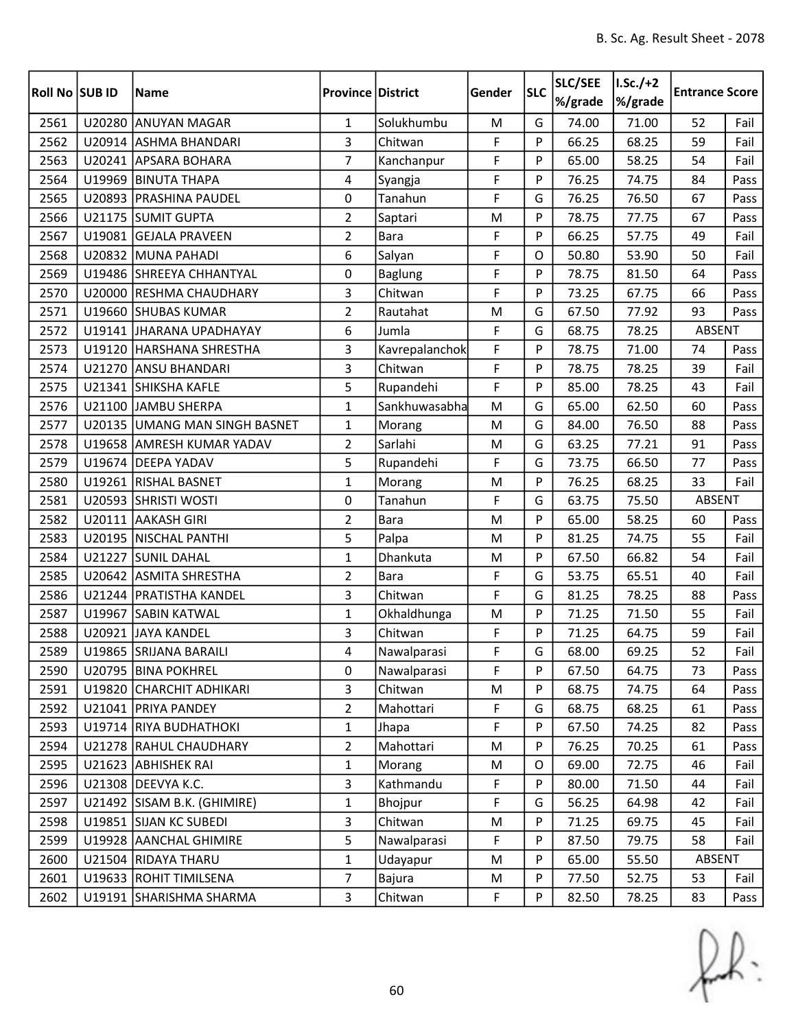| Roll No | SUB ID | Name | Province | District | Gender | SLC | SLC/SEE %/grade | I.Sc./+2 %/grade | Entrance Score | |
|---|---|---|---|---|---|---|---|---|---|---|
| 2561 | U20280 | ANUYAN MAGAR | 1 | Solukhumbu | M | G | 74.00 | 71.00 | 52 | Fail |
| 2562 | U20914 | ASHMA BHANDARI | 3 | Chitwan | F | P | 66.25 | 68.25 | 59 | Fail |
| 2563 | U20241 | APSARA BOHARA | 7 | Kanchanpur | F | P | 65.00 | 58.25 | 54 | Fail |
| 2564 | U19969 | BINUTA THAPA | 4 | Syangja | F | P | 76.25 | 74.75 | 84 | Pass |
| 2565 | U20893 | PRASHINA PAUDEL | 0 | Tanahun | F | G | 76.25 | 76.50 | 67 | Pass |
| 2566 | U21175 | SUMIT GUPTA | 2 | Saptari | M | P | 78.75 | 77.75 | 67 | Pass |
| 2567 | U19081 | GEJALA PRAVEEN | 2 | Bara | F | P | 66.25 | 57.75 | 49 | Fail |
| 2568 | U20832 | MUNA PAHADI | 6 | Salyan | F | O | 50.80 | 53.90 | 50 | Fail |
| 2569 | U19486 | SHREEYA CHHANTYAL | 0 | Baglung | F | P | 78.75 | 81.50 | 64 | Pass |
| 2570 | U20000 | RESHMA CHAUDHARY | 3 | Chitwan | F | P | 73.25 | 67.75 | 66 | Pass |
| 2571 | U19660 | SHUBAS KUMAR | 2 | Rautahat | M | G | 67.50 | 77.92 | 93 | Pass |
| 2572 | U19141 | JHARANA UPADHAYAY | 6 | Jumla | F | G | 68.75 | 78.25 | ABSENT | |
| 2573 | U19120 | HARSHANA SHRESTHA | 3 | Kavrepalanchok | F | P | 78.75 | 71.00 | 74 | Pass |
| 2574 | U21270 | ANSU BHANDARI | 3 | Chitwan | F | P | 78.75 | 78.25 | 39 | Fail |
| 2575 | U21341 | SHIKSHA KAFLE | 5 | Rupandehi | F | P | 85.00 | 78.25 | 43 | Fail |
| 2576 | U21100 | JAMBU SHERPA | 1 | Sankhuwasabha | M | G | 65.00 | 62.50 | 60 | Pass |
| 2577 | U20135 | UMANG MAN SINGH BASNET | 1 | Morang | M | G | 84.00 | 76.50 | 88 | Pass |
| 2578 | U19658 | AMRESH KUMAR YADAV | 2 | Sarlahi | M | G | 63.25 | 77.21 | 91 | Pass |
| 2579 | U19674 | DEEPA YADAV | 5 | Rupandehi | F | G | 73.75 | 66.50 | 77 | Pass |
| 2580 | U19261 | RISHAL BASNET | 1 | Morang | M | P | 76.25 | 68.25 | 33 | Fail |
| 2581 | U20593 | SHRISTI WOSTI | 0 | Tanahun | F | G | 63.75 | 75.50 | ABSENT | |
| 2582 | U20111 | AAKASH GIRI | 2 | Bara | M | P | 65.00 | 58.25 | 60 | Pass |
| 2583 | U20195 | NISCHAL PANTHI | 5 | Palpa | M | P | 81.25 | 74.75 | 55 | Fail |
| 2584 | U21227 | SUNIL DAHAL | 1 | Dhankuta | M | P | 67.50 | 66.82 | 54 | Fail |
| 2585 | U20642 | ASMITA SHRESTHA | 2 | Bara | F | G | 53.75 | 65.51 | 40 | Fail |
| 2586 | U21244 | PRATISTHA KANDEL | 3 | Chitwan | F | G | 81.25 | 78.25 | 88 | Pass |
| 2587 | U19967 | SABIN KATWAL | 1 | Okhaldhunga | M | P | 71.25 | 71.50 | 55 | Fail |
| 2588 | U20921 | JAYA KANDEL | 3 | Chitwan | F | P | 71.25 | 64.75 | 59 | Fail |
| 2589 | U19865 | SRIJANA BARAILI | 4 | Nawalparasi | F | G | 68.00 | 69.25 | 52 | Fail |
| 2590 | U20795 | BINA POKHREL | 0 | Nawalparasi | F | P | 67.50 | 64.75 | 73 | Pass |
| 2591 | U19820 | CHARCHIT ADHIKARI | 3 | Chitwan | M | P | 68.75 | 74.75 | 64 | Pass |
| 2592 | U21041 | PRIYA PANDEY | 2 | Mahottari | F | G | 68.75 | 68.25 | 61 | Pass |
| 2593 | U19714 | RIYA BUDHATHOKI | 1 | Jhapa | F | P | 67.50 | 74.25 | 82 | Pass |
| 2594 | U21278 | RAHUL CHAUDHARY | 2 | Mahottari | M | P | 76.25 | 70.25 | 61 | Pass |
| 2595 | U21623 | ABHISHEK RAI | 1 | Morang | M | O | 69.00 | 72.75 | 46 | Fail |
| 2596 | U21308 | DEEVYA K.C. | 3 | Kathmandu | F | P | 80.00 | 71.50 | 44 | Fail |
| 2597 | U21492 | SISAM B.K. (GHIMIRE) | 1 | Bhojpur | F | G | 56.25 | 64.98 | 42 | Fail |
| 2598 | U19851 | SIJAN KC SUBEDI | 3 | Chitwan | M | P | 71.25 | 69.75 | 45 | Fail |
| 2599 | U19928 | AANCHAL GHIMIRE | 5 | Nawalparasi | F | P | 87.50 | 79.75 | 58 | Fail |
| 2600 | U21504 | RIDAYA THARU | 1 | Udayapur | M | P | 65.00 | 55.50 | ABSENT | |
| 2601 | U19633 | ROHIT TIMILSENA | 7 | Bajura | M | P | 77.50 | 52.75 | 53 | Fail |
| 2602 | U19191 | SHARISHMA SHARMA | 3 | Chitwan | F | P | 82.50 | 78.25 | 83 | Pass |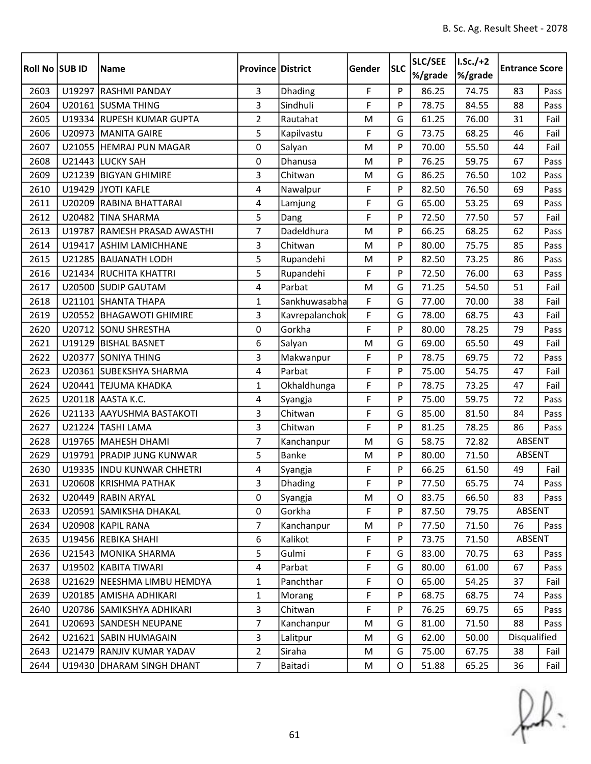| Roll No | SUB ID | Name | Province | District | Gender | SLC | SLC/SEE %/grade | I.Sc./+2 %/grade | Entrance Score | |
|---|---|---|---|---|---|---|---|---|---|---|
| 2603 | U19297 | RASHMI PANDAY | 3 | Dhading | F | P | 86.25 | 74.75 | 83 | Pass |
| 2604 | U20161 | SUSMA THING | 3 | Sindhuli | F | P | 78.75 | 84.55 | 88 | Pass |
| 2605 | U19334 | RUPESH KUMAR GUPTA | 2 | Rautahat | M | G | 61.25 | 76.00 | 31 | Fail |
| 2606 | U20973 | MANITA GAIRE | 5 | Kapilvastu | F | G | 73.75 | 68.25 | 46 | Fail |
| 2607 | U21055 | HEMRAJ PUN MAGAR | 0 | Salyan | M | P | 70.00 | 55.50 | 44 | Fail |
| 2608 | U21443 | LUCKY SAH | 0 | Dhanusa | M | P | 76.25 | 59.75 | 67 | Pass |
| 2609 | U21239 | BIGYAN GHIMIRE | 3 | Chitwan | M | G | 86.25 | 76.50 | 102 | Pass |
| 2610 | U19429 | JYOTI KAFLE | 4 | Nawalpur | F | P | 82.50 | 76.50 | 69 | Pass |
| 2611 | U20209 | RABINA BHATTARAI | 4 | Lamjung | F | G | 65.00 | 53.25 | 69 | Pass |
| 2612 | U20482 | TINA SHARMA | 5 | Dang | F | P | 72.50 | 77.50 | 57 | Fail |
| 2613 | U19787 | RAMESH PRASAD AWASTHI | 7 | Dadeldhura | M | P | 66.25 | 68.25 | 62 | Pass |
| 2614 | U19417 | ASHIM LAMICHHANE | 3 | Chitwan | M | P | 80.00 | 75.75 | 85 | Pass |
| 2615 | U21285 | BAIJANATH LODH | 5 | Rupandehi | M | P | 82.50 | 73.25 | 86 | Pass |
| 2616 | U21434 | RUCHITA KHATTRI | 5 | Rupandehi | F | P | 72.50 | 76.00 | 63 | Pass |
| 2617 | U20500 | SUDIP GAUTAM | 4 | Parbat | M | G | 71.25 | 54.50 | 51 | Fail |
| 2618 | U21101 | SHANTA THAPA | 1 | Sankhuwasabha | F | G | 77.00 | 70.00 | 38 | Fail |
| 2619 | U20552 | BHAGAWOTI GHIMIRE | 3 | Kavrepalanchok | F | G | 78.00 | 68.75 | 43 | Fail |
| 2620 | U20712 | SONU SHRESTHA | 0 | Gorkha | F | P | 80.00 | 78.25 | 79 | Pass |
| 2621 | U19129 | BISHAL BASNET | 6 | Salyan | M | G | 69.00 | 65.50 | 49 | Fail |
| 2622 | U20377 | SONIYA THING | 3 | Makwanpur | F | P | 78.75 | 69.75 | 72 | Pass |
| 2623 | U20361 | SUBEKSHYA SHARMA | 4 | Parbat | F | P | 75.00 | 54.75 | 47 | Fail |
| 2624 | U20441 | TEJUMA KHADKA | 1 | Okhaldhunga | F | P | 78.75 | 73.25 | 47 | Fail |
| 2625 | U20118 | AASTA K.C. | 4 | Syangja | F | P | 75.00 | 59.75 | 72 | Pass |
| 2626 | U21133 | AAYUSHMA BASTAKOTI | 3 | Chitwan | F | G | 85.00 | 81.50 | 84 | Pass |
| 2627 | U21224 | TASHI LAMA | 3 | Chitwan | F | P | 81.25 | 78.25 | 86 | Pass |
| 2628 | U19765 | MAHESH DHAMI | 7 | Kanchanpur | M | G | 58.75 | 72.82 | ABSENT | |
| 2629 | U19791 | PRADIP JUNG KUNWAR | 5 | Banke | M | P | 80.00 | 71.50 | ABSENT | |
| 2630 | U19335 | INDU KUNWAR CHHETRI | 4 | Syangja | F | P | 66.25 | 61.50 | 49 | Fail |
| 2631 | U20608 | KRISHMA PATHAK | 3 | Dhading | F | P | 77.50 | 65.75 | 74 | Pass |
| 2632 | U20449 | RABIN ARYAL | 0 | Syangja | M | O | 83.75 | 66.50 | 83 | Pass |
| 2633 | U20591 | SAMIKSHA DHAKAL | 0 | Gorkha | F | P | 87.50 | 79.75 | ABSENT | |
| 2634 | U20908 | KAPIL RANA | 7 | Kanchanpur | M | P | 77.50 | 71.50 | 76 | Pass |
| 2635 | U19456 | REBIKA SHAHI | 6 | Kalikot | F | P | 73.75 | 71.50 | ABSENT | |
| 2636 | U21543 | MONIKA SHARMA | 5 | Gulmi | F | G | 83.00 | 70.75 | 63 | Pass |
| 2637 | U19502 | KABITA TIWARI | 4 | Parbat | F | G | 80.00 | 61.00 | 67 | Pass |
| 2638 | U21629 | NEESHMA LIMBU HEMDYA | 1 | Panchthar | F | O | 65.00 | 54.25 | 37 | Fail |
| 2639 | U20185 | AMISHA ADHIKARI | 1 | Morang | F | P | 68.75 | 68.75 | 74 | Pass |
| 2640 | U20786 | SAMIKSHYA ADHIKARI | 3 | Chitwan | F | P | 76.25 | 69.75 | 65 | Pass |
| 2641 | U20693 | SANDESH NEUPANE | 7 | Kanchanpur | M | G | 81.00 | 71.50 | 88 | Pass |
| 2642 | U21621 | SABIN HUMAGAIN | 3 | Lalitpur | M | G | 62.00 | 50.00 | Disqualified | |
| 2643 | U21479 | RANJIV KUMAR YADAV | 2 | Siraha | M | G | 75.00 | 67.75 | 38 | Fail |
| 2644 | U19430 | DHARAM SINGH DHANT | 7 | Baitadi | M | O | 51.88 | 65.25 | 36 | Fail |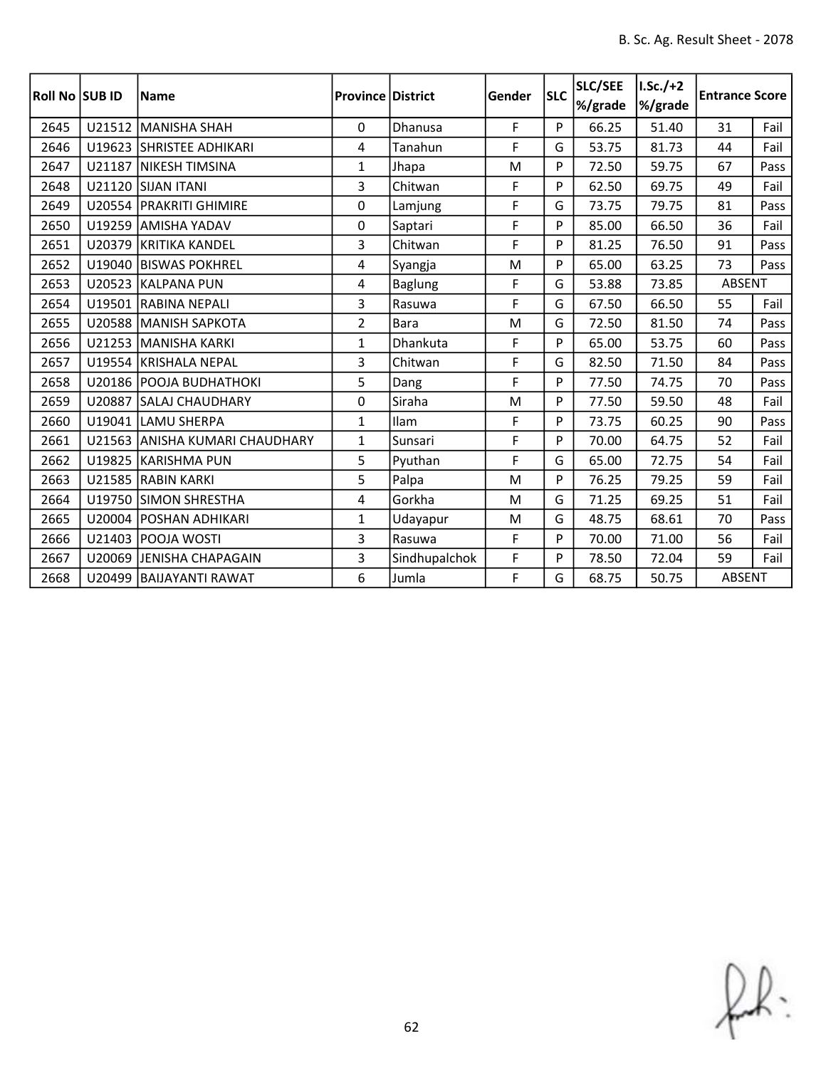| Roll No | SUB ID | Name | Province | District | Gender | SLC | SLC/SEE %/grade | I.Sc./+2 %/grade | Entrance Score | |
|---|---|---|---|---|---|---|---|---|---|---|
| 2645 | U21512 | MANISHA SHAH | 0 | Dhanusa | F | P | 66.25 | 51.40 | 31 | Fail |
| 2646 | U19623 | SHRISTEE ADHIKARI | 4 | Tanahun | F | G | 53.75 | 81.73 | 44 | Fail |
| 2647 | U21187 | NIKESH TIMSINA | 1 | Jhapa | M | P | 72.50 | 59.75 | 67 | Pass |
| 2648 | U21120 | SIJAN ITANI | 3 | Chitwan | F | P | 62.50 | 69.75 | 49 | Fail |
| 2649 | U20554 | PRAKRITI GHIMIRE | 0 | Lamjung | F | G | 73.75 | 79.75 | 81 | Pass |
| 2650 | U19259 | AMISHA YADAV | 0 | Saptari | F | P | 85.00 | 66.50 | 36 | Fail |
| 2651 | U20379 | KRITIKA KANDEL | 3 | Chitwan | F | P | 81.25 | 76.50 | 91 | Pass |
| 2652 | U19040 | BISWAS POKHREL | 4 | Syangja | M | P | 65.00 | 63.25 | 73 | Pass |
| 2653 | U20523 | KALPANA PUN | 4 | Baglung | F | G | 53.88 | 73.85 | ABSENT | |
| 2654 | U19501 | RABINA NEPALI | 3 | Rasuwa | F | G | 67.50 | 66.50 | 55 | Fail |
| 2655 | U20588 | MANISH SAPKOTA | 2 | Bara | M | G | 72.50 | 81.50 | 74 | Pass |
| 2656 | U21253 | MANISHA KARKI | 1 | Dhankuta | F | P | 65.00 | 53.75 | 60 | Pass |
| 2657 | U19554 | KRISHALA NEPAL | 3 | Chitwan | F | G | 82.50 | 71.50 | 84 | Pass |
| 2658 | U20186 | POOJA BUDHATHOKI | 5 | Dang | F | P | 77.50 | 74.75 | 70 | Pass |
| 2659 | U20887 | SALAJ CHAUDHARY | 0 | Siraha | M | P | 77.50 | 59.50 | 48 | Fail |
| 2660 | U19041 | LAMU SHERPA | 1 | Ilam | F | P | 73.75 | 60.25 | 90 | Pass |
| 2661 | U21563 | ANISHA KUMARI CHAUDHARY | 1 | Sunsari | F | P | 70.00 | 64.75 | 52 | Fail |
| 2662 | U19825 | KARISHMA PUN | 5 | Pyuthan | F | G | 65.00 | 72.75 | 54 | Fail |
| 2663 | U21585 | RABIN KARKI | 5 | Palpa | M | P | 76.25 | 79.25 | 59 | Fail |
| 2664 | U19750 | SIMON SHRESTHA | 4 | Gorkha | M | G | 71.25 | 69.25 | 51 | Fail |
| 2665 | U20004 | POSHAN ADHIKARI | 1 | Udayapur | M | G | 48.75 | 68.61 | 70 | Pass |
| 2666 | U21403 | POOJA WOSTI | 3 | Rasuwa | F | P | 70.00 | 71.00 | 56 | Fail |
| 2667 | U20069 | JENISHA CHAPAGAIN | 3 | Sindhupalchok | F | P | 78.50 | 72.04 | 59 | Fail |
| 2668 | U20499 | BAIJAYANTI RAWAT | 6 | Jumla | F | G | 68.75 | 50.75 | ABSENT | |